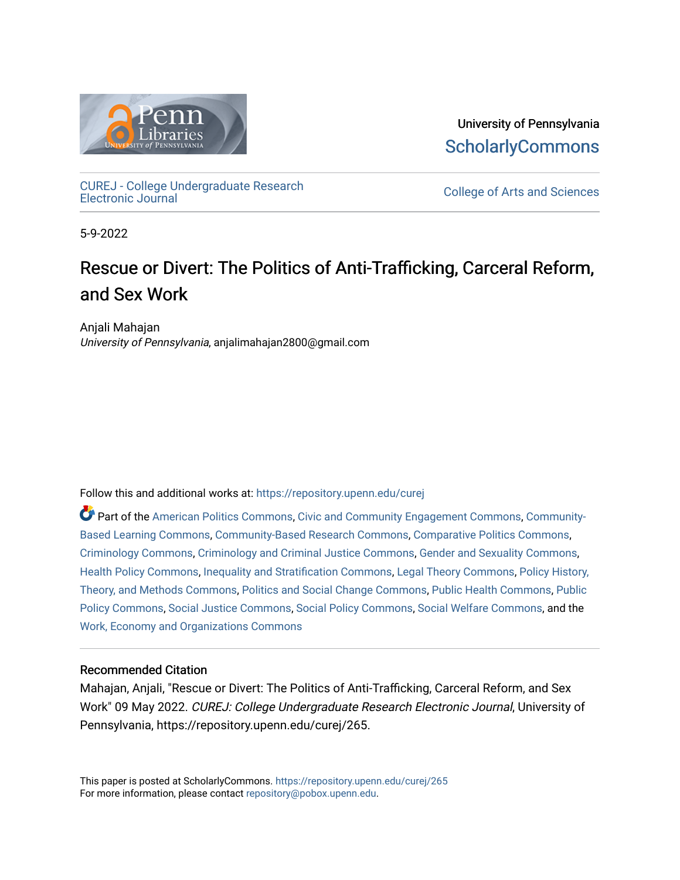University of Pennsylvania
ScholarlyCommons

CUREJ - College Undergraduate Research Electronic Journal

College of Arts and Sciences

5-9-2022

# Rescue or Divert: The Politics of Anti-Trafficking, Carceral Reform, and Sex Work

Anjali Mahajan
*University of Pennsylvania*, anjalimahajan2800@gmail.com

Follow this and additional works at: https://repository.upenn.edu/curej

Part of the American Politics Commons, Civic and Community Engagement Commons, Community-Based Learning Commons, Community-Based Research Commons, Comparative Politics Commons, Criminology Commons, Criminology and Criminal Justice Commons, Gender and Sexuality Commons, Health Policy Commons, Inequality and Stratification Commons, Legal Theory Commons, Policy History, Theory, and Methods Commons, Politics and Social Change Commons, Public Health Commons, Public Policy Commons, Social Justice Commons, Social Policy Commons, Social Welfare Commons, and the Work, Economy and Organizations Commons

### Recommended Citation

Mahajan, Anjali, "Rescue or Divert: The Politics of Anti-Trafficking, Carceral Reform, and Sex Work" 09 May 2022. *CUREJ: College Undergraduate Research Electronic Journal*, University of Pennsylvania, https://repository.upenn.edu/curej/265.

This paper is posted at ScholarlyCommons. https://repository.upenn.edu/curej/265
For more information, please contact repository@pobox.upenn.edu.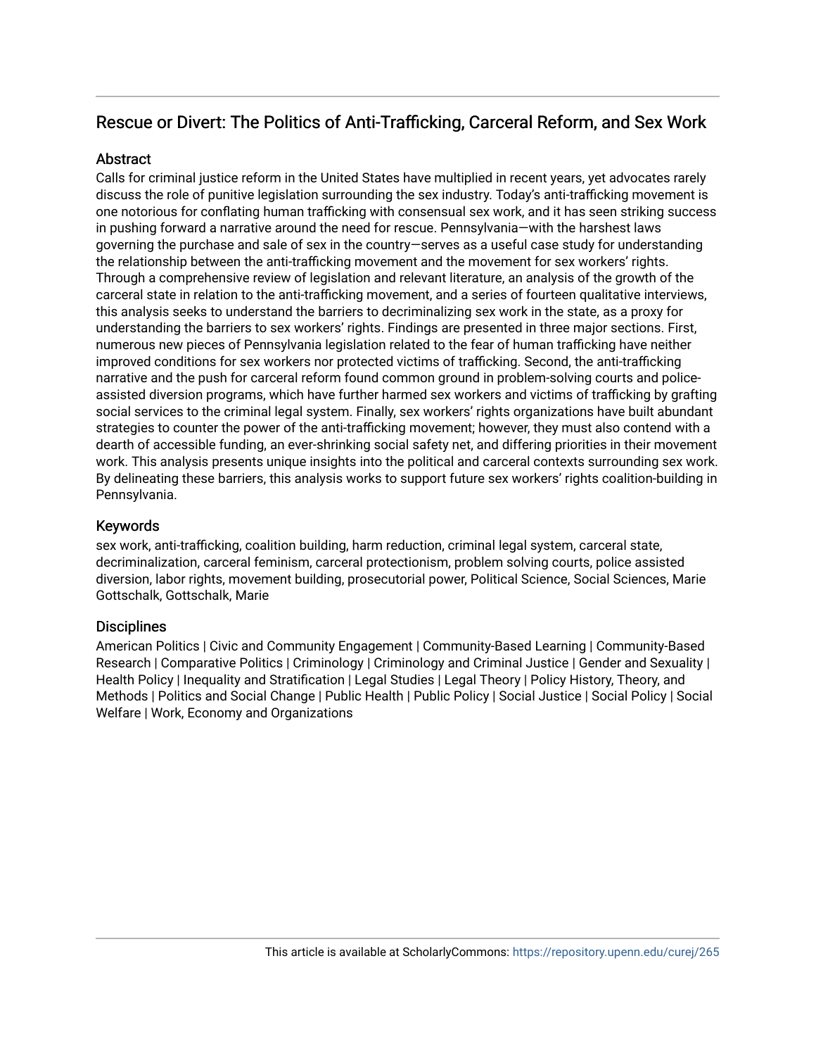# Rescue or Divert: The Politics of Anti-Trafficking, Carceral Reform, and Sex Work

## Abstract

Calls for criminal justice reform in the United States have multiplied in recent years, yet advocates rarely discuss the role of punitive legislation surrounding the sex industry. Today's anti-trafficking movement is one notorious for conflating human trafficking with consensual sex work, and it has seen striking success in pushing forward a narrative around the need for rescue. Pennsylvania—with the harshest laws governing the purchase and sale of sex in the country—serves as a useful case study for understanding the relationship between the anti-trafficking movement and the movement for sex workers' rights. Through a comprehensive review of legislation and relevant literature, an analysis of the growth of the carceral state in relation to the anti-trafficking movement, and a series of fourteen qualitative interviews, this analysis seeks to understand the barriers to decriminalizing sex work in the state, as a proxy for understanding the barriers to sex workers' rights. Findings are presented in three major sections. First, numerous new pieces of Pennsylvania legislation related to the fear of human trafficking have neither improved conditions for sex workers nor protected victims of trafficking. Second, the anti-trafficking narrative and the push for carceral reform found common ground in problem-solving courts and police-assisted diversion programs, which have further harmed sex workers and victims of trafficking by grafting social services to the criminal legal system. Finally, sex workers' rights organizations have built abundant strategies to counter the power of the anti-trafficking movement; however, they must also contend with a dearth of accessible funding, an ever-shrinking social safety net, and differing priorities in their movement work. This analysis presents unique insights into the political and carceral contexts surrounding sex work. By delineating these barriers, this analysis works to support future sex workers' rights coalition-building in Pennsylvania.

## Keywords

sex work, anti-trafficking, coalition building, harm reduction, criminal legal system, carceral state, decriminalization, carceral feminism, carceral protectionism, problem solving courts, police assisted diversion, labor rights, movement building, prosecutorial power, Political Science, Social Sciences, Marie Gottschalk, Gottschalk, Marie

## Disciplines

American Politics | Civic and Community Engagement | Community-Based Learning | Community-Based Research | Comparative Politics | Criminology | Criminology and Criminal Justice | Gender and Sexuality | Health Policy | Inequality and Stratification | Legal Studies | Legal Theory | Policy History, Theory, and Methods | Politics and Social Change | Public Health | Public Policy | Social Justice | Social Policy | Social Welfare | Work, Economy and Organizations

This article is available at ScholarlyCommons: https://repository.upenn.edu/curej/265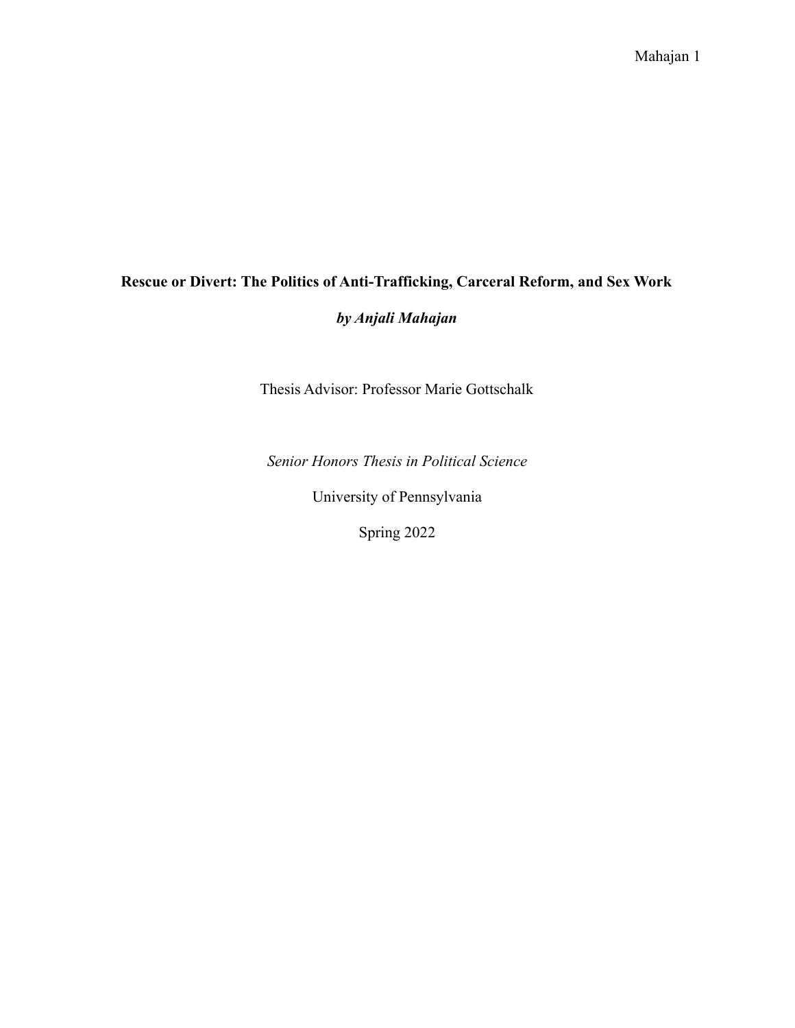**Rescue or Divert: The Politics of Anti-Trafficking, Carceral Reform, and Sex Work**

***by Anjali Mahajan***

Thesis Advisor: Professor Marie Gottschalk

*Senior Honors Thesis in Political Science*

University of Pennsylvania

Spring 2022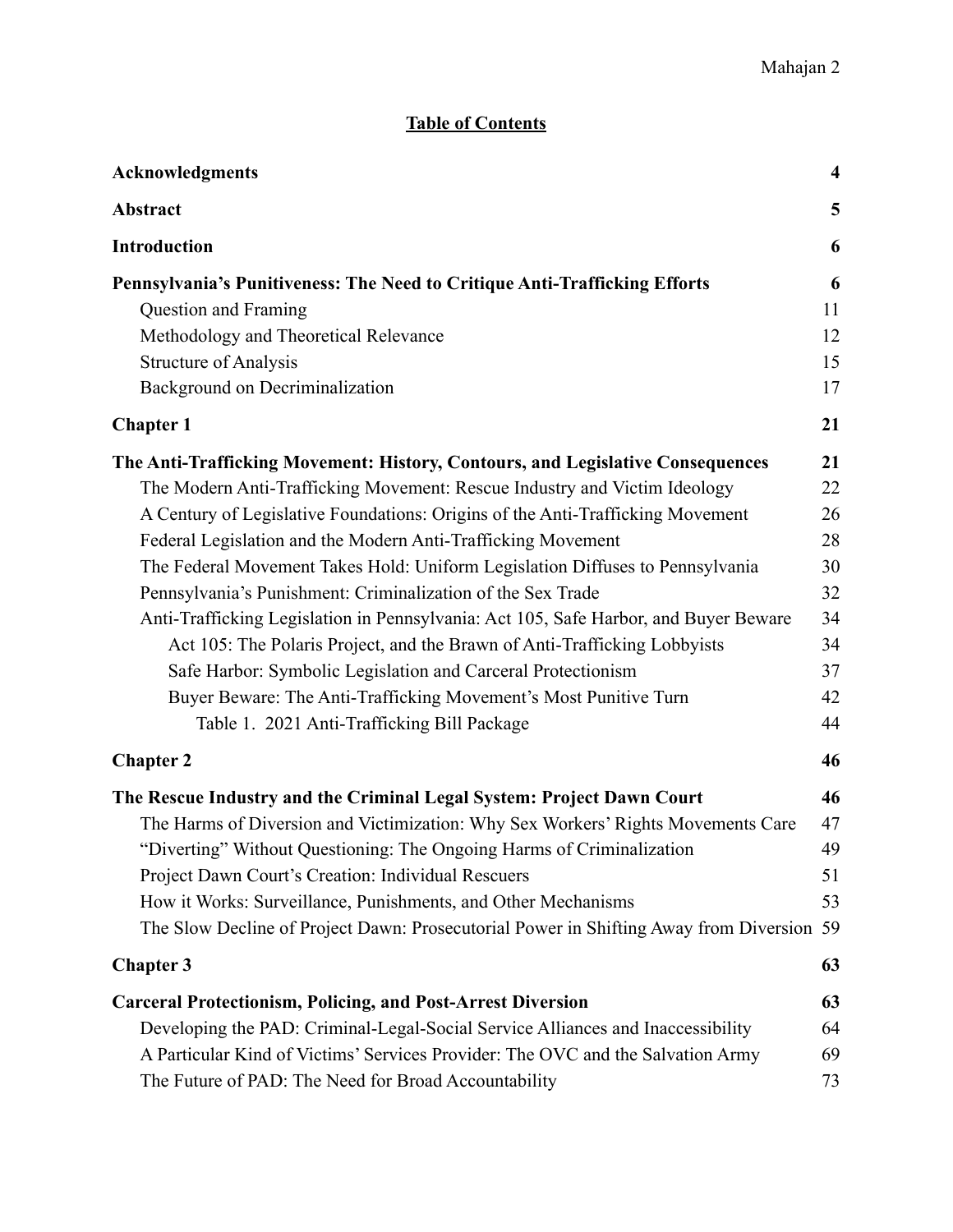**Table of Contents**

| | |
|---|---|
| **Acknowledgments** | **4** |
| **Abstract** | **5** |
| **Introduction** | **6** |
| **Pennsylvania's Punitiveness: The Need to Critique Anti-Trafficking Efforts** | **6** |
| Question and Framing | 11 |
| Methodology and Theoretical Relevance | 12 |
| Structure of Analysis | 15 |
| Background on Decriminalization | 17 |
| **Chapter 1** | **21** |
| **The Anti-Trafficking Movement: History, Contours, and Legislative Consequences** | **21** |
| The Modern Anti-Trafficking Movement: Rescue Industry and Victim Ideology | 22 |
| A Century of Legislative Foundations: Origins of the Anti-Trafficking Movement | 26 |
| Federal Legislation and the Modern Anti-Trafficking Movement | 28 |
| The Federal Movement Takes Hold: Uniform Legislation Diffuses to Pennsylvania | 30 |
| Pennsylvania's Punishment: Criminalization of the Sex Trade | 32 |
| Anti-Trafficking Legislation in Pennsylvania: Act 105, Safe Harbor, and Buyer Beware | 34 |
| Act 105: The Polaris Project, and the Brawn of Anti-Trafficking Lobbyists | 34 |
| Safe Harbor: Symbolic Legislation and Carceral Protectionism | 37 |
| Buyer Beware: The Anti-Trafficking Movement's Most Punitive Turn | 42 |
| Table 1. 2021 Anti-Trafficking Bill Package | 44 |
| **Chapter 2** | **46** |
| **The Rescue Industry and the Criminal Legal System: Project Dawn Court** | **46** |
| The Harms of Diversion and Victimization: Why Sex Workers' Rights Movements Care | 47 |
| "Diverting" Without Questioning: The Ongoing Harms of Criminalization | 49 |
| Project Dawn Court's Creation: Individual Rescuers | 51 |
| How it Works: Surveillance, Punishments, and Other Mechanisms | 53 |
| The Slow Decline of Project Dawn: Prosecutorial Power in Shifting Away from Diversion | 59 |
| **Chapter 3** | **63** |
| **Carceral Protectionism, Policing, and Post-Arrest Diversion** | **63** |
| Developing the PAD: Criminal-Legal-Social Service Alliances and Inaccessibility | 64 |
| A Particular Kind of Victims' Services Provider: The OVC and the Salvation Army | 69 |
| The Future of PAD: The Need for Broad Accountability | 73 |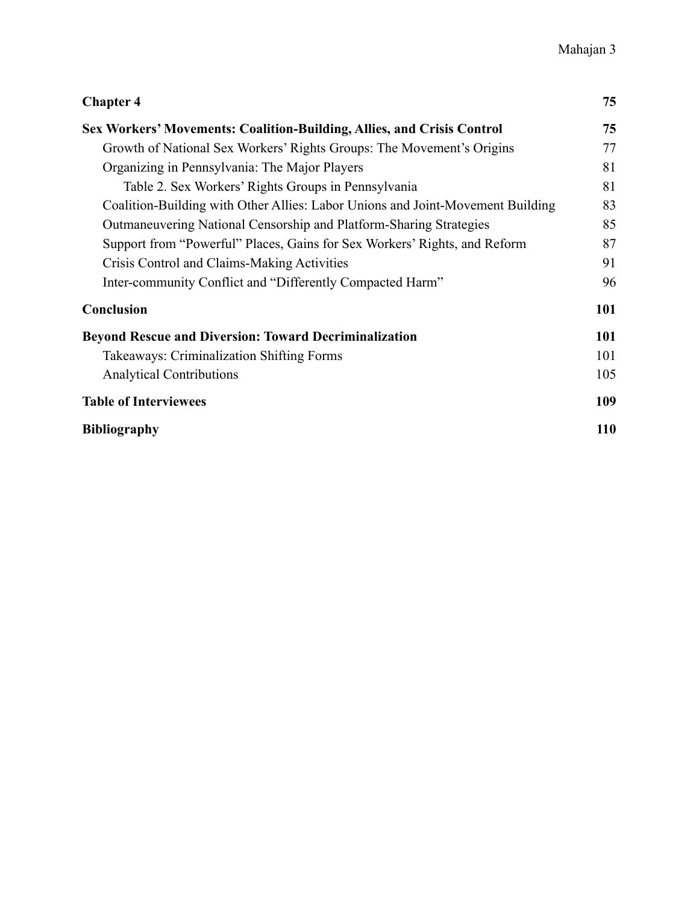**Chapter 4** **75**

**Sex Workers' Movements: Coalition-Building, Allies, and Crisis Control** **75**

- Growth of National Sex Workers' Rights Groups: The Movement's Origins 77
- Organizing in Pennsylvania: The Major Players 81
    - Table 2. Sex Workers' Rights Groups in Pennsylvania 81
- Coalition-Building with Other Allies: Labor Unions and Joint-Movement Building 83
- Outmaneuvering National Censorship and Platform-Sharing Strategies 85
- Support from "Powerful" Places, Gains for Sex Workers' Rights, and Reform 87
- Crisis Control and Claims-Making Activities 91
- Inter-community Conflict and "Differently Compacted Harm" 96

**Conclusion** **101**

**Beyond Rescue and Diversion: Toward Decriminalization** **101**

- Takeaways: Criminalization Shifting Forms 101
- Analytical Contributions 105

**Table of Interviewees** **109**

**Bibliography** **110**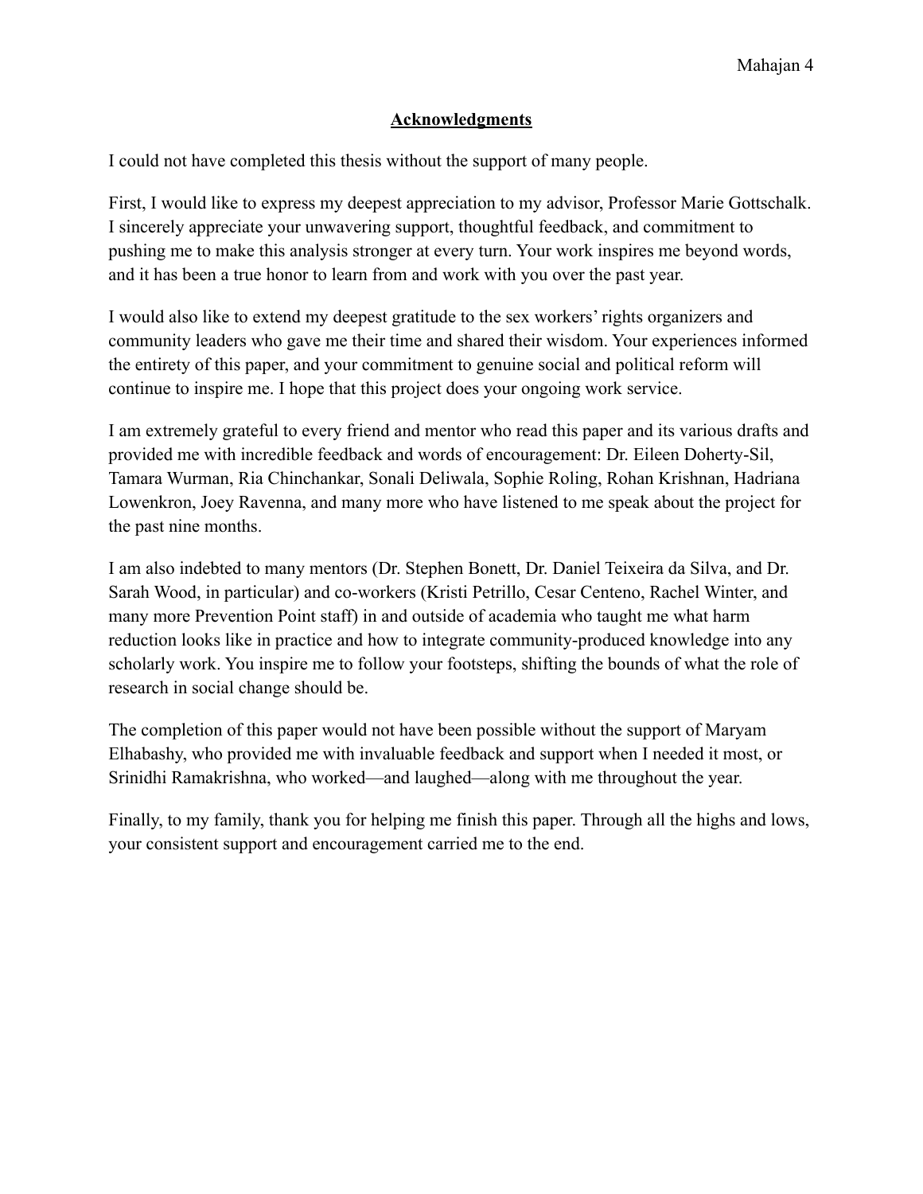## Acknowledgments

I could not have completed this thesis without the support of many people.

First, I would like to express my deepest appreciation to my advisor, Professor Marie Gottschalk. I sincerely appreciate your unwavering support, thoughtful feedback, and commitment to pushing me to make this analysis stronger at every turn. Your work inspires me beyond words, and it has been a true honor to learn from and work with you over the past year.

I would also like to extend my deepest gratitude to the sex workers' rights organizers and community leaders who gave me their time and shared their wisdom. Your experiences informed the entirety of this paper, and your commitment to genuine social and political reform will continue to inspire me. I hope that this project does your ongoing work service.

I am extremely grateful to every friend and mentor who read this paper and its various drafts and provided me with incredible feedback and words of encouragement: Dr. Eileen Doherty-Sil, Tamara Wurman, Ria Chinchankar, Sonali Deliwala, Sophie Roling, Rohan Krishnan, Hadriana Lowenkron, Joey Ravenna, and many more who have listened to me speak about the project for the past nine months.

I am also indebted to many mentors (Dr. Stephen Bonett, Dr. Daniel Teixeira da Silva, and Dr. Sarah Wood, in particular) and co-workers (Kristi Petrillo, Cesar Centeno, Rachel Winter, and many more Prevention Point staff) in and outside of academia who taught me what harm reduction looks like in practice and how to integrate community-produced knowledge into any scholarly work. You inspire me to follow your footsteps, shifting the bounds of what the role of research in social change should be.

The completion of this paper would not have been possible without the support of Maryam Elhabashy, who provided me with invaluable feedback and support when I needed it most, or Srinidhi Ramakrishna, who worked—and laughed—along with me throughout the year.

Finally, to my family, thank you for helping me finish this paper. Through all the highs and lows, your consistent support and encouragement carried me to the end.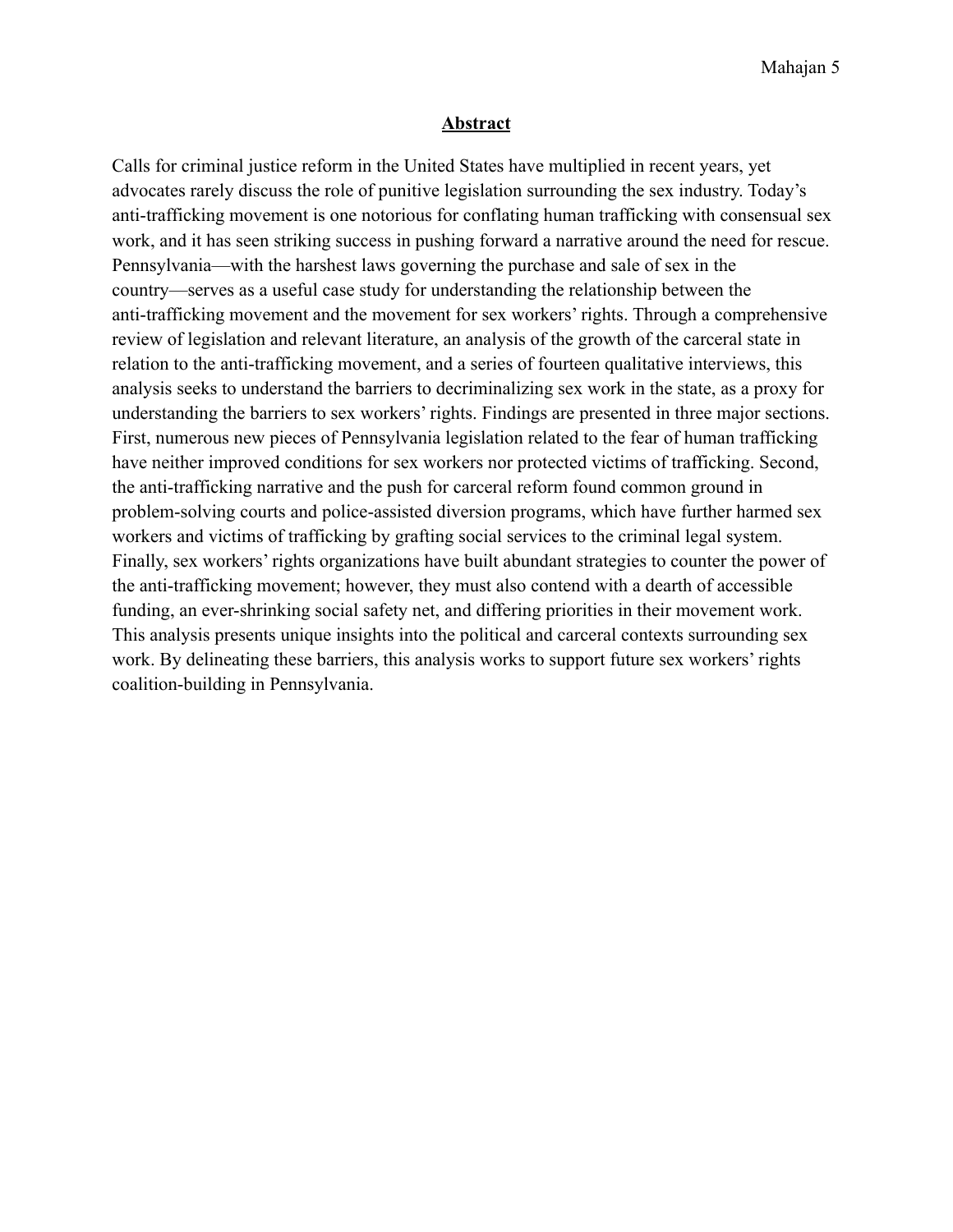## Abstract

Calls for criminal justice reform in the United States have multiplied in recent years, yet advocates rarely discuss the role of punitive legislation surrounding the sex industry. Today's anti-trafficking movement is one notorious for conflating human trafficking with consensual sex work, and it has seen striking success in pushing forward a narrative around the need for rescue. Pennsylvania—with the harshest laws governing the purchase and sale of sex in the country—serves as a useful case study for understanding the relationship between the anti-trafficking movement and the movement for sex workers' rights. Through a comprehensive review of legislation and relevant literature, an analysis of the growth of the carceral state in relation to the anti-trafficking movement, and a series of fourteen qualitative interviews, this analysis seeks to understand the barriers to decriminalizing sex work in the state, as a proxy for understanding the barriers to sex workers' rights. Findings are presented in three major sections. First, numerous new pieces of Pennsylvania legislation related to the fear of human trafficking have neither improved conditions for sex workers nor protected victims of trafficking. Second, the anti-trafficking narrative and the push for carceral reform found common ground in problem-solving courts and police-assisted diversion programs, which have further harmed sex workers and victims of trafficking by grafting social services to the criminal legal system. Finally, sex workers' rights organizations have built abundant strategies to counter the power of the anti-trafficking movement; however, they must also contend with a dearth of accessible funding, an ever-shrinking social safety net, and differing priorities in their movement work. This analysis presents unique insights into the political and carceral contexts surrounding sex work. By delineating these barriers, this analysis works to support future sex workers' rights coalition-building in Pennsylvania.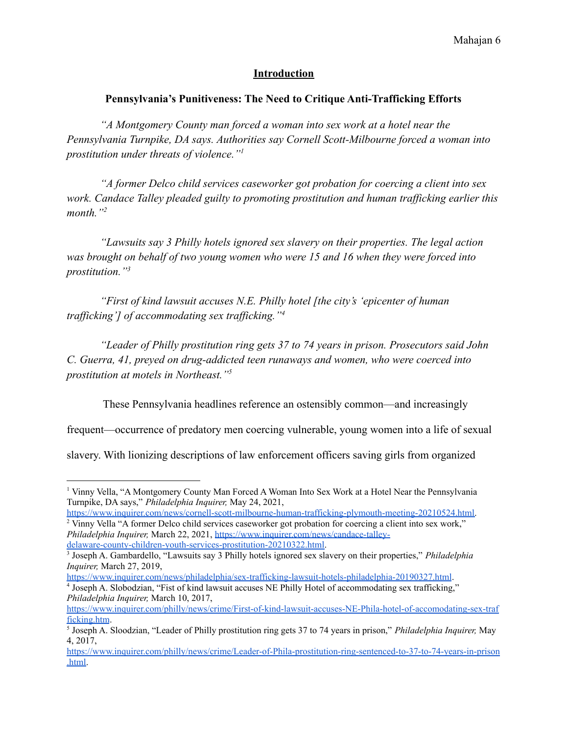## Introduction

### Pennsylvania's Punitiveness: The Need to Critique Anti-Trafficking Efforts

*"A Montgomery County man forced a woman into sex work at a hotel near the Pennsylvania Turnpike, DA says. Authorities say Cornell Scott-Milbourne forced a woman into prostitution under threats of violence."*[1]

*"A former Delco child services caseworker got probation for coercing a client into sex work. Candace Talley pleaded guilty to promoting prostitution and human trafficking earlier this month."*[2]

*"Lawsuits say 3 Philly hotels ignored sex slavery on their properties. The legal action was brought on behalf of two young women who were 15 and 16 when they were forced into prostitution."*[3]

*"First of kind lawsuit accuses N.E. Philly hotel [the city's 'epicenter of human trafficking'] of accommodating sex trafficking."*[4]

*"Leader of Philly prostitution ring gets 37 to 74 years in prison. Prosecutors said John C. Guerra, 41, preyed on drug-addicted teen runaways and women, who were coerced into prostitution at motels in Northeast."*[5]

These Pennsylvania headlines reference an ostensibly common—and increasingly frequent—occurrence of predatory men coercing vulnerable, young women into a life of sexual slavery. With lionizing descriptions of law enforcement officers saving girls from organized

---

[1] Vinny Vella, "A Montgomery County Man Forced A Woman Into Sex Work at a Hotel Near the Pennsylvania Turnpike, DA says," *Philadelphia Inquirer,* May 24, 2021, https://www.inquirer.com/news/cornell-scott-milbourne-human-trafficking-plymouth-meeting-20210524.html.

[2] Vinny Vella "A former Delco child services caseworker got probation for coercing a client into sex work," *Philadelphia Inquirer,* March 22, 2021, https://www.inquirer.com/news/candace-talley-delaware-county-children-youth-services-prostitution-20210322.html.

[3] Joseph A. Gambardello, "Lawsuits say 3 Philly hotels ignored sex slavery on their properties," *Philadelphia Inquirer,* March 27, 2019, https://www.inquirer.com/news/philadelphia/sex-trafficking-lawsuit-hotels-philadelphia-20190327.html.

[4] Joseph A. Slobodzian, "Fist of kind lawsuit accuses NE Philly Hotel of accommodating sex trafficking," *Philadelphia Inquirer,* March 10, 2017, https://www.inquirer.com/philly/news/crime/First-of-kind-lawsuit-accuses-NE-Phila-hotel-of-accomodating-sex-trafficking.htm.

[5] Joseph A. Sloodzian, "Leader of Philly prostitution ring gets 37 to 74 years in prison," *Philadelphia Inquirer,* May 4, 2017, https://www.inquirer.com/philly/news/crime/Leader-of-Phila-prostitution-ring-sentenced-to-37-to-74-years-in-prison.html.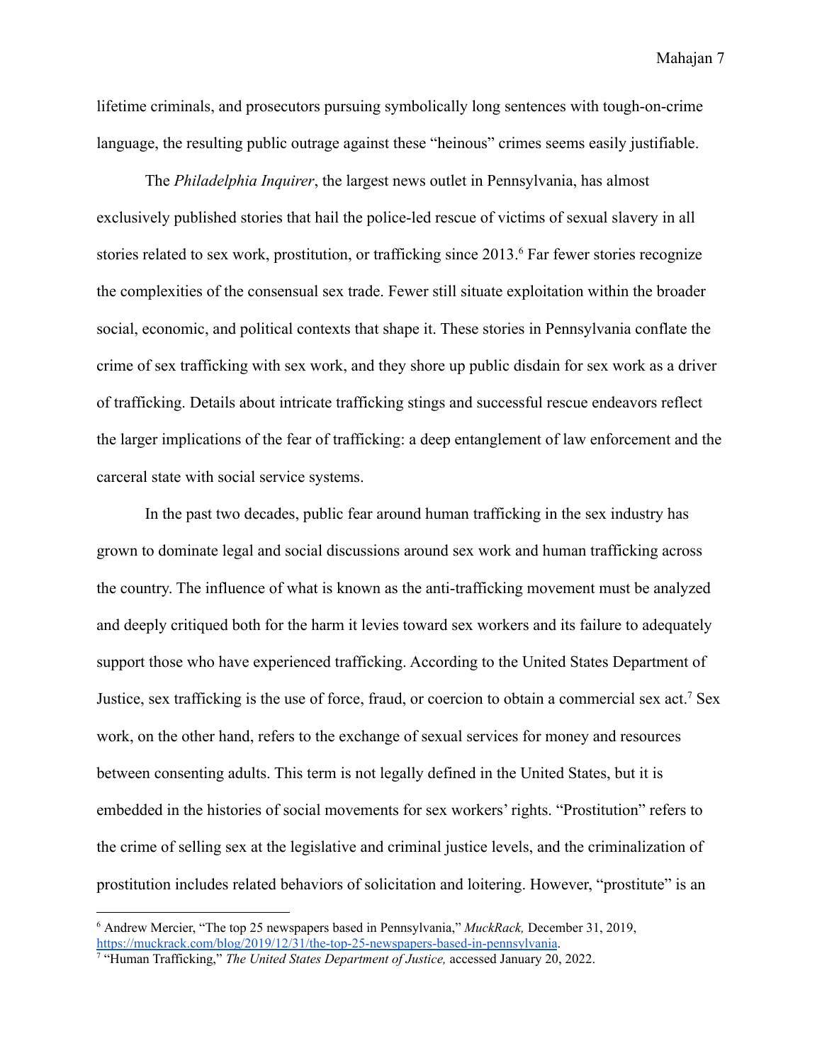lifetime criminals, and prosecutors pursuing symbolically long sentences with tough-on-crime language, the resulting public outrage against these "heinous" crimes seems easily justifiable.

The *Philadelphia Inquirer*, the largest news outlet in Pennsylvania, has almost exclusively published stories that hail the police-led rescue of victims of sexual slavery in all stories related to sex work, prostitution, or trafficking since 2013.[6] Far fewer stories recognize the complexities of the consensual sex trade. Fewer still situate exploitation within the broader social, economic, and political contexts that shape it. These stories in Pennsylvania conflate the crime of sex trafficking with sex work, and they shore up public disdain for sex work as a driver of trafficking. Details about intricate trafficking stings and successful rescue endeavors reflect the larger implications of the fear of trafficking: a deep entanglement of law enforcement and the carceral state with social service systems.

In the past two decades, public fear around human trafficking in the sex industry has grown to dominate legal and social discussions around sex work and human trafficking across the country. The influence of what is known as the anti-trafficking movement must be analyzed and deeply critiqued both for the harm it levies toward sex workers and its failure to adequately support those who have experienced trafficking. According to the United States Department of Justice, sex trafficking is the use of force, fraud, or coercion to obtain a commercial sex act.[7] Sex work, on the other hand, refers to the exchange of sexual services for money and resources between consenting adults. This term is not legally defined in the United States, but it is embedded in the histories of social movements for sex workers' rights. "Prostitution" refers to the crime of selling sex at the legislative and criminal justice levels, and the criminalization of prostitution includes related behaviors of solicitation and loitering. However, "prostitute" is an

---

[6] Andrew Mercier, "The top 25 newspapers based in Pennsylvania," *MuckRack,* December 31, 2019, https://muckrack.com/blog/2019/12/31/the-top-25-newspapers-based-in-pennsylvania.

[7] "Human Trafficking," *The United States Department of Justice,* accessed January 20, 2022.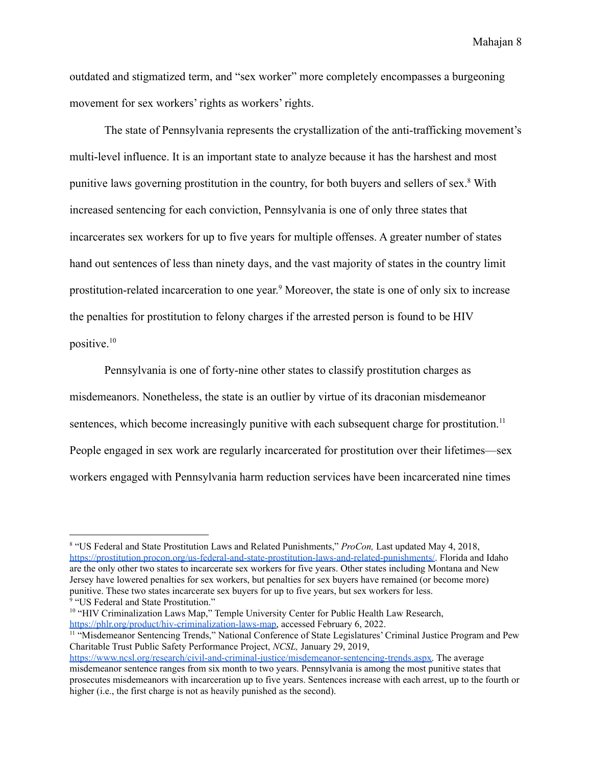outdated and stigmatized term, and "sex worker" more completely encompasses a burgeoning movement for sex workers' rights as workers' rights.

The state of Pennsylvania represents the crystallization of the anti-trafficking movement's multi-level influence. It is an important state to analyze because it has the harshest and most punitive laws governing prostitution in the country, for both buyers and sellers of sex.[8] With increased sentencing for each conviction, Pennsylvania is one of only three states that incarcerates sex workers for up to five years for multiple offenses. A greater number of states hand out sentences of less than ninety days, and the vast majority of states in the country limit prostitution-related incarceration to one year.[9] Moreover, the state is one of only six to increase the penalties for prostitution to felony charges if the arrested person is found to be HIV positive.[10]

Pennsylvania is one of forty-nine other states to classify prostitution charges as misdemeanors. Nonetheless, the state is an outlier by virtue of its draconian misdemeanor sentences, which become increasingly punitive with each subsequent charge for prostitution.[11] People engaged in sex work are regularly incarcerated for prostitution over their lifetimes—sex workers engaged with Pennsylvania harm reduction services have been incarcerated nine times

---

[8] "US Federal and State Prostitution Laws and Related Punishments," *ProCon,* Last updated May 4, 2018, https://prostitution.procon.org/us-federal-and-state-prostitution-laws-and-related-punishments/. Florida and Idaho are the only other two states to incarcerate sex workers for five years. Other states including Montana and New Jersey have lowered penalties for sex workers, but penalties for sex buyers have remained (or become more) punitive. These two states incarcerate sex buyers for up to five years, but sex workers for less.

[9] "US Federal and State Prostitution."

[10] "HIV Criminalization Laws Map," Temple University Center for Public Health Law Research, https://phlr.org/product/hiv-criminalization-laws-map, accessed February 6, 2022.

[11] "Misdemeanor Sentencing Trends," National Conference of State Legislatures' Criminal Justice Program and Pew Charitable Trust Public Safety Performance Project, *NCSL,* January 29, 2019, https://www.ncsl.org/research/civil-and-criminal-justice/misdemeanor-sentencing-trends.aspx. The average misdemeanor sentence ranges from six month to two years. Pennsylvania is among the most punitive states that prosecutes misdemeanors with incarceration up to five years. Sentences increase with each arrest, up to the fourth or higher (i.e., the first charge is not as heavily punished as the second).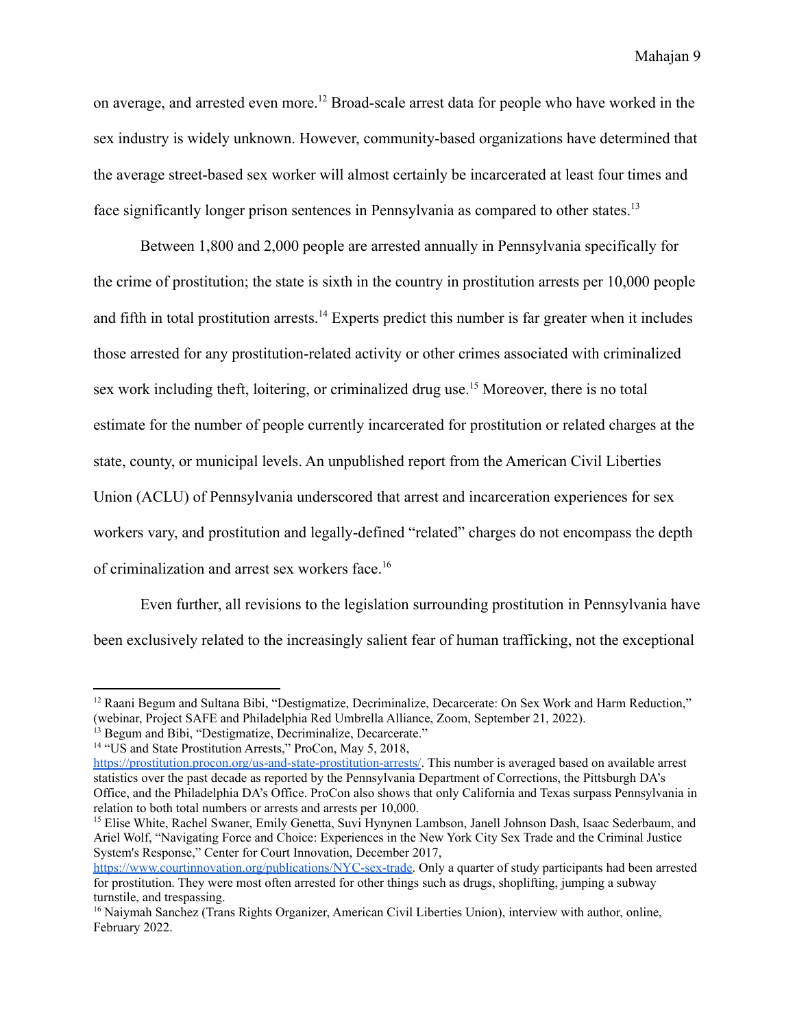on average, and arrested even more.[12] Broad-scale arrest data for people who have worked in the sex industry is widely unknown. However, community-based organizations have determined that the average street-based sex worker will almost certainly be incarcerated at least four times and face significantly longer prison sentences in Pennsylvania as compared to other states.[13]

Between 1,800 and 2,000 people are arrested annually in Pennsylvania specifically for the crime of prostitution; the state is sixth in the country in prostitution arrests per 10,000 people and fifth in total prostitution arrests.[14] Experts predict this number is far greater when it includes those arrested for any prostitution-related activity or other crimes associated with criminalized sex work including theft, loitering, or criminalized drug use.[15] Moreover, there is no total estimate for the number of people currently incarcerated for prostitution or related charges at the state, county, or municipal levels. An unpublished report from the American Civil Liberties Union (ACLU) of Pennsylvania underscored that arrest and incarceration experiences for sex workers vary, and prostitution and legally-defined "related" charges do not encompass the depth of criminalization and arrest sex workers face.[16]

Even further, all revisions to the legislation surrounding prostitution in Pennsylvania have been exclusively related to the increasingly salient fear of human trafficking, not the exceptional

---

[12] Raani Begum and Sultana Bibi, "Destigmatize, Decriminalize, Decarcerate: On Sex Work and Harm Reduction," (webinar, Project SAFE and Philadelphia Red Umbrella Alliance, Zoom, September 21, 2022).

[13] Begum and Bibi, "Destigmatize, Decriminalize, Decarcerate."

[14] "US and State Prostitution Arrests," ProCon, May 5, 2018, https://prostitution.procon.org/us-and-state-prostitution-arrests/. This number is averaged based on available arrest statistics over the past decade as reported by the Pennsylvania Department of Corrections, the Pittsburgh DA's Office, and the Philadelphia DA's Office. ProCon also shows that only California and Texas surpass Pennsylvania in relation to both total numbers or arrests and arrests per 10,000.

[15] Elise White, Rachel Swaner, Emily Genetta, Suvi Hynynen Lambson, Janell Johnson Dash, Isaac Sederbaum, and Ariel Wolf, "Navigating Force and Choice: Experiences in the New York City Sex Trade and the Criminal Justice System's Response," Center for Court Innovation, December 2017, https://www.courtinnovation.org/publications/NYC-sex-trade. Only a quarter of study participants had been arrested for prostitution. They were most often arrested for other things such as drugs, shoplifting, jumping a subway turnstile, and trespassing.

[16] Naiymah Sanchez (Trans Rights Organizer, American Civil Liberties Union), interview with author, online, February 2022.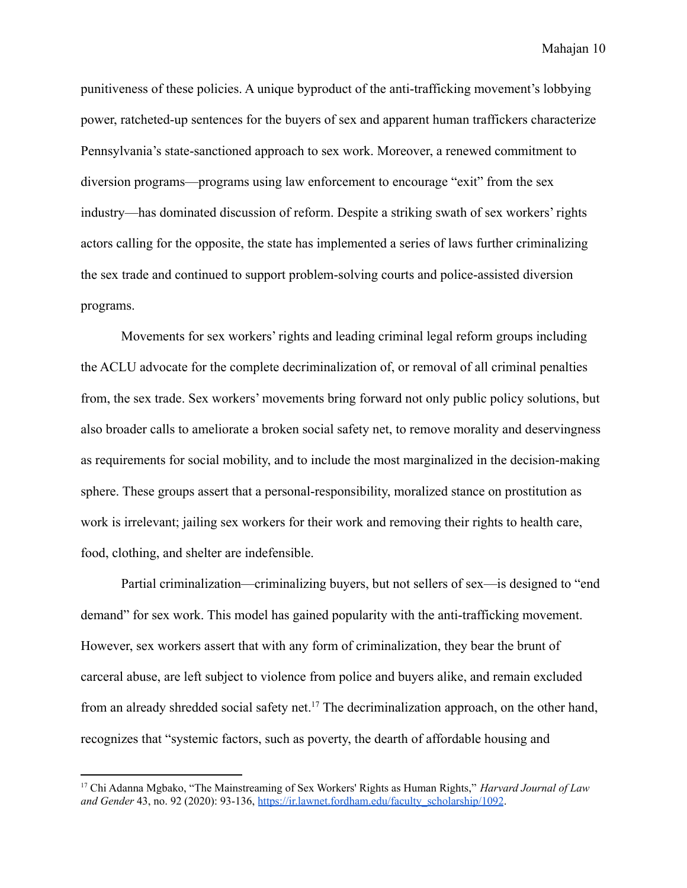punitiveness of these policies. A unique byproduct of the anti-trafficking movement's lobbying power, ratcheted-up sentences for the buyers of sex and apparent human traffickers characterize Pennsylvania's state-sanctioned approach to sex work. Moreover, a renewed commitment to diversion programs—programs using law enforcement to encourage "exit" from the sex industry—has dominated discussion of reform. Despite a striking swath of sex workers' rights actors calling for the opposite, the state has implemented a series of laws further criminalizing the sex trade and continued to support problem-solving courts and police-assisted diversion programs.

Movements for sex workers' rights and leading criminal legal reform groups including the ACLU advocate for the complete decriminalization of, or removal of all criminal penalties from, the sex trade. Sex workers' movements bring forward not only public policy solutions, but also broader calls to ameliorate a broken social safety net, to remove morality and deservingness as requirements for social mobility, and to include the most marginalized in the decision-making sphere. These groups assert that a personal-responsibility, moralized stance on prostitution as work is irrelevant; jailing sex workers for their work and removing their rights to health care, food, clothing, and shelter are indefensible.

Partial criminalization—criminalizing buyers, but not sellers of sex—is designed to "end demand" for sex work. This model has gained popularity with the anti-trafficking movement. However, sex workers assert that with any form of criminalization, they bear the brunt of carceral abuse, are left subject to violence from police and buyers alike, and remain excluded from an already shredded social safety net.[17] The decriminalization approach, on the other hand, recognizes that "systemic factors, such as poverty, the dearth of affordable housing and

---

[17] Chi Adanna Mgbako, "The Mainstreaming of Sex Workers' Rights as Human Rights," *Harvard Journal of Law and Gender* 43, no. 92 (2020): 93-136, https://ir.lawnet.fordham.edu/faculty_scholarship/1092.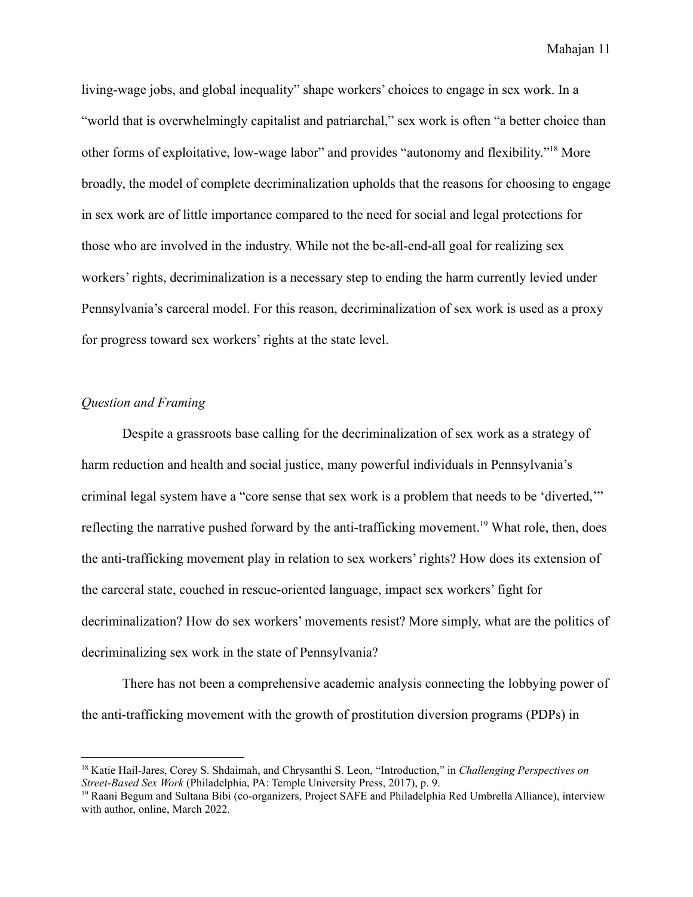living-wage jobs, and global inequality" shape workers' choices to engage in sex work. In a "world that is overwhelmingly capitalist and patriarchal," sex work is often "a better choice than other forms of exploitative, low-wage labor" and provides "autonomy and flexibility."[18] More broadly, the model of complete decriminalization upholds that the reasons for choosing to engage in sex work are of little importance compared to the need for social and legal protections for those who are involved in the industry. While not the be-all-end-all goal for realizing sex workers' rights, decriminalization is a necessary step to ending the harm currently levied under Pennsylvania's carceral model. For this reason, decriminalization of sex work is used as a proxy for progress toward sex workers' rights at the state level.

*Question and Framing*

Despite a grassroots base calling for the decriminalization of sex work as a strategy of harm reduction and health and social justice, many powerful individuals in Pennsylvania's criminal legal system have a "core sense that sex work is a problem that needs to be 'diverted,'" reflecting the narrative pushed forward by the anti-trafficking movement.[19] What role, then, does the anti-trafficking movement play in relation to sex workers' rights? How does its extension of the carceral state, couched in rescue-oriented language, impact sex workers' fight for decriminalization? How do sex workers' movements resist? More simply, what are the politics of decriminalizing sex work in the state of Pennsylvania?

There has not been a comprehensive academic analysis connecting the lobbying power of the anti-trafficking movement with the growth of prostitution diversion programs (PDPs) in

---

[18] Katie Hail-Jares, Corey S. Shdaimah, and Chrysanthi S. Leon, "Introduction," in *Challenging Perspectives on Street-Based Sex Work* (Philadelphia, PA: Temple University Press, 2017), p. 9.

[19] Raani Begum and Sultana Bibi (co-organizers, Project SAFE and Philadelphia Red Umbrella Alliance), interview with author, online, March 2022.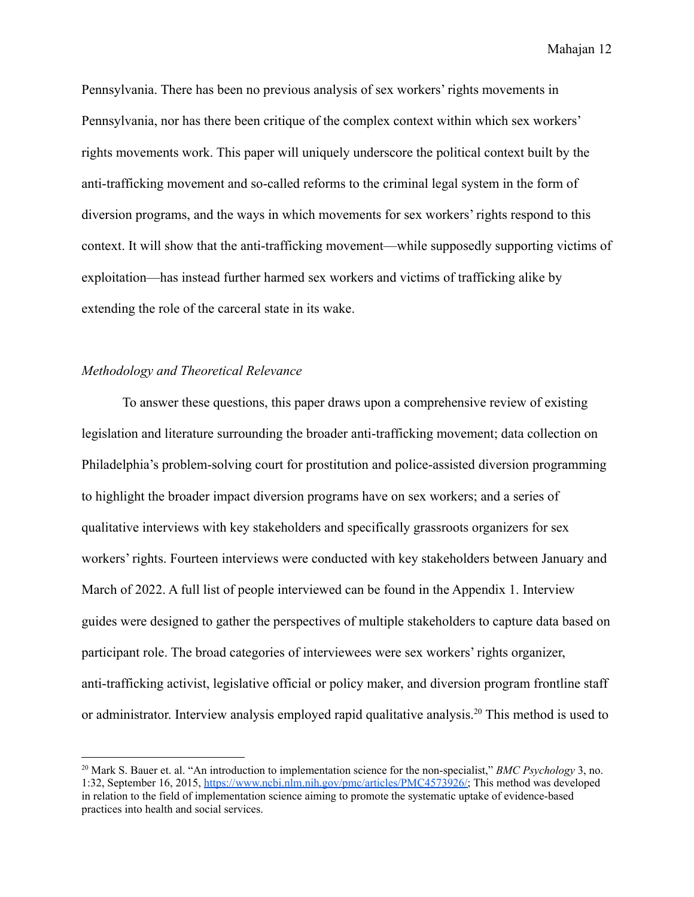Pennsylvania. There has been no previous analysis of sex workers' rights movements in Pennsylvania, nor has there been critique of the complex context within which sex workers' rights movements work. This paper will uniquely underscore the political context built by the anti-trafficking movement and so-called reforms to the criminal legal system in the form of diversion programs, and the ways in which movements for sex workers' rights respond to this context. It will show that the anti-trafficking movement—while supposedly supporting victims of exploitation—has instead further harmed sex workers and victims of trafficking alike by extending the role of the carceral state in its wake.

### *Methodology and Theoretical Relevance*

To answer these questions, this paper draws upon a comprehensive review of existing legislation and literature surrounding the broader anti-trafficking movement; data collection on Philadelphia's problem-solving court for prostitution and police-assisted diversion programming to highlight the broader impact diversion programs have on sex workers; and a series of qualitative interviews with key stakeholders and specifically grassroots organizers for sex workers' rights. Fourteen interviews were conducted with key stakeholders between January and March of 2022. A full list of people interviewed can be found in the Appendix 1. Interview guides were designed to gather the perspectives of multiple stakeholders to capture data based on participant role. The broad categories of interviewees were sex workers' rights organizer, anti-trafficking activist, legislative official or policy maker, and diversion program frontline staff or administrator. Interview analysis employed rapid qualitative analysis.[20] This method is used to

---

[20] Mark S. Bauer et. al. "An introduction to implementation science for the non-specialist," *BMC Psychology* 3, no. 1:32, September 16, 2015, https://www.ncbi.nlm.nih.gov/pmc/articles/PMC4573926/; This method was developed in relation to the field of implementation science aiming to promote the systematic uptake of evidence-based practices into health and social services.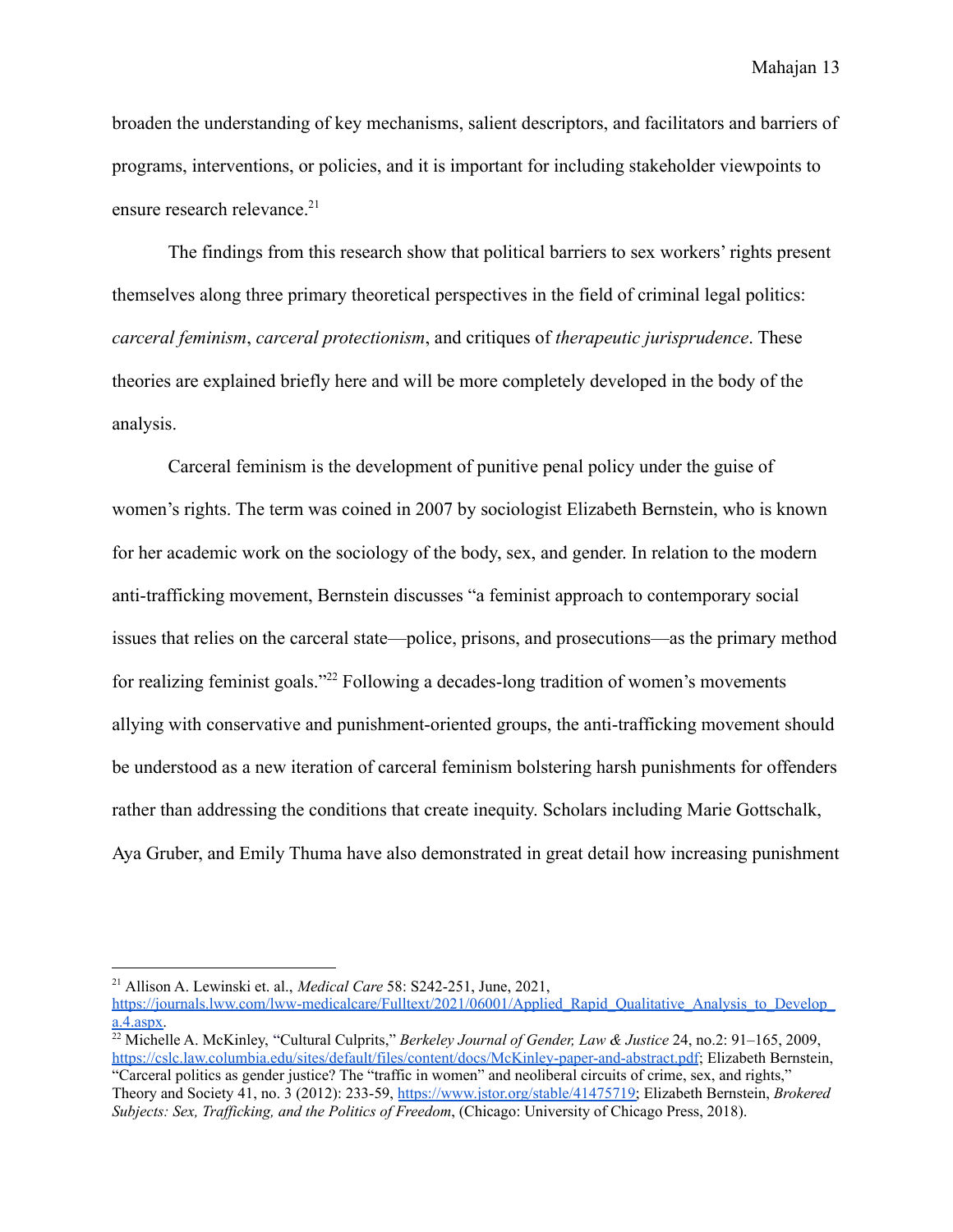broaden the understanding of key mechanisms, salient descriptors, and facilitators and barriers of programs, interventions, or policies, and it is important for including stakeholder viewpoints to ensure research relevance.[21]

The findings from this research show that political barriers to sex workers' rights present themselves along three primary theoretical perspectives in the field of criminal legal politics: *carceral feminism*, *carceral protectionism*, and critiques of *therapeutic jurisprudence*. These theories are explained briefly here and will be more completely developed in the body of the analysis.

Carceral feminism is the development of punitive penal policy under the guise of women's rights. The term was coined in 2007 by sociologist Elizabeth Bernstein, who is known for her academic work on the sociology of the body, sex, and gender. In relation to the modern anti-trafficking movement, Bernstein discusses "a feminist approach to contemporary social issues that relies on the carceral state—police, prisons, and prosecutions—as the primary method for realizing feminist goals."[22] Following a decades-long tradition of women's movements allying with conservative and punishment-oriented groups, the anti-trafficking movement should be understood as a new iteration of carceral feminism bolstering harsh punishments for offenders rather than addressing the conditions that create inequity. Scholars including Marie Gottschalk, Aya Gruber, and Emily Thuma have also demonstrated in great detail how increasing punishment

---

[21] Allison A. Lewinski et. al., *Medical Care* 58: S242-251, June, 2021, https://journals.lww.com/lww-medicalcare/Fulltext/2021/06001/Applied_Rapid_Qualitative_Analysis_to_Develop_a.4.aspx.

[22] Michelle A. McKinley, "Cultural Culprits," *Berkeley Journal of Gender, Law & Justice* 24, no.2: 91–165, 2009, https://cslc.law.columbia.edu/sites/default/files/content/docs/McKinley-paper-and-abstract.pdf; Elizabeth Bernstein, "Carceral politics as gender justice? The "traffic in women" and neoliberal circuits of crime, sex, and rights," Theory and Society 41, no. 3 (2012): 233-59, https://www.jstor.org/stable/41475719; Elizabeth Bernstein, *Brokered Subjects: Sex, Trafficking, and the Politics of Freedom*, (Chicago: University of Chicago Press, 2018).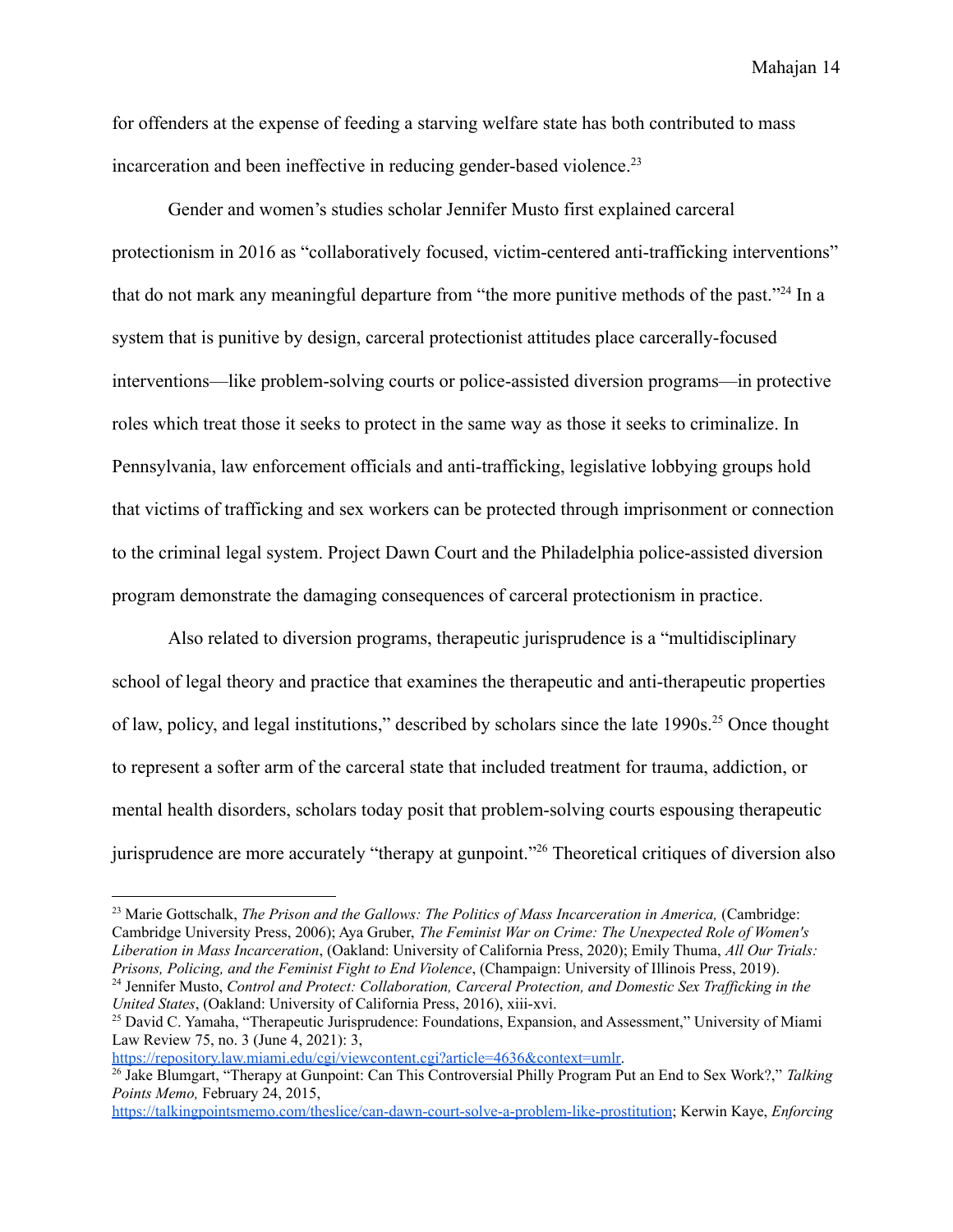for offenders at the expense of feeding a starving welfare state has both contributed to mass incarceration and been ineffective in reducing gender-based violence.[23]

Gender and women's studies scholar Jennifer Musto first explained carceral protectionism in 2016 as "collaboratively focused, victim-centered anti-trafficking interventions" that do not mark any meaningful departure from "the more punitive methods of the past."[24] In a system that is punitive by design, carceral protectionist attitudes place carcerally-focused interventions—like problem-solving courts or police-assisted diversion programs—in protective roles which treat those it seeks to protect in the same way as those it seeks to criminalize. In Pennsylvania, law enforcement officials and anti-trafficking, legislative lobbying groups hold that victims of trafficking and sex workers can be protected through imprisonment or connection to the criminal legal system. Project Dawn Court and the Philadelphia police-assisted diversion program demonstrate the damaging consequences of carceral protectionism in practice.

Also related to diversion programs, therapeutic jurisprudence is a "multidisciplinary school of legal theory and practice that examines the therapeutic and anti-therapeutic properties of law, policy, and legal institutions," described by scholars since the late 1990s.[25] Once thought to represent a softer arm of the carceral state that included treatment for trauma, addiction, or mental health disorders, scholars today posit that problem-solving courts espousing therapeutic jurisprudence are more accurately "therapy at gunpoint."[26] Theoretical critiques of diversion also

---

[23] Marie Gottschalk, *The Prison and the Gallows: The Politics of Mass Incarceration in America,* (Cambridge: Cambridge University Press, 2006); Aya Gruber, *The Feminist War on Crime: The Unexpected Role of Women's Liberation in Mass Incarceration*, (Oakland: University of California Press, 2020); Emily Thuma, *All Our Trials: Prisons, Policing, and the Feminist Fight to End Violence*, (Champaign: University of Illinois Press, 2019).

[24] Jennifer Musto, *Control and Protect: Collaboration, Carceral Protection, and Domestic Sex Trafficking in the United States*, (Oakland: University of California Press, 2016), xiii-xvi.

[25] David C. Yamaha, "Therapeutic Jurisprudence: Foundations, Expansion, and Assessment," University of Miami Law Review 75, no. 3 (June 4, 2021): 3, https://repository.law.miami.edu/cgi/viewcontent.cgi?article=4636&context=umlr.

[26] Jake Blumgart, "Therapy at Gunpoint: Can This Controversial Philly Program Put an End to Sex Work?," *Talking Points Memo,* February 24, 2015, https://talkingpointsmemo.com/theslice/can-dawn-court-solve-a-problem-like-prostitution; Kerwin Kaye, *Enforcing*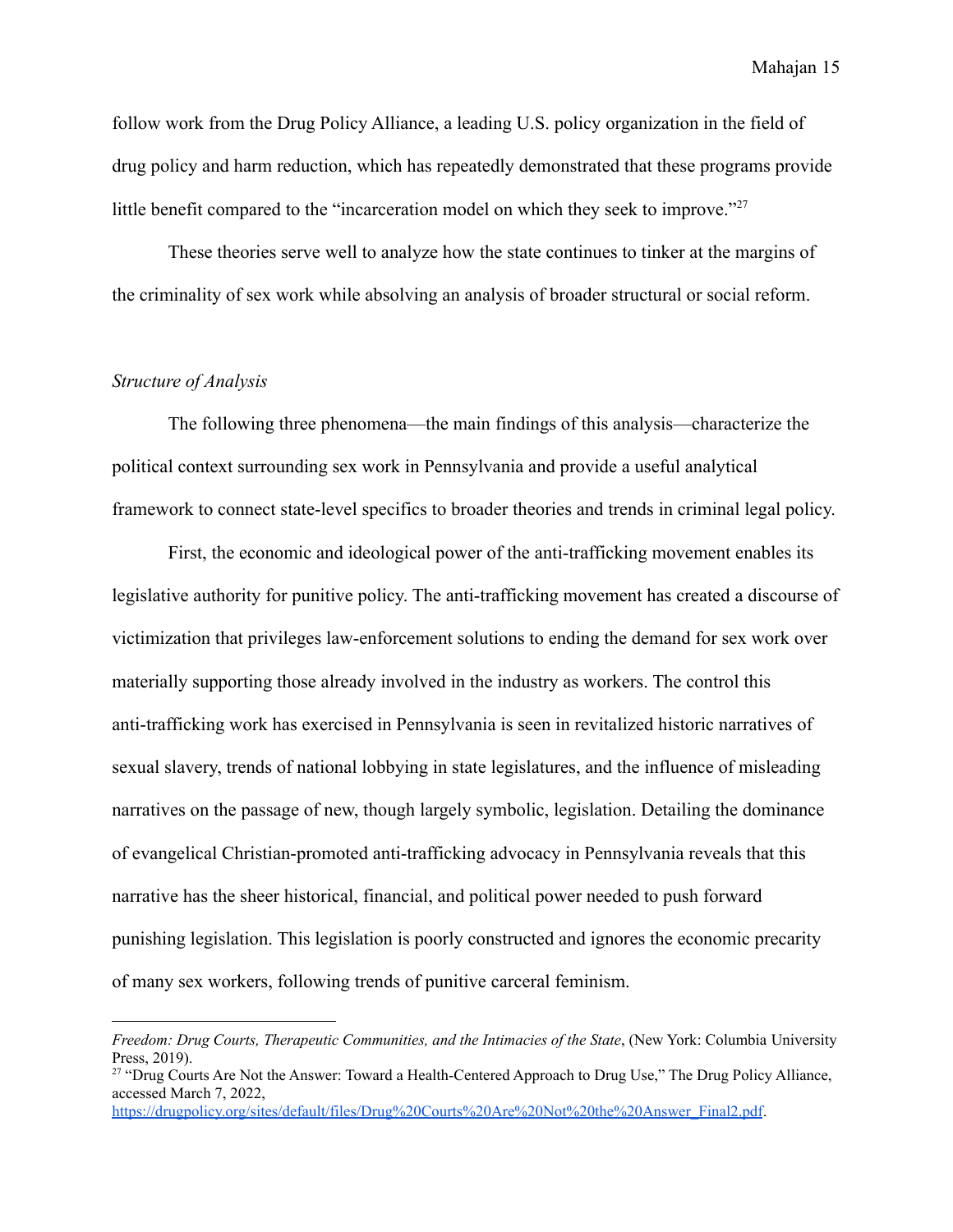follow work from the Drug Policy Alliance, a leading U.S. policy organization in the field of drug policy and harm reduction, which has repeatedly demonstrated that these programs provide little benefit compared to the "incarceration model on which they seek to improve."[27]

These theories serve well to analyze how the state continues to tinker at the margins of the criminality of sex work while absolving an analysis of broader structural or social reform.

*Structure of Analysis*

The following three phenomena—the main findings of this analysis—characterize the political context surrounding sex work in Pennsylvania and provide a useful analytical framework to connect state-level specifics to broader theories and trends in criminal legal policy.

First, the economic and ideological power of the anti-trafficking movement enables its legislative authority for punitive policy. The anti-trafficking movement has created a discourse of victimization that privileges law-enforcement solutions to ending the demand for sex work over materially supporting those already involved in the industry as workers. The control this anti-trafficking work has exercised in Pennsylvania is seen in revitalized historic narratives of sexual slavery, trends of national lobbying in state legislatures, and the influence of misleading narratives on the passage of new, though largely symbolic, legislation. Detailing the dominance of evangelical Christian-promoted anti-trafficking advocacy in Pennsylvania reveals that this narrative has the sheer historical, financial, and political power needed to push forward punishing legislation. This legislation is poorly constructed and ignores the economic precarity of many sex workers, following trends of punitive carceral feminism.

---

*Freedom: Drug Courts, Therapeutic Communities, and the Intimacies of the State*, (New York: Columbia University Press, 2019).

[27] "Drug Courts Are Not the Answer: Toward a Health-Centered Approach to Drug Use," The Drug Policy Alliance, accessed March 7, 2022, https://drugpolicy.org/sites/default/files/Drug%20Courts%20Are%20Not%20the%20Answer_Final2.pdf.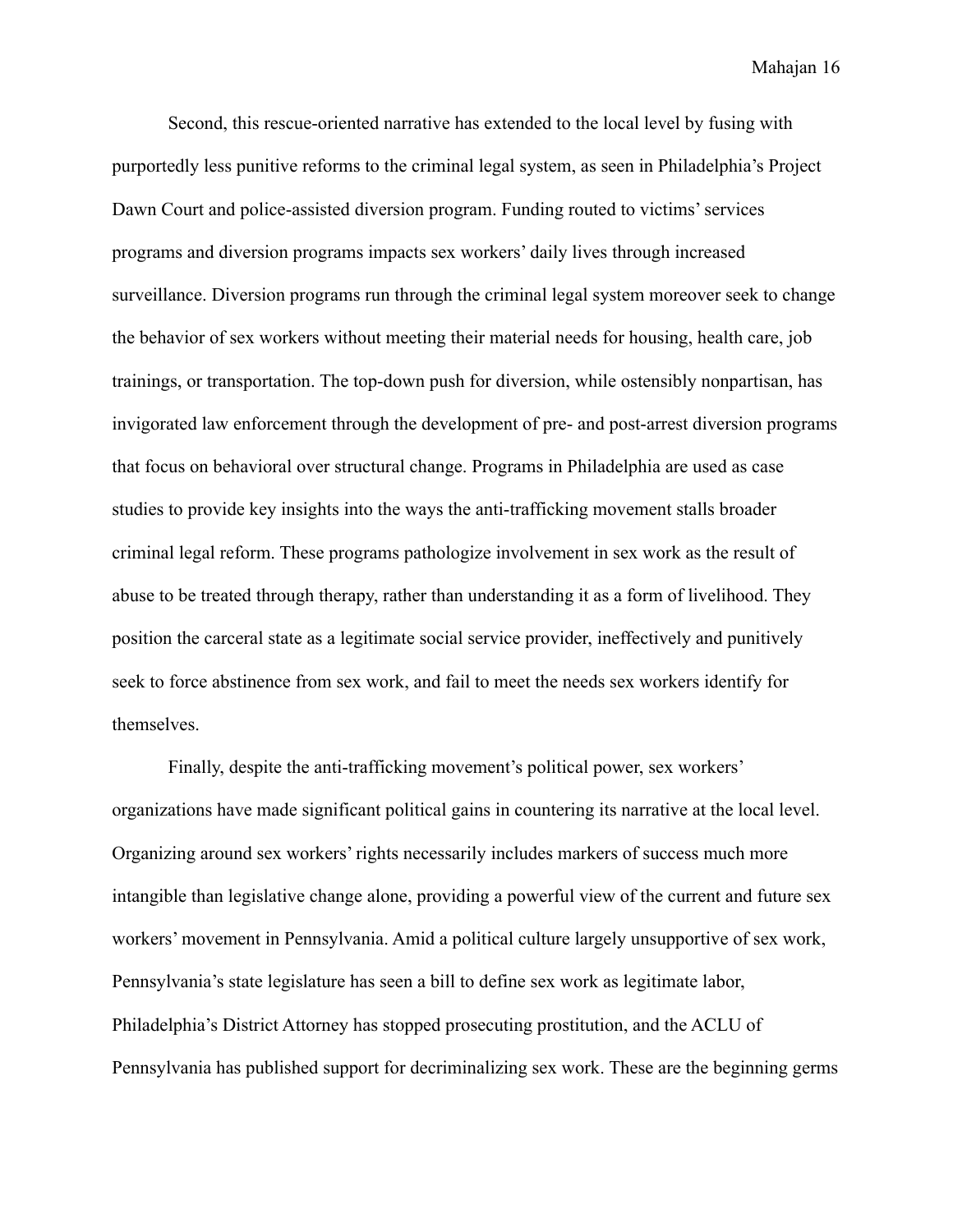Second, this rescue-oriented narrative has extended to the local level by fusing with purportedly less punitive reforms to the criminal legal system, as seen in Philadelphia's Project Dawn Court and police-assisted diversion program. Funding routed to victims' services programs and diversion programs impacts sex workers' daily lives through increased surveillance. Diversion programs run through the criminal legal system moreover seek to change the behavior of sex workers without meeting their material needs for housing, health care, job trainings, or transportation. The top-down push for diversion, while ostensibly nonpartisan, has invigorated law enforcement through the development of pre- and post-arrest diversion programs that focus on behavioral over structural change. Programs in Philadelphia are used as case studies to provide key insights into the ways the anti-trafficking movement stalls broader criminal legal reform. These programs pathologize involvement in sex work as the result of abuse to be treated through therapy, rather than understanding it as a form of livelihood. They position the carceral state as a legitimate social service provider, ineffectively and punitively seek to force abstinence from sex work, and fail to meet the needs sex workers identify for themselves.

Finally, despite the anti-trafficking movement's political power, sex workers' organizations have made significant political gains in countering its narrative at the local level. Organizing around sex workers' rights necessarily includes markers of success much more intangible than legislative change alone, providing a powerful view of the current and future sex workers' movement in Pennsylvania. Amid a political culture largely unsupportive of sex work, Pennsylvania's state legislature has seen a bill to define sex work as legitimate labor, Philadelphia's District Attorney has stopped prosecuting prostitution, and the ACLU of Pennsylvania has published support for decriminalizing sex work. These are the beginning germs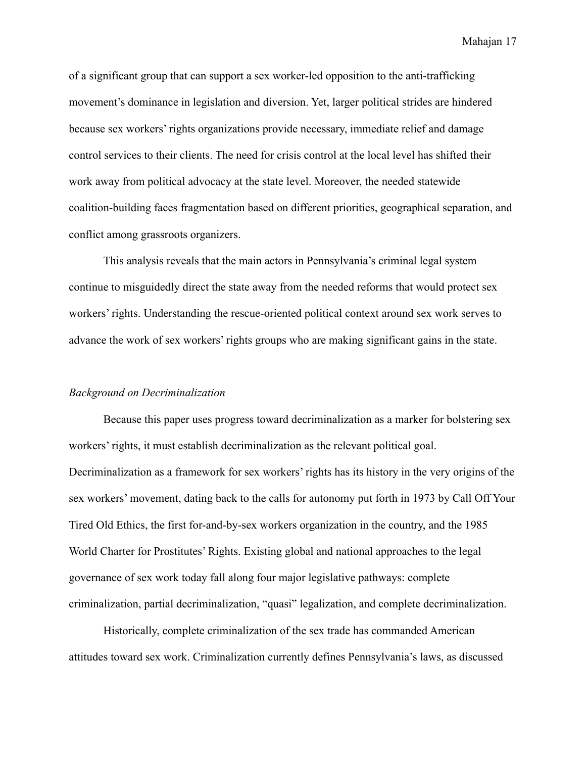of a significant group that can support a sex worker-led opposition to the anti-trafficking movement's dominance in legislation and diversion. Yet, larger political strides are hindered because sex workers' rights organizations provide necessary, immediate relief and damage control services to their clients. The need for crisis control at the local level has shifted their work away from political advocacy at the state level. Moreover, the needed statewide coalition-building faces fragmentation based on different priorities, geographical separation, and conflict among grassroots organizers.

This analysis reveals that the main actors in Pennsylvania's criminal legal system continue to misguidedly direct the state away from the needed reforms that would protect sex workers' rights. Understanding the rescue-oriented political context around sex work serves to advance the work of sex workers' rights groups who are making significant gains in the state.

*Background on Decriminalization*

Because this paper uses progress toward decriminalization as a marker for bolstering sex workers' rights, it must establish decriminalization as the relevant political goal. Decriminalization as a framework for sex workers' rights has its history in the very origins of the sex workers' movement, dating back to the calls for autonomy put forth in 1973 by Call Off Your Tired Old Ethics, the first for-and-by-sex workers organization in the country, and the 1985 World Charter for Prostitutes' Rights. Existing global and national approaches to the legal governance of sex work today fall along four major legislative pathways: complete criminalization, partial decriminalization, "quasi" legalization, and complete decriminalization.

Historically, complete criminalization of the sex trade has commanded American attitudes toward sex work. Criminalization currently defines Pennsylvania's laws, as discussed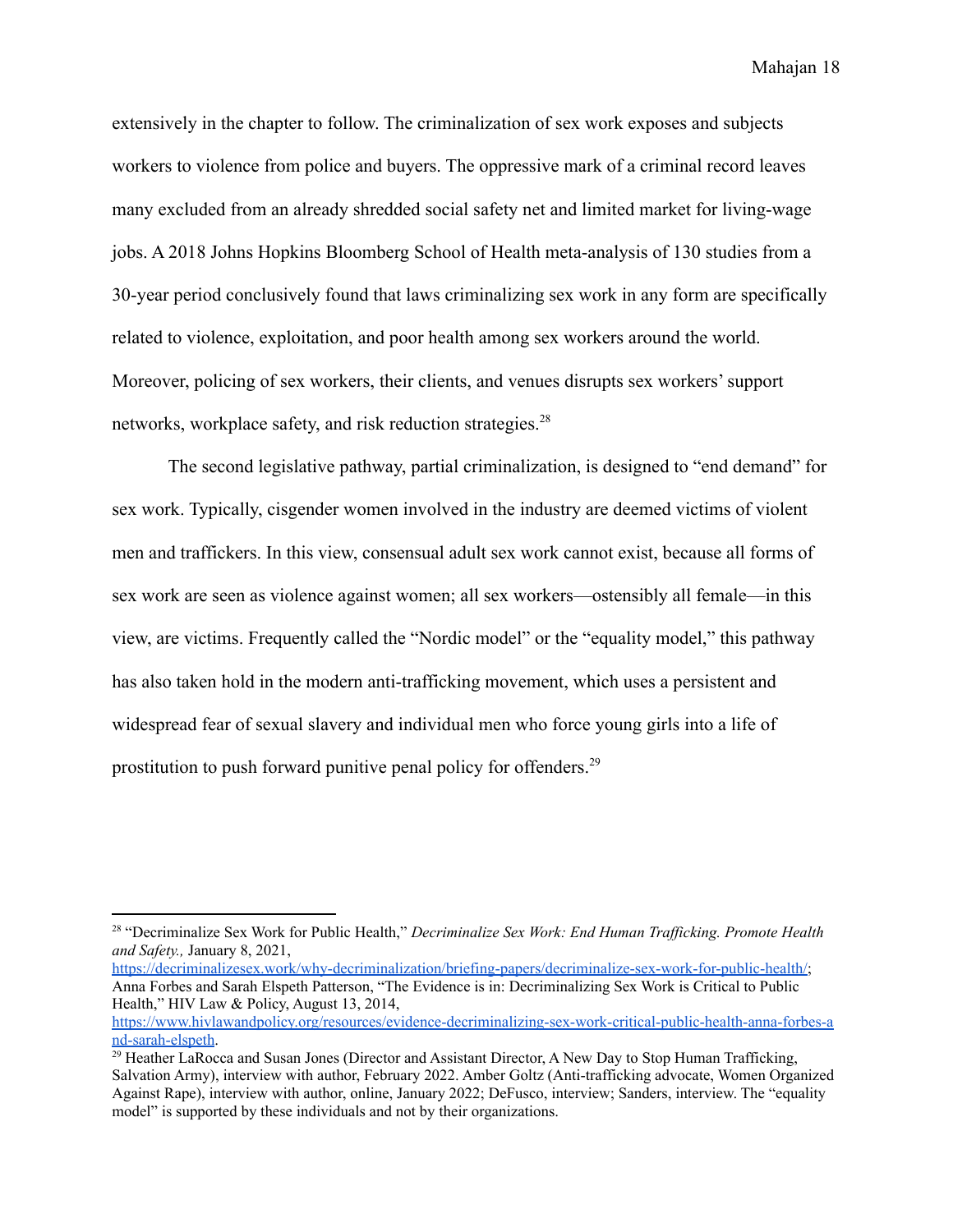extensively in the chapter to follow. The criminalization of sex work exposes and subjects workers to violence from police and buyers. The oppressive mark of a criminal record leaves many excluded from an already shredded social safety net and limited market for living-wage jobs. A 2018 Johns Hopkins Bloomberg School of Health meta-analysis of 130 studies from a 30-year period conclusively found that laws criminalizing sex work in any form are specifically related to violence, exploitation, and poor health among sex workers around the world. Moreover, policing of sex workers, their clients, and venues disrupts sex workers' support networks, workplace safety, and risk reduction strategies.[28]

The second legislative pathway, partial criminalization, is designed to "end demand" for sex work. Typically, cisgender women involved in the industry are deemed victims of violent men and traffickers. In this view, consensual adult sex work cannot exist, because all forms of sex work are seen as violence against women; all sex workers—ostensibly all female—in this view, are victims. Frequently called the "Nordic model" or the "equality model," this pathway has also taken hold in the modern anti-trafficking movement, which uses a persistent and widespread fear of sexual slavery and individual men who force young girls into a life of prostitution to push forward punitive penal policy for offenders.[29]

---

[28] "Decriminalize Sex Work for Public Health," *Decriminalize Sex Work: End Human Trafficking. Promote Health and Safety.,* January 8, 2021, https://decriminalizesex.work/why-decriminalization/briefing-papers/decriminalize-sex-work-for-public-health/; Anna Forbes and Sarah Elspeth Patterson, "The Evidence is in: Decriminalizing Sex Work is Critical to Public Health," HIV Law & Policy, August 13, 2014, https://www.hivlawandpolicy.org/resources/evidence-decriminalizing-sex-work-critical-public-health-anna-forbes-and-sarah-elspeth.

[29] Heather LaRocca and Susan Jones (Director and Assistant Director, A New Day to Stop Human Trafficking, Salvation Army), interview with author, February 2022. Amber Goltz (Anti-trafficking advocate, Women Organized Against Rape), interview with author, online, January 2022; DeFusco, interview; Sanders, interview. The "equality model" is supported by these individuals and not by their organizations.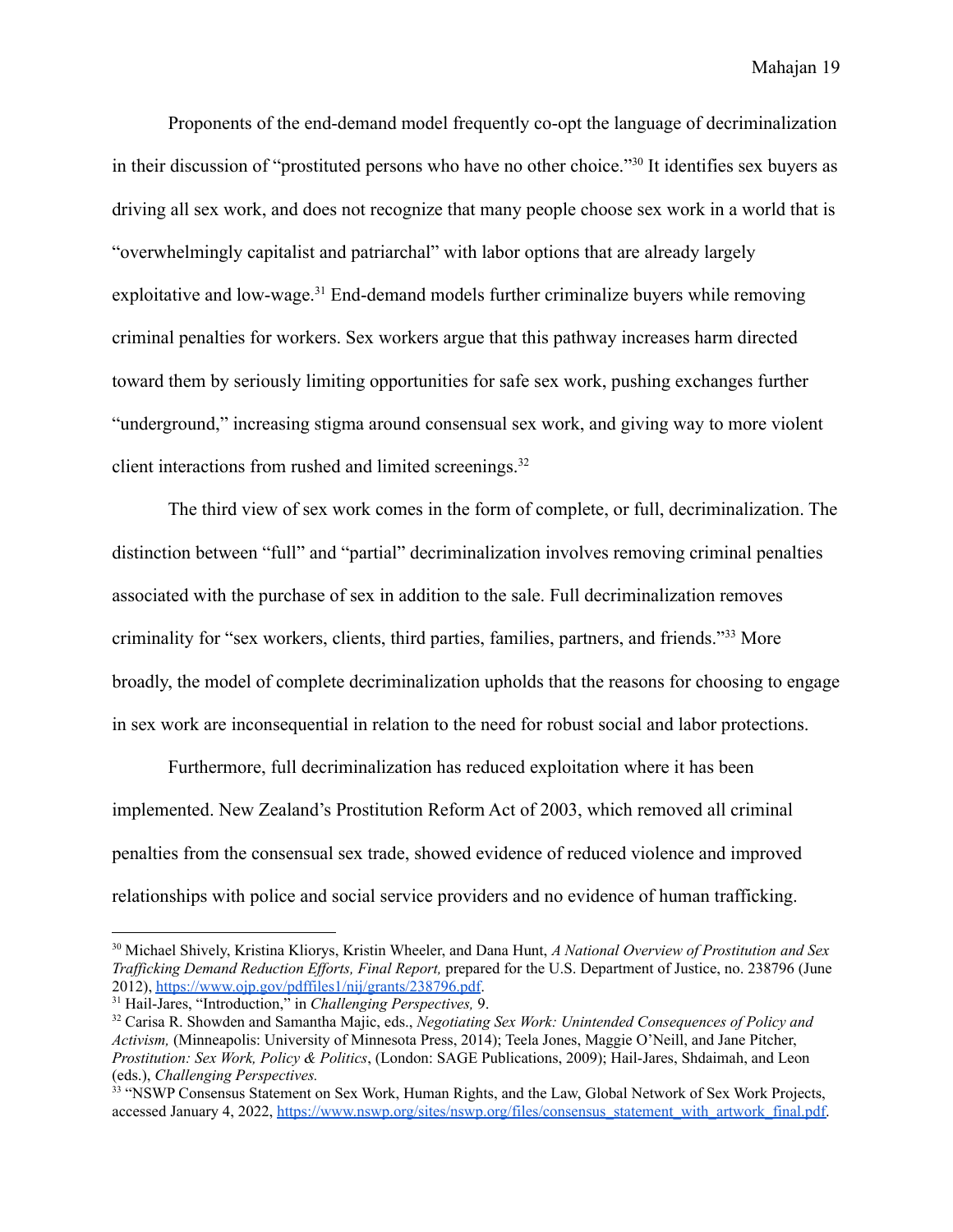Proponents of the end-demand model frequently co-opt the language of decriminalization in their discussion of "prostituted persons who have no other choice."[30] It identifies sex buyers as driving all sex work, and does not recognize that many people choose sex work in a world that is "overwhelmingly capitalist and patriarchal" with labor options that are already largely exploitative and low-wage.[31] End-demand models further criminalize buyers while removing criminal penalties for workers. Sex workers argue that this pathway increases harm directed toward them by seriously limiting opportunities for safe sex work, pushing exchanges further "underground," increasing stigma around consensual sex work, and giving way to more violent client interactions from rushed and limited screenings.[32]

The third view of sex work comes in the form of complete, or full, decriminalization. The distinction between "full" and "partial" decriminalization involves removing criminal penalties associated with the purchase of sex in addition to the sale. Full decriminalization removes criminality for "sex workers, clients, third parties, families, partners, and friends."[33] More broadly, the model of complete decriminalization upholds that the reasons for choosing to engage in sex work are inconsequential in relation to the need for robust social and labor protections.

Furthermore, full decriminalization has reduced exploitation where it has been implemented. New Zealand's Prostitution Reform Act of 2003, which removed all criminal penalties from the consensual sex trade, showed evidence of reduced violence and improved relationships with police and social service providers and no evidence of human trafficking.

---

[30] Michael Shively, Kristina Kliorys, Kristin Wheeler, and Dana Hunt, *A National Overview of Prostitution and Sex Trafficking Demand Reduction Efforts, Final Report,* prepared for the U.S. Department of Justice, no. 238796 (June 2012), https://www.ojp.gov/pdffiles1/nij/grants/238796.pdf.

[31] Hail-Jares, "Introduction," in *Challenging Perspectives,* 9.

[32] Carisa R. Showden and Samantha Majic, eds., *Negotiating Sex Work: Unintended Consequences of Policy and Activism,* (Minneapolis: University of Minnesota Press, 2014); Teela Jones, Maggie O'Neill, and Jane Pitcher, *Prostitution: Sex Work, Policy & Politics*, (London: SAGE Publications, 2009); Hail-Jares, Shdaimah, and Leon (eds.), *Challenging Perspectives.*

[33] "NSWP Consensus Statement on Sex Work, Human Rights, and the Law, Global Network of Sex Work Projects, accessed January 4, 2022, https://www.nswp.org/sites/nswp.org/files/consensus_statement_with_artwork_final.pdf.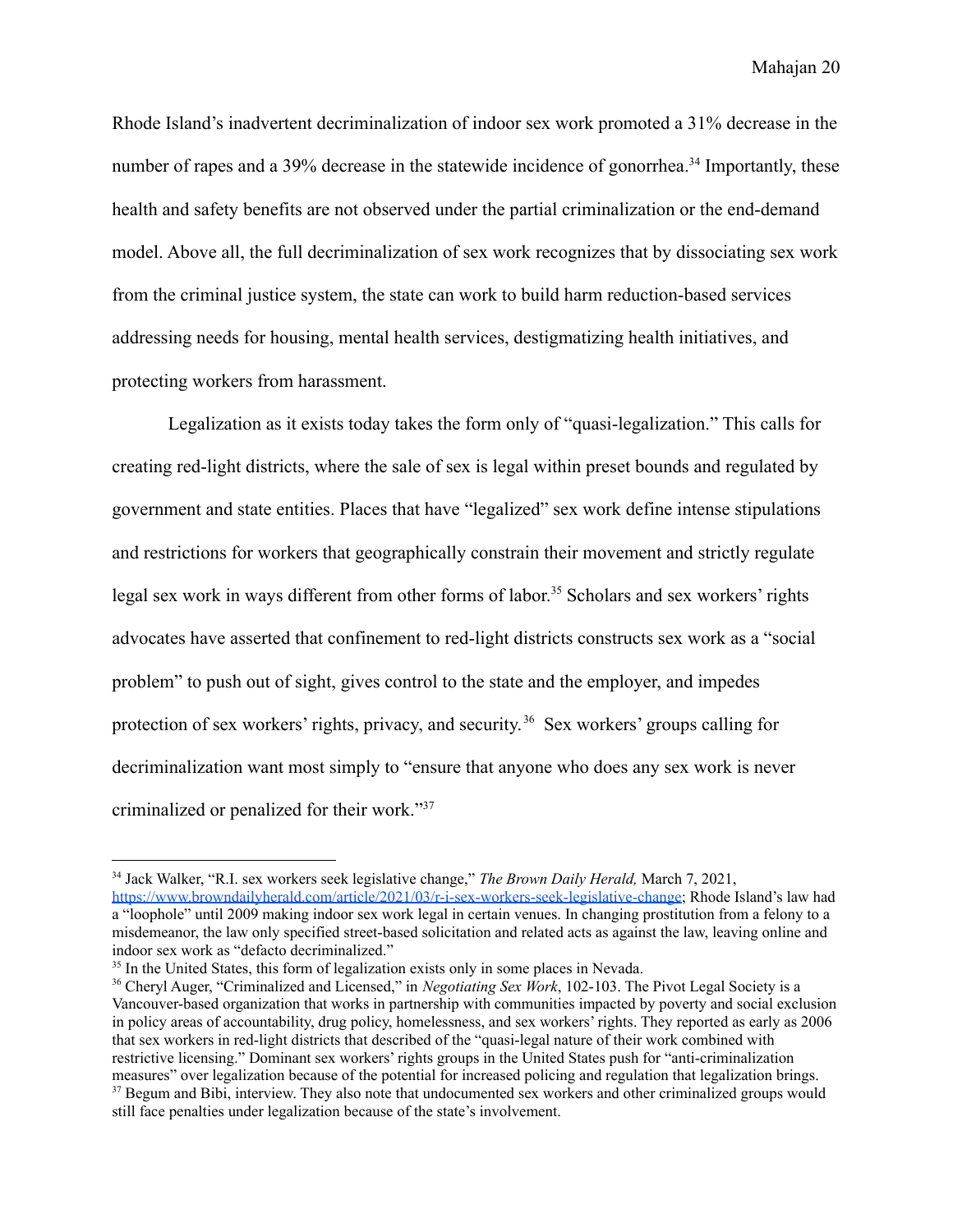Rhode Island's inadvertent decriminalization of indoor sex work promoted a 31% decrease in the number of rapes and a 39% decrease in the statewide incidence of gonorrhea.[34] Importantly, these health and safety benefits are not observed under the partial criminalization or the end-demand model. Above all, the full decriminalization of sex work recognizes that by dissociating sex work from the criminal justice system, the state can work to build harm reduction-based services addressing needs for housing, mental health services, destigmatizing health initiatives, and protecting workers from harassment.

Legalization as it exists today takes the form only of "quasi-legalization." This calls for creating red-light districts, where the sale of sex is legal within preset bounds and regulated by government and state entities. Places that have "legalized" sex work define intense stipulations and restrictions for workers that geographically constrain their movement and strictly regulate legal sex work in ways different from other forms of labor.[35] Scholars and sex workers' rights advocates have asserted that confinement to red-light districts constructs sex work as a "social problem" to push out of sight, gives control to the state and the employer, and impedes protection of sex workers' rights, privacy, and security.[36] Sex workers' groups calling for decriminalization want most simply to "ensure that anyone who does any sex work is never criminalized or penalized for their work."[37]

---

[34] Jack Walker, "R.I. sex workers seek legislative change," *The Brown Daily Herald,* March 7, 2021, https://www.browndailyherald.com/article/2021/03/r-i-sex-workers-seek-legislative-change; Rhode Island's law had a "loophole" until 2009 making indoor sex work legal in certain venues. In changing prostitution from a felony to a misdemeanor, the law only specified street-based solicitation and related acts as against the law, leaving online and indoor sex work as "defacto decriminalized."

[35] In the United States, this form of legalization exists only in some places in Nevada.

[36] Cheryl Auger, "Criminalized and Licensed," in *Negotiating Sex Work*, 102-103. The Pivot Legal Society is a Vancouver-based organization that works in partnership with communities impacted by poverty and social exclusion in policy areas of accountability, drug policy, homelessness, and sex workers' rights. They reported as early as 2006 that sex workers in red-light districts that described of the "quasi-legal nature of their work combined with restrictive licensing." Dominant sex workers' rights groups in the United States push for "anti-criminalization measures" over legalization because of the potential for increased policing and regulation that legalization brings.

[37] Begum and Bibi, interview. They also note that undocumented sex workers and other criminalized groups would still face penalties under legalization because of the state's involvement.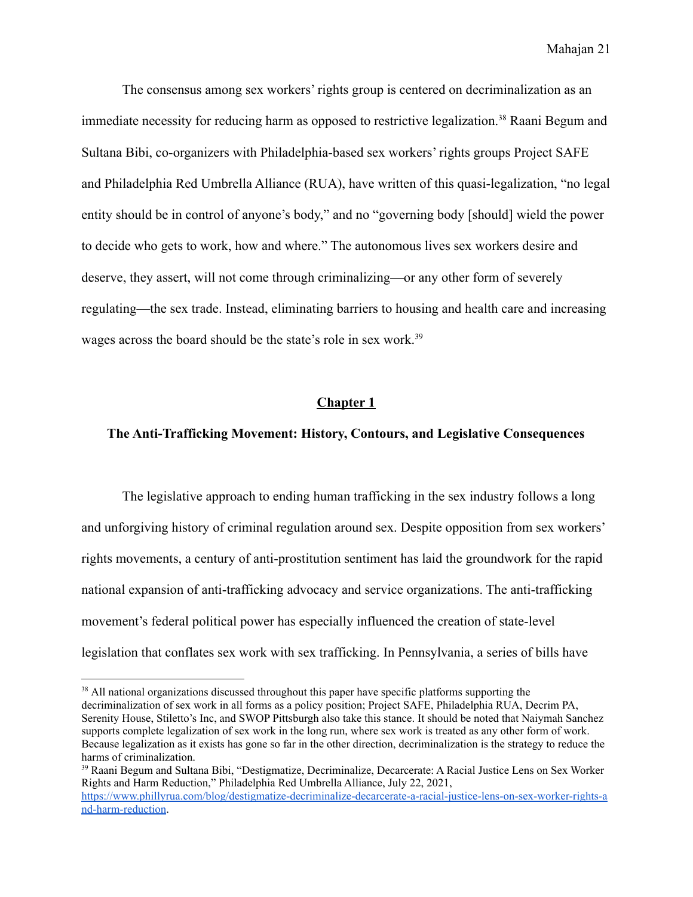The consensus among sex workers' rights group is centered on decriminalization as an immediate necessity for reducing harm as opposed to restrictive legalization.[38] Raani Begum and Sultana Bibi, co-organizers with Philadelphia-based sex workers' rights groups Project SAFE and Philadelphia Red Umbrella Alliance (RUA), have written of this quasi-legalization, "no legal entity should be in control of anyone's body," and no "governing body [should] wield the power to decide who gets to work, how and where." The autonomous lives sex workers desire and deserve, they assert, will not come through criminalizing—or any other form of severely regulating—the sex trade. Instead, eliminating barriers to housing and health care and increasing wages across the board should be the state's role in sex work.[39]

## Chapter 1

### The Anti-Trafficking Movement: History, Contours, and Legislative Consequences

The legislative approach to ending human trafficking in the sex industry follows a long and unforgiving history of criminal regulation around sex. Despite opposition from sex workers' rights movements, a century of anti-prostitution sentiment has laid the groundwork for the rapid national expansion of anti-trafficking advocacy and service organizations. The anti-trafficking movement's federal political power has especially influenced the creation of state-level legislation that conflates sex work with sex trafficking. In Pennsylvania, a series of bills have

---

[38] All national organizations discussed throughout this paper have specific platforms supporting the decriminalization of sex work in all forms as a policy position; Project SAFE, Philadelphia RUA, Decrim PA, Serenity House, Stiletto's Inc, and SWOP Pittsburgh also take this stance. It should be noted that Naiymah Sanchez supports complete legalization of sex work in the long run, where sex work is treated as any other form of work. Because legalization as it exists has gone so far in the other direction, decriminalization is the strategy to reduce the harms of criminalization.

[39] Raani Begum and Sultana Bibi, "Destigmatize, Decriminalize, Decarcerate: A Racial Justice Lens on Sex Worker Rights and Harm Reduction," Philadelphia Red Umbrella Alliance, July 22, 2021, https://www.phillyrua.com/blog/destigmatize-decriminalize-decarcerate-a-racial-justice-lens-on-sex-worker-rights-and-harm-reduction.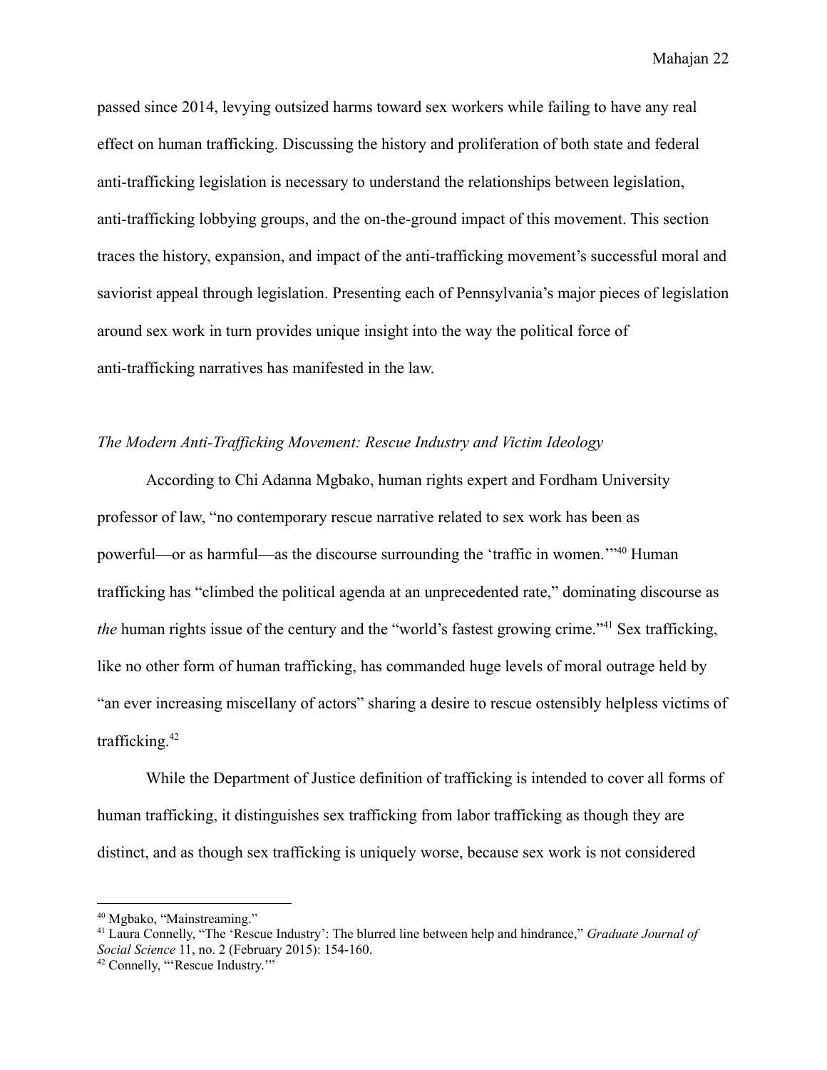passed since 2014, levying outsized harms toward sex workers while failing to have any real effect on human trafficking. Discussing the history and proliferation of both state and federal anti-trafficking legislation is necessary to understand the relationships between legislation, anti-trafficking lobbying groups, and the on-the-ground impact of this movement. This section traces the history, expansion, and impact of the anti-trafficking movement's successful moral and saviorist appeal through legislation. Presenting each of Pennsylvania's major pieces of legislation around sex work in turn provides unique insight into the way the political force of anti-trafficking narratives has manifested in the law.

*The Modern Anti-Trafficking Movement: Rescue Industry and Victim Ideology*

According to Chi Adanna Mgbako, human rights expert and Fordham University professor of law, "no contemporary rescue narrative related to sex work has been as powerful—or as harmful—as the discourse surrounding the 'traffic in women.'"[40] Human trafficking has "climbed the political agenda at an unprecedented rate," dominating discourse as *the* human rights issue of the century and the "world's fastest growing crime."[41] Sex trafficking, like no other form of human trafficking, has commanded huge levels of moral outrage held by "an ever increasing miscellany of actors" sharing a desire to rescue ostensibly helpless victims of trafficking.[42]

While the Department of Justice definition of trafficking is intended to cover all forms of human trafficking, it distinguishes sex trafficking from labor trafficking as though they are distinct, and as though sex trafficking is uniquely worse, because sex work is not considered

---

[40] Mgbako, "Mainstreaming."

[41] Laura Connelly, "The 'Rescue Industry': The blurred line between help and hindrance," *Graduate Journal of Social Science* 11, no. 2 (February 2015): 154-160.

[42] Connelly, "'Rescue Industry.'"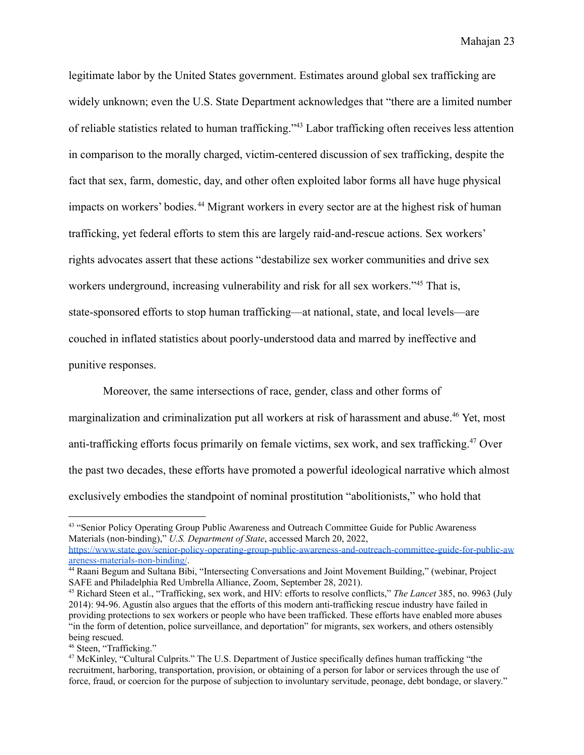legitimate labor by the United States government. Estimates around global sex trafficking are widely unknown; even the U.S. State Department acknowledges that "there are a limited number of reliable statistics related to human trafficking."[43] Labor trafficking often receives less attention in comparison to the morally charged, victim-centered discussion of sex trafficking, despite the fact that sex, farm, domestic, day, and other often exploited labor forms all have huge physical impacts on workers' bodies.[44] Migrant workers in every sector are at the highest risk of human trafficking, yet federal efforts to stem this are largely raid-and-rescue actions. Sex workers' rights advocates assert that these actions "destabilize sex worker communities and drive sex workers underground, increasing vulnerability and risk for all sex workers."[45] That is, state-sponsored efforts to stop human trafficking—at national, state, and local levels—are couched in inflated statistics about poorly-understood data and marred by ineffective and punitive responses.

Moreover, the same intersections of race, gender, class and other forms of marginalization and criminalization put all workers at risk of harassment and abuse.[46] Yet, most anti-trafficking efforts focus primarily on female victims, sex work, and sex trafficking.[47] Over the past two decades, these efforts have promoted a powerful ideological narrative which almost exclusively embodies the standpoint of nominal prostitution "abolitionists," who hold that

---

[43] "Senior Policy Operating Group Public Awareness and Outreach Committee Guide for Public Awareness Materials (non-binding)," *U.S. Department of State*, accessed March 20, 2022, https://www.state.gov/senior-policy-operating-group-public-awareness-and-outreach-committee-guide-for-public-awareness-materials-non-binding/.

[44] Raani Begum and Sultana Bibi, "Intersecting Conversations and Joint Movement Building," (webinar, Project SAFE and Philadelphia Red Umbrella Alliance, Zoom, September 28, 2021).

[45] Richard Steen et al., "Trafficking, sex work, and HIV: efforts to resolve conflicts," *The Lancet* 385, no. 9963 (July 2014): 94-96. Agustín also argues that the efforts of this modern anti-trafficking rescue industry have failed in providing protections to sex workers or people who have been trafficked. These efforts have enabled more abuses "in the form of detention, police surveillance, and deportation" for migrants, sex workers, and others ostensibly being rescued.

[46] Steen, "Trafficking."

[47] McKinley, "Cultural Culprits." The U.S. Department of Justice specifically defines human trafficking "the recruitment, harboring, transportation, provision, or obtaining of a person for labor or services through the use of force, fraud, or coercion for the purpose of subjection to involuntary servitude, peonage, debt bondage, or slavery."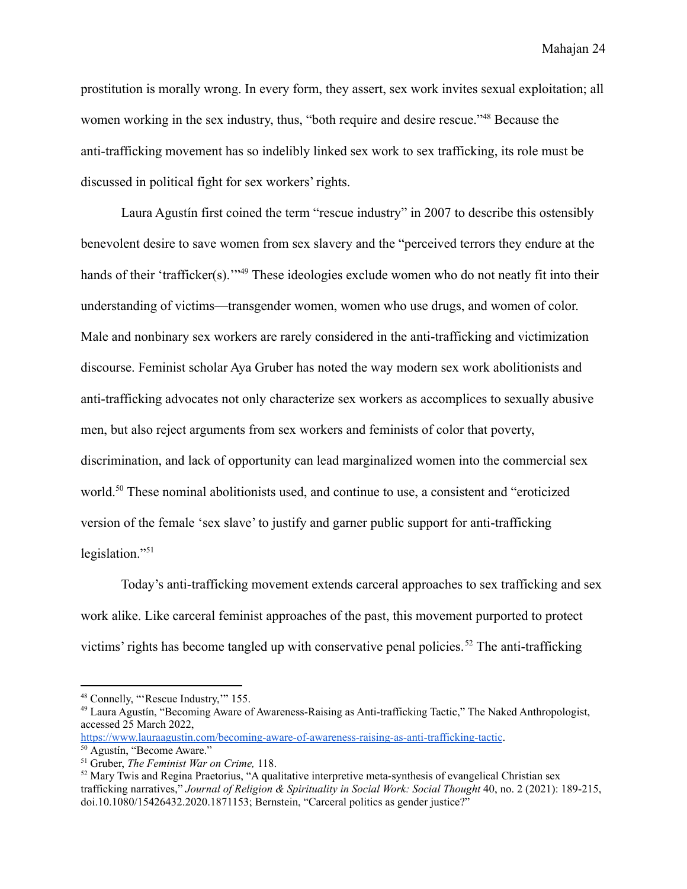prostitution is morally wrong. In every form, they assert, sex work invites sexual exploitation; all women working in the sex industry, thus, "both require and desire rescue."[48] Because the anti-trafficking movement has so indelibly linked sex work to sex trafficking, its role must be discussed in political fight for sex workers' rights.

Laura Agustín first coined the term "rescue industry" in 2007 to describe this ostensibly benevolent desire to save women from sex slavery and the "perceived terrors they endure at the hands of their 'trafficker(s).'"[49] These ideologies exclude women who do not neatly fit into their understanding of victims—transgender women, women who use drugs, and women of color. Male and nonbinary sex workers are rarely considered in the anti-trafficking and victimization discourse. Feminist scholar Aya Gruber has noted the way modern sex work abolitionists and anti-trafficking advocates not only characterize sex workers as accomplices to sexually abusive men, but also reject arguments from sex workers and feminists of color that poverty, discrimination, and lack of opportunity can lead marginalized women into the commercial sex world.[50] These nominal abolitionists used, and continue to use, a consistent and "eroticized version of the female 'sex slave' to justify and garner public support for anti-trafficking legislation."[51]

Today's anti-trafficking movement extends carceral approaches to sex trafficking and sex work alike. Like carceral feminist approaches of the past, this movement purported to protect victims' rights has become tangled up with conservative penal policies.[52] The anti-trafficking

---

[48] Connelly, "'Rescue Industry,'" 155.

[49] Laura Agustín, "Becoming Aware of Awareness-Raising as Anti-trafficking Tactic," The Naked Anthropologist, accessed 25 March 2022, https://www.lauraagustin.com/becoming-aware-of-awareness-raising-as-anti-trafficking-tactic.

[50] Agustín, "Become Aware."

[51] Gruber, *The Feminist War on Crime,* 118.

[52] Mary Twis and Regina Praetorius, "A qualitative interpretive meta-synthesis of evangelical Christian sex trafficking narratives," *Journal of Religion & Spirituality in Social Work: Social Thought* 40, no. 2 (2021): 189-215, doi.10.1080/15426432.2020.1871153; Bernstein, "Carceral politics as gender justice?"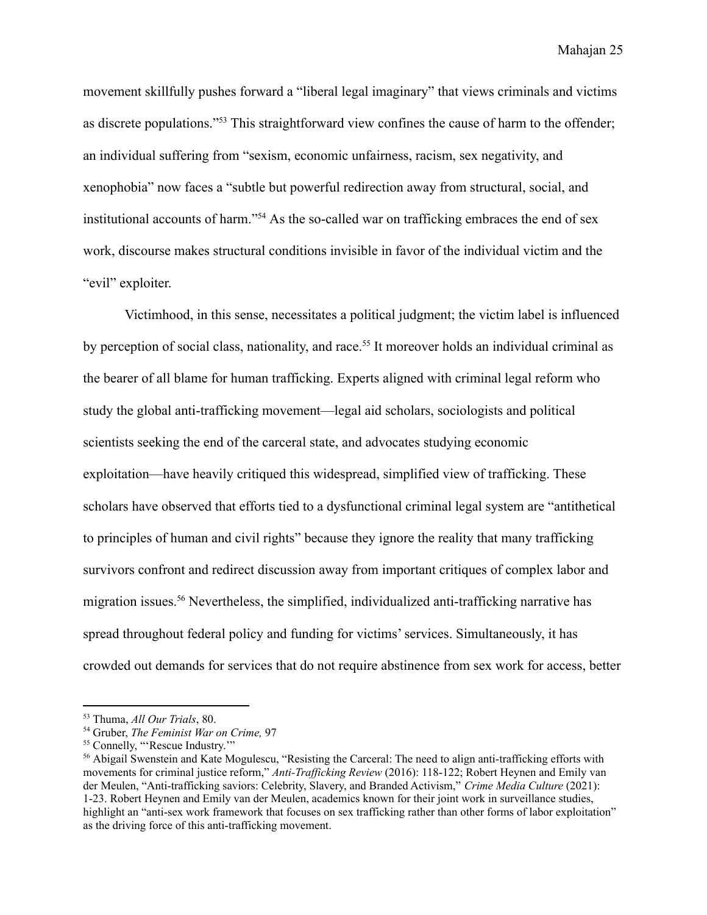movement skillfully pushes forward a "liberal legal imaginary" that views criminals and victims as discrete populations."[53] This straightforward view confines the cause of harm to the offender; an individual suffering from "sexism, economic unfairness, racism, sex negativity, and xenophobia" now faces a "subtle but powerful redirection away from structural, social, and institutional accounts of harm."[54] As the so-called war on trafficking embraces the end of sex work, discourse makes structural conditions invisible in favor of the individual victim and the "evil" exploiter.

Victimhood, in this sense, necessitates a political judgment; the victim label is influenced by perception of social class, nationality, and race.[55] It moreover holds an individual criminal as the bearer of all blame for human trafficking. Experts aligned with criminal legal reform who study the global anti-trafficking movement—legal aid scholars, sociologists and political scientists seeking the end of the carceral state, and advocates studying economic exploitation—have heavily critiqued this widespread, simplified view of trafficking. These scholars have observed that efforts tied to a dysfunctional criminal legal system are "antithetical to principles of human and civil rights" because they ignore the reality that many trafficking survivors confront and redirect discussion away from important critiques of complex labor and migration issues.[56] Nevertheless, the simplified, individualized anti-trafficking narrative has spread throughout federal policy and funding for victims' services. Simultaneously, it has crowded out demands for services that do not require abstinence from sex work for access, better

---

[53] Thuma, *All Our Trials*, 80.

[54] Gruber, *The Feminist War on Crime,* 97

[55] Connelly, "'Rescue Industry.'"

[56] Abigail Swenstein and Kate Mogulescu, "Resisting the Carceral: The need to align anti-trafficking efforts with movements for criminal justice reform," *Anti-Trafficking Review* (2016): 118-122; Robert Heynen and Emily van der Meulen, "Anti-trafficking saviors: Celebrity, Slavery, and Branded Activism," *Crime Media Culture* (2021): 1-23. Robert Heynen and Emily van der Meulen, academics known for their joint work in surveillance studies, highlight an "anti-sex work framework that focuses on sex trafficking rather than other forms of labor exploitation" as the driving force of this anti-trafficking movement.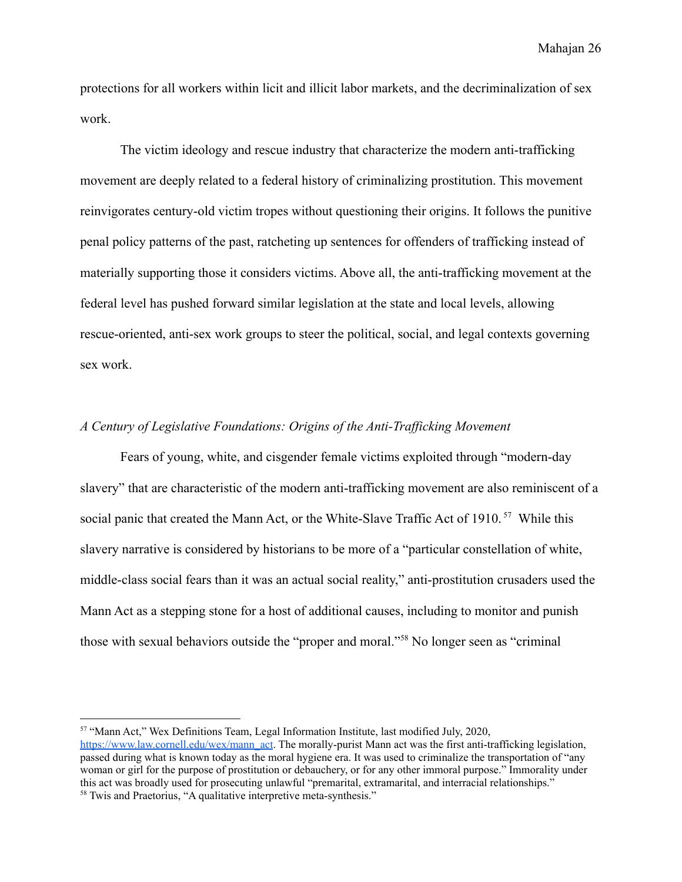protections for all workers within licit and illicit labor markets, and the decriminalization of sex work.

The victim ideology and rescue industry that characterize the modern anti-trafficking movement are deeply related to a federal history of criminalizing prostitution. This movement reinvigorates century-old victim tropes without questioning their origins. It follows the punitive penal policy patterns of the past, ratcheting up sentences for offenders of trafficking instead of materially supporting those it considers victims. Above all, the anti-trafficking movement at the federal level has pushed forward similar legislation at the state and local levels, allowing rescue-oriented, anti-sex work groups to steer the political, social, and legal contexts governing sex work.

*A Century of Legislative Foundations: Origins of the Anti-Trafficking Movement*

Fears of young, white, and cisgender female victims exploited through "modern-day slavery" that are characteristic of the modern anti-trafficking movement are also reminiscent of a social panic that created the Mann Act, or the White-Slave Traffic Act of 1910.[57] While this slavery narrative is considered by historians to be more of a "particular constellation of white, middle-class social fears than it was an actual social reality," anti-prostitution crusaders used the Mann Act as a stepping stone for a host of additional causes, including to monitor and punish those with sexual behaviors outside the "proper and moral."[58] No longer seen as "criminal

[57] "Mann Act," Wex Definitions Team, Legal Information Institute, last modified July, 2020, https://www.law.cornell.edu/wex/mann_act. The morally-purist Mann act was the first anti-trafficking legislation, passed during what is known today as the moral hygiene era. It was used to criminalize the transportation of "any woman or girl for the purpose of prostitution or debauchery, or for any other immoral purpose." Immorality under this act was broadly used for prosecuting unlawful "premarital, extramarital, and interracial relationships."

[58] Twis and Praetorius, "A qualitative interpretive meta-synthesis."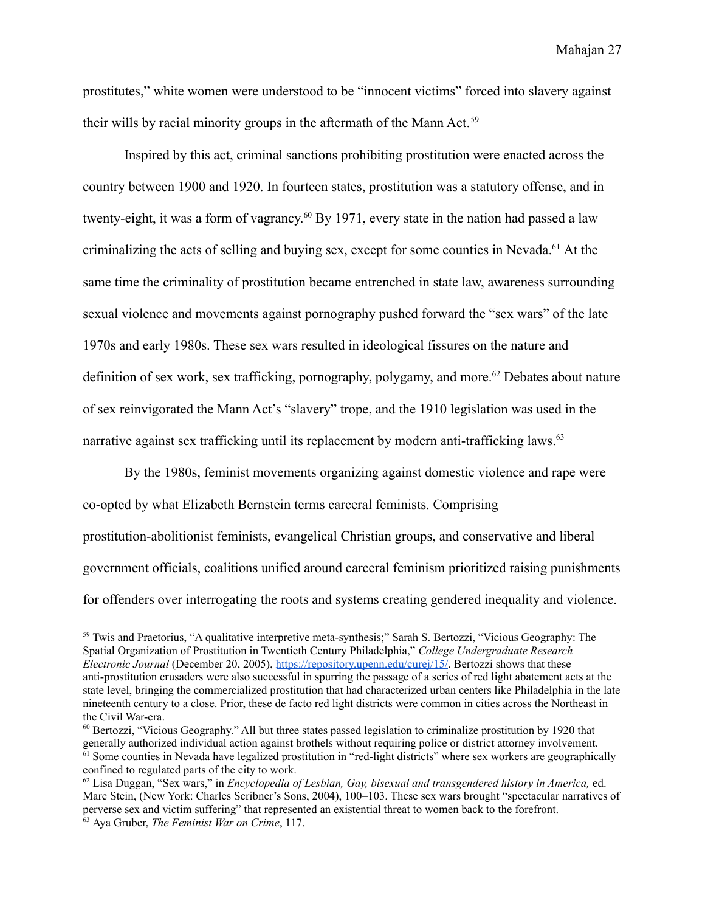prostitutes," white women were understood to be "innocent victims" forced into slavery against their wills by racial minority groups in the aftermath of the Mann Act.[59]

Inspired by this act, criminal sanctions prohibiting prostitution were enacted across the country between 1900 and 1920. In fourteen states, prostitution was a statutory offense, and in twenty-eight, it was a form of vagrancy.[60] By 1971, every state in the nation had passed a law criminalizing the acts of selling and buying sex, except for some counties in Nevada.[61] At the same time the criminality of prostitution became entrenched in state law, awareness surrounding sexual violence and movements against pornography pushed forward the "sex wars" of the late 1970s and early 1980s. These sex wars resulted in ideological fissures on the nature and definition of sex work, sex trafficking, pornography, polygamy, and more.[62] Debates about nature of sex reinvigorated the Mann Act's "slavery" trope, and the 1910 legislation was used in the narrative against sex trafficking until its replacement by modern anti-trafficking laws.[63]

By the 1980s, feminist movements organizing against domestic violence and rape were co-opted by what Elizabeth Bernstein terms carceral feminists. Comprising prostitution-abolitionist feminists, evangelical Christian groups, and conservative and liberal government officials, coalitions unified around carceral feminism prioritized raising punishments for offenders over interrogating the roots and systems creating gendered inequality and violence.

---

[59] Twis and Praetorius, "A qualitative interpretive meta-synthesis;" Sarah S. Bertozzi, "Vicious Geography: The Spatial Organization of Prostitution in Twentieth Century Philadelphia," *College Undergraduate Research Electronic Journal* (December 20, 2005), https://repository.upenn.edu/curej/15/. Bertozzi shows that these anti-prostitution crusaders were also successful in spurring the passage of a series of red light abatement acts at the state level, bringing the commercialized prostitution that had characterized urban centers like Philadelphia in the late nineteenth century to a close. Prior, these de facto red light districts were common in cities across the Northeast in the Civil War-era.

[60] Bertozzi, "Vicious Geography." All but three states passed legislation to criminalize prostitution by 1920 that generally authorized individual action against brothels without requiring police or district attorney involvement.

[61] Some counties in Nevada have legalized prostitution in "red-light districts" where sex workers are geographically confined to regulated parts of the city to work.

[62] Lisa Duggan, "Sex wars," in *Encyclopedia of Lesbian, Gay, bisexual and transgendered history in America,* ed. Marc Stein, (New York: Charles Scribner's Sons, 2004), 100–103. These sex wars brought "spectacular narratives of perverse sex and victim suffering" that represented an existential threat to women back to the forefront.

[63] Aya Gruber, *The Feminist War on Crime*, 117.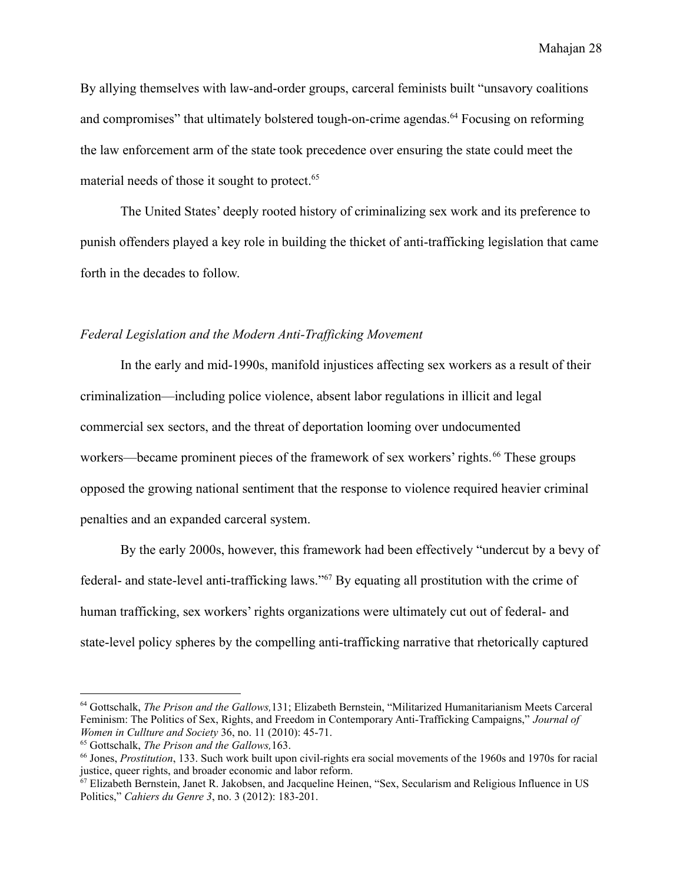By allying themselves with law-and-order groups, carceral feminists built "unsavory coalitions and compromises" that ultimately bolstered tough-on-crime agendas.[64] Focusing on reforming the law enforcement arm of the state took precedence over ensuring the state could meet the material needs of those it sought to protect.[65]

The United States' deeply rooted history of criminalizing sex work and its preference to punish offenders played a key role in building the thicket of anti-trafficking legislation that came forth in the decades to follow.

*Federal Legislation and the Modern Anti-Trafficking Movement*

In the early and mid-1990s, manifold injustices affecting sex workers as a result of their criminalization—including police violence, absent labor regulations in illicit and legal commercial sex sectors, and the threat of deportation looming over undocumented workers—became prominent pieces of the framework of sex workers' rights.[66] These groups opposed the growing national sentiment that the response to violence required heavier criminal penalties and an expanded carceral system.

By the early 2000s, however, this framework had been effectively "undercut by a bevy of federal- and state-level anti-trafficking laws."[67] By equating all prostitution with the crime of human trafficking, sex workers' rights organizations were ultimately cut out of federal- and state-level policy spheres by the compelling anti-trafficking narrative that rhetorically captured

---

[64] Gottschalk, *The Prison and the Gallows,*131; Elizabeth Bernstein, "Militarized Humanitarianism Meets Carceral Feminism: The Politics of Sex, Rights, and Freedom in Contemporary Anti-Trafficking Campaigns," *Journal of Women in Cullture and Society* 36, no. 11 (2010): 45-71.

[65] Gottschalk, *The Prison and the Gallows,*163.

[66] Jones, *Prostitution*, 133. Such work built upon civil-rights era social movements of the 1960s and 1970s for racial justice, queer rights, and broader economic and labor reform.

[67] Elizabeth Bernstein, Janet R. Jakobsen, and Jacqueline Heinen, "Sex, Secularism and Religious Influence in US Politics," *Cahiers du Genre 3*, no. 3 (2012): 183-201.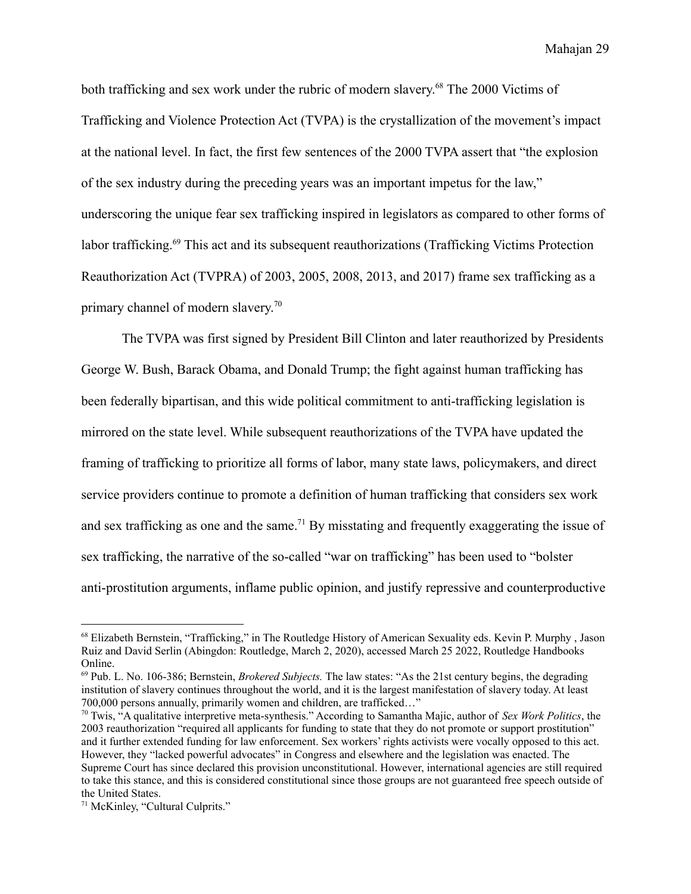both trafficking and sex work under the rubric of modern slavery.[68] The 2000 Victims of Trafficking and Violence Protection Act (TVPA) is the crystallization of the movement's impact at the national level. In fact, the first few sentences of the 2000 TVPA assert that "the explosion of the sex industry during the preceding years was an important impetus for the law," underscoring the unique fear sex trafficking inspired in legislators as compared to other forms of labor trafficking.[69] This act and its subsequent reauthorizations (Trafficking Victims Protection Reauthorization Act (TVPRA) of 2003, 2005, 2008, 2013, and 2017) frame sex trafficking as a primary channel of modern slavery.[70]

The TVPA was first signed by President Bill Clinton and later reauthorized by Presidents George W. Bush, Barack Obama, and Donald Trump; the fight against human trafficking has been federally bipartisan, and this wide political commitment to anti-trafficking legislation is mirrored on the state level. While subsequent reauthorizations of the TVPA have updated the framing of trafficking to prioritize all forms of labor, many state laws, policymakers, and direct service providers continue to promote a definition of human trafficking that considers sex work and sex trafficking as one and the same.[71] By misstating and frequently exaggerating the issue of sex trafficking, the narrative of the so-called "war on trafficking" has been used to "bolster anti-prostitution arguments, inflame public opinion, and justify repressive and counterproductive

---

[68] Elizabeth Bernstein, "Trafficking," in The Routledge History of American Sexuality eds. Kevin P. Murphy , Jason Ruiz and David Serlin (Abingdon: Routledge, March 2, 2020), accessed March 25 2022, Routledge Handbooks Online.

[69] Pub. L. No. 106-386; Bernstein, *Brokered Subjects.* The law states: "As the 21st century begins, the degrading institution of slavery continues throughout the world, and it is the largest manifestation of slavery today. At least 700,000 persons annually, primarily women and children, are trafficked…"

[70] Twis, "A qualitative interpretive meta-synthesis." According to Samantha Majic, author of *Sex Work Politics*, the 2003 reauthorization "required all applicants for funding to state that they do not promote or support prostitution" and it further extended funding for law enforcement. Sex workers' rights activists were vocally opposed to this act. However, they "lacked powerful advocates" in Congress and elsewhere and the legislation was enacted. The Supreme Court has since declared this provision unconstitutional. However, international agencies are still required to take this stance, and this is considered constitutional since those groups are not guaranteed free speech outside of the United States.

[71] McKinley, "Cultural Culprits."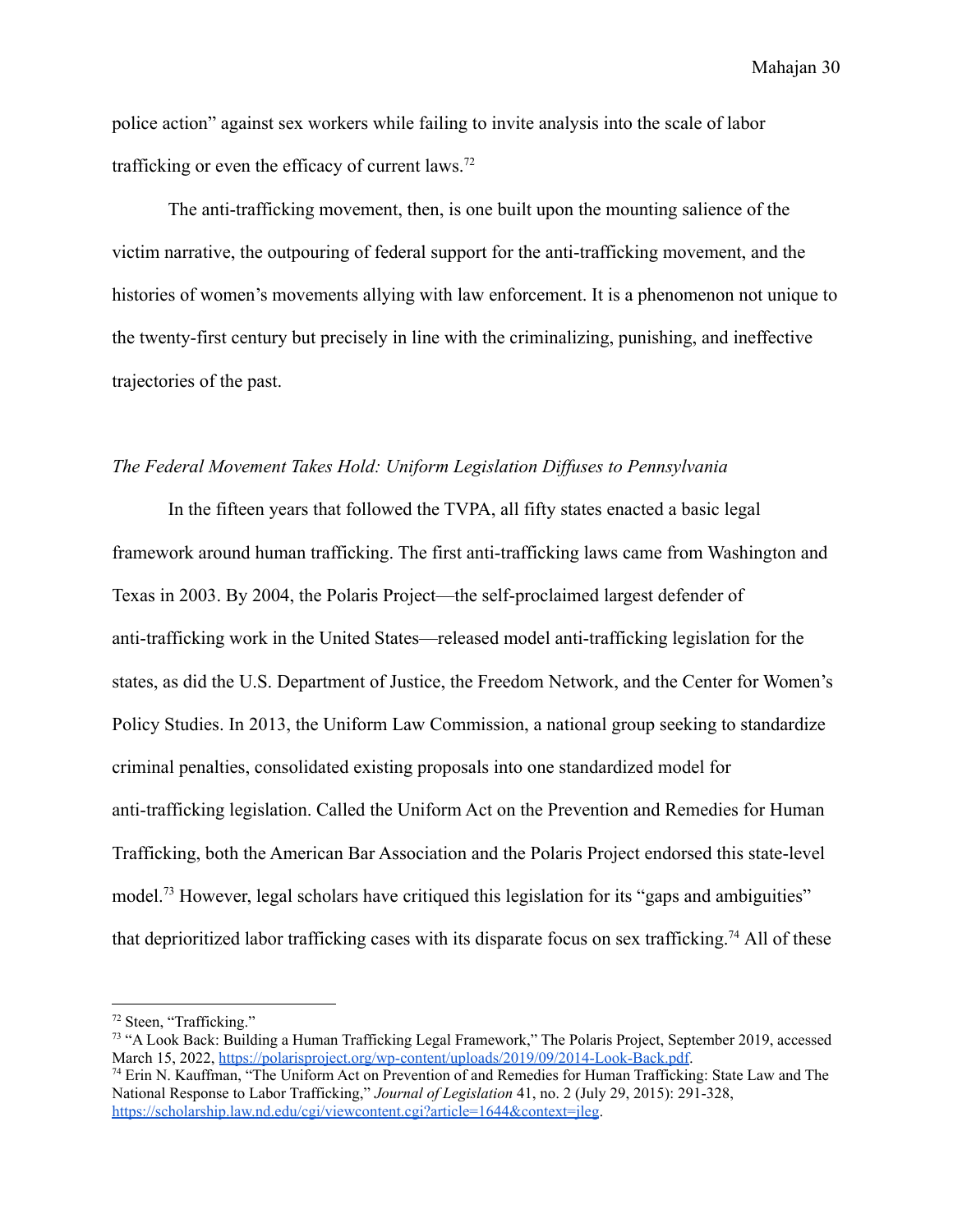police action" against sex workers while failing to invite analysis into the scale of labor trafficking or even the efficacy of current laws.[72]

The anti-trafficking movement, then, is one built upon the mounting salience of the victim narrative, the outpouring of federal support for the anti-trafficking movement, and the histories of women's movements allying with law enforcement. It is a phenomenon not unique to the twenty-first century but precisely in line with the criminalizing, punishing, and ineffective trajectories of the past.

*The Federal Movement Takes Hold: Uniform Legislation Diffuses to Pennsylvania*

In the fifteen years that followed the TVPA, all fifty states enacted a basic legal framework around human trafficking. The first anti-trafficking laws came from Washington and Texas in 2003. By 2004, the Polaris Project—the self-proclaimed largest defender of anti-trafficking work in the United States—released model anti-trafficking legislation for the states, as did the U.S. Department of Justice, the Freedom Network, and the Center for Women's Policy Studies. In 2013, the Uniform Law Commission, a national group seeking to standardize criminal penalties, consolidated existing proposals into one standardized model for anti-trafficking legislation. Called the Uniform Act on the Prevention and Remedies for Human Trafficking, both the American Bar Association and the Polaris Project endorsed this state-level model.[73] However, legal scholars have critiqued this legislation for its "gaps and ambiguities" that deprioritized labor trafficking cases with its disparate focus on sex trafficking.[74] All of these

---

[72] Steen, "Trafficking."

[73] "A Look Back: Building a Human Trafficking Legal Framework," The Polaris Project, September 2019, accessed March 15, 2022, https://polarisproject.org/wp-content/uploads/2019/09/2014-Look-Back.pdf.

[74] Erin N. Kauffman, "The Uniform Act on Prevention of and Remedies for Human Trafficking: State Law and The National Response to Labor Trafficking," *Journal of Legislation* 41, no. 2 (July 29, 2015): 291-328, https://scholarship.law.nd.edu/cgi/viewcontent.cgi?article=1644&context=jleg.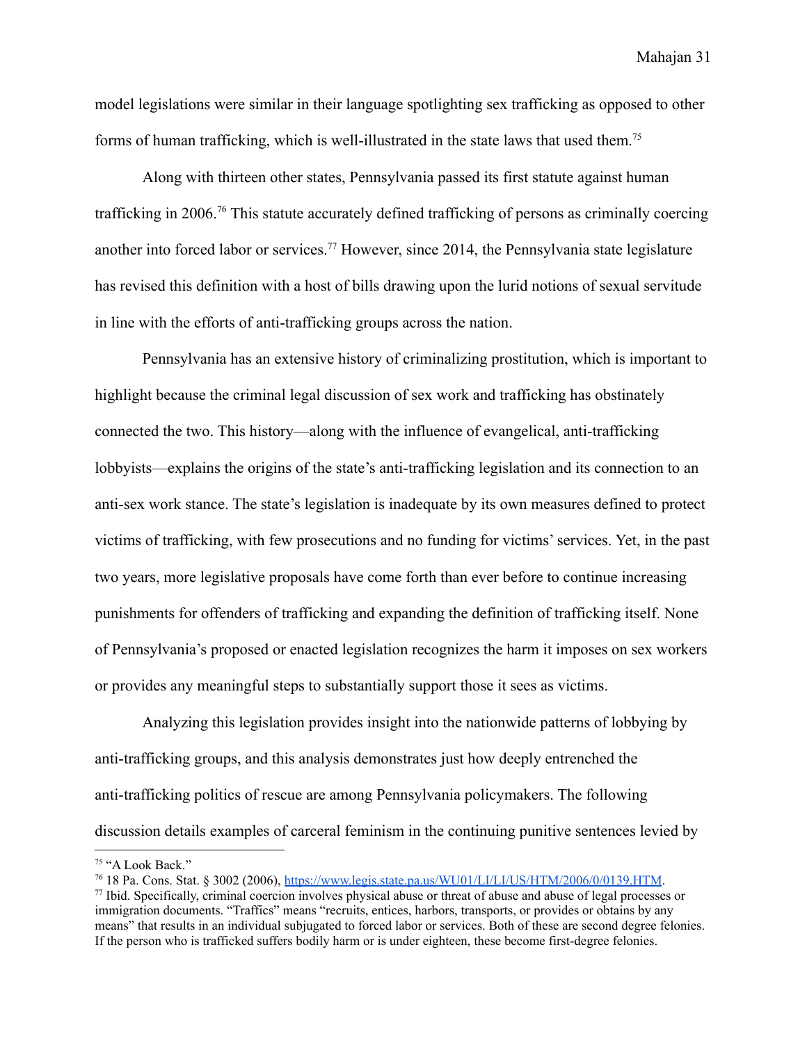model legislations were similar in their language spotlighting sex trafficking as opposed to other forms of human trafficking, which is well-illustrated in the state laws that used them.[75]

Along with thirteen other states, Pennsylvania passed its first statute against human trafficking in 2006.[76] This statute accurately defined trafficking of persons as criminally coercing another into forced labor or services.[77] However, since 2014, the Pennsylvania state legislature has revised this definition with a host of bills drawing upon the lurid notions of sexual servitude in line with the efforts of anti-trafficking groups across the nation.

Pennsylvania has an extensive history of criminalizing prostitution, which is important to highlight because the criminal legal discussion of sex work and trafficking has obstinately connected the two. This history—along with the influence of evangelical, anti-trafficking lobbyists—explains the origins of the state's anti-trafficking legislation and its connection to an anti-sex work stance. The state's legislation is inadequate by its own measures defined to protect victims of trafficking, with few prosecutions and no funding for victims' services. Yet, in the past two years, more legislative proposals have come forth than ever before to continue increasing punishments for offenders of trafficking and expanding the definition of trafficking itself. None of Pennsylvania's proposed or enacted legislation recognizes the harm it imposes on sex workers or provides any meaningful steps to substantially support those it sees as victims.

Analyzing this legislation provides insight into the nationwide patterns of lobbying by anti-trafficking groups, and this analysis demonstrates just how deeply entrenched the anti-trafficking politics of rescue are among Pennsylvania policymakers. The following discussion details examples of carceral feminism in the continuing punitive sentences levied by

---

[75] "A Look Back."

[76] 18 Pa. Cons. Stat. § 3002 (2006), https://www.legis.state.pa.us/WU01/LI/LI/US/HTM/2006/0/0139.HTM.

[77] Ibid. Specifically, criminal coercion involves physical abuse or threat of abuse and abuse of legal processes or immigration documents. "Traffics" means "recruits, entices, harbors, transports, or provides or obtains by any means" that results in an individual subjugated to forced labor or services. Both of these are second degree felonies. If the person who is trafficked suffers bodily harm or is under eighteen, these become first-degree felonies.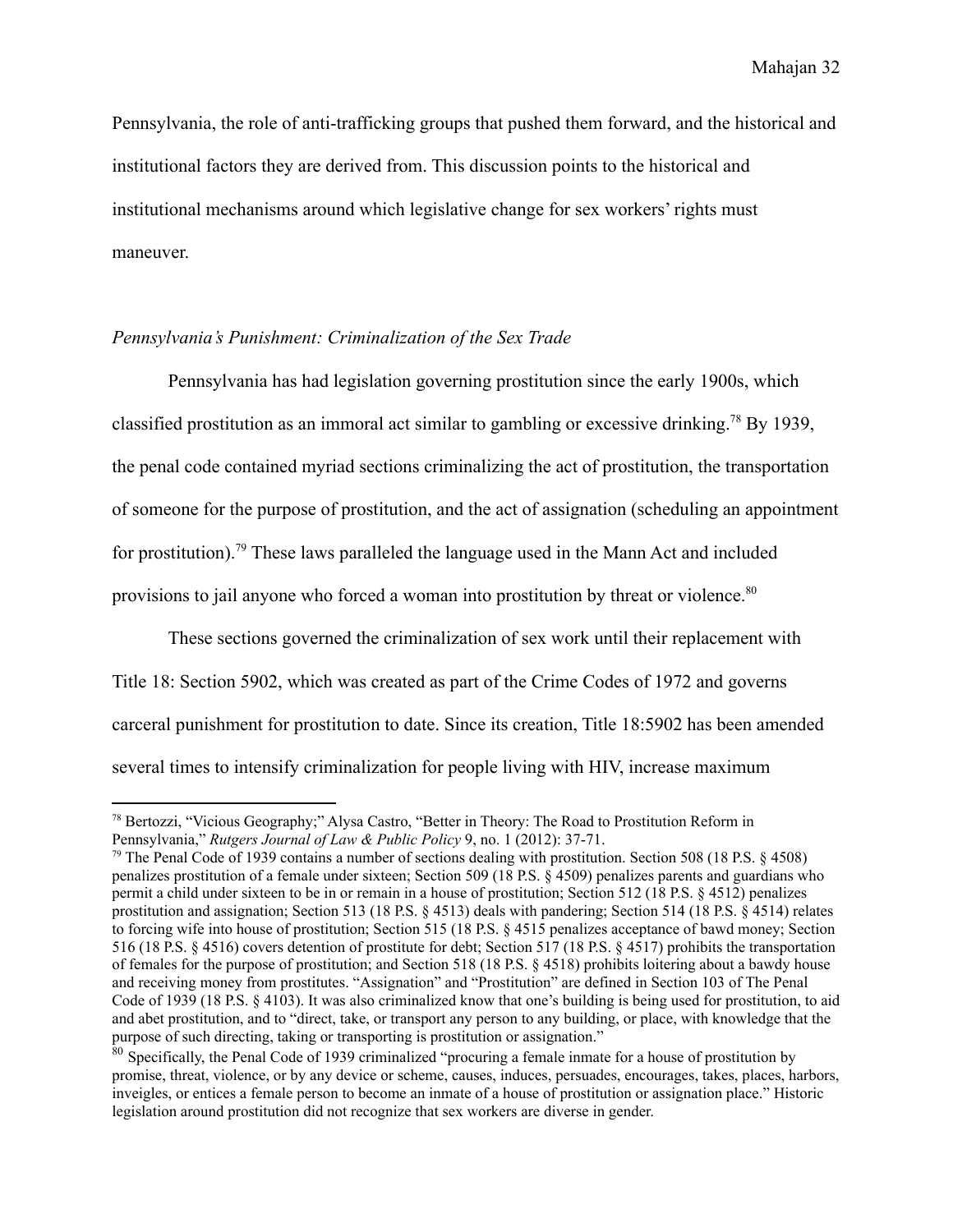Pennsylvania, the role of anti-trafficking groups that pushed them forward, and the historical and institutional factors they are derived from. This discussion points to the historical and institutional mechanisms around which legislative change for sex workers' rights must maneuver.

### *Pennsylvania's Punishment: Criminalization of the Sex Trade*

Pennsylvania has had legislation governing prostitution since the early 1900s, which classified prostitution as an immoral act similar to gambling or excessive drinking.[78] By 1939, the penal code contained myriad sections criminalizing the act of prostitution, the transportation of someone for the purpose of prostitution, and the act of assignation (scheduling an appointment for prostitution).[79] These laws paralleled the language used in the Mann Act and included provisions to jail anyone who forced a woman into prostitution by threat or violence.[80]

These sections governed the criminalization of sex work until their replacement with Title 18: Section 5902, which was created as part of the Crime Codes of 1972 and governs carceral punishment for prostitution to date. Since its creation, Title 18:5902 has been amended several times to intensify criminalization for people living with HIV, increase maximum

---

[78] Bertozzi, "Vicious Geography;" Alysa Castro, "Better in Theory: The Road to Prostitution Reform in Pennsylvania," *Rutgers Journal of Law & Public Policy* 9, no. 1 (2012): 37-71.

[79] The Penal Code of 1939 contains a number of sections dealing with prostitution. Section 508 (18 P.S. § 4508) penalizes prostitution of a female under sixteen; Section 509 (18 P.S. § 4509) penalizes parents and guardians who permit a child under sixteen to be in or remain in a house of prostitution; Section 512 (18 P.S. § 4512) penalizes prostitution and assignation; Section 513 (18 P.S. § 4513) deals with pandering; Section 514 (18 P.S. § 4514) relates to forcing wife into house of prostitution; Section 515 (18 P.S. § 4515 penalizes acceptance of bawd money; Section 516 (18 P.S. § 4516) covers detention of prostitute for debt; Section 517 (18 P.S. § 4517) prohibits the transportation of females for the purpose of prostitution; and Section 518 (18 P.S. § 4518) prohibits loitering about a bawdy house and receiving money from prostitutes. "Assignation" and "Prostitution" are defined in Section 103 of The Penal Code of 1939 (18 P.S. § 4103). It was also criminalized know that one's building is being used for prostitution, to aid and abet prostitution, and to "direct, take, or transport any person to any building, or place, with knowledge that the purpose of such directing, taking or transporting is prostitution or assignation."

[80] Specifically, the Penal Code of 1939 criminalized "procuring a female inmate for a house of prostitution by promise, threat, violence, or by any device or scheme, causes, induces, persuades, encourages, takes, places, harbors, inveigles, or entices a female person to become an inmate of a house of prostitution or assignation place." Historic legislation around prostitution did not recognize that sex workers are diverse in gender.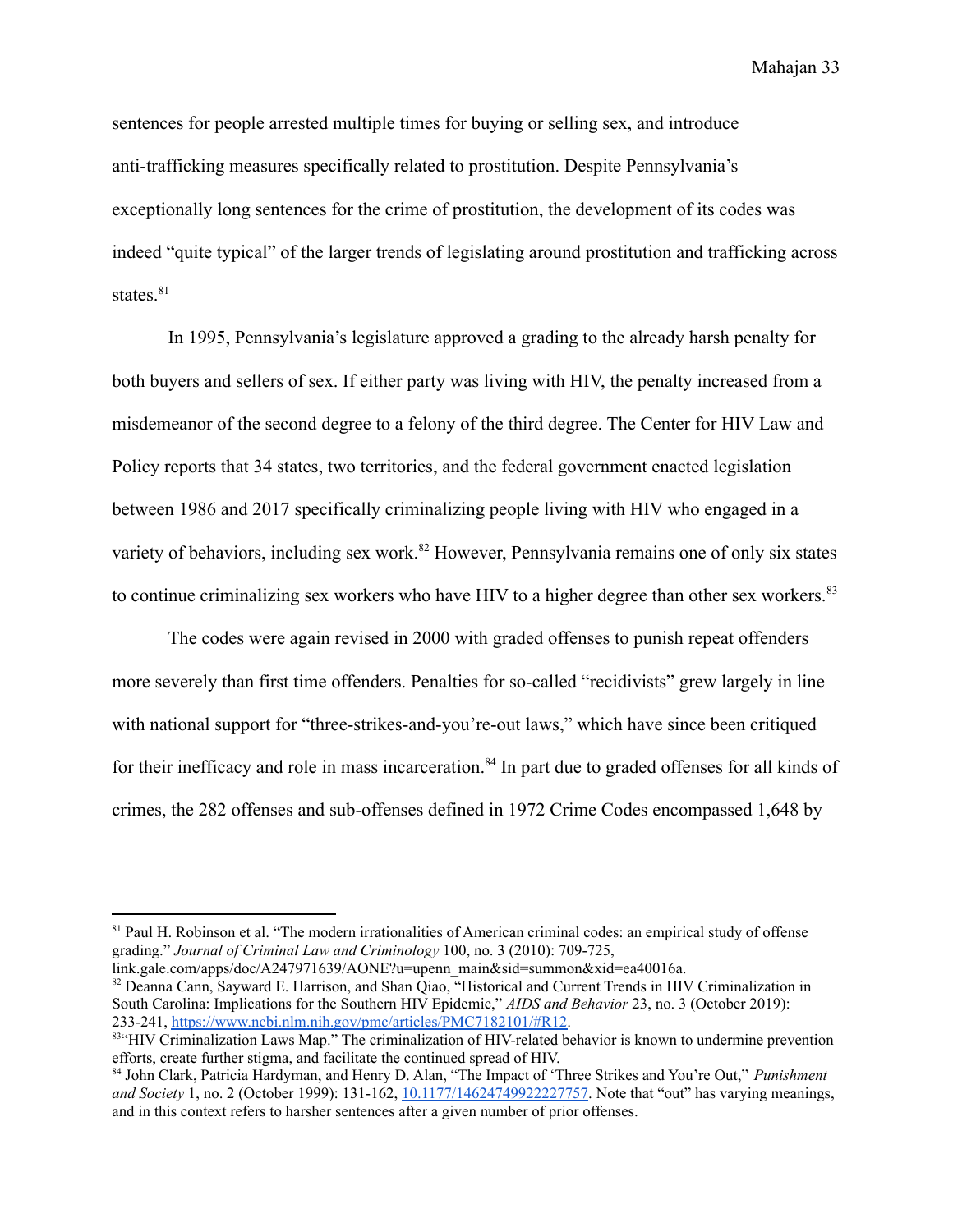sentences for people arrested multiple times for buying or selling sex, and introduce anti-trafficking measures specifically related to prostitution. Despite Pennsylvania's exceptionally long sentences for the crime of prostitution, the development of its codes was indeed "quite typical" of the larger trends of legislating around prostitution and trafficking across states.[81]

In 1995, Pennsylvania's legislature approved a grading to the already harsh penalty for both buyers and sellers of sex. If either party was living with HIV, the penalty increased from a misdemeanor of the second degree to a felony of the third degree. The Center for HIV Law and Policy reports that 34 states, two territories, and the federal government enacted legislation between 1986 and 2017 specifically criminalizing people living with HIV who engaged in a variety of behaviors, including sex work.[82] However, Pennsylvania remains one of only six states to continue criminalizing sex workers who have HIV to a higher degree than other sex workers.[83]

The codes were again revised in 2000 with graded offenses to punish repeat offenders more severely than first time offenders. Penalties for so-called "recidivists" grew largely in line with national support for "three-strikes-and-you're-out laws," which have since been critiqued for their inefficacy and role in mass incarceration.[84] In part due to graded offenses for all kinds of crimes, the 282 offenses and sub-offenses defined in 1972 Crime Codes encompassed 1,648 by

---

[81] Paul H. Robinson et al. "The modern irrationalities of American criminal codes: an empirical study of offense grading." *Journal of Criminal Law and Criminology* 100, no. 3 (2010): 709-725, link.gale.com/apps/doc/A247971639/AONE?u=upenn_main&sid=summon&xid=ea40016a.

[82] Deanna Cann, Sayward E. Harrison, and Shan Qiao, "Historical and Current Trends in HIV Criminalization in South Carolina: Implications for the Southern HIV Epidemic," *AIDS and Behavior* 23, no. 3 (October 2019): 233-241, https://www.ncbi.nlm.nih.gov/pmc/articles/PMC7182101/#R12.

[83] "HIV Criminalization Laws Map." The criminalization of HIV-related behavior is known to undermine prevention efforts, create further stigma, and facilitate the continued spread of HIV.

[84] John Clark, Patricia Hardyman, and Henry D. Alan, "The Impact of 'Three Strikes and You're Out," *Punishment and Society* 1, no. 2 (October 1999): 131-162, 10.1177/14624749922227757. Note that "out" has varying meanings, and in this context refers to harsher sentences after a given number of prior offenses.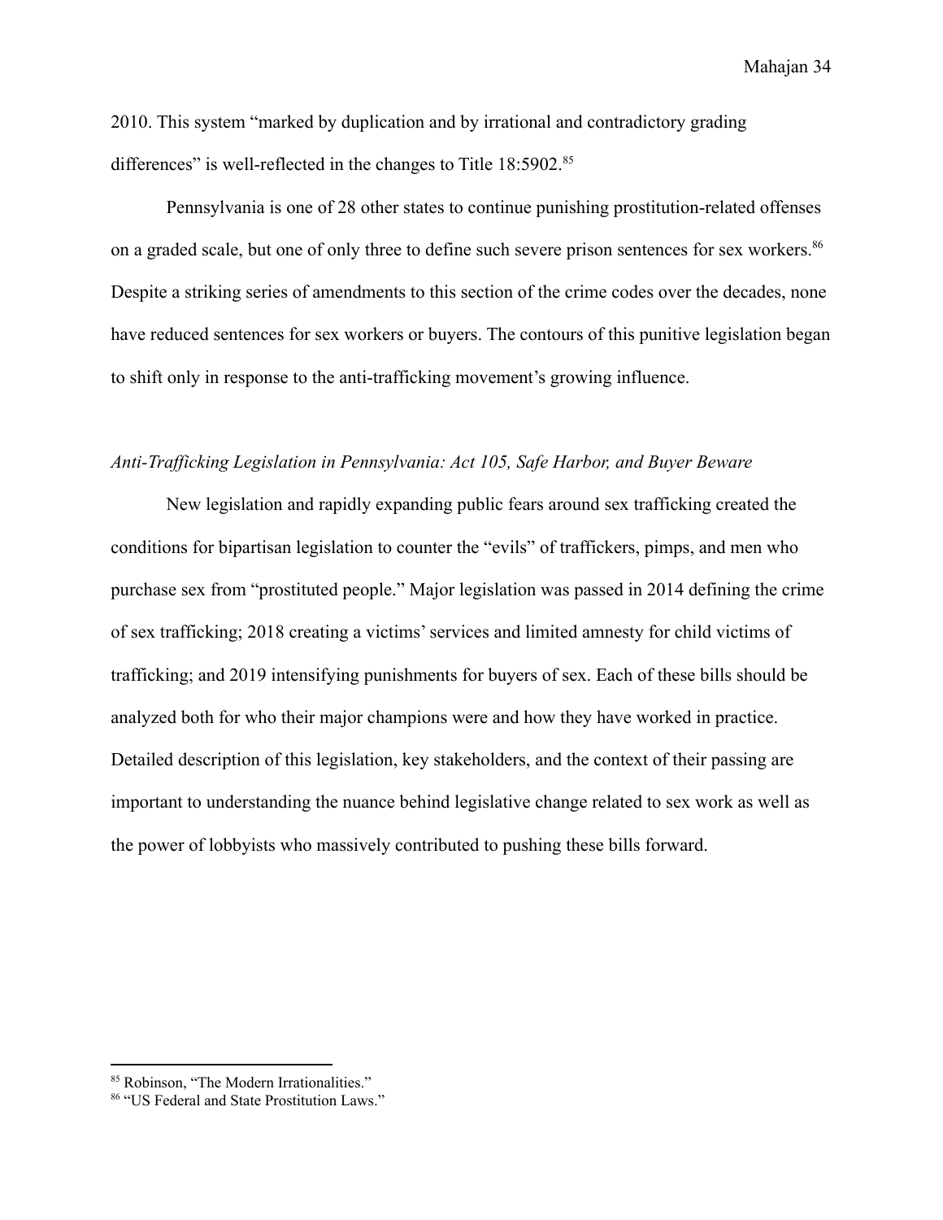2010. This system "marked by duplication and by irrational and contradictory grading differences" is well-reflected in the changes to Title 18:5902.[85]

Pennsylvania is one of 28 other states to continue punishing prostitution-related offenses on a graded scale, but one of only three to define such severe prison sentences for sex workers.[86] Despite a striking series of amendments to this section of the crime codes over the decades, none have reduced sentences for sex workers or buyers. The contours of this punitive legislation began to shift only in response to the anti-trafficking movement's growing influence.

### *Anti-Trafficking Legislation in Pennsylvania: Act 105, Safe Harbor, and Buyer Beware*

New legislation and rapidly expanding public fears around sex trafficking created the conditions for bipartisan legislation to counter the "evils" of traffickers, pimps, and men who purchase sex from "prostituted people." Major legislation was passed in 2014 defining the crime of sex trafficking; 2018 creating a victims' services and limited amnesty for child victims of trafficking; and 2019 intensifying punishments for buyers of sex. Each of these bills should be analyzed both for who their major champions were and how they have worked in practice. Detailed description of this legislation, key stakeholders, and the context of their passing are important to understanding the nuance behind legislative change related to sex work as well as the power of lobbyists who massively contributed to pushing these bills forward.

---

[85] Robinson, "The Modern Irrationalities."

[86] "US Federal and State Prostitution Laws."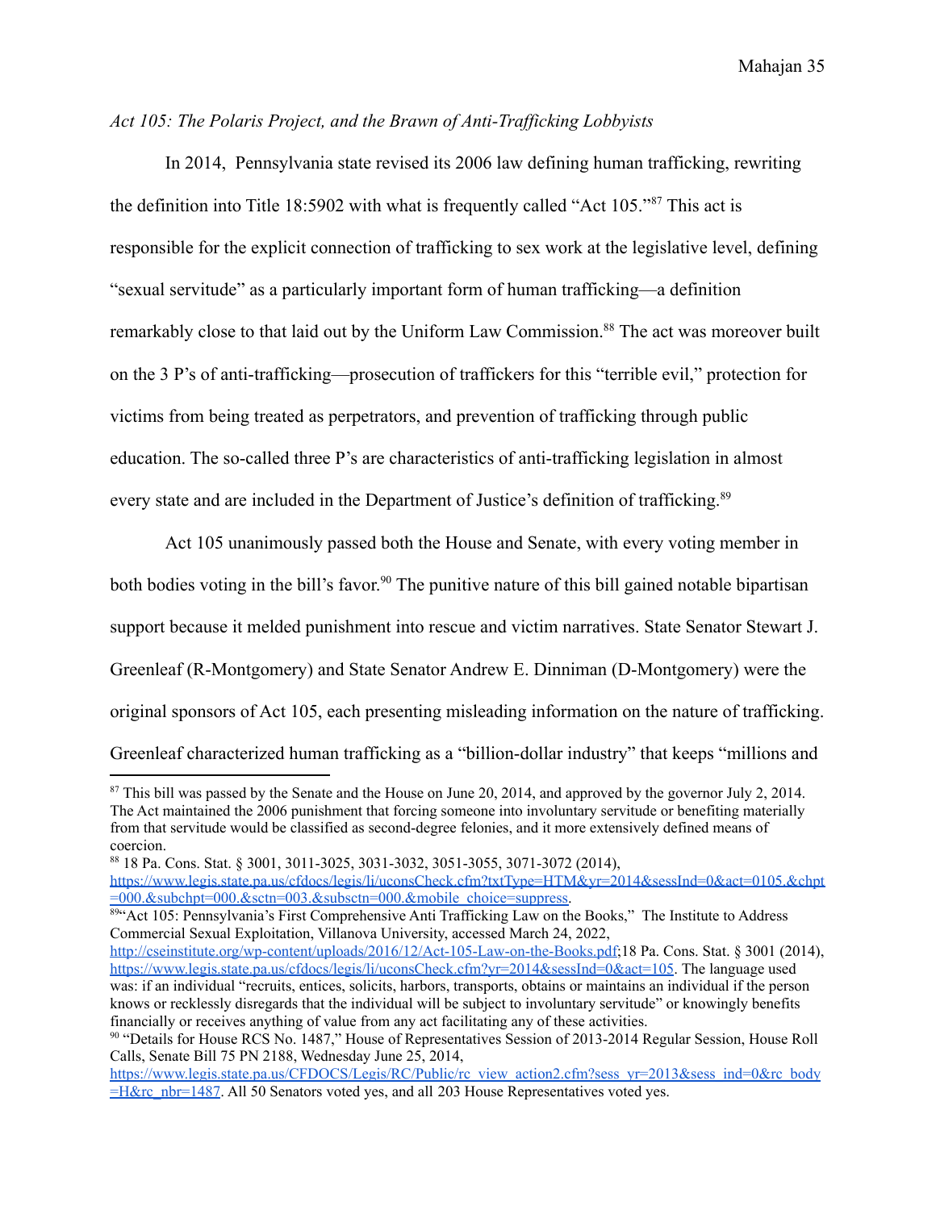*Act 105: The Polaris Project, and the Brawn of Anti-Trafficking Lobbyists*

In 2014, Pennsylvania state revised its 2006 law defining human trafficking, rewriting the definition into Title 18:5902 with what is frequently called "Act 105."[87] This act is responsible for the explicit connection of trafficking to sex work at the legislative level, defining "sexual servitude" as a particularly important form of human trafficking—a definition remarkably close to that laid out by the Uniform Law Commission.[88] The act was moreover built on the 3 P's of anti-trafficking—prosecution of traffickers for this "terrible evil," protection for victims from being treated as perpetrators, and prevention of trafficking through public education. The so-called three P's are characteristics of anti-trafficking legislation in almost every state and are included in the Department of Justice's definition of trafficking.[89]

Act 105 unanimously passed both the House and Senate, with every voting member in both bodies voting in the bill's favor.[90] The punitive nature of this bill gained notable bipartisan support because it melded punishment into rescue and victim narratives. State Senator Stewart J. Greenleaf (R-Montgomery) and State Senator Andrew E. Dinniman (D-Montgomery) were the original sponsors of Act 105, each presenting misleading information on the nature of trafficking. Greenleaf characterized human trafficking as a "billion-dollar industry" that keeps "millions and

---

[87] This bill was passed by the Senate and the House on June 20, 2014, and approved by the governor July 2, 2014. The Act maintained the 2006 punishment that forcing someone into involuntary servitude or benefiting materially from that servitude would be classified as second-degree felonies, and it more extensively defined means of coercion.

[88] 18 Pa. Cons. Stat. § 3001, 3011-3025, 3031-3032, 3051-3055, 3071-3072 (2014), https://www.legis.state.pa.us/cfdocs/legis/li/uconsCheck.cfm?txtType=HTM&yr=2014&sessInd=0&act=0105.&chpt=000.&subchpt=000.&sctn=003.&subsctn=000.&mobile_choice=suppress.

[89] "Act 105: Pennsylvania's First Comprehensive Anti Trafficking Law on the Books," The Institute to Address Commercial Sexual Exploitation, Villanova University, accessed March 24, 2022, http://cseinstitute.org/wp-content/uploads/2016/12/Act-105-Law-on-the-Books.pdf;18 Pa. Cons. Stat. § 3001 (2014), https://www.legis.state.pa.us/cfdocs/legis/li/uconsCheck.cfm?yr=2014&sessInd=0&act=105. The language used was: if an individual "recruits, entices, solicits, harbors, transports, obtains or maintains an individual if the person knows or recklessly disregards that the individual will be subject to involuntary servitude" or knowingly benefits financially or receives anything of value from any act facilitating any of these activities.

[90] "Details for House RCS No. 1487," House of Representatives Session of 2013-2014 Regular Session, House Roll Calls, Senate Bill 75 PN 2188, Wednesday June 25, 2014, https://www.legis.state.pa.us/CFDOCS/Legis/RC/Public/rc_view_action2.cfm?sess_yr=2013&sess_ind=0&rc_body=H&rc_nbr=1487. All 50 Senators voted yes, and all 203 House Representatives voted yes.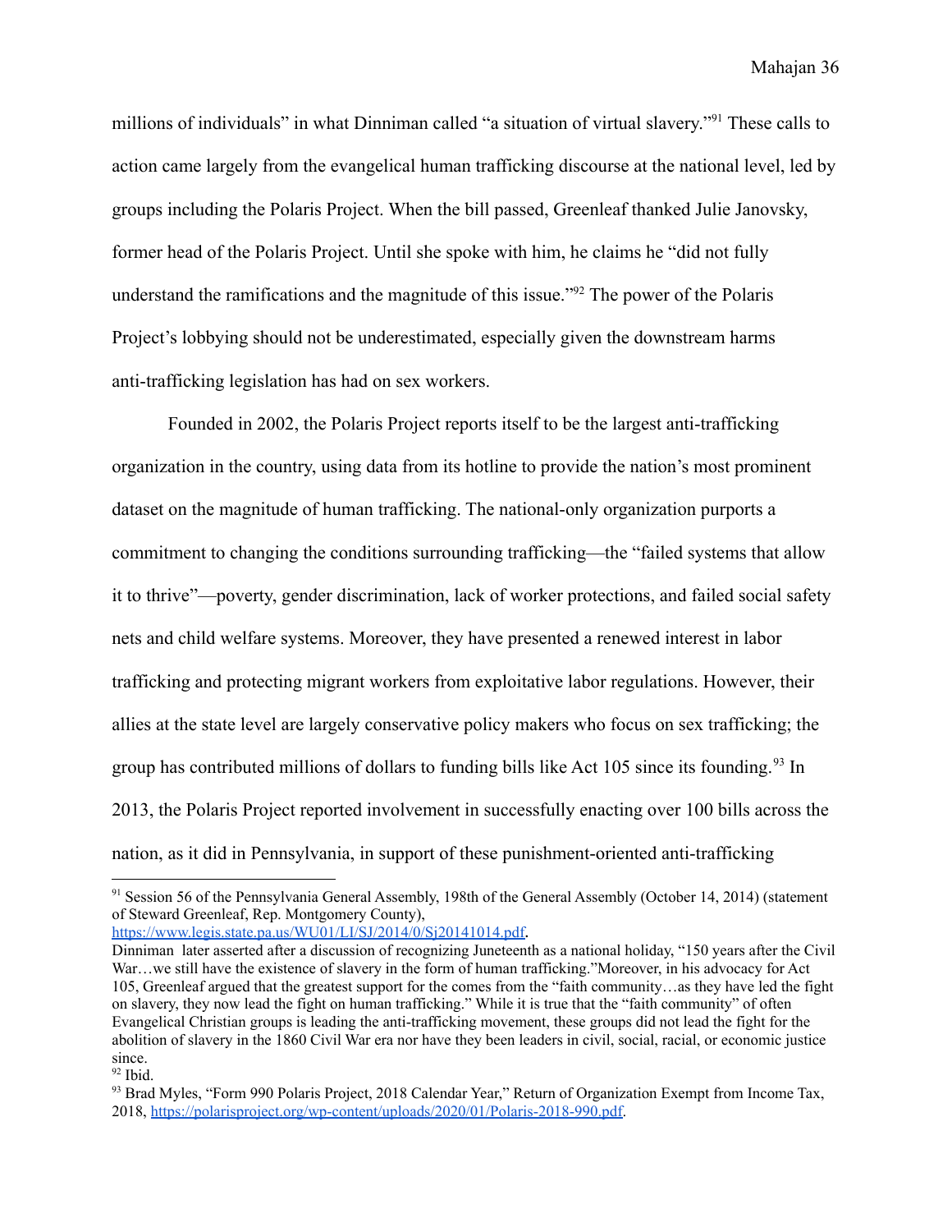millions of individuals" in what Dinniman called "a situation of virtual slavery."[91] These calls to action came largely from the evangelical human trafficking discourse at the national level, led by groups including the Polaris Project. When the bill passed, Greenleaf thanked Julie Janovsky, former head of the Polaris Project. Until she spoke with him, he claims he "did not fully understand the ramifications and the magnitude of this issue."[92] The power of the Polaris Project's lobbying should not be underestimated, especially given the downstream harms anti-trafficking legislation has had on sex workers.

Founded in 2002, the Polaris Project reports itself to be the largest anti-trafficking organization in the country, using data from its hotline to provide the nation's most prominent dataset on the magnitude of human trafficking. The national-only organization purports a commitment to changing the conditions surrounding trafficking—the "failed systems that allow it to thrive"—poverty, gender discrimination, lack of worker protections, and failed social safety nets and child welfare systems. Moreover, they have presented a renewed interest in labor trafficking and protecting migrant workers from exploitative labor regulations. However, their allies at the state level are largely conservative policy makers who focus on sex trafficking; the group has contributed millions of dollars to funding bills like Act 105 since its founding.[93] In 2013, the Polaris Project reported involvement in successfully enacting over 100 bills across the nation, as it did in Pennsylvania, in support of these punishment-oriented anti-trafficking

---

[91] Session 56 of the Pennsylvania General Assembly, 198th of the General Assembly (October 14, 2014) (statement of Steward Greenleaf, Rep. Montgomery County), https://www.legis.state.pa.us/WU01/LI/SJ/2014/0/Sj20141014.pdf.
Dinniman later asserted after a discussion of recognizing Juneteenth as a national holiday, "150 years after the Civil War…we still have the existence of slavery in the form of human trafficking."Moreover, in his advocacy for Act 105, Greenleaf argued that the greatest support for the comes from the "faith community…as they have led the fight on slavery, they now lead the fight on human trafficking." While it is true that the "faith community" of often Evangelical Christian groups is leading the anti-trafficking movement, these groups did not lead the fight for the abolition of slavery in the 1860 Civil War era nor have they been leaders in civil, social, racial, or economic justice since.

[92] Ibid.

[93] Brad Myles, "Form 990 Polaris Project, 2018 Calendar Year," Return of Organization Exempt from Income Tax, 2018, https://polarisproject.org/wp-content/uploads/2020/01/Polaris-2018-990.pdf.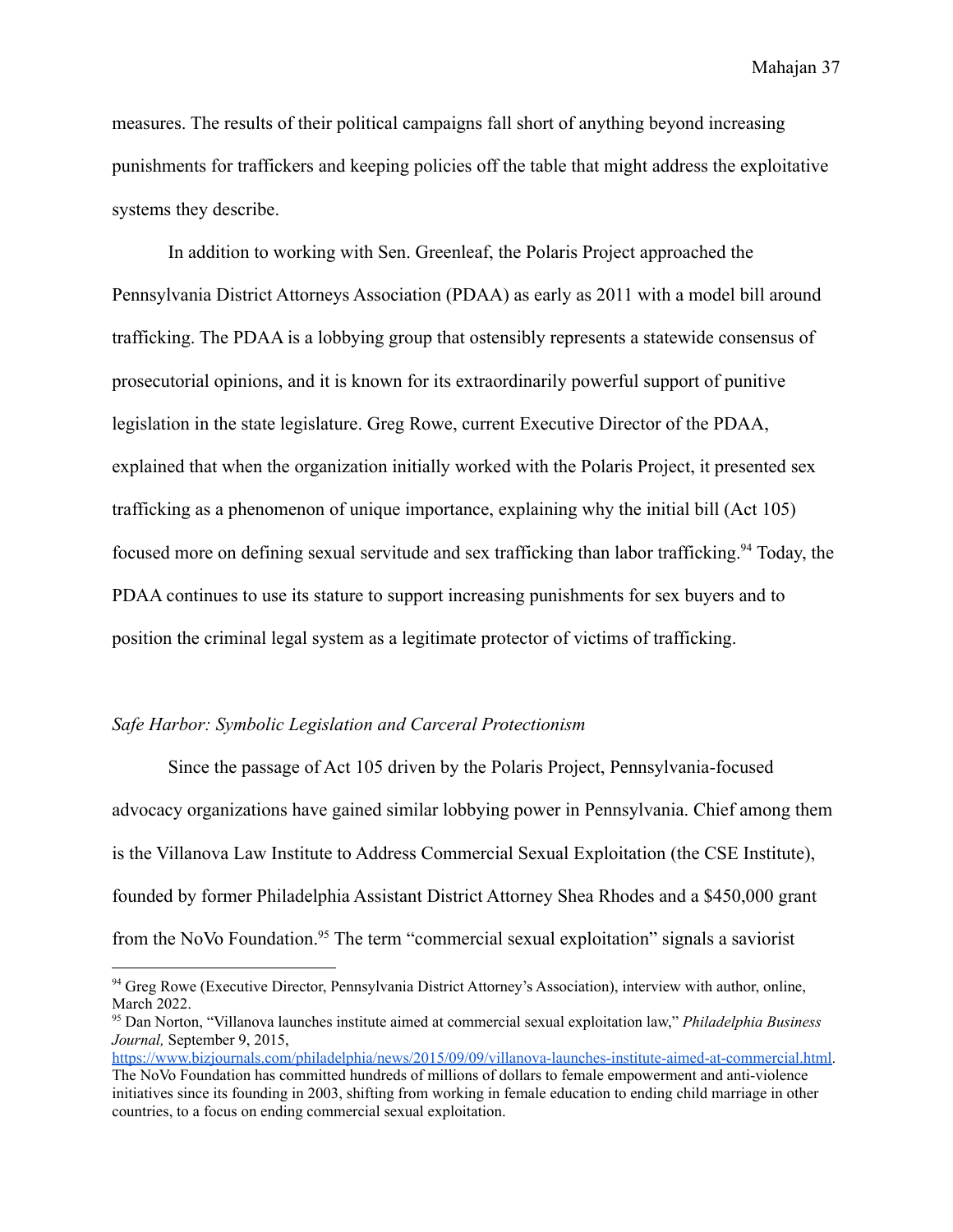measures. The results of their political campaigns fall short of anything beyond increasing punishments for traffickers and keeping policies off the table that might address the exploitative systems they describe.

In addition to working with Sen. Greenleaf, the Polaris Project approached the Pennsylvania District Attorneys Association (PDAA) as early as 2011 with a model bill around trafficking. The PDAA is a lobbying group that ostensibly represents a statewide consensus of prosecutorial opinions, and it is known for its extraordinarily powerful support of punitive legislation in the state legislature. Greg Rowe, current Executive Director of the PDAA, explained that when the organization initially worked with the Polaris Project, it presented sex trafficking as a phenomenon of unique importance, explaining why the initial bill (Act 105) focused more on defining sexual servitude and sex trafficking than labor trafficking.[94] Today, the PDAA continues to use its stature to support increasing punishments for sex buyers and to position the criminal legal system as a legitimate protector of victims of trafficking.

*Safe Harbor: Symbolic Legislation and Carceral Protectionism*

Since the passage of Act 105 driven by the Polaris Project, Pennsylvania-focused advocacy organizations have gained similar lobbying power in Pennsylvania. Chief among them is the Villanova Law Institute to Address Commercial Sexual Exploitation (the CSE Institute), founded by former Philadelphia Assistant District Attorney Shea Rhodes and a $450,000 grant from the NoVo Foundation.[95] The term "commercial sexual exploitation" signals a saviorist

---

[94] Greg Rowe (Executive Director, Pennsylvania District Attorney's Association), interview with author, online, March 2022.

[95] Dan Norton, "Villanova launches institute aimed at commercial sexual exploitation law," *Philadelphia Business Journal,* September 9, 2015, https://www.bizjournals.com/philadelphia/news/2015/09/09/villanova-launches-institute-aimed-at-commercial.html. The NoVo Foundation has committed hundreds of millions of dollars to female empowerment and anti-violence initiatives since its founding in 2003, shifting from working in female education to ending child marriage in other countries, to a focus on ending commercial sexual exploitation.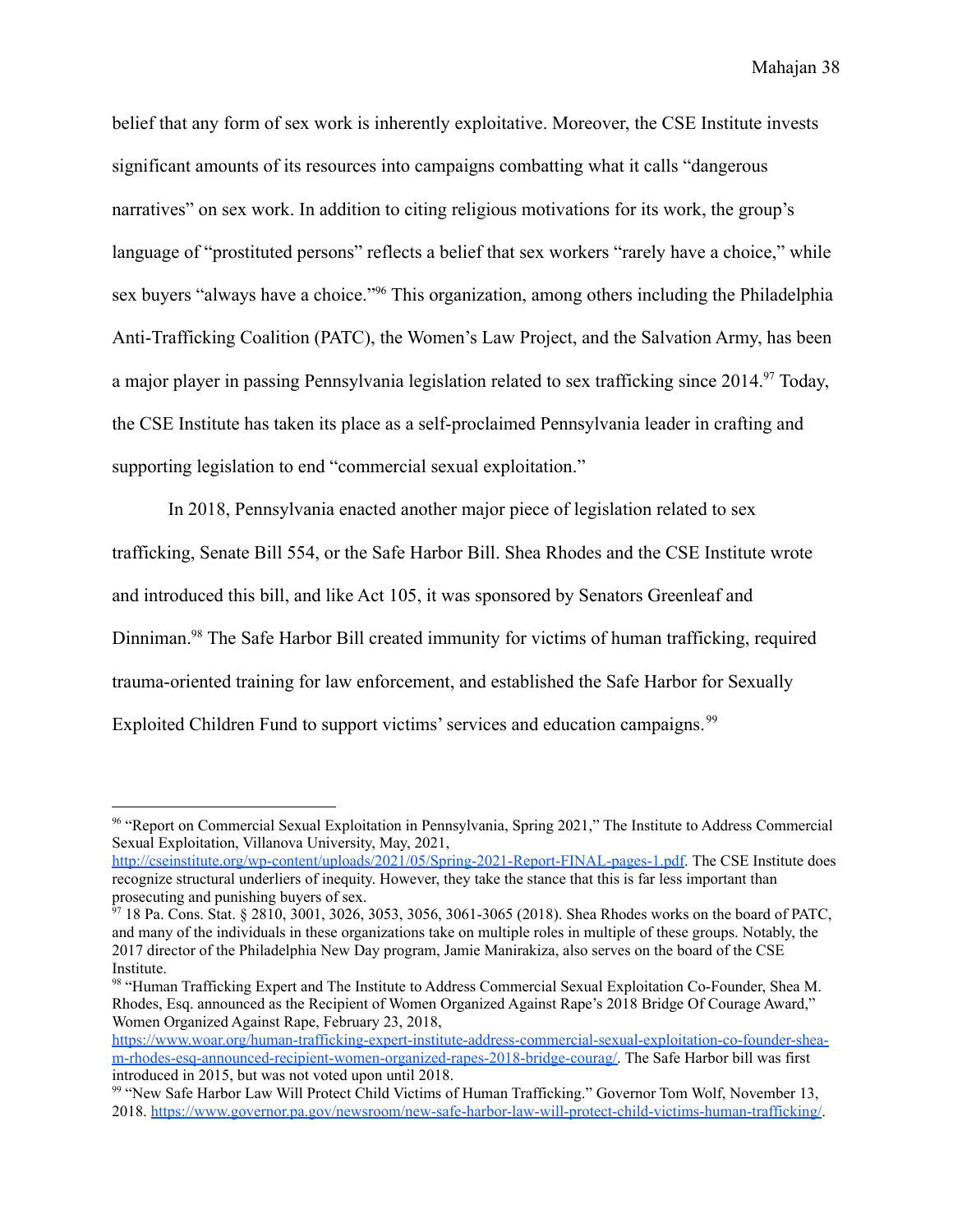belief that any form of sex work is inherently exploitative. Moreover, the CSE Institute invests significant amounts of its resources into campaigns combatting what it calls "dangerous narratives" on sex work. In addition to citing religious motivations for its work, the group's language of "prostituted persons" reflects a belief that sex workers "rarely have a choice," while sex buyers "always have a choice."[96] This organization, among others including the Philadelphia Anti-Trafficking Coalition (PATC), the Women's Law Project, and the Salvation Army, has been a major player in passing Pennsylvania legislation related to sex trafficking since 2014.[97] Today, the CSE Institute has taken its place as a self-proclaimed Pennsylvania leader in crafting and supporting legislation to end "commercial sexual exploitation."

In 2018, Pennsylvania enacted another major piece of legislation related to sex trafficking, Senate Bill 554, or the Safe Harbor Bill. Shea Rhodes and the CSE Institute wrote and introduced this bill, and like Act 105, it was sponsored by Senators Greenleaf and Dinniman.[98] The Safe Harbor Bill created immunity for victims of human trafficking, required trauma-oriented training for law enforcement, and established the Safe Harbor for Sexually Exploited Children Fund to support victims' services and education campaigns.[99]

---

[96] "Report on Commercial Sexual Exploitation in Pennsylvania, Spring 2021," The Institute to Address Commercial Sexual Exploitation, Villanova University, May, 2021, http://cseinstitute.org/wp-content/uploads/2021/05/Spring-2021-Report-FINAL-pages-1.pdf. The CSE Institute does recognize structural underliers of inequity. However, they take the stance that this is far less important than prosecuting and punishing buyers of sex.

[97] 18 Pa. Cons. Stat. § 2810, 3001, 3026, 3053, 3056, 3061-3065 (2018). Shea Rhodes works on the board of PATC, and many of the individuals in these organizations take on multiple roles in multiple of these groups. Notably, the 2017 director of the Philadelphia New Day program, Jamie Manirakiza, also serves on the board of the CSE Institute.

[98] "Human Trafficking Expert and The Institute to Address Commercial Sexual Exploitation Co-Founder, Shea M. Rhodes, Esq. announced as the Recipient of Women Organized Against Rape's 2018 Bridge Of Courage Award," Women Organized Against Rape, February 23, 2018, https://www.woar.org/human-trafficking-expert-institute-address-commercial-sexual-exploitation-co-founder-shea-m-rhodes-esq-announced-recipient-women-organized-rapes-2018-bridge-courag/. The Safe Harbor bill was first introduced in 2015, but was not voted upon until 2018.

[99] "New Safe Harbor Law Will Protect Child Victims of Human Trafficking." Governor Tom Wolf, November 13, 2018. https://www.governor.pa.gov/newsroom/new-safe-harbor-law-will-protect-child-victims-human-trafficking/.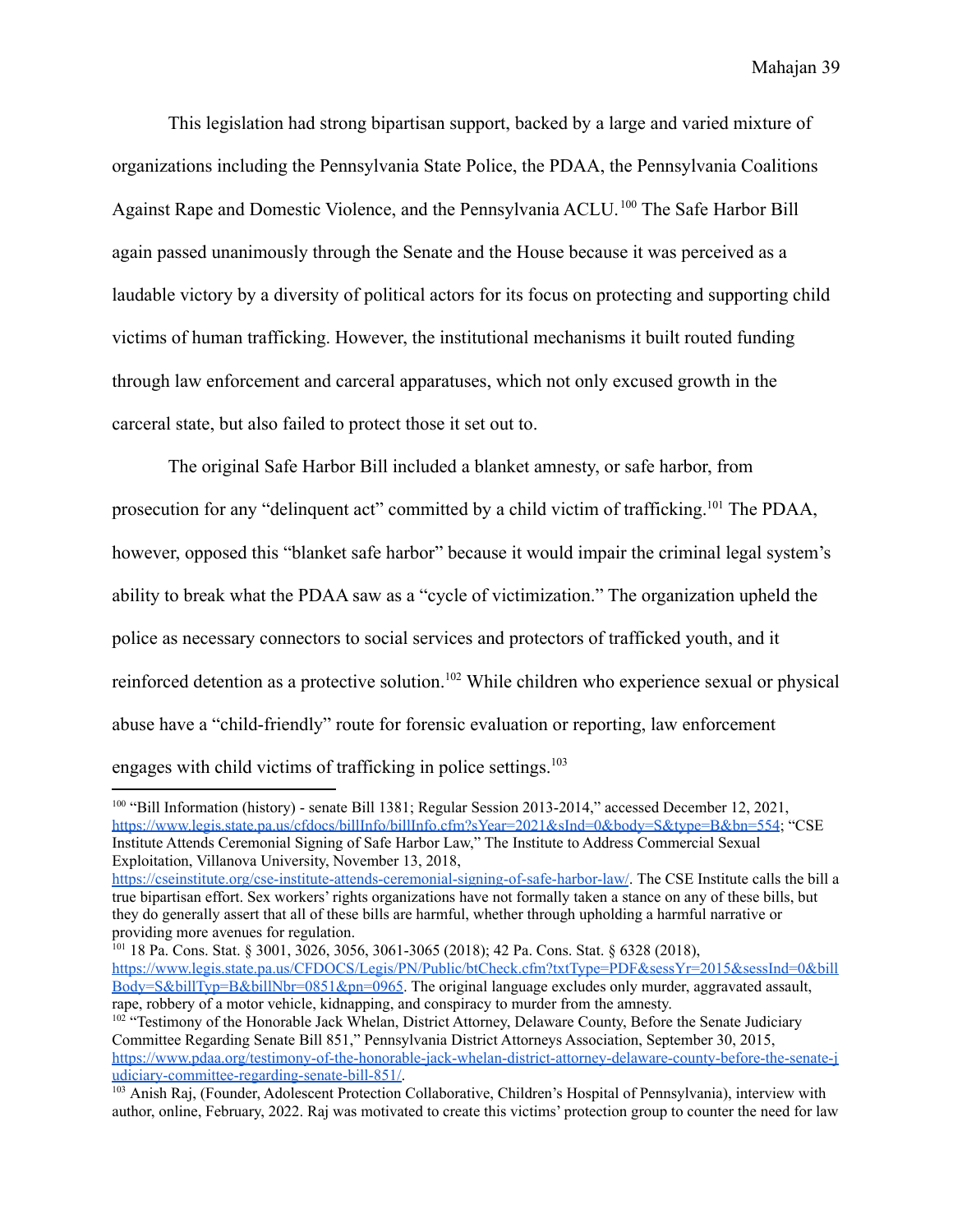This legislation had strong bipartisan support, backed by a large and varied mixture of organizations including the Pennsylvania State Police, the PDAA, the Pennsylvania Coalitions Against Rape and Domestic Violence, and the Pennsylvania ACLU.[100] The Safe Harbor Bill again passed unanimously through the Senate and the House because it was perceived as a laudable victory by a diversity of political actors for its focus on protecting and supporting child victims of human trafficking. However, the institutional mechanisms it built routed funding through law enforcement and carceral apparatuses, which not only excused growth in the carceral state, but also failed to protect those it set out to.

The original Safe Harbor Bill included a blanket amnesty, or safe harbor, from prosecution for any "delinquent act" committed by a child victim of trafficking.[101] The PDAA, however, opposed this "blanket safe harbor" because it would impair the criminal legal system's ability to break what the PDAA saw as a "cycle of victimization." The organization upheld the police as necessary connectors to social services and protectors of trafficked youth, and it reinforced detention as a protective solution.[102] While children who experience sexual or physical abuse have a "child-friendly" route for forensic evaluation or reporting, law enforcement engages with child victims of trafficking in police settings.[103]

---

[100] "Bill Information (history) - senate Bill 1381; Regular Session 2013-2014," accessed December 12, 2021, https://www.legis.state.pa.us/cfdocs/billInfo/billInfo.cfm?sYear=2021&sInd=0&body=S&type=B&bn=554; "CSE Institute Attends Ceremonial Signing of Safe Harbor Law," The Institute to Address Commercial Sexual Exploitation, Villanova University, November 13, 2018, https://cseinstitute.org/cse-institute-attends-ceremonial-signing-of-safe-harbor-law/. The CSE Institute calls the bill a true bipartisan effort. Sex workers' rights organizations have not formally taken a stance on any of these bills, but they do generally assert that all of these bills are harmful, whether through upholding a harmful narrative or providing more avenues for regulation.

[101] 18 Pa. Cons. Stat. § 3001, 3026, 3056, 3061-3065 (2018); 42 Pa. Cons. Stat. § 6328 (2018), https://www.legis.state.pa.us/CFDOCS/Legis/PN/Public/btCheck.cfm?txtType=PDF&sessYr=2015&sessInd=0&billBody=S&billTyp=B&billNbr=0851&pn=0965. The original language excludes only murder, aggravated assault, rape, robbery of a motor vehicle, kidnapping, and conspiracy to murder from the amnesty.

[102] "Testimony of the Honorable Jack Whelan, District Attorney, Delaware County, Before the Senate Judiciary Committee Regarding Senate Bill 851," Pennsylvania District Attorneys Association, September 30, 2015, https://www.pdaa.org/testimony-of-the-honorable-jack-whelan-district-attorney-delaware-county-before-the-senate-judiciary-committee-regarding-senate-bill-851/.

[103] Anish Raj, (Founder, Adolescent Protection Collaborative, Children's Hospital of Pennsylvania), interview with author, online, February, 2022. Raj was motivated to create this victims' protection group to counter the need for law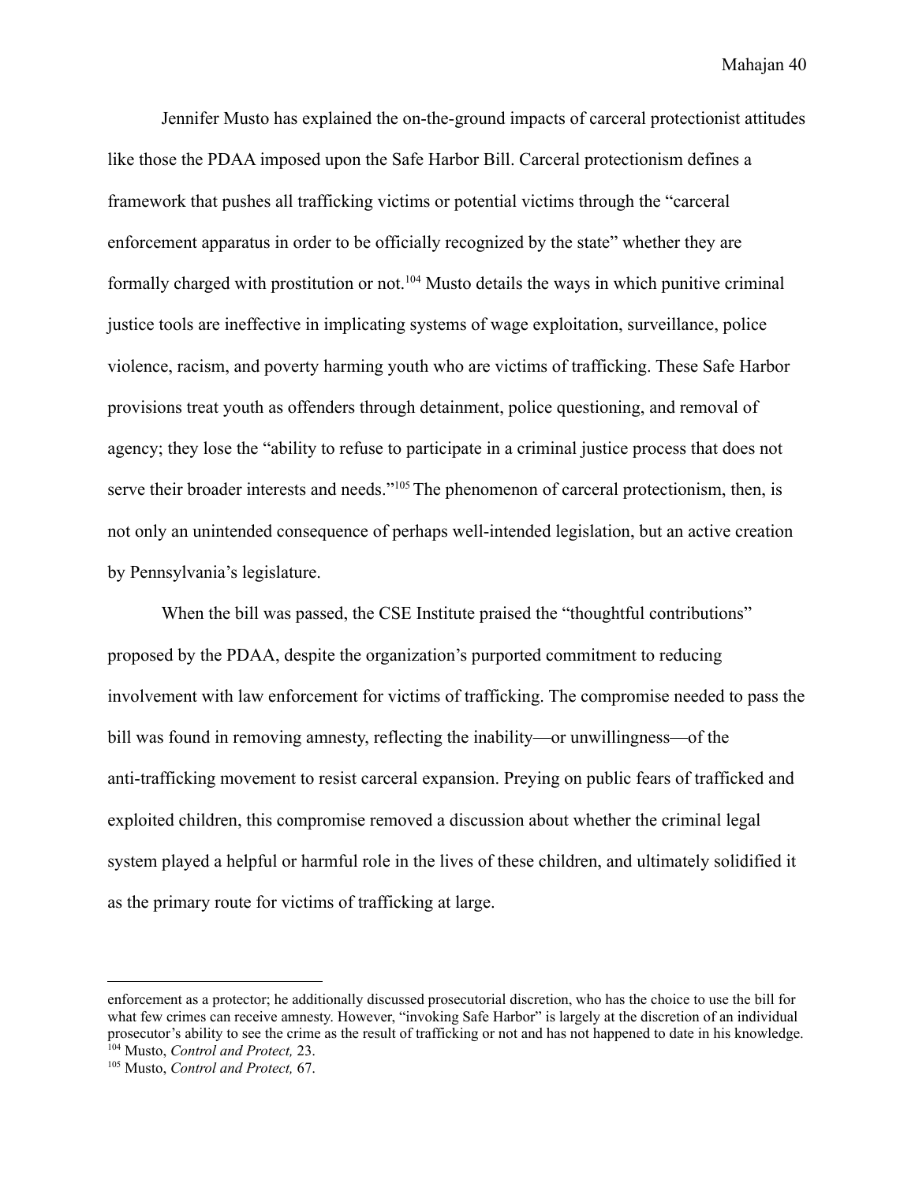Jennifer Musto has explained the on-the-ground impacts of carceral protectionist attitudes like those the PDAA imposed upon the Safe Harbor Bill. Carceral protectionism defines a framework that pushes all trafficking victims or potential victims through the "carceral enforcement apparatus in order to be officially recognized by the state" whether they are formally charged with prostitution or not.[104] Musto details the ways in which punitive criminal justice tools are ineffective in implicating systems of wage exploitation, surveillance, police violence, racism, and poverty harming youth who are victims of trafficking. These Safe Harbor provisions treat youth as offenders through detainment, police questioning, and removal of agency; they lose the "ability to refuse to participate in a criminal justice process that does not serve their broader interests and needs."[105] The phenomenon of carceral protectionism, then, is not only an unintended consequence of perhaps well-intended legislation, but an active creation by Pennsylvania's legislature.

When the bill was passed, the CSE Institute praised the "thoughtful contributions" proposed by the PDAA, despite the organization's purported commitment to reducing involvement with law enforcement for victims of trafficking. The compromise needed to pass the bill was found in removing amnesty, reflecting the inability—or unwillingness—of the anti-trafficking movement to resist carceral expansion. Preying on public fears of trafficked and exploited children, this compromise removed a discussion about whether the criminal legal system played a helpful or harmful role in the lives of these children, and ultimately solidified it as the primary route for victims of trafficking at large.

---

enforcement as a protector; he additionally discussed prosecutorial discretion, who has the choice to use the bill for what few crimes can receive amnesty. However, "invoking Safe Harbor" is largely at the discretion of an individual prosecutor's ability to see the crime as the result of trafficking or not and has not happened to date in his knowledge.

[104] Musto, *Control and Protect,* 23.

[105] Musto, *Control and Protect,* 67.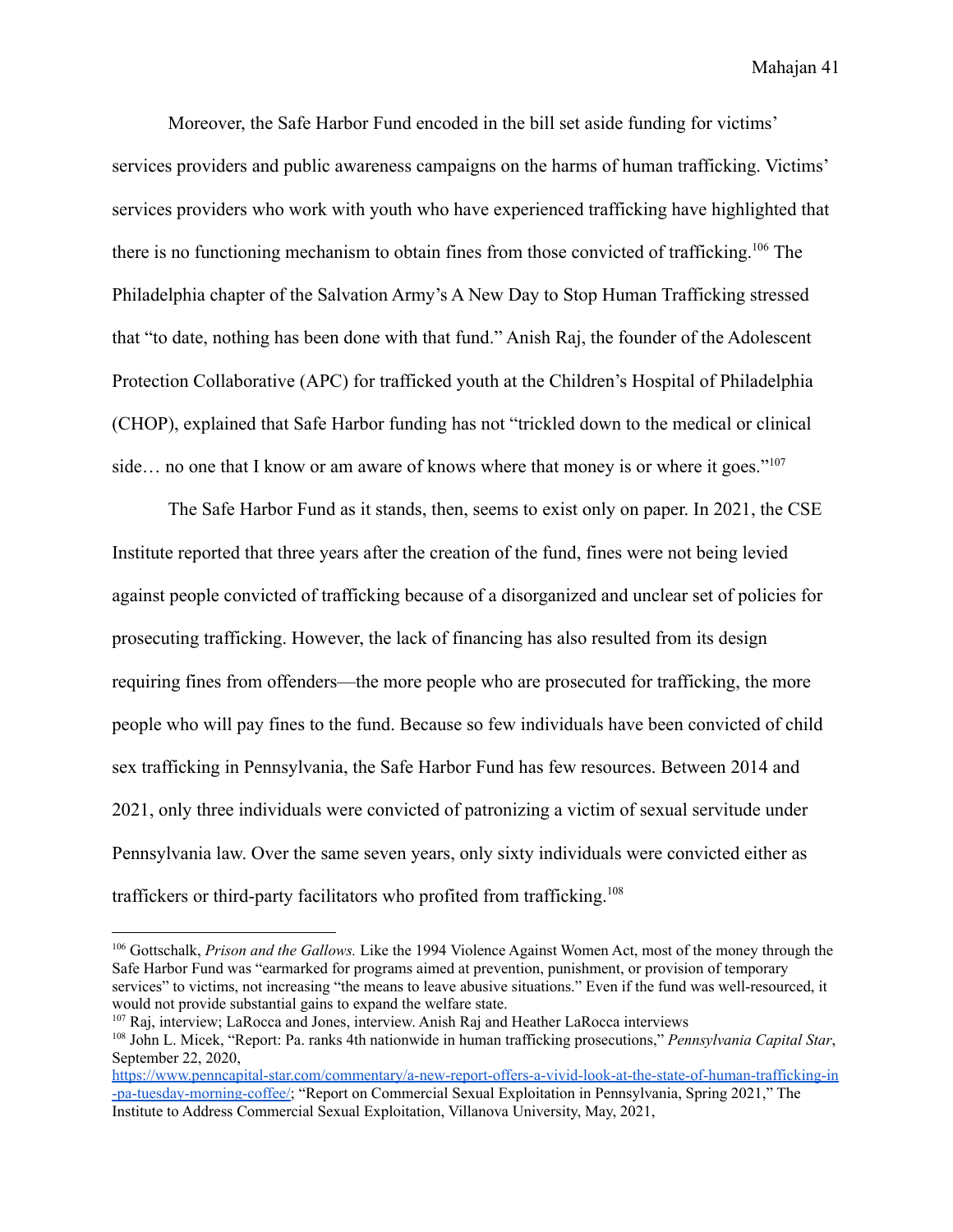Moreover, the Safe Harbor Fund encoded in the bill set aside funding for victims' services providers and public awareness campaigns on the harms of human trafficking. Victims' services providers who work with youth who have experienced trafficking have highlighted that there is no functioning mechanism to obtain fines from those convicted of trafficking.[106] The Philadelphia chapter of the Salvation Army's A New Day to Stop Human Trafficking stressed that "to date, nothing has been done with that fund." Anish Raj, the founder of the Adolescent Protection Collaborative (APC) for trafficked youth at the Children's Hospital of Philadelphia (CHOP), explained that Safe Harbor funding has not "trickled down to the medical or clinical side… no one that I know or am aware of knows where that money is or where it goes."[107]

The Safe Harbor Fund as it stands, then, seems to exist only on paper. In 2021, the CSE Institute reported that three years after the creation of the fund, fines were not being levied against people convicted of trafficking because of a disorganized and unclear set of policies for prosecuting trafficking. However, the lack of financing has also resulted from its design requiring fines from offenders—the more people who are prosecuted for trafficking, the more people who will pay fines to the fund. Because so few individuals have been convicted of child sex trafficking in Pennsylvania, the Safe Harbor Fund has few resources. Between 2014 and 2021, only three individuals were convicted of patronizing a victim of sexual servitude under Pennsylvania law. Over the same seven years, only sixty individuals were convicted either as traffickers or third-party facilitators who profited from trafficking.[108]

---

[106] Gottschalk, *Prison and the Gallows.* Like the 1994 Violence Against Women Act, most of the money through the Safe Harbor Fund was "earmarked for programs aimed at prevention, punishment, or provision of temporary services" to victims, not increasing "the means to leave abusive situations." Even if the fund was well-resourced, it would not provide substantial gains to expand the welfare state.

[107] Raj, interview; LaRocca and Jones, interview. Anish Raj and Heather LaRocca interviews

[108] John L. Micek, "Report: Pa. ranks 4th nationwide in human trafficking prosecutions," *Pennsylvania Capital Star*, September 22, 2020, https://www.penncapital-star.com/commentary/a-new-report-offers-a-vivid-look-at-the-state-of-human-trafficking-in-pa-tuesday-morning-coffee/; "Report on Commercial Sexual Exploitation in Pennsylvania, Spring 2021," The Institute to Address Commercial Sexual Exploitation, Villanova University, May, 2021,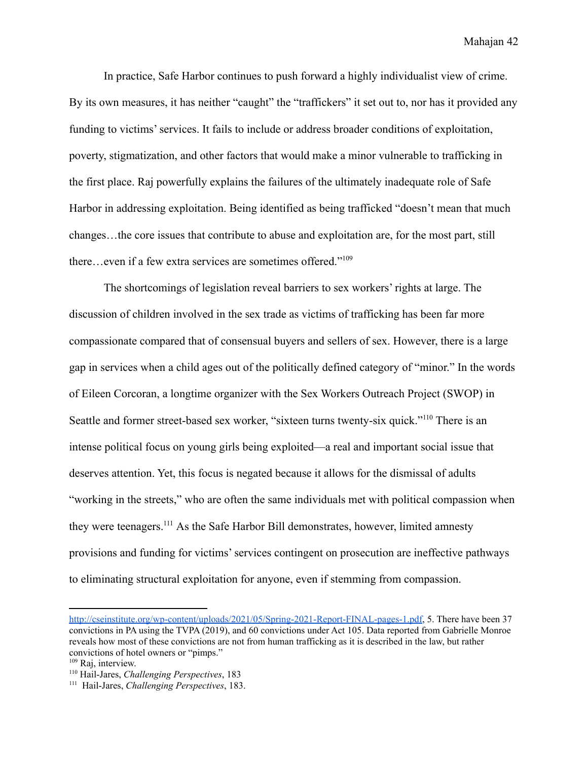In practice, Safe Harbor continues to push forward a highly individualist view of crime. By its own measures, it has neither "caught" the "traffickers" it set out to, nor has it provided any funding to victims' services. It fails to include or address broader conditions of exploitation, poverty, stigmatization, and other factors that would make a minor vulnerable to trafficking in the first place. Raj powerfully explains the failures of the ultimately inadequate role of Safe Harbor in addressing exploitation. Being identified as being trafficked "doesn't mean that much changes…the core issues that contribute to abuse and exploitation are, for the most part, still there…even if a few extra services are sometimes offered."[109]

The shortcomings of legislation reveal barriers to sex workers' rights at large. The discussion of children involved in the sex trade as victims of trafficking has been far more compassionate compared that of consensual buyers and sellers of sex. However, there is a large gap in services when a child ages out of the politically defined category of "minor." In the words of Eileen Corcoran, a longtime organizer with the Sex Workers Outreach Project (SWOP) in Seattle and former street-based sex worker, "sixteen turns twenty-six quick."[110] There is an intense political focus on young girls being exploited—a real and important social issue that deserves attention. Yet, this focus is negated because it allows for the dismissal of adults "working in the streets," who are often the same individuals met with political compassion when they were teenagers.[111] As the Safe Harbor Bill demonstrates, however, limited amnesty provisions and funding for victims' services contingent on prosecution are ineffective pathways to eliminating structural exploitation for anyone, even if stemming from compassion.

---

http://cseinstitute.org/wp-content/uploads/2021/05/Spring-2021-Report-FINAL-pages-1.pdf, 5. There have been 37 convictions in PA using the TVPA (2019), and 60 convictions under Act 105. Data reported from Gabrielle Monroe reveals how most of these convictions are not from human trafficking as it is described in the law, but rather convictions of hotel owners or "pimps."

[109] Raj, interview.

[110] Hail-Jares, *Challenging Perspectives*, 183

[111] Hail-Jares, *Challenging Perspectives*, 183.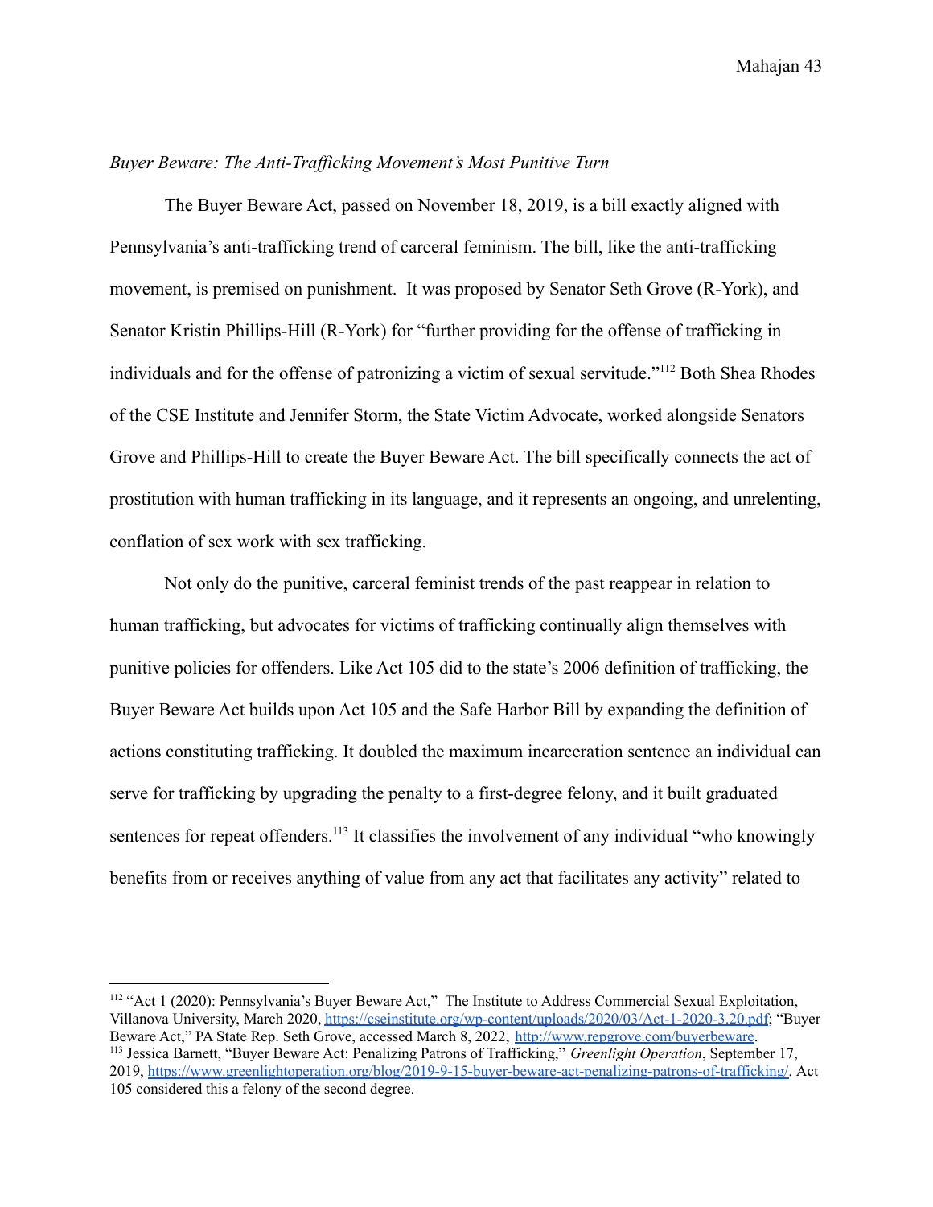*Buyer Beware: The Anti-Trafficking Movement's Most Punitive Turn*

The Buyer Beware Act, passed on November 18, 2019, is a bill exactly aligned with Pennsylvania's anti-trafficking trend of carceral feminism. The bill, like the anti-trafficking movement, is premised on punishment. It was proposed by Senator Seth Grove (R-York), and Senator Kristin Phillips-Hill (R-York) for "further providing for the offense of trafficking in individuals and for the offense of patronizing a victim of sexual servitude."[112] Both Shea Rhodes of the CSE Institute and Jennifer Storm, the State Victim Advocate, worked alongside Senators Grove and Phillips-Hill to create the Buyer Beware Act. The bill specifically connects the act of prostitution with human trafficking in its language, and it represents an ongoing, and unrelenting, conflation of sex work with sex trafficking.

Not only do the punitive, carceral feminist trends of the past reappear in relation to human trafficking, but advocates for victims of trafficking continually align themselves with punitive policies for offenders. Like Act 105 did to the state's 2006 definition of trafficking, the Buyer Beware Act builds upon Act 105 and the Safe Harbor Bill by expanding the definition of actions constituting trafficking. It doubled the maximum incarceration sentence an individual can serve for trafficking by upgrading the penalty to a first-degree felony, and it built graduated sentences for repeat offenders.[113] It classifies the involvement of any individual "who knowingly benefits from or receives anything of value from any act that facilitates any activity" related to

---

[112] "Act 1 (2020): Pennsylvania's Buyer Beware Act," The Institute to Address Commercial Sexual Exploitation, Villanova University, March 2020, https://cseinstitute.org/wp-content/uploads/2020/03/Act-1-2020-3.20.pdf; "Buyer Beware Act," PA State Rep. Seth Grove, accessed March 8, 2022, http://www.repgrove.com/buyerbeware.

[113] Jessica Barnett, "Buyer Beware Act: Penalizing Patrons of Trafficking," *Greenlight Operation*, September 17, 2019, https://www.greenlightoperation.org/blog/2019-9-15-buyer-beware-act-penalizing-patrons-of-trafficking/. Act 105 considered this a felony of the second degree.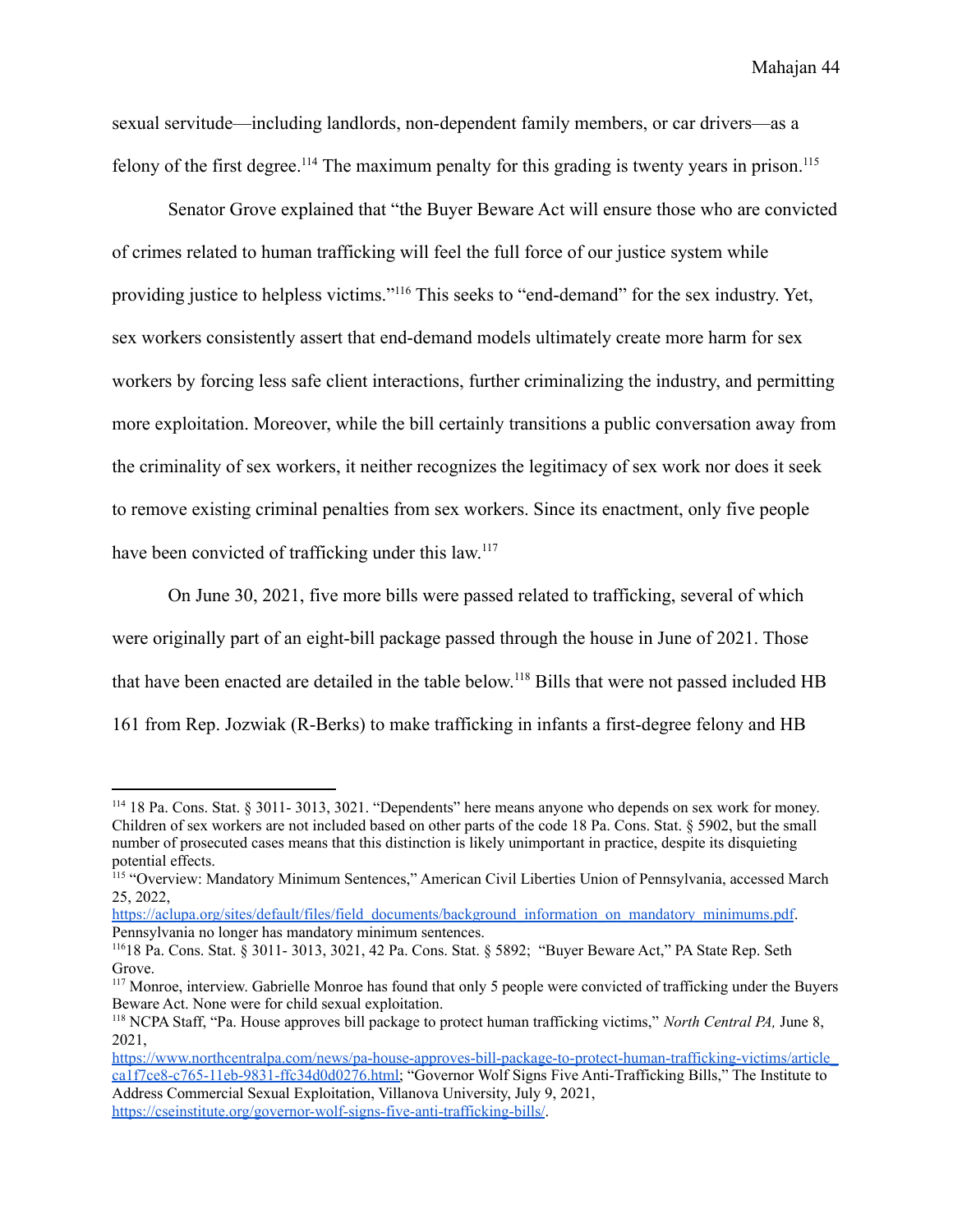sexual servitude—including landlords, non-dependent family members, or car drivers—as a felony of the first degree.[114] The maximum penalty for this grading is twenty years in prison.[115]

Senator Grove explained that "the Buyer Beware Act will ensure those who are convicted of crimes related to human trafficking will feel the full force of our justice system while providing justice to helpless victims."[116] This seeks to "end-demand" for the sex industry. Yet, sex workers consistently assert that end-demand models ultimately create more harm for sex workers by forcing less safe client interactions, further criminalizing the industry, and permitting more exploitation. Moreover, while the bill certainly transitions a public conversation away from the criminality of sex workers, it neither recognizes the legitimacy of sex work nor does it seek to remove existing criminal penalties from sex workers. Since its enactment, only five people have been convicted of trafficking under this law.[117]

On June 30, 2021, five more bills were passed related to trafficking, several of which were originally part of an eight-bill package passed through the house in June of 2021. Those that have been enacted are detailed in the table below.[118] Bills that were not passed included HB 161 from Rep. Jozwiak (R-Berks) to make trafficking in infants a first-degree felony and HB

---

[114] 18 Pa. Cons. Stat. § 3011- 3013, 3021. "Dependents" here means anyone who depends on sex work for money. Children of sex workers are not included based on other parts of the code 18 Pa. Cons. Stat. § 5902, but the small number of prosecuted cases means that this distinction is likely unimportant in practice, despite its disquieting potential effects.

[115] "Overview: Mandatory Minimum Sentences," American Civil Liberties Union of Pennsylvania, accessed March 25, 2022, https://aclupa.org/sites/default/files/field_documents/background_information_on_mandatory_minimums.pdf. Pennsylvania no longer has mandatory minimum sentences.

[116] 18 Pa. Cons. Stat. § 3011- 3013, 3021, 42 Pa. Cons. Stat. § 5892; "Buyer Beware Act," PA State Rep. Seth Grove.

[117] Monroe, interview. Gabrielle Monroe has found that only 5 people were convicted of trafficking under the Buyers Beware Act. None were for child sexual exploitation.

[118] NCPA Staff, "Pa. House approves bill package to protect human trafficking victims," *North Central PA,* June 8, 2021, https://www.northcentralpa.com/news/pa-house-approves-bill-package-to-protect-human-trafficking-victims/article_ca1f7ce8-c765-11eb-9831-ffc34d0d0276.html; "Governor Wolf Signs Five Anti-Trafficking Bills," The Institute to Address Commercial Sexual Exploitation, Villanova University, July 9, 2021, https://cseinstitute.org/governor-wolf-signs-five-anti-trafficking-bills/.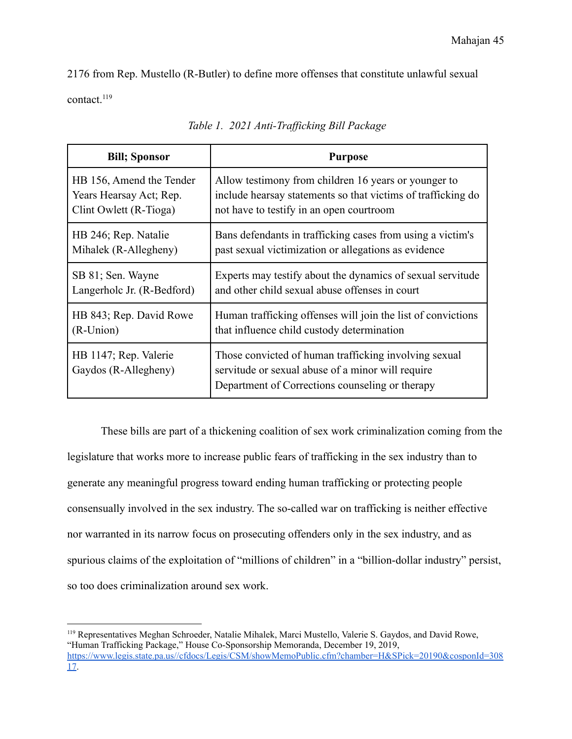2176 from Rep. Mustello (R-Butler) to define more offenses that constitute unlawful sexual contact.[119]

*Table 1. 2021 Anti-Trafficking Bill Package*

| Bill; Sponsor | Purpose |
|---|---|
| HB 156, Amend the Tender Years Hearsay Act; Rep. Clint Owlett (R-Tioga) | Allow testimony from children 16 years or younger to include hearsay statements so that victims of trafficking do not have to testify in an open courtroom |
| HB 246; Rep. Natalie Mihalek (R-Allegheny) | Bans defendants in trafficking cases from using a victim's past sexual victimization or allegations as evidence |
| SB 81; Sen. Wayne Langerholc Jr. (R-Bedford) | Experts may testify about the dynamics of sexual servitude and other child sexual abuse offenses in court |
| HB 843; Rep. David Rowe (R-Union) | Human trafficking offenses will join the list of convictions that influence child custody determination |
| HB 1147; Rep. Valerie Gaydos (R-Allegheny) | Those convicted of human trafficking involving sexual servitude or sexual abuse of a minor will require Department of Corrections counseling or therapy |

These bills are part of a thickening coalition of sex work criminalization coming from the legislature that works more to increase public fears of trafficking in the sex industry than to generate any meaningful progress toward ending human trafficking or protecting people consensually involved in the sex industry. The so-called war on trafficking is neither effective nor warranted in its narrow focus on prosecuting offenders only in the sex industry, and as spurious claims of the exploitation of "millions of children" in a "billion-dollar industry" persist, so too does criminalization around sex work.

---

[119] Representatives Meghan Schroeder, Natalie Mihalek, Marci Mustello, Valerie S. Gaydos, and David Rowe, "Human Trafficking Package," House Co-Sponsorship Memoranda, December 19, 2019, https://www.legis.state.pa.us//cfdocs/Legis/CSM/showMemoPublic.cfm?chamber=H&SPick=20190&cosponId=30817.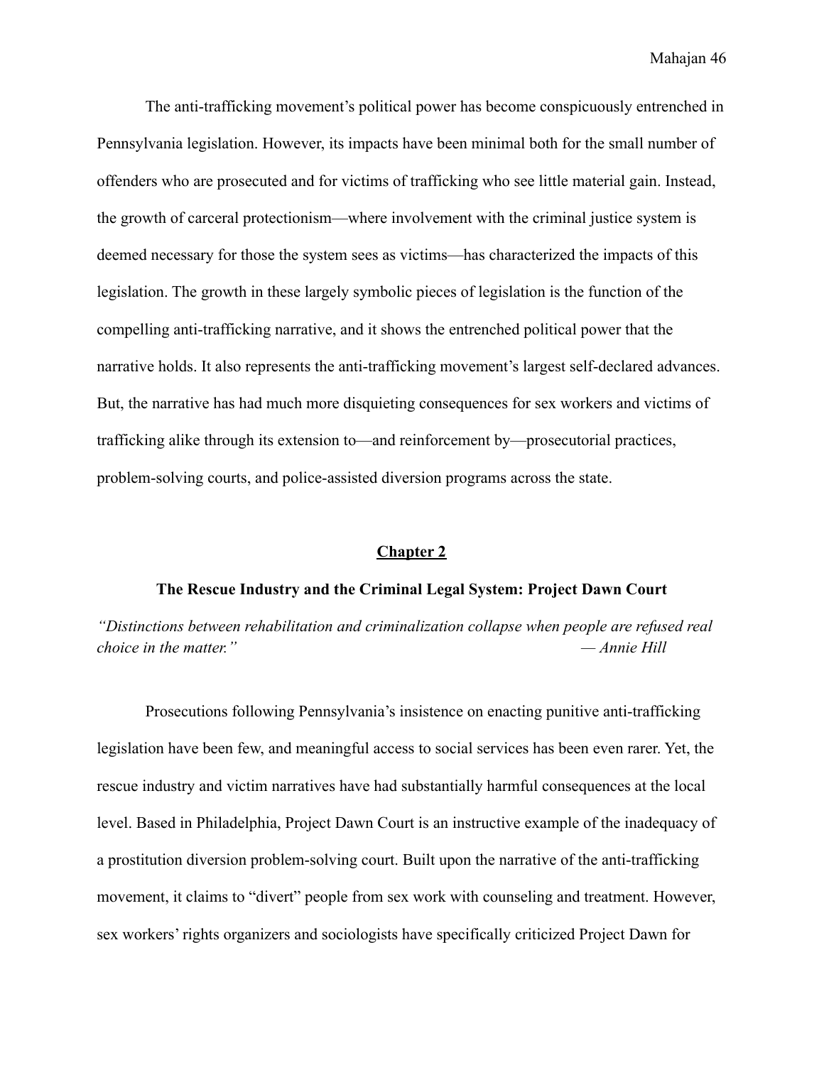The anti-trafficking movement's political power has become conspicuously entrenched in Pennsylvania legislation. However, its impacts have been minimal both for the small number of offenders who are prosecuted and for victims of trafficking who see little material gain. Instead, the growth of carceral protectionism—where involvement with the criminal justice system is deemed necessary for those the system sees as victims—has characterized the impacts of this legislation. The growth in these largely symbolic pieces of legislation is the function of the compelling anti-trafficking narrative, and it shows the entrenched political power that the narrative holds. It also represents the anti-trafficking movement's largest self-declared advances. But, the narrative has had much more disquieting consequences for sex workers and victims of trafficking alike through its extension to—and reinforcement by—prosecutorial practices, problem-solving courts, and police-assisted diversion programs across the state.

## Chapter 2

### The Rescue Industry and the Criminal Legal System: Project Dawn Court

*"Distinctions between rehabilitation and criminalization collapse when people are refused real choice in the matter." — Annie Hill*

Prosecutions following Pennsylvania's insistence on enacting punitive anti-trafficking legislation have been few, and meaningful access to social services has been even rarer. Yet, the rescue industry and victim narratives have had substantially harmful consequences at the local level. Based in Philadelphia, Project Dawn Court is an instructive example of the inadequacy of a prostitution diversion problem-solving court. Built upon the narrative of the anti-trafficking movement, it claims to "divert" people from sex work with counseling and treatment. However, sex workers' rights organizers and sociologists have specifically criticized Project Dawn for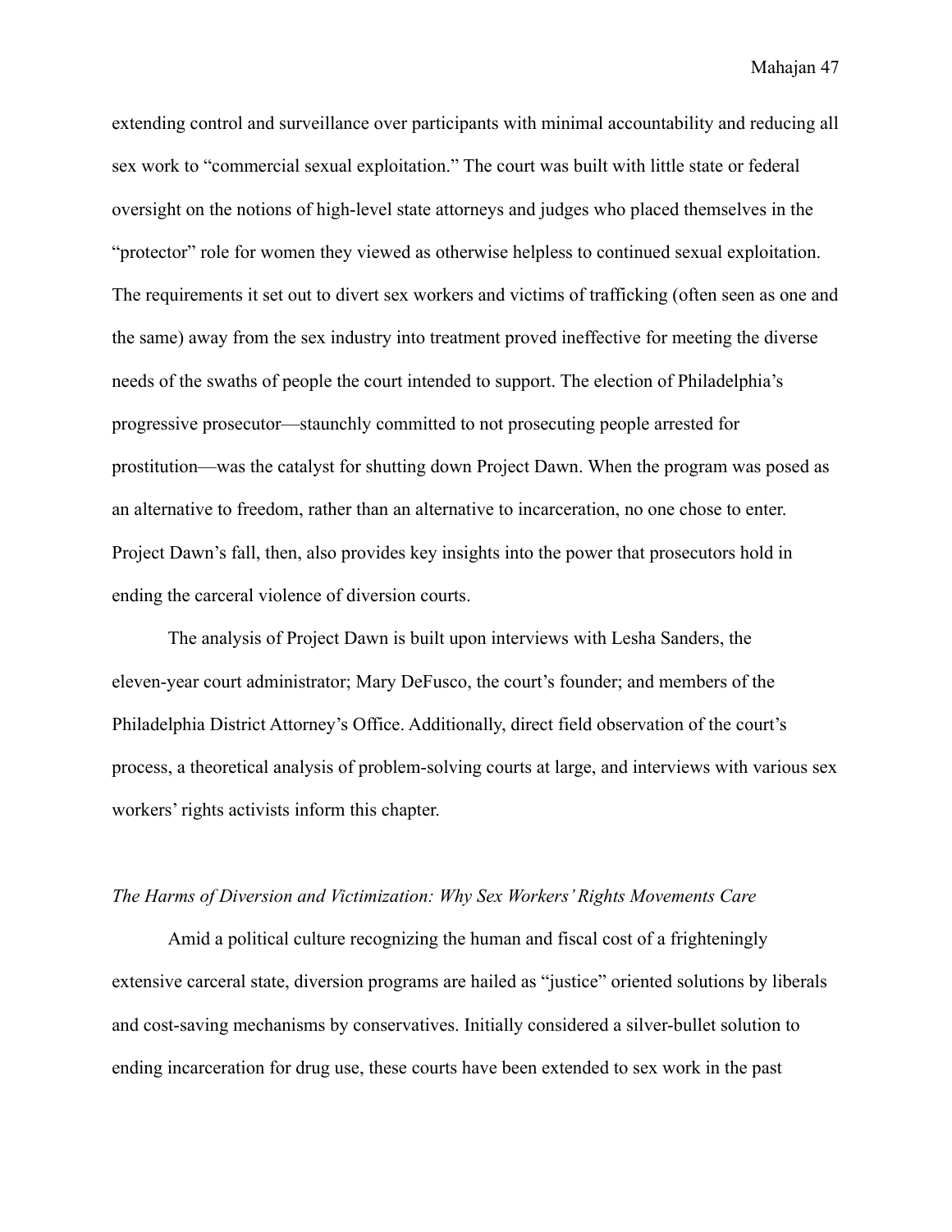extending control and surveillance over participants with minimal accountability and reducing all sex work to "commercial sexual exploitation." The court was built with little state or federal oversight on the notions of high-level state attorneys and judges who placed themselves in the "protector" role for women they viewed as otherwise helpless to continued sexual exploitation. The requirements it set out to divert sex workers and victims of trafficking (often seen as one and the same) away from the sex industry into treatment proved ineffective for meeting the diverse needs of the swaths of people the court intended to support. The election of Philadelphia's progressive prosecutor—staunchly committed to not prosecuting people arrested for prostitution—was the catalyst for shutting down Project Dawn. When the program was posed as an alternative to freedom, rather than an alternative to incarceration, no one chose to enter. Project Dawn's fall, then, also provides key insights into the power that prosecutors hold in ending the carceral violence of diversion courts.

The analysis of Project Dawn is built upon interviews with Lesha Sanders, the eleven-year court administrator; Mary DeFusco, the court's founder; and members of the Philadelphia District Attorney's Office. Additionally, direct field observation of the court's process, a theoretical analysis of problem-solving courts at large, and interviews with various sex workers' rights activists inform this chapter.

*The Harms of Diversion and Victimization: Why Sex Workers' Rights Movements Care*

Amid a political culture recognizing the human and fiscal cost of a frighteningly extensive carceral state, diversion programs are hailed as "justice" oriented solutions by liberals and cost-saving mechanisms by conservatives. Initially considered a silver-bullet solution to ending incarceration for drug use, these courts have been extended to sex work in the past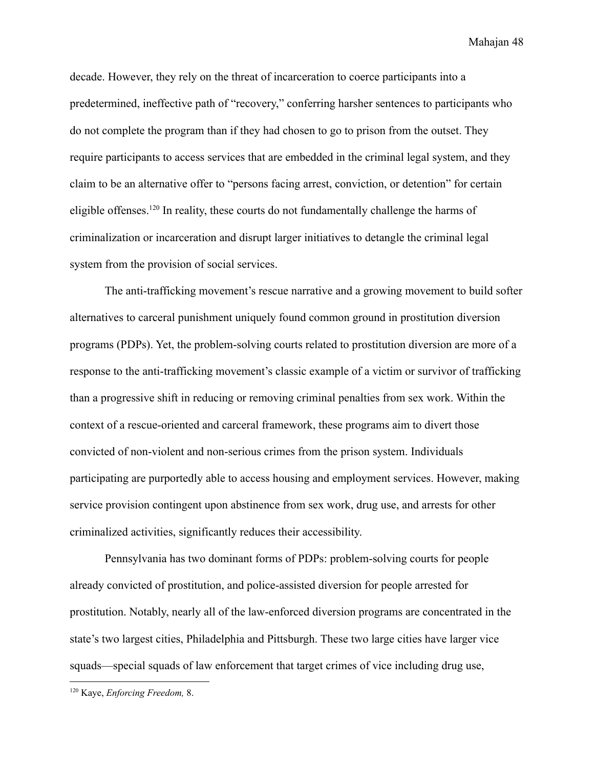decade. However, they rely on the threat of incarceration to coerce participants into a predetermined, ineffective path of "recovery," conferring harsher sentences to participants who do not complete the program than if they had chosen to go to prison from the outset. They require participants to access services that are embedded in the criminal legal system, and they claim to be an alternative offer to "persons facing arrest, conviction, or detention" for certain eligible offenses.[120] In reality, these courts do not fundamentally challenge the harms of criminalization or incarceration and disrupt larger initiatives to detangle the criminal legal system from the provision of social services.

The anti-trafficking movement's rescue narrative and a growing movement to build softer alternatives to carceral punishment uniquely found common ground in prostitution diversion programs (PDPs). Yet, the problem-solving courts related to prostitution diversion are more of a response to the anti-trafficking movement's classic example of a victim or survivor of trafficking than a progressive shift in reducing or removing criminal penalties from sex work. Within the context of a rescue-oriented and carceral framework, these programs aim to divert those convicted of non-violent and non-serious crimes from the prison system. Individuals participating are purportedly able to access housing and employment services. However, making service provision contingent upon abstinence from sex work, drug use, and arrests for other criminalized activities, significantly reduces their accessibility.

Pennsylvania has two dominant forms of PDPs: problem-solving courts for people already convicted of prostitution, and police-assisted diversion for people arrested for prostitution. Notably, nearly all of the law-enforced diversion programs are concentrated in the state's two largest cities, Philadelphia and Pittsburgh. These two large cities have larger vice squads—special squads of law enforcement that target crimes of vice including drug use,

[120] Kaye, *Enforcing Freedom,* 8.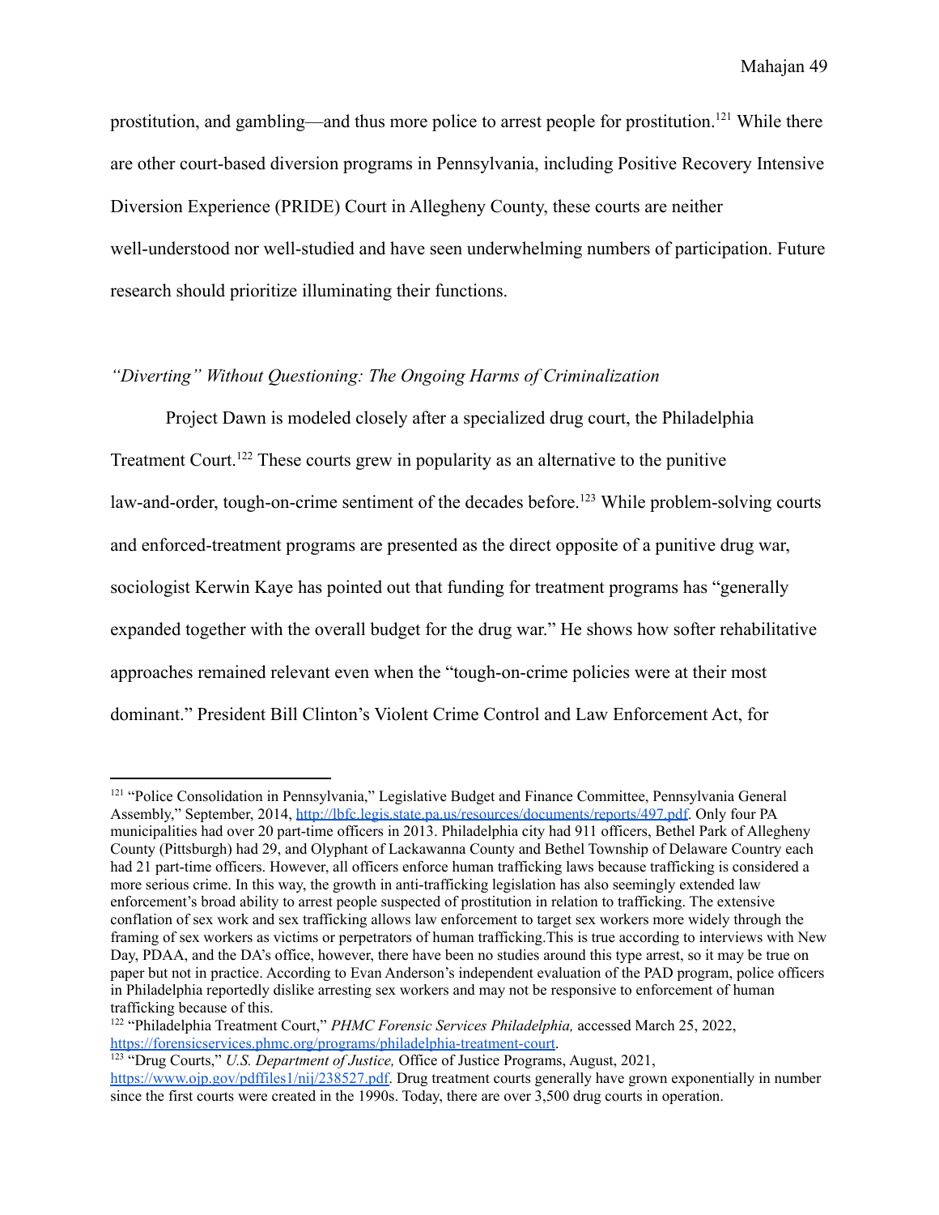prostitution, and gambling—and thus more police to arrest people for prostitution.[121] While there are other court-based diversion programs in Pennsylvania, including Positive Recovery Intensive Diversion Experience (PRIDE) Court in Allegheny County, these courts are neither well-understood nor well-studied and have seen underwhelming numbers of participation. Future research should prioritize illuminating their functions.

### *"Diverting" Without Questioning: The Ongoing Harms of Criminalization*

Project Dawn is modeled closely after a specialized drug court, the Philadelphia Treatment Court.[122] These courts grew in popularity as an alternative to the punitive law-and-order, tough-on-crime sentiment of the decades before.[123] While problem-solving courts and enforced-treatment programs are presented as the direct opposite of a punitive drug war, sociologist Kerwin Kaye has pointed out that funding for treatment programs has "generally expanded together with the overall budget for the drug war." He shows how softer rehabilitative approaches remained relevant even when the "tough-on-crime policies were at their most dominant." President Bill Clinton's Violent Crime Control and Law Enforcement Act, for

---

[121] "Police Consolidation in Pennsylvania," Legislative Budget and Finance Committee, Pennsylvania General Assembly," September, 2014, http://lbfc.legis.state.pa.us/resources/documents/reports/497.pdf. Only four PA municipalities had over 20 part-time officers in 2013. Philadelphia city had 911 officers, Bethel Park of Allegheny County (Pittsburgh) had 29, and Olyphant of Lackawanna County and Bethel Township of Delaware Country each had 21 part-time officers. However, all officers enforce human trafficking laws because trafficking is considered a more serious crime. In this way, the growth in anti-trafficking legislation has also seemingly extended law enforcement's broad ability to arrest people suspected of prostitution in relation to trafficking. The extensive conflation of sex work and sex trafficking allows law enforcement to target sex workers more widely through the framing of sex workers as victims or perpetrators of human trafficking.This is true according to interviews with New Day, PDAA, and the DA's office, however, there have been no studies around this type arrest, so it may be true on paper but not in practice. According to Evan Anderson's independent evaluation of the PAD program, police officers in Philadelphia reportedly dislike arresting sex workers and may not be responsive to enforcement of human trafficking because of this.

[122] "Philadelphia Treatment Court," *PHMC Forensic Services Philadelphia,* accessed March 25, 2022, https://forensicservices.phmc.org/programs/philadelphia-treatment-court.

[123] "Drug Courts," *U.S. Department of Justice,* Office of Justice Programs, August, 2021, https://www.ojp.gov/pdffiles1/nij/238527.pdf. Drug treatment courts generally have grown exponentially in number since the first courts were created in the 1990s. Today, there are over 3,500 drug courts in operation.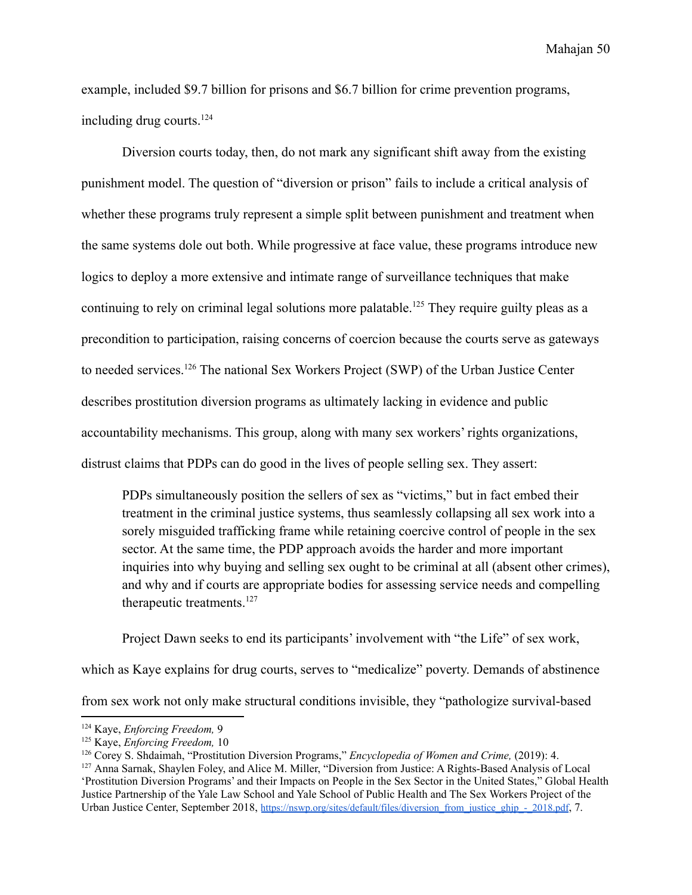example, included \$9.7 billion for prisons and \$6.7 billion for crime prevention programs, including drug courts.[124]

Diversion courts today, then, do not mark any significant shift away from the existing punishment model. The question of "diversion or prison" fails to include a critical analysis of whether these programs truly represent a simple split between punishment and treatment when the same systems dole out both. While progressive at face value, these programs introduce new logics to deploy a more extensive and intimate range of surveillance techniques that make continuing to rely on criminal legal solutions more palatable.[125] They require guilty pleas as a precondition to participation, raising concerns of coercion because the courts serve as gateways to needed services.[126] The national Sex Workers Project (SWP) of the Urban Justice Center describes prostitution diversion programs as ultimately lacking in evidence and public accountability mechanisms. This group, along with many sex workers' rights organizations, distrust claims that PDPs can do good in the lives of people selling sex. They assert:

> PDPs simultaneously position the sellers of sex as "victims," but in fact embed their treatment in the criminal justice systems, thus seamlessly collapsing all sex work into a sorely misguided trafficking frame while retaining coercive control of people in the sex sector. At the same time, the PDP approach avoids the harder and more important inquiries into why buying and selling sex ought to be criminal at all (absent other crimes), and why and if courts are appropriate bodies for assessing service needs and compelling therapeutic treatments.[127]

Project Dawn seeks to end its participants' involvement with "the Life" of sex work, which as Kaye explains for drug courts, serves to "medicalize" poverty. Demands of abstinence from sex work not only make structural conditions invisible, they "pathologize survival-based

---

[124] Kaye, *Enforcing Freedom,* 9

[125] Kaye, *Enforcing Freedom,* 10

[126] Corey S. Shdaimah, "Prostitution Diversion Programs," *Encyclopedia of Women and Crime,* (2019): 4.

[127] Anna Sarnak, Shaylen Foley, and Alice M. Miller, "Diversion from Justice: A Rights-Based Analysis of Local 'Prostitution Diversion Programs' and their Impacts on People in the Sex Sector in the United States," Global Health Justice Partnership of the Yale Law School and Yale School of Public Health and The Sex Workers Project of the Urban Justice Center, September 2018, https://nswp.org/sites/default/files/diversion_from_justice_ghjp_-_2018.pdf, 7.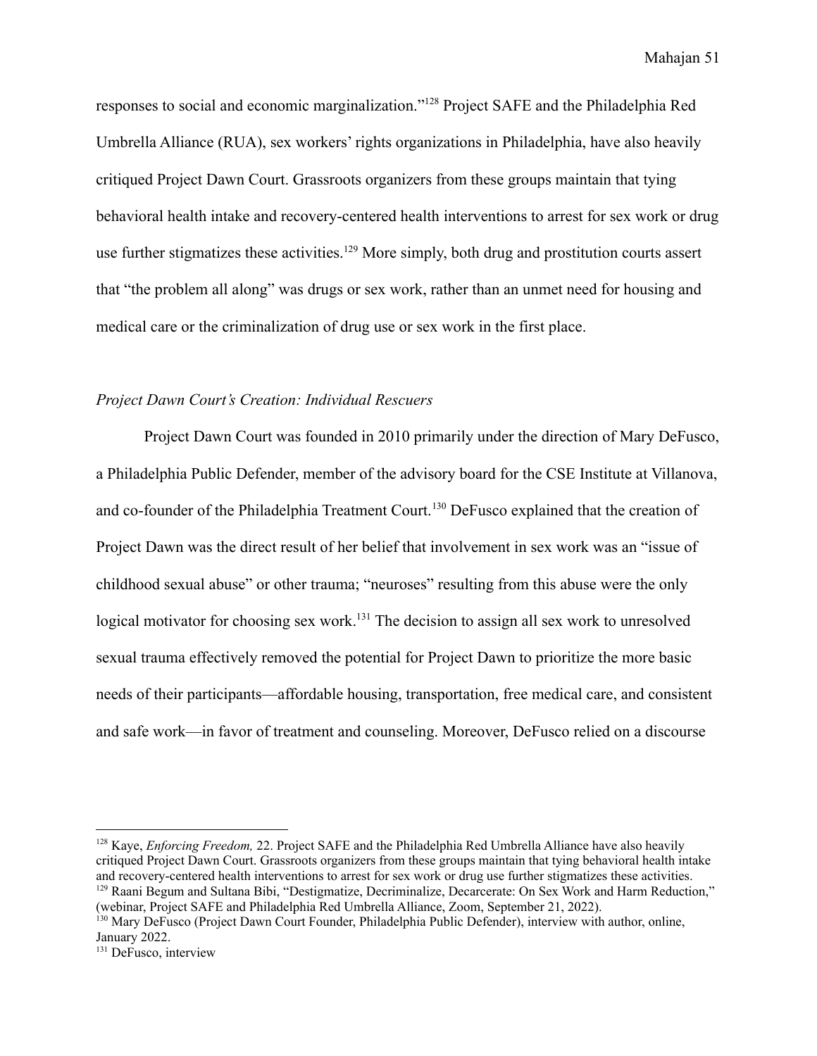responses to social and economic marginalization."[128] Project SAFE and the Philadelphia Red Umbrella Alliance (RUA), sex workers' rights organizations in Philadelphia, have also heavily critiqued Project Dawn Court. Grassroots organizers from these groups maintain that tying behavioral health intake and recovery-centered health interventions to arrest for sex work or drug use further stigmatizes these activities.[129] More simply, both drug and prostitution courts assert that "the problem all along" was drugs or sex work, rather than an unmet need for housing and medical care or the criminalization of drug use or sex work in the first place.

*Project Dawn Court's Creation: Individual Rescuers*

Project Dawn Court was founded in 2010 primarily under the direction of Mary DeFusco, a Philadelphia Public Defender, member of the advisory board for the CSE Institute at Villanova, and co-founder of the Philadelphia Treatment Court.[130] DeFusco explained that the creation of Project Dawn was the direct result of her belief that involvement in sex work was an "issue of childhood sexual abuse" or other trauma; "neuroses" resulting from this abuse were the only logical motivator for choosing sex work.[131] The decision to assign all sex work to unresolved sexual trauma effectively removed the potential for Project Dawn to prioritize the more basic needs of their participants—affordable housing, transportation, free medical care, and consistent and safe work—in favor of treatment and counseling. Moreover, DeFusco relied on a discourse

---

[128] Kaye, *Enforcing Freedom,* 22. Project SAFE and the Philadelphia Red Umbrella Alliance have also heavily critiqued Project Dawn Court. Grassroots organizers from these groups maintain that tying behavioral health intake and recovery-centered health interventions to arrest for sex work or drug use further stigmatizes these activities.

[129] Raani Begum and Sultana Bibi, "Destigmatize, Decriminalize, Decarcerate: On Sex Work and Harm Reduction," (webinar, Project SAFE and Philadelphia Red Umbrella Alliance, Zoom, September 21, 2022).

[130] Mary DeFusco (Project Dawn Court Founder, Philadelphia Public Defender), interview with author, online, January 2022.

[131] DeFusco, interview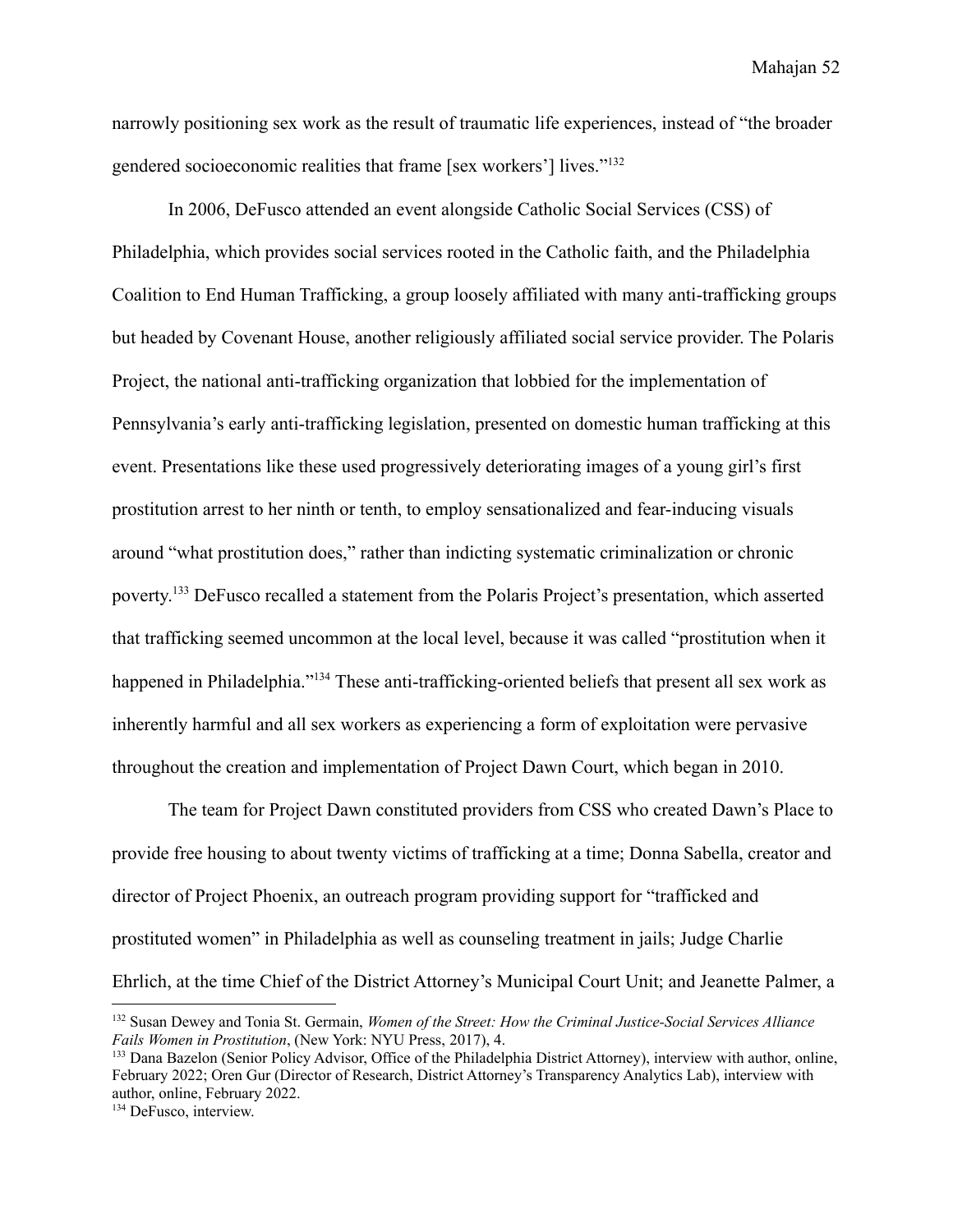narrowly positioning sex work as the result of traumatic life experiences, instead of "the broader gendered socioeconomic realities that frame [sex workers'] lives."[132]

In 2006, DeFusco attended an event alongside Catholic Social Services (CSS) of Philadelphia, which provides social services rooted in the Catholic faith, and the Philadelphia Coalition to End Human Trafficking, a group loosely affiliated with many anti-trafficking groups but headed by Covenant House, another religiously affiliated social service provider. The Polaris Project, the national anti-trafficking organization that lobbied for the implementation of Pennsylvania's early anti-trafficking legislation, presented on domestic human trafficking at this event. Presentations like these used progressively deteriorating images of a young girl's first prostitution arrest to her ninth or tenth, to employ sensationalized and fear-inducing visuals around "what prostitution does," rather than indicting systematic criminalization or chronic poverty.[133] DeFusco recalled a statement from the Polaris Project's presentation, which asserted that trafficking seemed uncommon at the local level, because it was called "prostitution when it happened in Philadelphia."[134] These anti-trafficking-oriented beliefs that present all sex work as inherently harmful and all sex workers as experiencing a form of exploitation were pervasive throughout the creation and implementation of Project Dawn Court, which began in 2010.

The team for Project Dawn constituted providers from CSS who created Dawn's Place to provide free housing to about twenty victims of trafficking at a time; Donna Sabella, creator and director of Project Phoenix, an outreach program providing support for "trafficked and prostituted women" in Philadelphia as well as counseling treatment in jails; Judge Charlie Ehrlich, at the time Chief of the District Attorney's Municipal Court Unit; and Jeanette Palmer, a

---

[132] Susan Dewey and Tonia St. Germain, *Women of the Street: How the Criminal Justice-Social Services Alliance Fails Women in Prostitution*, (New York: NYU Press, 2017), 4.

[133] Dana Bazelon (Senior Policy Advisor, Office of the Philadelphia District Attorney), interview with author, online, February 2022; Oren Gur (Director of Research, District Attorney's Transparency Analytics Lab), interview with author, online, February 2022.

[134] DeFusco, interview.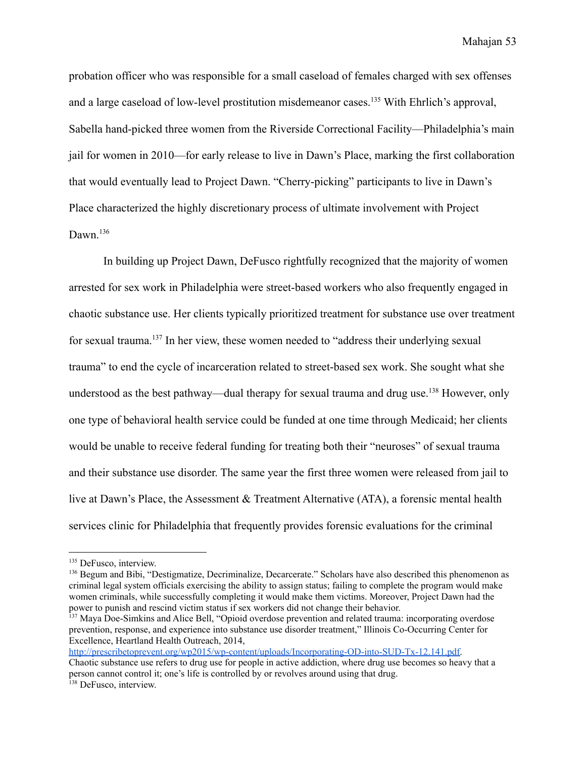probation officer who was responsible for a small caseload of females charged with sex offenses and a large caseload of low-level prostitution misdemeanor cases.[135] With Ehrlich's approval, Sabella hand-picked three women from the Riverside Correctional Facility—Philadelphia's main jail for women in 2010—for early release to live in Dawn's Place, marking the first collaboration that would eventually lead to Project Dawn. "Cherry-picking" participants to live in Dawn's Place characterized the highly discretionary process of ultimate involvement with Project Dawn.[136]

In building up Project Dawn, DeFusco rightfully recognized that the majority of women arrested for sex work in Philadelphia were street-based workers who also frequently engaged in chaotic substance use. Her clients typically prioritized treatment for substance use over treatment for sexual trauma.[137] In her view, these women needed to "address their underlying sexual trauma" to end the cycle of incarceration related to street-based sex work. She sought what she understood as the best pathway—dual therapy for sexual trauma and drug use.[138] However, only one type of behavioral health service could be funded at one time through Medicaid; her clients would be unable to receive federal funding for treating both their "neuroses" of sexual trauma and their substance use disorder. The same year the first three women were released from jail to live at Dawn's Place, the Assessment & Treatment Alternative (ATA), a forensic mental health services clinic for Philadelphia that frequently provides forensic evaluations for the criminal

---

[135] DeFusco, interview.

[136] Begum and Bibi, "Destigmatize, Decriminalize, Decarcerate." Scholars have also described this phenomenon as criminal legal system officials exercising the ability to assign status; failing to complete the program would make women criminals, while successfully completing it would make them victims. Moreover, Project Dawn had the power to punish and rescind victim status if sex workers did not change their behavior.

[137] Maya Doe-Simkins and Alice Bell, "Opioid overdose prevention and related trauma: incorporating overdose prevention, response, and experience into substance use disorder treatment," Illinois Co-Occurring Center for Excellence, Heartland Health Outreach, 2014, http://prescribetoprevent.org/wp2015/wp-content/uploads/Incorporating-OD-into-SUD-Tx-12.141.pdf. Chaotic substance use refers to drug use for people in active addiction, where drug use becomes so heavy that a person cannot control it; one's life is controlled by or revolves around using that drug.

[138] DeFusco, interview.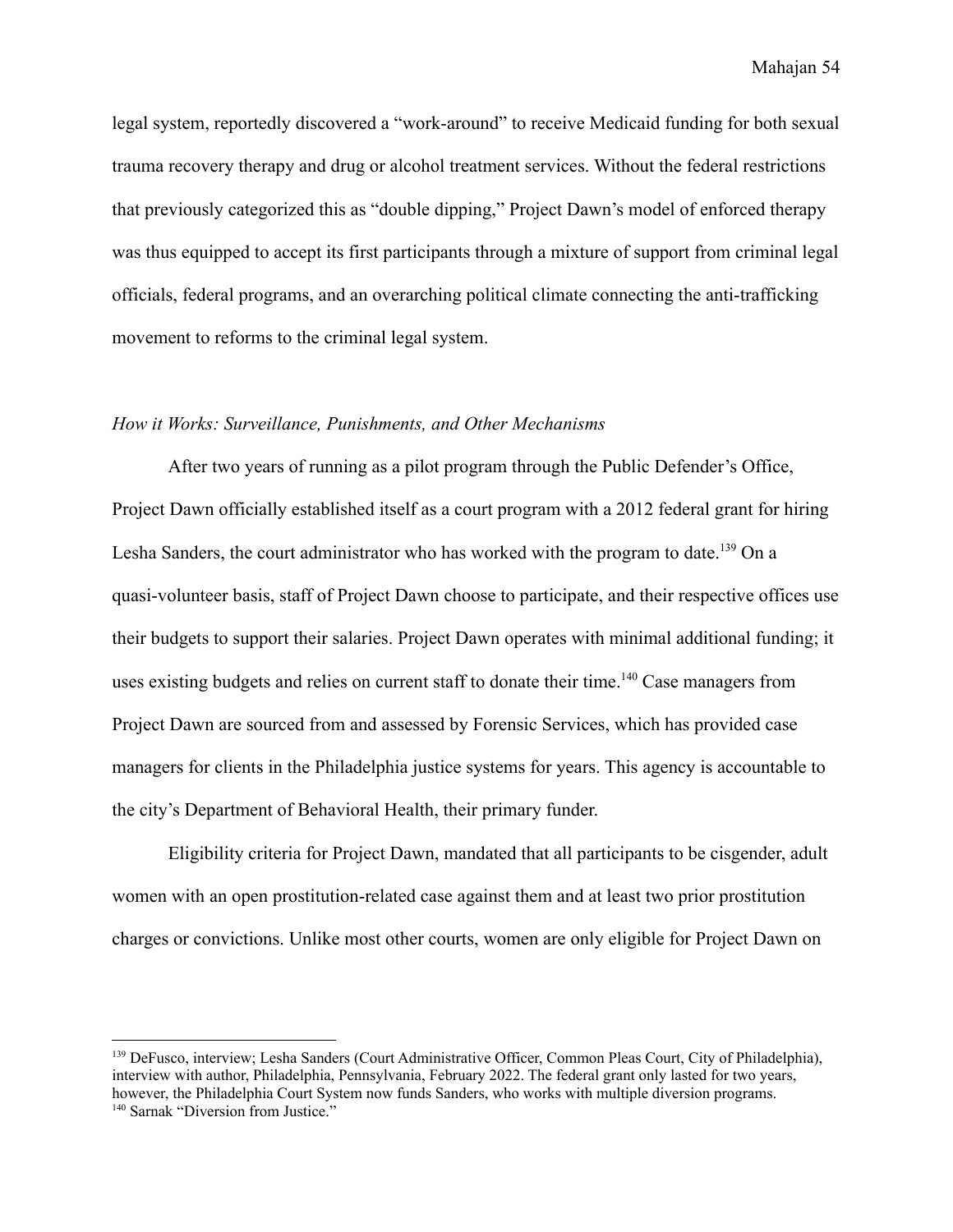legal system, reportedly discovered a "work-around" to receive Medicaid funding for both sexual trauma recovery therapy and drug or alcohol treatment services. Without the federal restrictions that previously categorized this as "double dipping," Project Dawn's model of enforced therapy was thus equipped to accept its first participants through a mixture of support from criminal legal officials, federal programs, and an overarching political climate connecting the anti-trafficking movement to reforms to the criminal legal system.

### *How it Works: Surveillance, Punishments, and Other Mechanisms*

After two years of running as a pilot program through the Public Defender's Office, Project Dawn officially established itself as a court program with a 2012 federal grant for hiring Lesha Sanders, the court administrator who has worked with the program to date.[139] On a quasi-volunteer basis, staff of Project Dawn choose to participate, and their respective offices use their budgets to support their salaries. Project Dawn operates with minimal additional funding; it uses existing budgets and relies on current staff to donate their time.[140] Case managers from Project Dawn are sourced from and assessed by Forensic Services, which has provided case managers for clients in the Philadelphia justice systems for years. This agency is accountable to the city's Department of Behavioral Health, their primary funder.

Eligibility criteria for Project Dawn, mandated that all participants to be cisgender, adult women with an open prostitution-related case against them and at least two prior prostitution charges or convictions. Unlike most other courts, women are only eligible for Project Dawn on

---

[139] DeFusco, interview; Lesha Sanders (Court Administrative Officer, Common Pleas Court, City of Philadelphia), interview with author, Philadelphia, Pennsylvania, February 2022. The federal grant only lasted for two years, however, the Philadelphia Court System now funds Sanders, who works with multiple diversion programs.

[140] Sarnak "Diversion from Justice."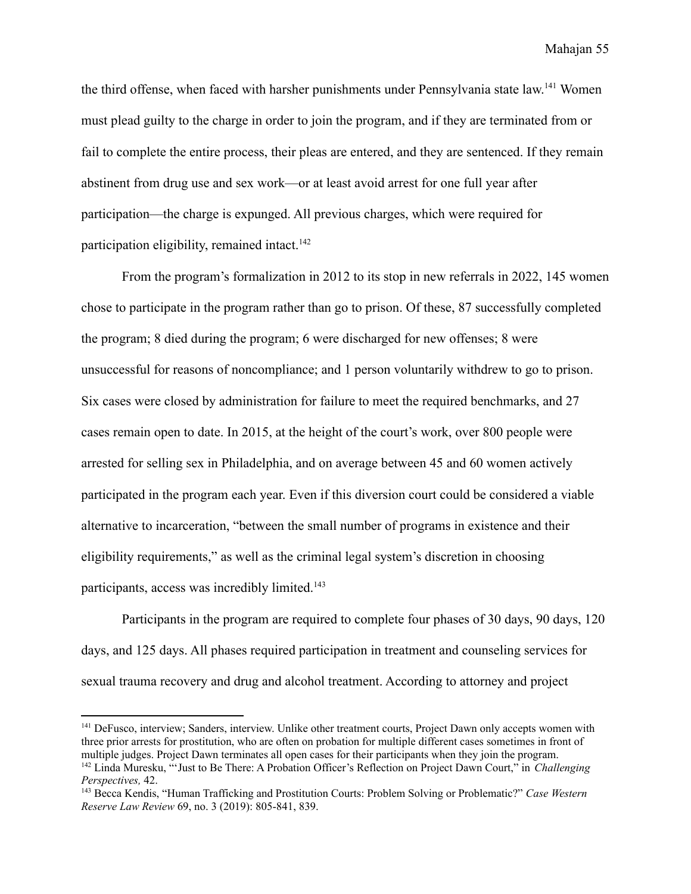the third offense, when faced with harsher punishments under Pennsylvania state law.[141] Women must plead guilty to the charge in order to join the program, and if they are terminated from or fail to complete the entire process, their pleas are entered, and they are sentenced. If they remain abstinent from drug use and sex work—or at least avoid arrest for one full year after participation—the charge is expunged. All previous charges, which were required for participation eligibility, remained intact.[142]

From the program's formalization in 2012 to its stop in new referrals in 2022, 145 women chose to participate in the program rather than go to prison. Of these, 87 successfully completed the program; 8 died during the program; 6 were discharged for new offenses; 8 were unsuccessful for reasons of noncompliance; and 1 person voluntarily withdrew to go to prison. Six cases were closed by administration for failure to meet the required benchmarks, and 27 cases remain open to date. In 2015, at the height of the court's work, over 800 people were arrested for selling sex in Philadelphia, and on average between 45 and 60 women actively participated in the program each year. Even if this diversion court could be considered a viable alternative to incarceration, "between the small number of programs in existence and their eligibility requirements," as well as the criminal legal system's discretion in choosing participants, access was incredibly limited.[143]

Participants in the program are required to complete four phases of 30 days, 90 days, 120 days, and 125 days. All phases required participation in treatment and counseling services for sexual trauma recovery and drug and alcohol treatment. According to attorney and project

---

[141] DeFusco, interview; Sanders, interview. Unlike other treatment courts, Project Dawn only accepts women with three prior arrests for prostitution, who are often on probation for multiple different cases sometimes in front of multiple judges. Project Dawn terminates all open cases for their participants when they join the program.

[142] Linda Muresku, "'Just to Be There: A Probation Officer's Reflection on Project Dawn Court," in *Challenging Perspectives,* 42.

[143] Becca Kendis, "Human Trafficking and Prostitution Courts: Problem Solving or Problematic?" *Case Western Reserve Law Review* 69, no. 3 (2019): 805-841, 839.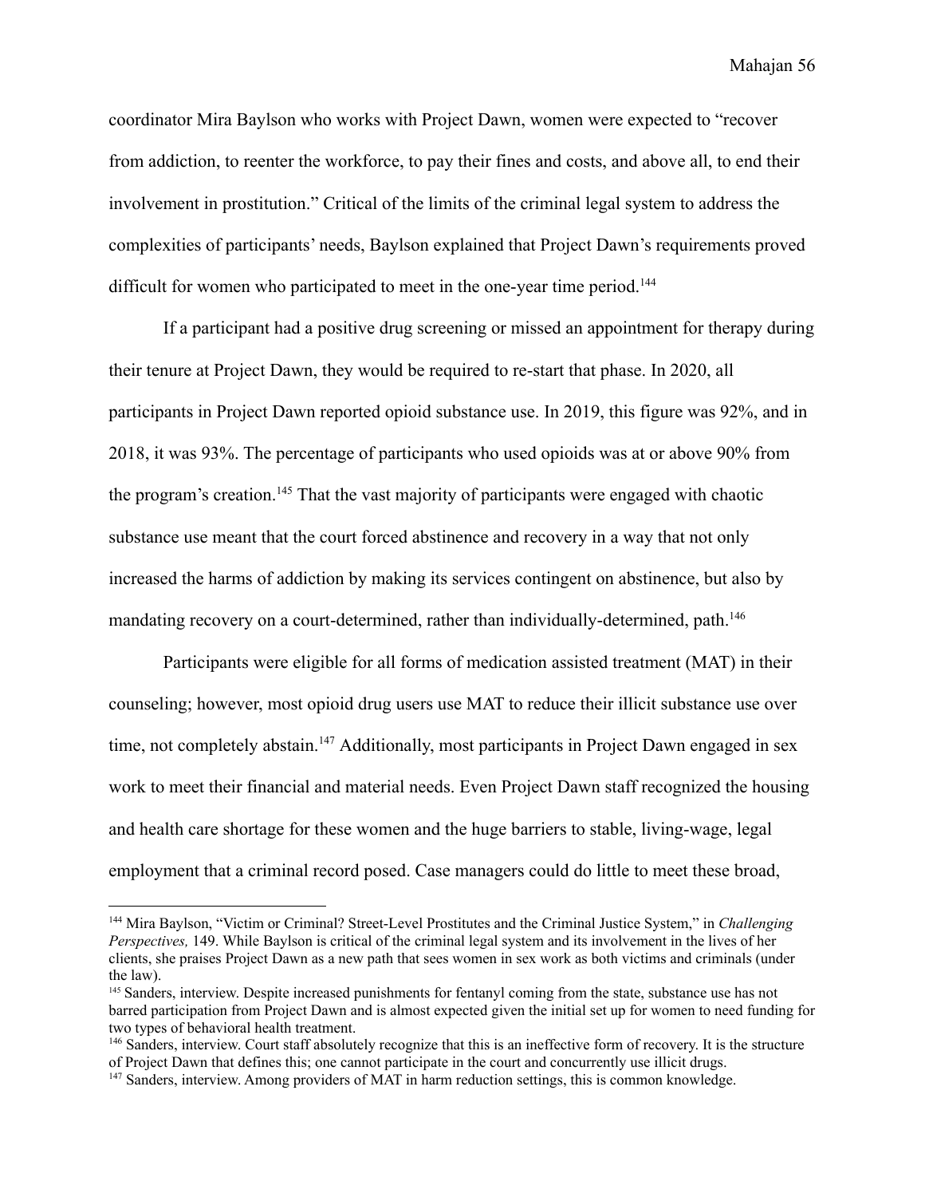coordinator Mira Baylson who works with Project Dawn, women were expected to "recover from addiction, to reenter the workforce, to pay their fines and costs, and above all, to end their involvement in prostitution." Critical of the limits of the criminal legal system to address the complexities of participants' needs, Baylson explained that Project Dawn's requirements proved difficult for women who participated to meet in the one-year time period.[144]

If a participant had a positive drug screening or missed an appointment for therapy during their tenure at Project Dawn, they would be required to re-start that phase. In 2020, all participants in Project Dawn reported opioid substance use. In 2019, this figure was 92%, and in 2018, it was 93%. The percentage of participants who used opioids was at or above 90% from the program's creation.[145] That the vast majority of participants were engaged with chaotic substance use meant that the court forced abstinence and recovery in a way that not only increased the harms of addiction by making its services contingent on abstinence, but also by mandating recovery on a court-determined, rather than individually-determined, path.[146]

Participants were eligible for all forms of medication assisted treatment (MAT) in their counseling; however, most opioid drug users use MAT to reduce their illicit substance use over time, not completely abstain.[147] Additionally, most participants in Project Dawn engaged in sex work to meet their financial and material needs. Even Project Dawn staff recognized the housing and health care shortage for these women and the huge barriers to stable, living-wage, legal employment that a criminal record posed. Case managers could do little to meet these broad,

---

[144] Mira Baylson, "Victim or Criminal? Street-Level Prostitutes and the Criminal Justice System," in *Challenging Perspectives,* 149. While Baylson is critical of the criminal legal system and its involvement in the lives of her clients, she praises Project Dawn as a new path that sees women in sex work as both victims and criminals (under the law).

[145] Sanders, interview. Despite increased punishments for fentanyl coming from the state, substance use has not barred participation from Project Dawn and is almost expected given the initial set up for women to need funding for two types of behavioral health treatment.

[146] Sanders, interview. Court staff absolutely recognize that this is an ineffective form of recovery. It is the structure of Project Dawn that defines this; one cannot participate in the court and concurrently use illicit drugs.

[147] Sanders, interview. Among providers of MAT in harm reduction settings, this is common knowledge.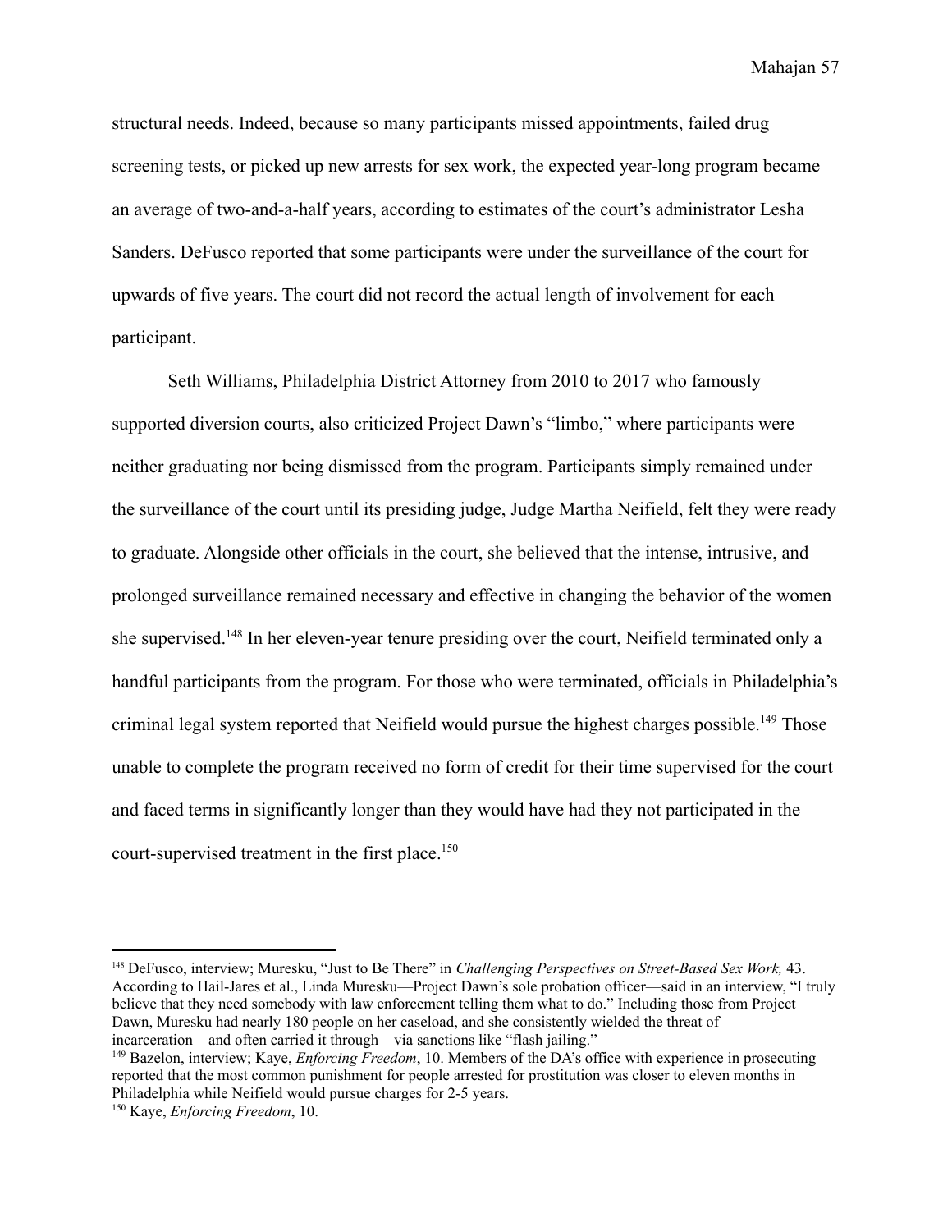structural needs. Indeed, because so many participants missed appointments, failed drug screening tests, or picked up new arrests for sex work, the expected year-long program became an average of two-and-a-half years, according to estimates of the court's administrator Lesha Sanders. DeFusco reported that some participants were under the surveillance of the court for upwards of five years. The court did not record the actual length of involvement for each participant.

Seth Williams, Philadelphia District Attorney from 2010 to 2017 who famously supported diversion courts, also criticized Project Dawn's "limbo," where participants were neither graduating nor being dismissed from the program. Participants simply remained under the surveillance of the court until its presiding judge, Judge Martha Neifield, felt they were ready to graduate. Alongside other officials in the court, she believed that the intense, intrusive, and prolonged surveillance remained necessary and effective in changing the behavior of the women she supervised.[148] In her eleven-year tenure presiding over the court, Neifield terminated only a handful participants from the program. For those who were terminated, officials in Philadelphia's criminal legal system reported that Neifield would pursue the highest charges possible.[149] Those unable to complete the program received no form of credit for their time supervised for the court and faced terms in significantly longer than they would have had they not participated in the court-supervised treatment in the first place.[150]

---

[148] DeFusco, interview; Muresku, "Just to Be There" in *Challenging Perspectives on Street-Based Sex Work,* 43. According to Hail-Jares et al., Linda Muresku—Project Dawn's sole probation officer—said in an interview, "I truly believe that they need somebody with law enforcement telling them what to do." Including those from Project Dawn, Muresku had nearly 180 people on her caseload, and she consistently wielded the threat of incarceration—and often carried it through—via sanctions like "flash jailing."

[149] Bazelon, interview; Kaye, *Enforcing Freedom*, 10. Members of the DA's office with experience in prosecuting reported that the most common punishment for people arrested for prostitution was closer to eleven months in Philadelphia while Neifield would pursue charges for 2-5 years.

[150] Kaye, *Enforcing Freedom*, 10.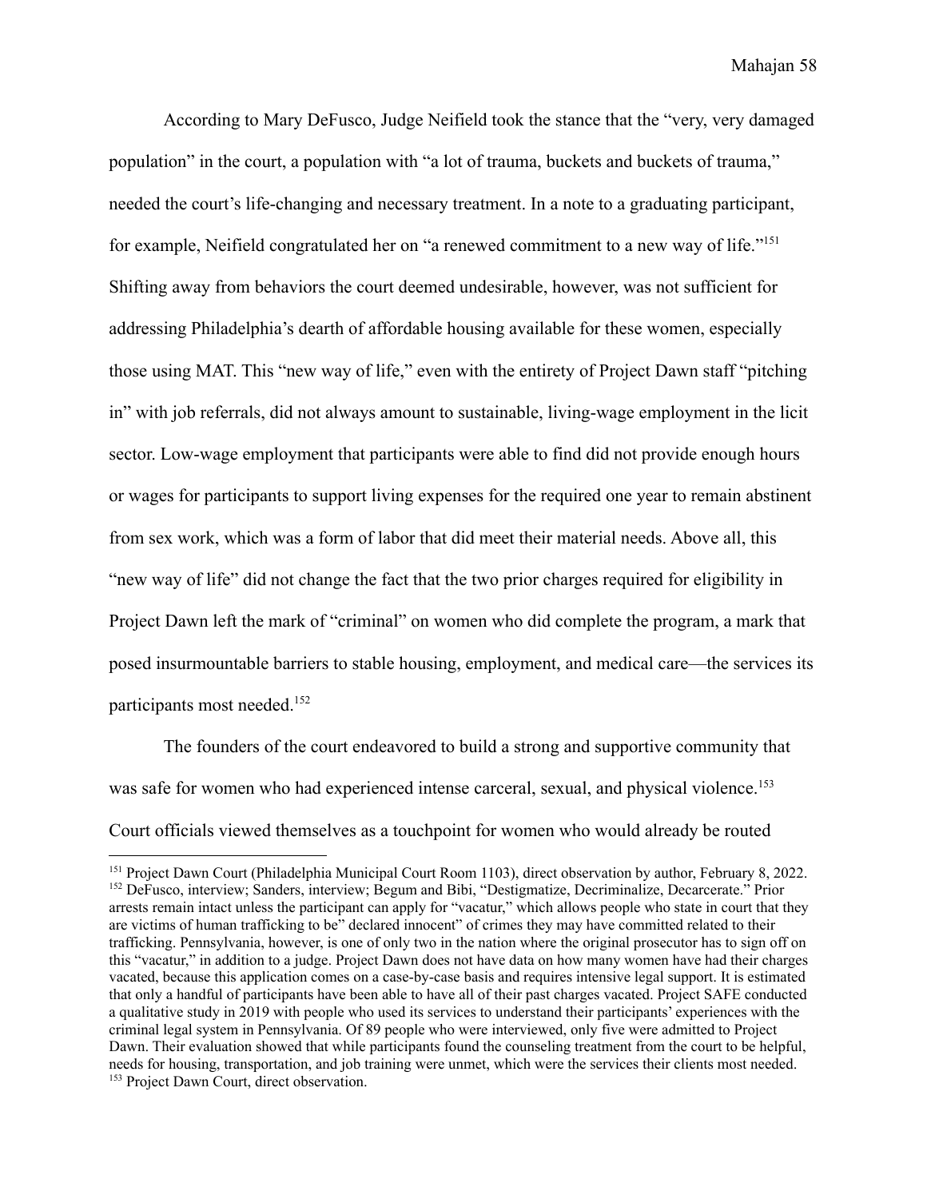According to Mary DeFusco, Judge Neifield took the stance that the "very, very damaged population" in the court, a population with "a lot of trauma, buckets and buckets of trauma," needed the court's life-changing and necessary treatment. In a note to a graduating participant, for example, Neifield congratulated her on "a renewed commitment to a new way of life."[151] Shifting away from behaviors the court deemed undesirable, however, was not sufficient for addressing Philadelphia's dearth of affordable housing available for these women, especially those using MAT. This "new way of life," even with the entirety of Project Dawn staff "pitching in" with job referrals, did not always amount to sustainable, living-wage employment in the licit sector. Low-wage employment that participants were able to find did not provide enough hours or wages for participants to support living expenses for the required one year to remain abstinent from sex work, which was a form of labor that did meet their material needs. Above all, this "new way of life" did not change the fact that the two prior charges required for eligibility in Project Dawn left the mark of "criminal" on women who did complete the program, a mark that posed insurmountable barriers to stable housing, employment, and medical care—the services its participants most needed.[152]

The founders of the court endeavored to build a strong and supportive community that was safe for women who had experienced intense carceral, sexual, and physical violence.[153] Court officials viewed themselves as a touchpoint for women who would already be routed

---

[151] Project Dawn Court (Philadelphia Municipal Court Room 1103), direct observation by author, February 8, 2022.

[152] DeFusco, interview; Sanders, interview; Begum and Bibi, "Destigmatize, Decriminalize, Decarcerate." Prior arrests remain intact unless the participant can apply for "vacatur," which allows people who state in court that they are victims of human trafficking to be" declared innocent" of crimes they may have committed related to their trafficking. Pennsylvania, however, is one of only two in the nation where the original prosecutor has to sign off on this "vacatur," in addition to a judge. Project Dawn does not have data on how many women have had their charges vacated, because this application comes on a case-by-case basis and requires intensive legal support. It is estimated that only a handful of participants have been able to have all of their past charges vacated. Project SAFE conducted a qualitative study in 2019 with people who used its services to understand their participants' experiences with the criminal legal system in Pennsylvania. Of 89 people who were interviewed, only five were admitted to Project Dawn. Their evaluation showed that while participants found the counseling treatment from the court to be helpful, needs for housing, transportation, and job training were unmet, which were the services their clients most needed.

[153] Project Dawn Court, direct observation.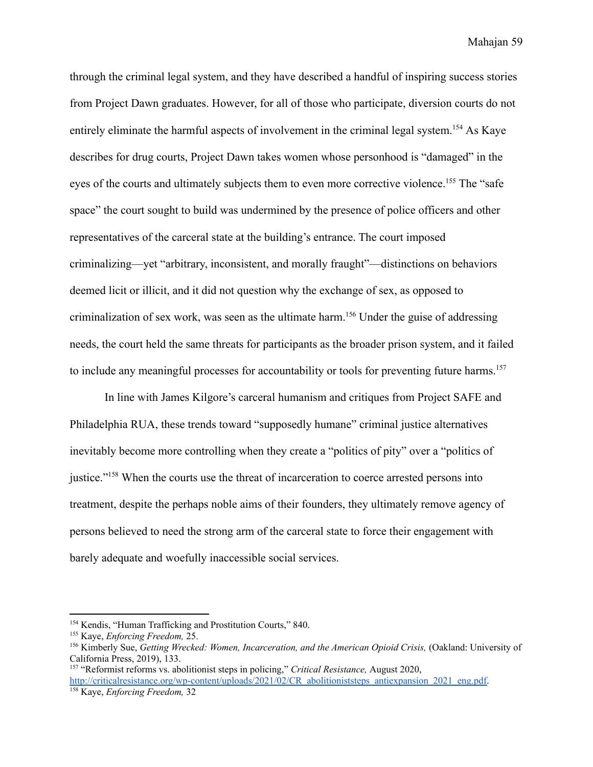through the criminal legal system, and they have described a handful of inspiring success stories from Project Dawn graduates. However, for all of those who participate, diversion courts do not entirely eliminate the harmful aspects of involvement in the criminal legal system.[154] As Kaye describes for drug courts, Project Dawn takes women whose personhood is "damaged" in the eyes of the courts and ultimately subjects them to even more corrective violence.[155] The "safe space" the court sought to build was undermined by the presence of police officers and other representatives of the carceral state at the building's entrance. The court imposed criminalizing—yet "arbitrary, inconsistent, and morally fraught"—distinctions on behaviors deemed licit or illicit, and it did not question why the exchange of sex, as opposed to criminalization of sex work, was seen as the ultimate harm.[156] Under the guise of addressing needs, the court held the same threats for participants as the broader prison system, and it failed to include any meaningful processes for accountability or tools for preventing future harms.[157]

In line with James Kilgore's carceral humanism and critiques from Project SAFE and Philadelphia RUA, these trends toward "supposedly humane" criminal justice alternatives inevitably become more controlling when they create a "politics of pity" over a "politics of justice."[158] When the courts use the threat of incarceration to coerce arrested persons into treatment, despite the perhaps noble aims of their founders, they ultimately remove agency of persons believed to need the strong arm of the carceral state to force their engagement with barely adequate and woefully inaccessible social services.

---

[154] Kendis, "Human Trafficking and Prostitution Courts," 840.

[155] Kaye, *Enforcing Freedom,* 25.

[156] Kimberly Sue, *Getting Wrecked: Women, Incarceration, and the American Opioid Crisis,* (Oakland: University of California Press, 2019), 133.

[157] "Reformist reforms vs. abolitionist steps in policing," *Critical Resistance,* August 2020, http://criticalresistance.org/wp-content/uploads/2021/02/CR_abolitioniststeps_antiexpansion_2021_eng.pdf.

[158] Kaye, *Enforcing Freedom,* 32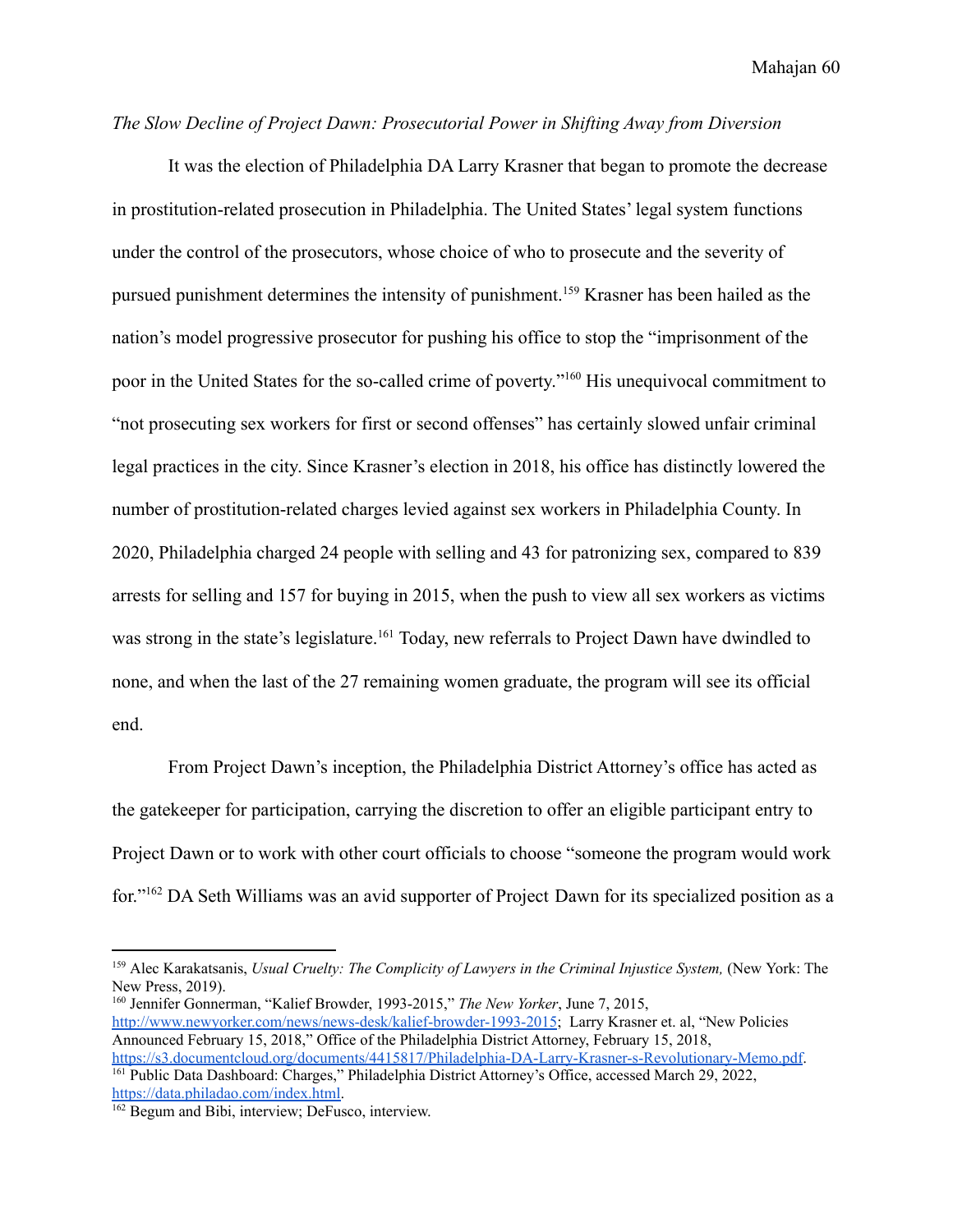*The Slow Decline of Project Dawn: Prosecutorial Power in Shifting Away from Diversion*

It was the election of Philadelphia DA Larry Krasner that began to promote the decrease in prostitution-related prosecution in Philadelphia. The United States' legal system functions under the control of the prosecutors, whose choice of who to prosecute and the severity of pursued punishment determines the intensity of punishment.[159] Krasner has been hailed as the nation's model progressive prosecutor for pushing his office to stop the "imprisonment of the poor in the United States for the so-called crime of poverty."[160] His unequivocal commitment to "not prosecuting sex workers for first or second offenses" has certainly slowed unfair criminal legal practices in the city. Since Krasner's election in 2018, his office has distinctly lowered the number of prostitution-related charges levied against sex workers in Philadelphia County. In 2020, Philadelphia charged 24 people with selling and 43 for patronizing sex, compared to 839 arrests for selling and 157 for buying in 2015, when the push to view all sex workers as victims was strong in the state's legislature.[161] Today, new referrals to Project Dawn have dwindled to none, and when the last of the 27 remaining women graduate, the program will see its official end.

From Project Dawn's inception, the Philadelphia District Attorney's office has acted as the gatekeeper for participation, carrying the discretion to offer an eligible participant entry to Project Dawn or to work with other court officials to choose "someone the program would work for."[162] DA Seth Williams was an avid supporter of Project Dawn for its specialized position as a

---

[159] Alec Karakatsanis, *Usual Cruelty: The Complicity of Lawyers in the Criminal Injustice System,* (New York: The New Press, 2019).

[160] Jennifer Gonnerman, "Kalief Browder, 1993-2015," *The New Yorker*, June 7, 2015, http://www.newyorker.com/news/news-desk/kalief-browder-1993-2015; Larry Krasner et. al, "New Policies Announced February 15, 2018," Office of the Philadelphia District Attorney, February 15, 2018, https://s3.documentcloud.org/documents/4415817/Philadelphia-DA-Larry-Krasner-s-Revolutionary-Memo.pdf.

[161] Public Data Dashboard: Charges," Philadelphia District Attorney's Office, accessed March 29, 2022, https://data.philadao.com/index.html.

[162] Begum and Bibi, interview; DeFusco, interview.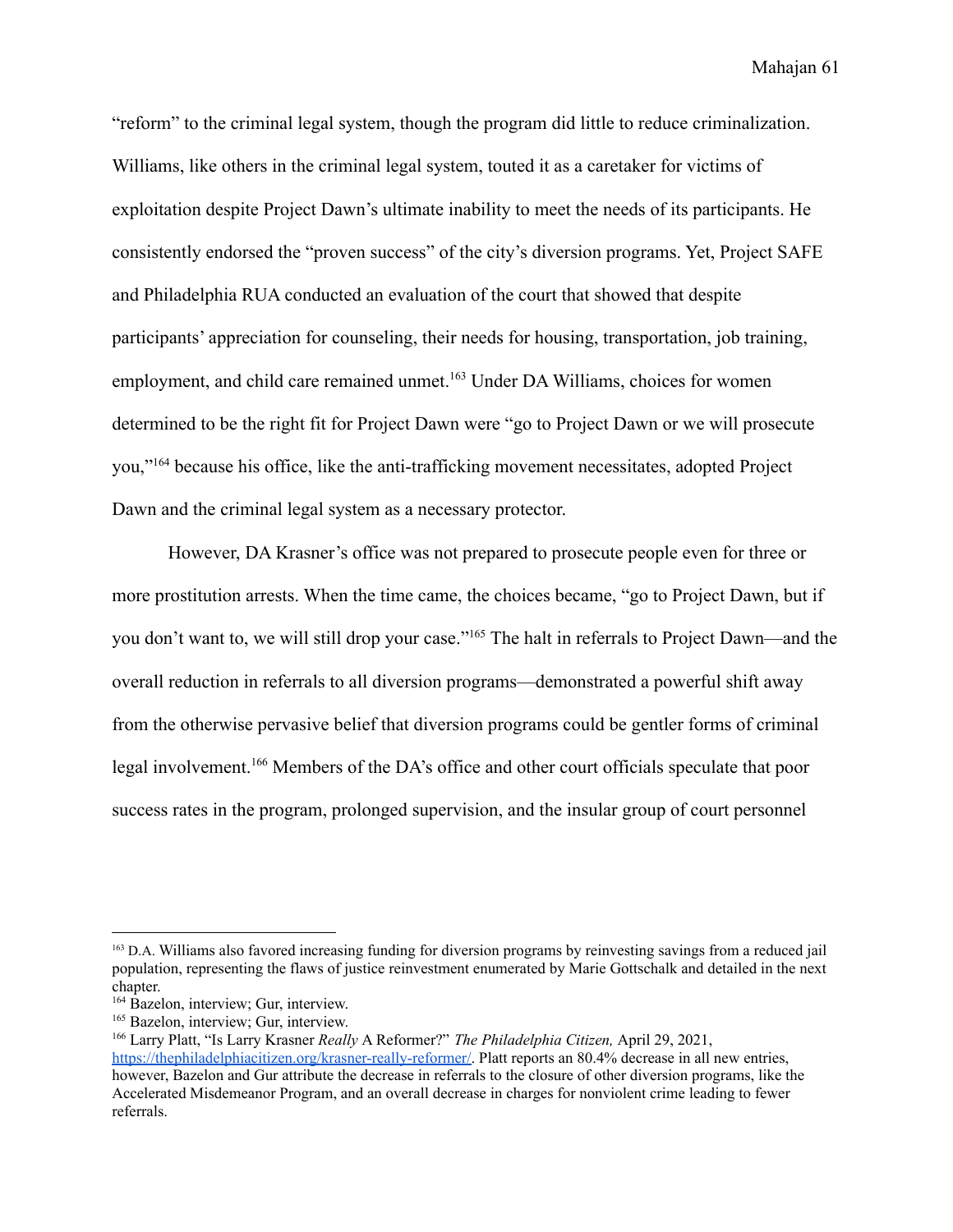"reform" to the criminal legal system, though the program did little to reduce criminalization. Williams, like others in the criminal legal system, touted it as a caretaker for victims of exploitation despite Project Dawn's ultimate inability to meet the needs of its participants. He consistently endorsed the "proven success" of the city's diversion programs. Yet, Project SAFE and Philadelphia RUA conducted an evaluation of the court that showed that despite participants' appreciation for counseling, their needs for housing, transportation, job training, employment, and child care remained unmet.[163] Under DA Williams, choices for women determined to be the right fit for Project Dawn were "go to Project Dawn or we will prosecute you,"[164] because his office, like the anti-trafficking movement necessitates, adopted Project Dawn and the criminal legal system as a necessary protector.

However, DA Krasner's office was not prepared to prosecute people even for three or more prostitution arrests. When the time came, the choices became, "go to Project Dawn, but if you don't want to, we will still drop your case."[165] The halt in referrals to Project Dawn—and the overall reduction in referrals to all diversion programs—demonstrated a powerful shift away from the otherwise pervasive belief that diversion programs could be gentler forms of criminal legal involvement.[166] Members of the DA's office and other court officials speculate that poor success rates in the program, prolonged supervision, and the insular group of court personnel

---

[163] D.A. Williams also favored increasing funding for diversion programs by reinvesting savings from a reduced jail population, representing the flaws of justice reinvestment enumerated by Marie Gottschalk and detailed in the next chapter.

[164] Bazelon, interview; Gur, interview.

[165] Bazelon, interview; Gur, interview.

[166] Larry Platt, "Is Larry Krasner *Really* A Reformer?" *The Philadelphia Citizen,* April 29, 2021, https://thephiladelphiacitizen.org/krasner-really-reformer/. Platt reports an 80.4% decrease in all new entries, however, Bazelon and Gur attribute the decrease in referrals to the closure of other diversion programs, like the Accelerated Misdemeanor Program, and an overall decrease in charges for nonviolent crime leading to fewer referrals.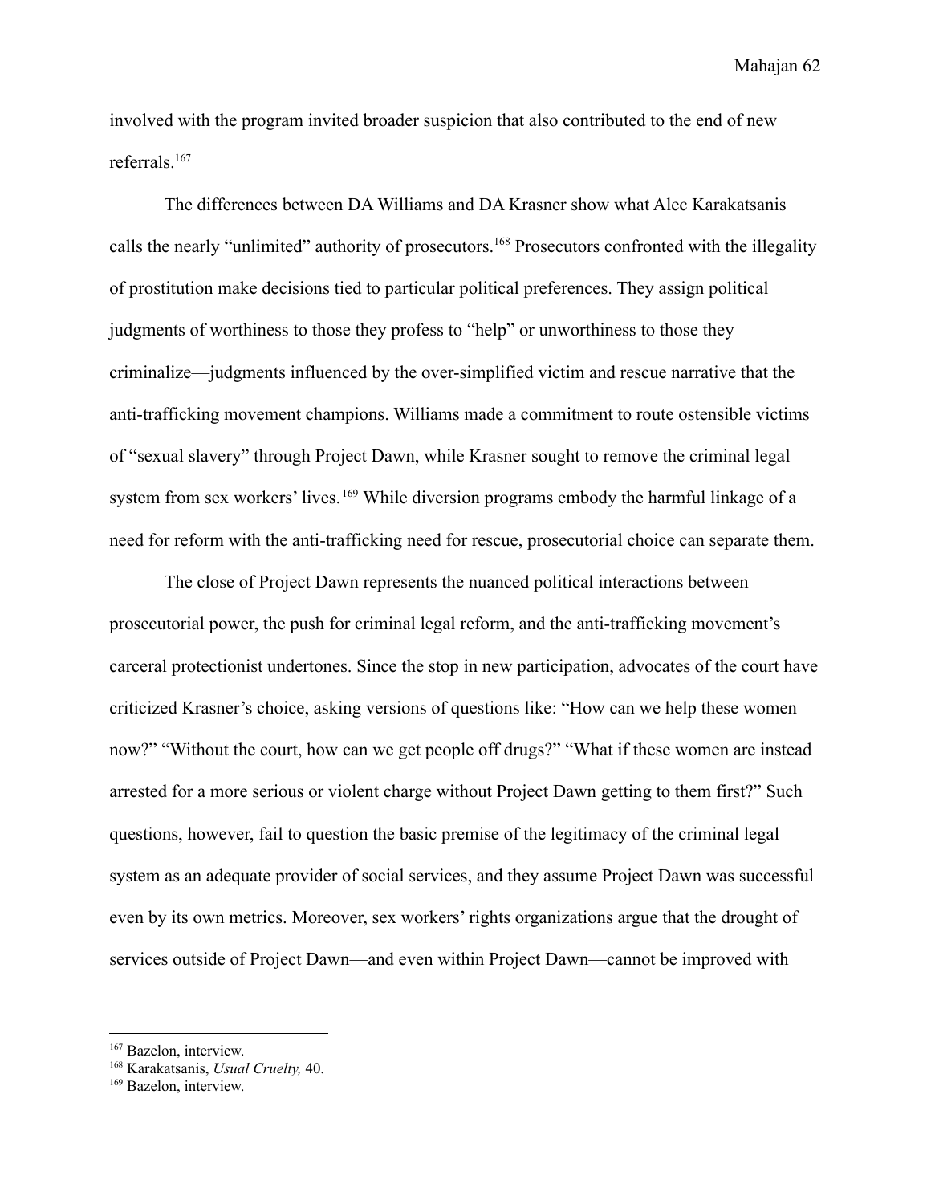involved with the program invited broader suspicion that also contributed to the end of new referrals.[167]

The differences between DA Williams and DA Krasner show what Alec Karakatsanis calls the nearly "unlimited" authority of prosecutors.[168] Prosecutors confronted with the illegality of prostitution make decisions tied to particular political preferences. They assign political judgments of worthiness to those they profess to "help" or unworthiness to those they criminalize—judgments influenced by the over-simplified victim and rescue narrative that the anti-trafficking movement champions. Williams made a commitment to route ostensible victims of "sexual slavery" through Project Dawn, while Krasner sought to remove the criminal legal system from sex workers' lives.[169] While diversion programs embody the harmful linkage of a need for reform with the anti-trafficking need for rescue, prosecutorial choice can separate them.

The close of Project Dawn represents the nuanced political interactions between prosecutorial power, the push for criminal legal reform, and the anti-trafficking movement's carceral protectionist undertones. Since the stop in new participation, advocates of the court have criticized Krasner's choice, asking versions of questions like: "How can we help these women now?" "Without the court, how can we get people off drugs?" "What if these women are instead arrested for a more serious or violent charge without Project Dawn getting to them first?" Such questions, however, fail to question the basic premise of the legitimacy of the criminal legal system as an adequate provider of social services, and they assume Project Dawn was successful even by its own metrics. Moreover, sex workers' rights organizations argue that the drought of services outside of Project Dawn—and even within Project Dawn—cannot be improved with

---

[167] Bazelon, interview.

[168] Karakatsanis, *Usual Cruelty,* 40.

[169] Bazelon, interview.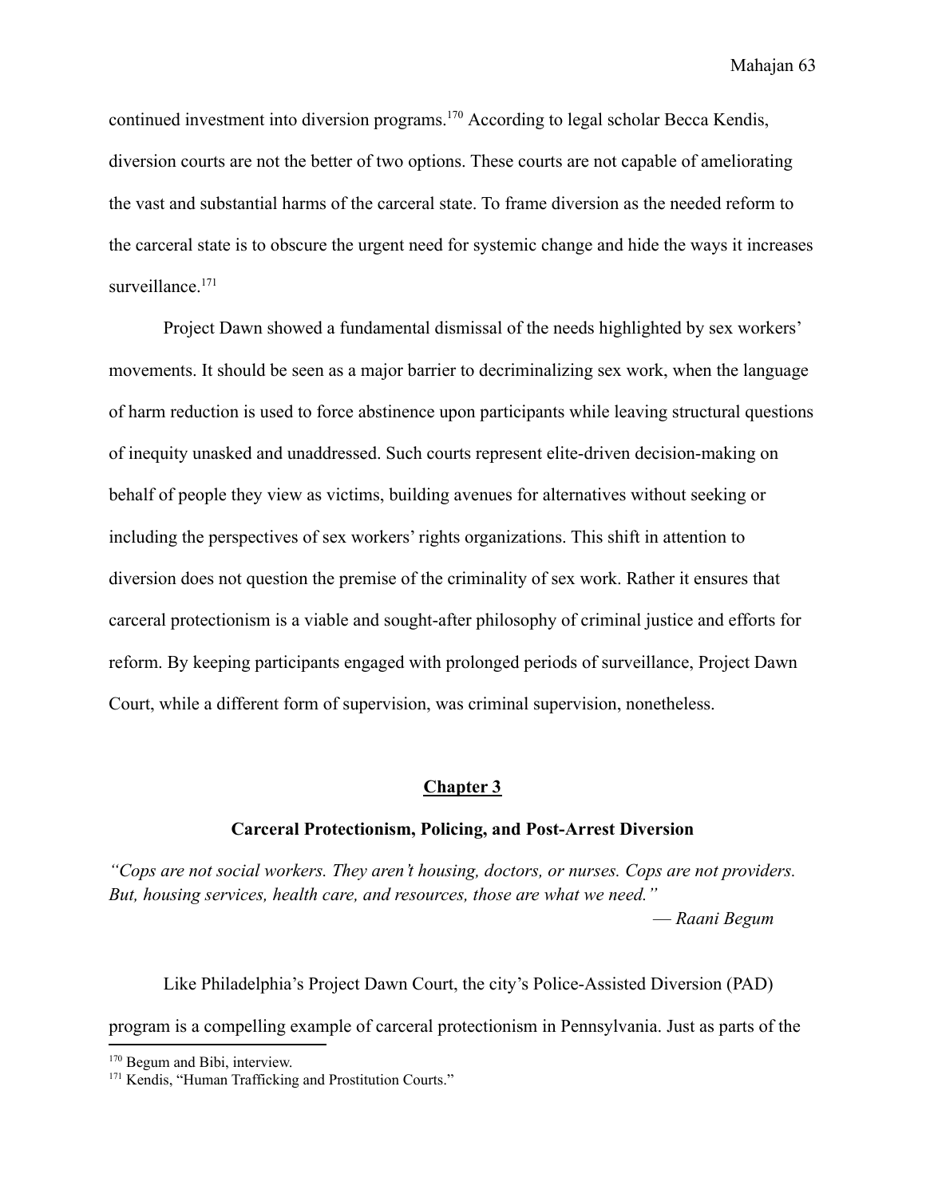continued investment into diversion programs.[170] According to legal scholar Becca Kendis, diversion courts are not the better of two options. These courts are not capable of ameliorating the vast and substantial harms of the carceral state. To frame diversion as the needed reform to the carceral state is to obscure the urgent need for systemic change and hide the ways it increases surveillance.[171]

Project Dawn showed a fundamental dismissal of the needs highlighted by sex workers' movements. It should be seen as a major barrier to decriminalizing sex work, when the language of harm reduction is used to force abstinence upon participants while leaving structural questions of inequity unasked and unaddressed. Such courts represent elite-driven decision-making on behalf of people they view as victims, building avenues for alternatives without seeking or including the perspectives of sex workers' rights organizations. This shift in attention to diversion does not question the premise of the criminality of sex work. Rather it ensures that carceral protectionism is a viable and sought-after philosophy of criminal justice and efforts for reform. By keeping participants engaged with prolonged periods of surveillance, Project Dawn Court, while a different form of supervision, was criminal supervision, nonetheless.

## Chapter 3

### Carceral Protectionism, Policing, and Post-Arrest Diversion

*"Cops are not social workers. They aren't housing, doctors, or nurses. Cops are not providers. But, housing services, health care, and resources, those are what we need."*

*— Raani Begum*

Like Philadelphia's Project Dawn Court, the city's Police-Assisted Diversion (PAD) program is a compelling example of carceral protectionism in Pennsylvania. Just as parts of the

[170] Begum and Bibi, interview.

[171] Kendis, "Human Trafficking and Prostitution Courts."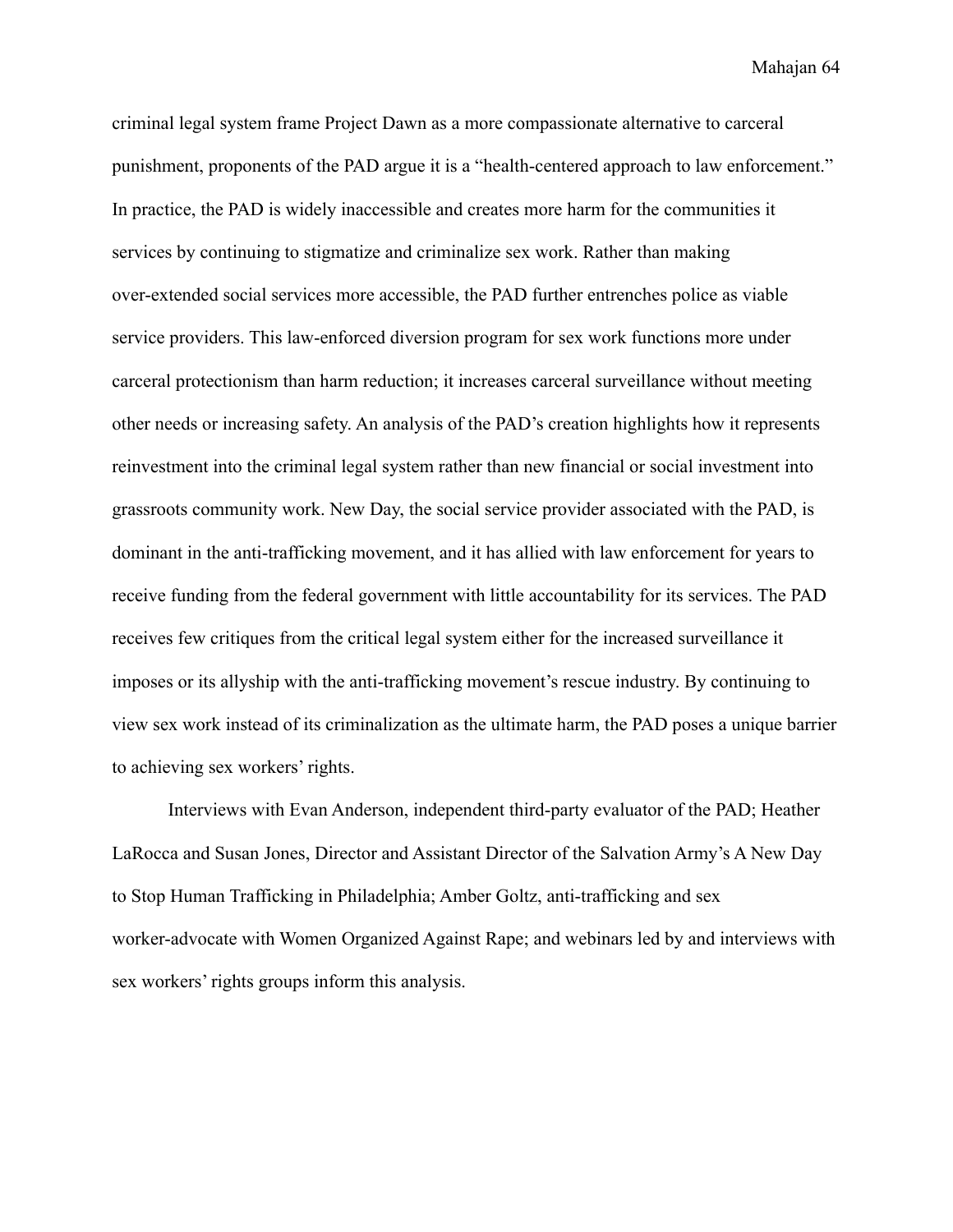criminal legal system frame Project Dawn as a more compassionate alternative to carceral punishment, proponents of the PAD argue it is a "health-centered approach to law enforcement." In practice, the PAD is widely inaccessible and creates more harm for the communities it services by continuing to stigmatize and criminalize sex work. Rather than making over-extended social services more accessible, the PAD further entrenches police as viable service providers. This law-enforced diversion program for sex work functions more under carceral protectionism than harm reduction; it increases carceral surveillance without meeting other needs or increasing safety. An analysis of the PAD's creation highlights how it represents reinvestment into the criminal legal system rather than new financial or social investment into grassroots community work. New Day, the social service provider associated with the PAD, is dominant in the anti-trafficking movement, and it has allied with law enforcement for years to receive funding from the federal government with little accountability for its services. The PAD receives few critiques from the critical legal system either for the increased surveillance it imposes or its allyship with the anti-trafficking movement's rescue industry. By continuing to view sex work instead of its criminalization as the ultimate harm, the PAD poses a unique barrier to achieving sex workers' rights.

Interviews with Evan Anderson, independent third-party evaluator of the PAD; Heather LaRocca and Susan Jones, Director and Assistant Director of the Salvation Army's A New Day to Stop Human Trafficking in Philadelphia; Amber Goltz, anti-trafficking and sex worker-advocate with Women Organized Against Rape; and webinars led by and interviews with sex workers' rights groups inform this analysis.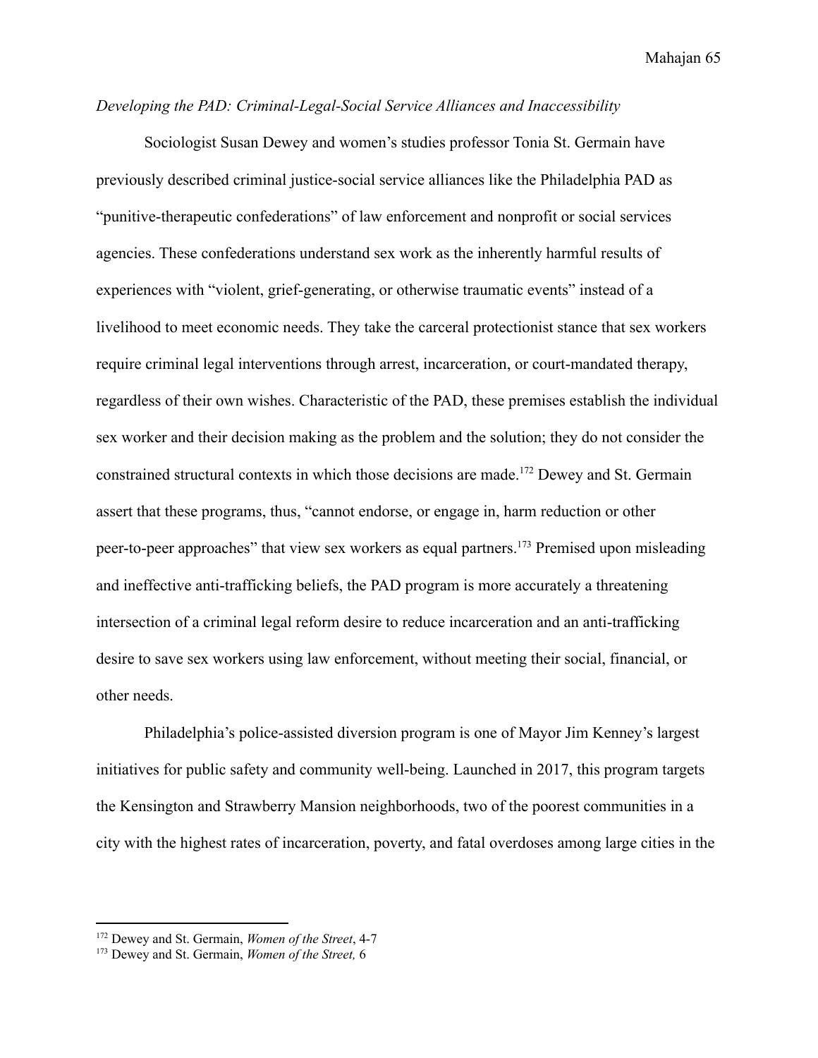*Developing the PAD: Criminal-Legal-Social Service Alliances and Inaccessibility*

Sociologist Susan Dewey and women's studies professor Tonia St. Germain have previously described criminal justice-social service alliances like the Philadelphia PAD as "punitive-therapeutic confederations" of law enforcement and nonprofit or social services agencies. These confederations understand sex work as the inherently harmful results of experiences with "violent, grief-generating, or otherwise traumatic events" instead of a livelihood to meet economic needs. They take the carceral protectionist stance that sex workers require criminal legal interventions through arrest, incarceration, or court-mandated therapy, regardless of their own wishes. Characteristic of the PAD, these premises establish the individual sex worker and their decision making as the problem and the solution; they do not consider the constrained structural contexts in which those decisions are made.[172] Dewey and St. Germain assert that these programs, thus, "cannot endorse, or engage in, harm reduction or other peer-to-peer approaches" that view sex workers as equal partners.[173] Premised upon misleading and ineffective anti-trafficking beliefs, the PAD program is more accurately a threatening intersection of a criminal legal reform desire to reduce incarceration and an anti-trafficking desire to save sex workers using law enforcement, without meeting their social, financial, or other needs.

Philadelphia's police-assisted diversion program is one of Mayor Jim Kenney's largest initiatives for public safety and community well-being. Launched in 2017, this program targets the Kensington and Strawberry Mansion neighborhoods, two of the poorest communities in a city with the highest rates of incarceration, poverty, and fatal overdoses among large cities in the

---

[172] Dewey and St. Germain, *Women of the Street*, 4-7

[173] Dewey and St. Germain, *Women of the Street,* 6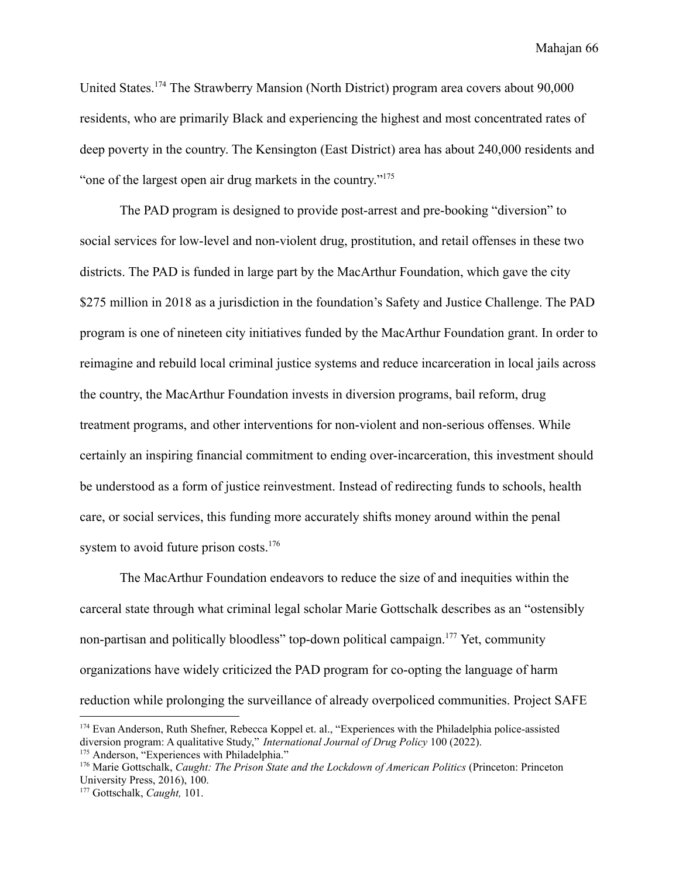United States.[174] The Strawberry Mansion (North District) program area covers about 90,000 residents, who are primarily Black and experiencing the highest and most concentrated rates of deep poverty in the country. The Kensington (East District) area has about 240,000 residents and "one of the largest open air drug markets in the country."[175]

The PAD program is designed to provide post-arrest and pre-booking "diversion" to social services for low-level and non-violent drug, prostitution, and retail offenses in these two districts. The PAD is funded in large part by the MacArthur Foundation, which gave the city $275 million in 2018 as a jurisdiction in the foundation's Safety and Justice Challenge. The PAD program is one of nineteen city initiatives funded by the MacArthur Foundation grant. In order to reimagine and rebuild local criminal justice systems and reduce incarceration in local jails across the country, the MacArthur Foundation invests in diversion programs, bail reform, drug treatment programs, and other interventions for non-violent and non-serious offenses. While certainly an inspiring financial commitment to ending over-incarceration, this investment should be understood as a form of justice reinvestment. Instead of redirecting funds to schools, health care, or social services, this funding more accurately shifts money around within the penal system to avoid future prison costs.[176]

The MacArthur Foundation endeavors to reduce the size of and inequities within the carceral state through what criminal legal scholar Marie Gottschalk describes as an "ostensibly non-partisan and politically bloodless" top-down political campaign.[177] Yet, community organizations have widely criticized the PAD program for co-opting the language of harm reduction while prolonging the surveillance of already overpoliced communities. Project SAFE

---

[174] Evan Anderson, Ruth Shefner, Rebecca Koppel et. al., "Experiences with the Philadelphia police-assisted diversion program: A qualitative Study," *International Journal of Drug Policy* 100 (2022).

[175] Anderson, "Experiences with Philadelphia."

[176] Marie Gottschalk, *Caught: The Prison State and the Lockdown of American Politics* (Princeton: Princeton University Press, 2016), 100.

[177] Gottschalk, *Caught,* 101.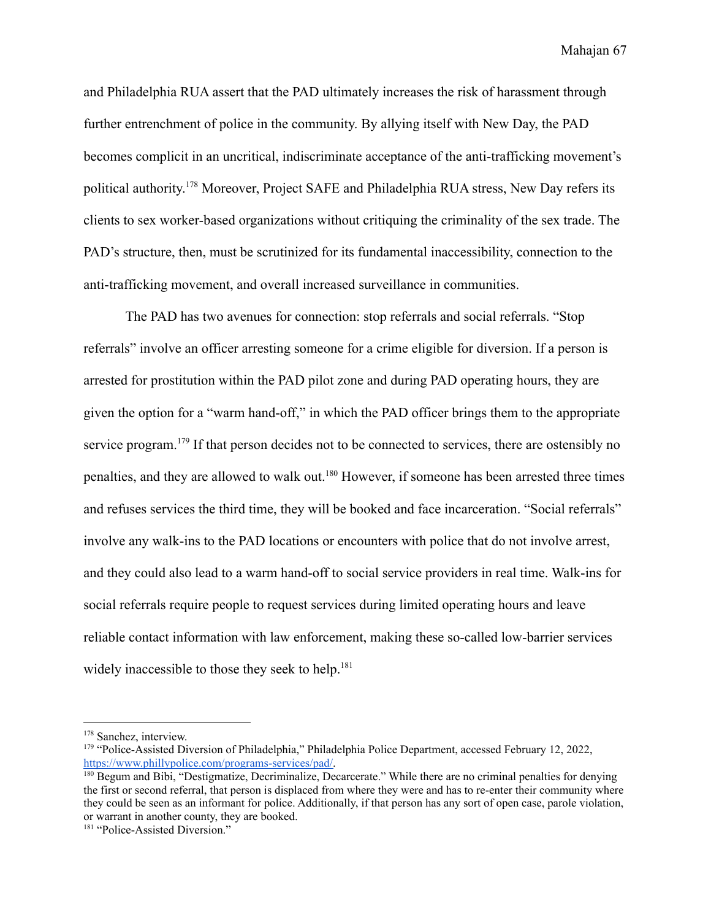and Philadelphia RUA assert that the PAD ultimately increases the risk of harassment through further entrenchment of police in the community. By allying itself with New Day, the PAD becomes complicit in an uncritical, indiscriminate acceptance of the anti-trafficking movement's political authority.[178] Moreover, Project SAFE and Philadelphia RUA stress, New Day refers its clients to sex worker-based organizations without critiquing the criminality of the sex trade. The PAD's structure, then, must be scrutinized for its fundamental inaccessibility, connection to the anti-trafficking movement, and overall increased surveillance in communities.

The PAD has two avenues for connection: stop referrals and social referrals. "Stop referrals" involve an officer arresting someone for a crime eligible for diversion. If a person is arrested for prostitution within the PAD pilot zone and during PAD operating hours, they are given the option for a "warm hand-off," in which the PAD officer brings them to the appropriate service program.[179] If that person decides not to be connected to services, there are ostensibly no penalties, and they are allowed to walk out.[180] However, if someone has been arrested three times and refuses services the third time, they will be booked and face incarceration. "Social referrals" involve any walk-ins to the PAD locations or encounters with police that do not involve arrest, and they could also lead to a warm hand-off to social service providers in real time. Walk-ins for social referrals require people to request services during limited operating hours and leave reliable contact information with law enforcement, making these so-called low-barrier services widely inaccessible to those they seek to help.[181]

---

[178] Sanchez, interview.

[179] "Police-Assisted Diversion of Philadelphia," Philadelphia Police Department, accessed February 12, 2022, https://www.phillypolice.com/programs-services/pad/.

[180] Begum and Bibi, "Destigmatize, Decriminalize, Decarcerate." While there are no criminal penalties for denying the first or second referral, that person is displaced from where they were and has to re-enter their community where they could be seen as an informant for police. Additionally, if that person has any sort of open case, parole violation, or warrant in another county, they are booked.

[181] "Police-Assisted Diversion."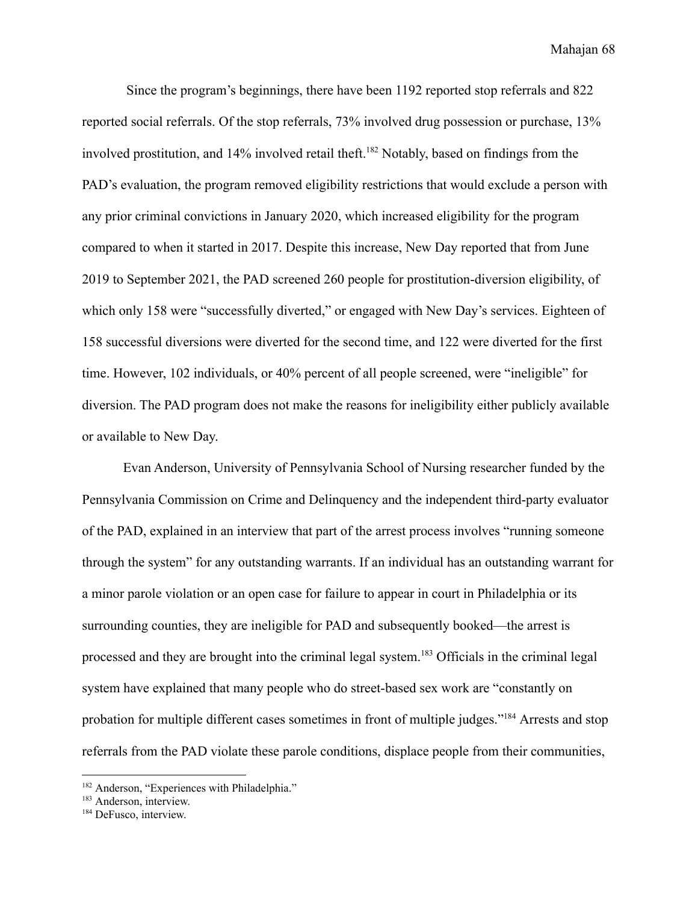Since the program's beginnings, there have been 1192 reported stop referrals and 822 reported social referrals. Of the stop referrals, 73% involved drug possession or purchase, 13% involved prostitution, and 14% involved retail theft.[182] Notably, based on findings from the PAD's evaluation, the program removed eligibility restrictions that would exclude a person with any prior criminal convictions in January 2020, which increased eligibility for the program compared to when it started in 2017. Despite this increase, New Day reported that from June 2019 to September 2021, the PAD screened 260 people for prostitution-diversion eligibility, of which only 158 were "successfully diverted," or engaged with New Day's services. Eighteen of 158 successful diversions were diverted for the second time, and 122 were diverted for the first time. However, 102 individuals, or 40% percent of all people screened, were "ineligible" for diversion. The PAD program does not make the reasons for ineligibility either publicly available or available to New Day.

Evan Anderson, University of Pennsylvania School of Nursing researcher funded by the Pennsylvania Commission on Crime and Delinquency and the independent third-party evaluator of the PAD, explained in an interview that part of the arrest process involves "running someone through the system" for any outstanding warrants. If an individual has an outstanding warrant for a minor parole violation or an open case for failure to appear in court in Philadelphia or its surrounding counties, they are ineligible for PAD and subsequently booked—the arrest is processed and they are brought into the criminal legal system.[183] Officials in the criminal legal system have explained that many people who do street-based sex work are "constantly on probation for multiple different cases sometimes in front of multiple judges."[184] Arrests and stop referrals from the PAD violate these parole conditions, displace people from their communities,

[182] Anderson, "Experiences with Philadelphia."
[183] Anderson, interview.
[184] DeFusco, interview.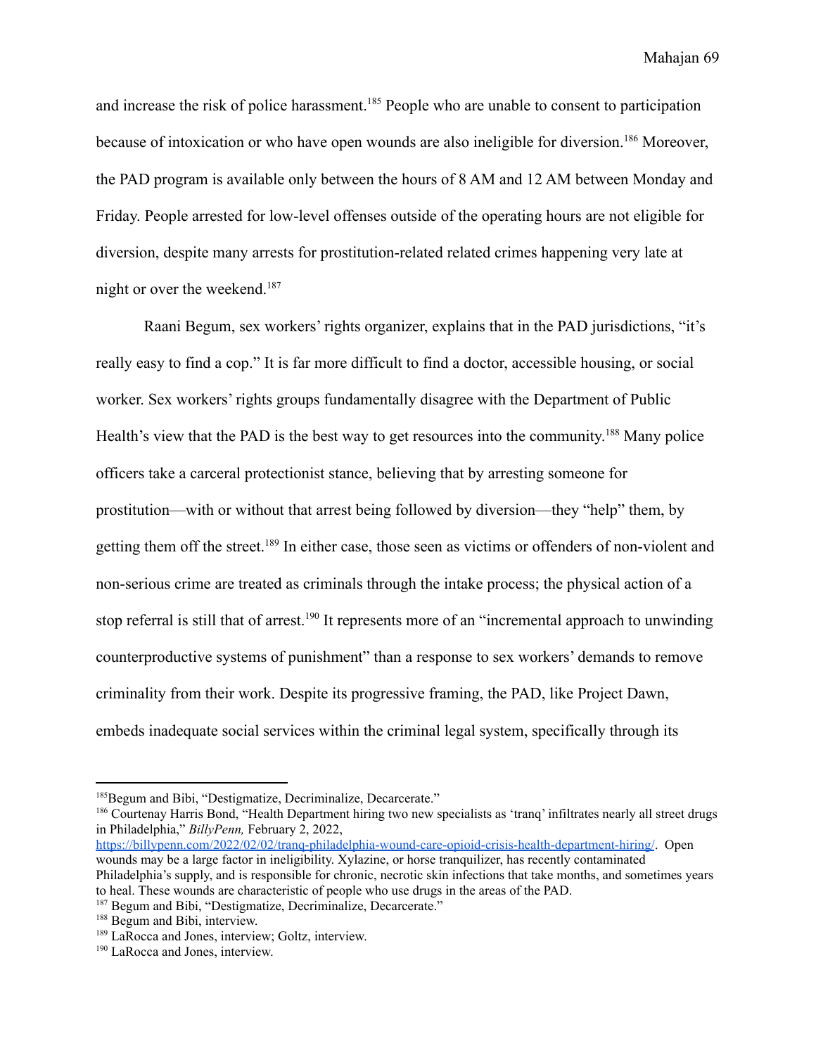and increase the risk of police harassment.[185] People who are unable to consent to participation because of intoxication or who have open wounds are also ineligible for diversion.[186] Moreover, the PAD program is available only between the hours of 8 AM and 12 AM between Monday and Friday. People arrested for low-level offenses outside of the operating hours are not eligible for diversion, despite many arrests for prostitution-related related crimes happening very late at night or over the weekend.[187]

Raani Begum, sex workers' rights organizer, explains that in the PAD jurisdictions, "it's really easy to find a cop." It is far more difficult to find a doctor, accessible housing, or social worker. Sex workers' rights groups fundamentally disagree with the Department of Public Health's view that the PAD is the best way to get resources into the community.[188] Many police officers take a carceral protectionist stance, believing that by arresting someone for prostitution—with or without that arrest being followed by diversion—they "help" them, by getting them off the street.[189] In either case, those seen as victims or offenders of non-violent and non-serious crime are treated as criminals through the intake process; the physical action of a stop referral is still that of arrest.[190] It represents more of an "incremental approach to unwinding counterproductive systems of punishment" than a response to sex workers' demands to remove criminality from their work. Despite its progressive framing, the PAD, like Project Dawn, embeds inadequate social services within the criminal legal system, specifically through its

---

[185] Begum and Bibi, "Destigmatize, Decriminalize, Decarcerate."

[186] Courtenay Harris Bond, "Health Department hiring two new specialists as 'tranq' infiltrates nearly all street drugs in Philadelphia," *BillyPenn,* February 2, 2022, https://billypenn.com/2022/02/02/tranq-philadelphia-wound-care-opioid-crisis-health-department-hiring/. Open wounds may be a large factor in ineligibility. Xylazine, or horse tranquilizer, has recently contaminated Philadelphia's supply, and is responsible for chronic, necrotic skin infections that take months, and sometimes years to heal. These wounds are characteristic of people who use drugs in the areas of the PAD.

[187] Begum and Bibi, "Destigmatize, Decriminalize, Decarcerate."

[188] Begum and Bibi, interview.

[189] LaRocca and Jones, interview; Goltz, interview.

[190] LaRocca and Jones, interview.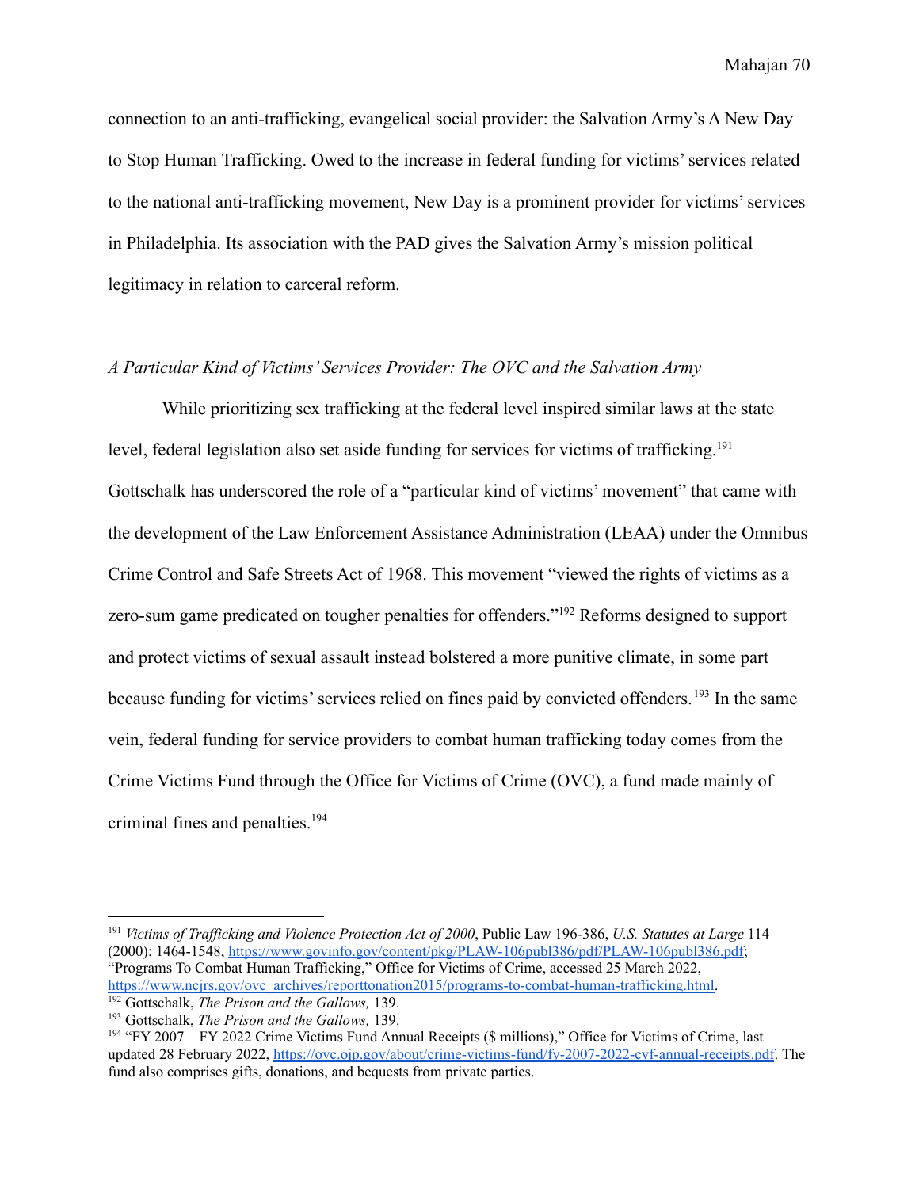connection to an anti-trafficking, evangelical social provider: the Salvation Army's A New Day to Stop Human Trafficking. Owed to the increase in federal funding for victims' services related to the national anti-trafficking movement, New Day is a prominent provider for victims' services in Philadelphia. Its association with the PAD gives the Salvation Army's mission political legitimacy in relation to carceral reform.

### *A Particular Kind of Victims' Services Provider: The OVC and the Salvation Army*

While prioritizing sex trafficking at the federal level inspired similar laws at the state level, federal legislation also set aside funding for services for victims of trafficking.[191] Gottschalk has underscored the role of a "particular kind of victims' movement" that came with the development of the Law Enforcement Assistance Administration (LEAA) under the Omnibus Crime Control and Safe Streets Act of 1968. This movement "viewed the rights of victims as a zero-sum game predicated on tougher penalties for offenders."[192] Reforms designed to support and protect victims of sexual assault instead bolstered a more punitive climate, in some part because funding for victims' services relied on fines paid by convicted offenders.[193] In the same vein, federal funding for service providers to combat human trafficking today comes from the Crime Victims Fund through the Office for Victims of Crime (OVC), a fund made mainly of criminal fines and penalties.[194]

---

[191] *Victims of Trafficking and Violence Protection Act of 2000*, Public Law 196-386, *U.S. Statutes at Large* 114 (2000): 1464-1548, https://www.govinfo.gov/content/pkg/PLAW-106publ386/pdf/PLAW-106publ386.pdf; "Programs To Combat Human Trafficking," Office for Victims of Crime, accessed 25 March 2022, https://www.ncjrs.gov/ovc_archives/reporttonation2015/programs-to-combat-human-trafficking.html.

[192] Gottschalk, *The Prison and the Gallows,* 139.

[193] Gottschalk, *The Prison and the Gallows,* 139.

[194] "FY 2007 – FY 2022 Crime Victims Fund Annual Receipts ($ millions)," Office for Victims of Crime, last updated 28 February 2022, https://ovc.ojp.gov/about/crime-victims-fund/fy-2007-2022-cvf-annual-receipts.pdf. The fund also comprises gifts, donations, and bequests from private parties.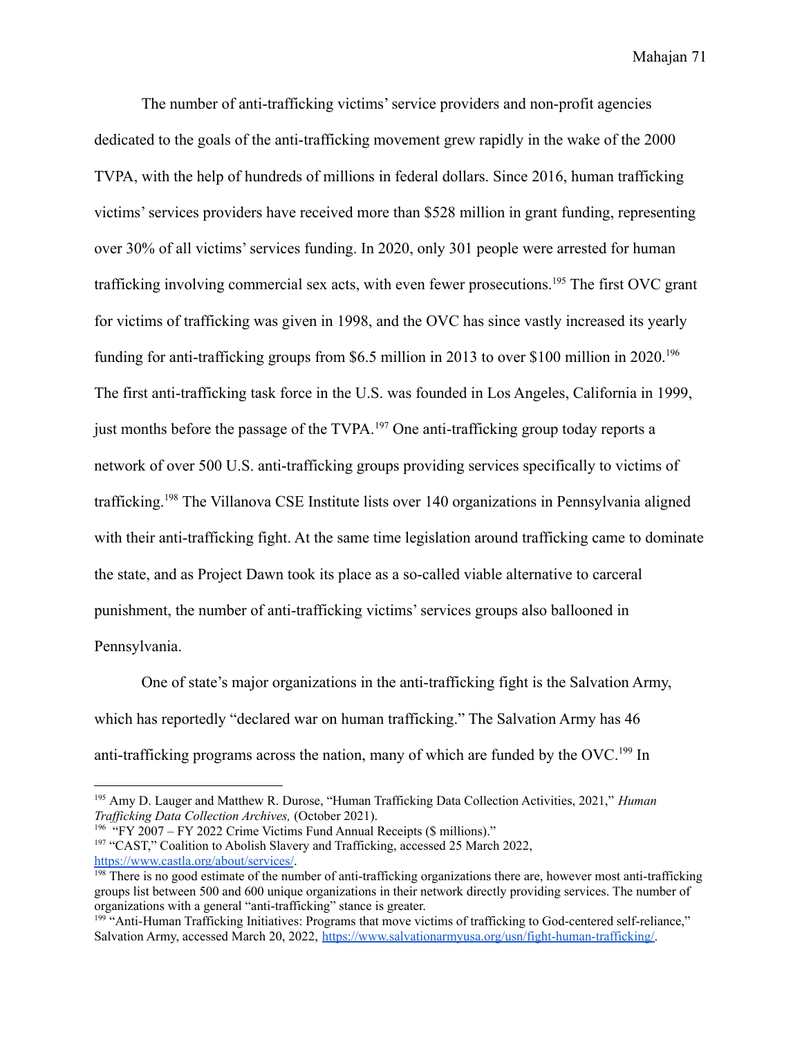The number of anti-trafficking victims' service providers and non-profit agencies dedicated to the goals of the anti-trafficking movement grew rapidly in the wake of the 2000 TVPA, with the help of hundreds of millions in federal dollars. Since 2016, human trafficking victims' services providers have received more than $528 million in grant funding, representing over 30% of all victims' services funding. In 2020, only 301 people were arrested for human trafficking involving commercial sex acts, with even fewer prosecutions.[195] The first OVC grant for victims of trafficking was given in 1998, and the OVC has since vastly increased its yearly funding for anti-trafficking groups from $6.5 million in 2013 to over $100 million in 2020.[196] The first anti-trafficking task force in the U.S. was founded in Los Angeles, California in 1999, just months before the passage of the TVPA.[197] One anti-trafficking group today reports a network of over 500 U.S. anti-trafficking groups providing services specifically to victims of trafficking.[198] The Villanova CSE Institute lists over 140 organizations in Pennsylvania aligned with their anti-trafficking fight. At the same time legislation around trafficking came to dominate the state, and as Project Dawn took its place as a so-called viable alternative to carceral punishment, the number of anti-trafficking victims' services groups also ballooned in Pennsylvania.

One of state's major organizations in the anti-trafficking fight is the Salvation Army, which has reportedly "declared war on human trafficking." The Salvation Army has 46 anti-trafficking programs across the nation, many of which are funded by the OVC.[199] In

---

[195] Amy D. Lauger and Matthew R. Durose, "Human Trafficking Data Collection Activities, 2021," *Human Trafficking Data Collection Archives,* (October 2021).

[196] "FY 2007 – FY 2022 Crime Victims Fund Annual Receipts ($ millions)."

[197] "CAST," Coalition to Abolish Slavery and Trafficking, accessed 25 March 2022, https://www.castla.org/about/services/.

[198] There is no good estimate of the number of anti-trafficking organizations there are, however most anti-trafficking groups list between 500 and 600 unique organizations in their network directly providing services. The number of organizations with a general "anti-trafficking" stance is greater.

[199] "Anti-Human Trafficking Initiatives: Programs that move victims of trafficking to God-centered self-reliance," Salvation Army, accessed March 20, 2022, https://www.salvationarmyusa.org/usn/fight-human-trafficking/.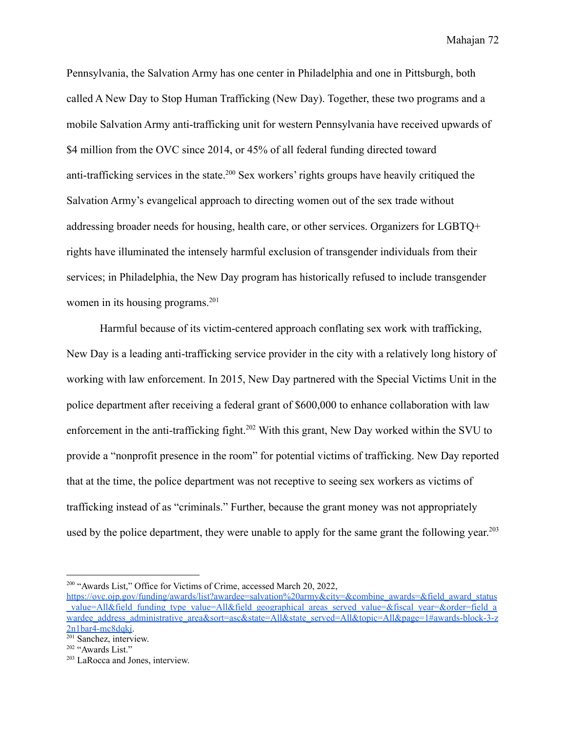Pennsylvania, the Salvation Army has one center in Philadelphia and one in Pittsburgh, both called A New Day to Stop Human Trafficking (New Day). Together, these two programs and a mobile Salvation Army anti-trafficking unit for western Pennsylvania have received upwards of $4 million from the OVC since 2014, or 45% of all federal funding directed toward anti-trafficking services in the state.[200] Sex workers' rights groups have heavily critiqued the Salvation Army's evangelical approach to directing women out of the sex trade without addressing broader needs for housing, health care, or other services. Organizers for LGBTQ+ rights have illuminated the intensely harmful exclusion of transgender individuals from their services; in Philadelphia, the New Day program has historically refused to include transgender women in its housing programs.[201]

Harmful because of its victim-centered approach conflating sex work with trafficking, New Day is a leading anti-trafficking service provider in the city with a relatively long history of working with law enforcement. In 2015, New Day partnered with the Special Victims Unit in the police department after receiving a federal grant of $600,000 to enhance collaboration with law enforcement in the anti-trafficking fight.[202] With this grant, New Day worked within the SVU to provide a "nonprofit presence in the room" for potential victims of trafficking. New Day reported that at the time, the police department was not receptive to seeing sex workers as victims of trafficking instead of as "criminals." Further, because the grant money was not appropriately used by the police department, they were unable to apply for the same grant the following year.[203]

---

[200] "Awards List," Office for Victims of Crime, accessed March 20, 2022, https://ovc.ojp.gov/funding/awards/list?awardee=salvation%20army&city=&combine_awards=&field_award_status_value=All&field_funding_type_value=All&field_geographical_areas_served_value=&fiscal_year=&order=field_awardee_address_administrative_area&sort=asc&state=All&state_served=All&topic=All&page=1#awards-block-3-z2n1bar4-mc8dqkj.

[201] Sanchez, interview.

[202] "Awards List."

[203] LaRocca and Jones, interview.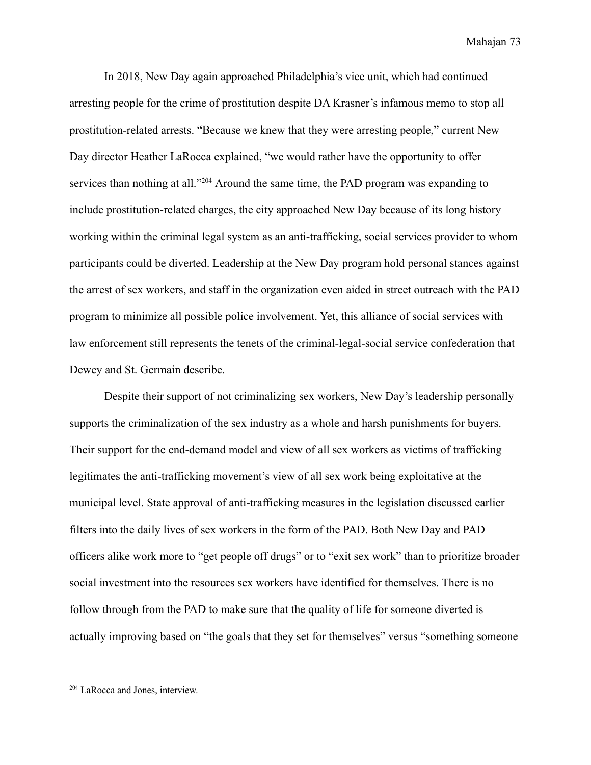In 2018, New Day again approached Philadelphia's vice unit, which had continued arresting people for the crime of prostitution despite DA Krasner's infamous memo to stop all prostitution-related arrests. "Because we knew that they were arresting people," current New Day director Heather LaRocca explained, "we would rather have the opportunity to offer services than nothing at all."[204] Around the same time, the PAD program was expanding to include prostitution-related charges, the city approached New Day because of its long history working within the criminal legal system as an anti-trafficking, social services provider to whom participants could be diverted. Leadership at the New Day program hold personal stances against the arrest of sex workers, and staff in the organization even aided in street outreach with the PAD program to minimize all possible police involvement. Yet, this alliance of social services with law enforcement still represents the tenets of the criminal-legal-social service confederation that Dewey and St. Germain describe.

Despite their support of not criminalizing sex workers, New Day's leadership personally supports the criminalization of the sex industry as a whole and harsh punishments for buyers. Their support for the end-demand model and view of all sex workers as victims of trafficking legitimates the anti-trafficking movement's view of all sex work being exploitative at the municipal level. State approval of anti-trafficking measures in the legislation discussed earlier filters into the daily lives of sex workers in the form of the PAD. Both New Day and PAD officers alike work more to "get people off drugs" or to "exit sex work" than to prioritize broader social investment into the resources sex workers have identified for themselves. There is no follow through from the PAD to make sure that the quality of life for someone diverted is actually improving based on "the goals that they set for themselves" versus "something someone

[204] LaRocca and Jones, interview.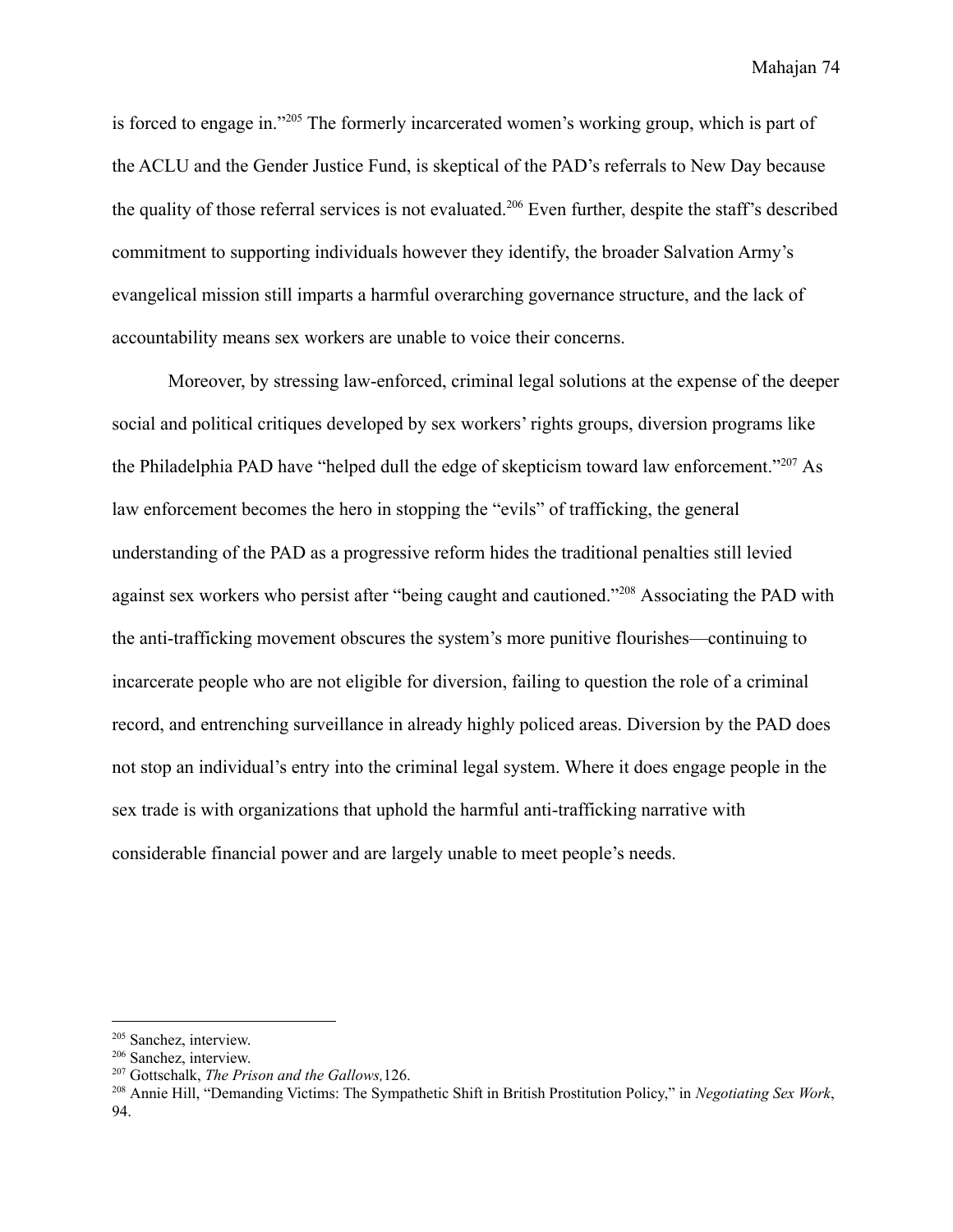is forced to engage in."[205] The formerly incarcerated women's working group, which is part of the ACLU and the Gender Justice Fund, is skeptical of the PAD's referrals to New Day because the quality of those referral services is not evaluated.[206] Even further, despite the staff's described commitment to supporting individuals however they identify, the broader Salvation Army's evangelical mission still imparts a harmful overarching governance structure, and the lack of accountability means sex workers are unable to voice their concerns.

Moreover, by stressing law-enforced, criminal legal solutions at the expense of the deeper social and political critiques developed by sex workers' rights groups, diversion programs like the Philadelphia PAD have "helped dull the edge of skepticism toward law enforcement."[207] As law enforcement becomes the hero in stopping the "evils" of trafficking, the general understanding of the PAD as a progressive reform hides the traditional penalties still levied against sex workers who persist after "being caught and cautioned."[208] Associating the PAD with the anti-trafficking movement obscures the system's more punitive flourishes—continuing to incarcerate people who are not eligible for diversion, failing to question the role of a criminal record, and entrenching surveillance in already highly policed areas. Diversion by the PAD does not stop an individual's entry into the criminal legal system. Where it does engage people in the sex trade is with organizations that uphold the harmful anti-trafficking narrative with considerable financial power and are largely unable to meet people's needs.

---

[205] Sanchez, interview.

[206] Sanchez, interview.

[207] Gottschalk, *The Prison and the Gallows,*126.

[208] Annie Hill, "Demanding Victims: The Sympathetic Shift in British Prostitution Policy," in *Negotiating Sex Work*, 94.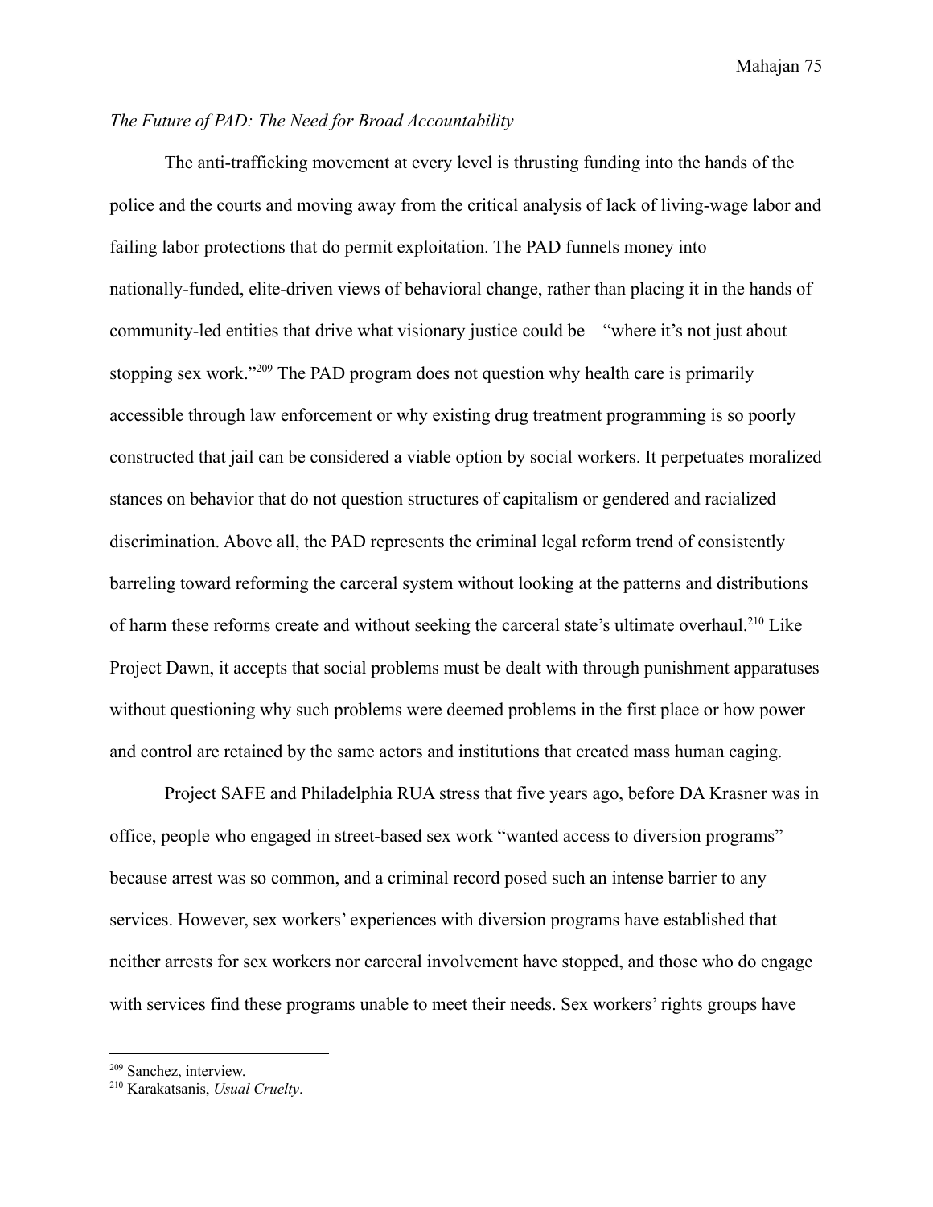*The Future of PAD: The Need for Broad Accountability*

The anti-trafficking movement at every level is thrusting funding into the hands of the police and the courts and moving away from the critical analysis of lack of living-wage labor and failing labor protections that do permit exploitation. The PAD funnels money into nationally-funded, elite-driven views of behavioral change, rather than placing it in the hands of community-led entities that drive what visionary justice could be—"where it's not just about stopping sex work."[209] The PAD program does not question why health care is primarily accessible through law enforcement or why existing drug treatment programming is so poorly constructed that jail can be considered a viable option by social workers. It perpetuates moralized stances on behavior that do not question structures of capitalism or gendered and racialized discrimination. Above all, the PAD represents the criminal legal reform trend of consistently barreling toward reforming the carceral system without looking at the patterns and distributions of harm these reforms create and without seeking the carceral state's ultimate overhaul.[210] Like Project Dawn, it accepts that social problems must be dealt with through punishment apparatuses without questioning why such problems were deemed problems in the first place or how power and control are retained by the same actors and institutions that created mass human caging.

Project SAFE and Philadelphia RUA stress that five years ago, before DA Krasner was in office, people who engaged in street-based sex work "wanted access to diversion programs" because arrest was so common, and a criminal record posed such an intense barrier to any services. However, sex workers' experiences with diversion programs have established that neither arrests for sex workers nor carceral involvement have stopped, and those who do engage with services find these programs unable to meet their needs. Sex workers' rights groups have

---

[209] Sanchez, interview.

[210] Karakatsanis, *Usual Cruelty*.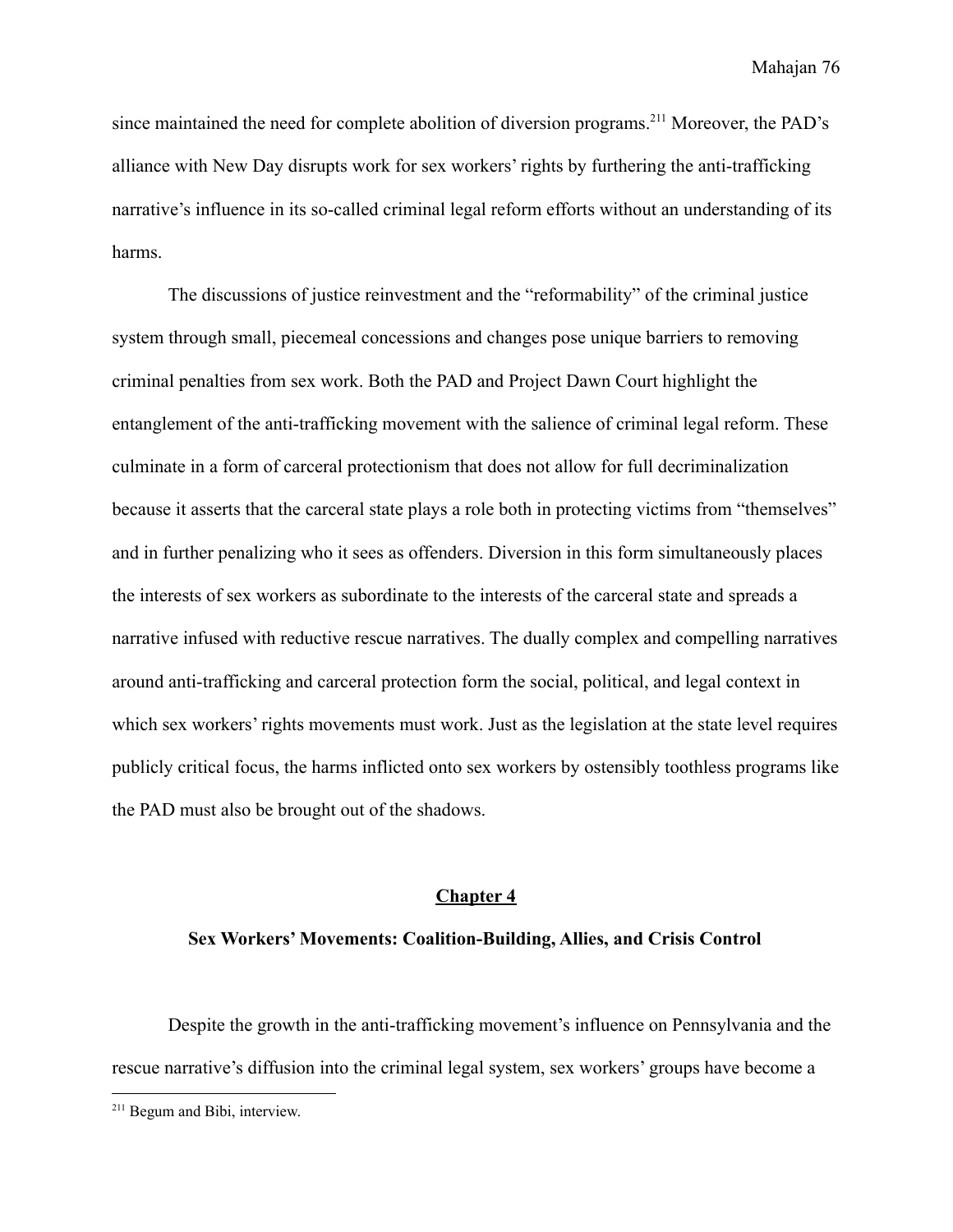since maintained the need for complete abolition of diversion programs.[211] Moreover, the PAD's alliance with New Day disrupts work for sex workers' rights by furthering the anti-trafficking narrative's influence in its so-called criminal legal reform efforts without an understanding of its harms.

The discussions of justice reinvestment and the "reformability" of the criminal justice system through small, piecemeal concessions and changes pose unique barriers to removing criminal penalties from sex work. Both the PAD and Project Dawn Court highlight the entanglement of the anti-trafficking movement with the salience of criminal legal reform. These culminate in a form of carceral protectionism that does not allow for full decriminalization because it asserts that the carceral state plays a role both in protecting victims from "themselves" and in further penalizing who it sees as offenders. Diversion in this form simultaneously places the interests of sex workers as subordinate to the interests of the carceral state and spreads a narrative infused with reductive rescue narratives. The dually complex and compelling narratives around anti-trafficking and carceral protection form the social, political, and legal context in which sex workers' rights movements must work. Just as the legislation at the state level requires publicly critical focus, the harms inflicted onto sex workers by ostensibly toothless programs like the PAD must also be brought out of the shadows.

## Chapter 4

### Sex Workers' Movements: Coalition-Building, Allies, and Crisis Control

Despite the growth in the anti-trafficking movement's influence on Pennsylvania and the rescue narrative's diffusion into the criminal legal system, sex workers' groups have become a

[211] Begum and Bibi, interview.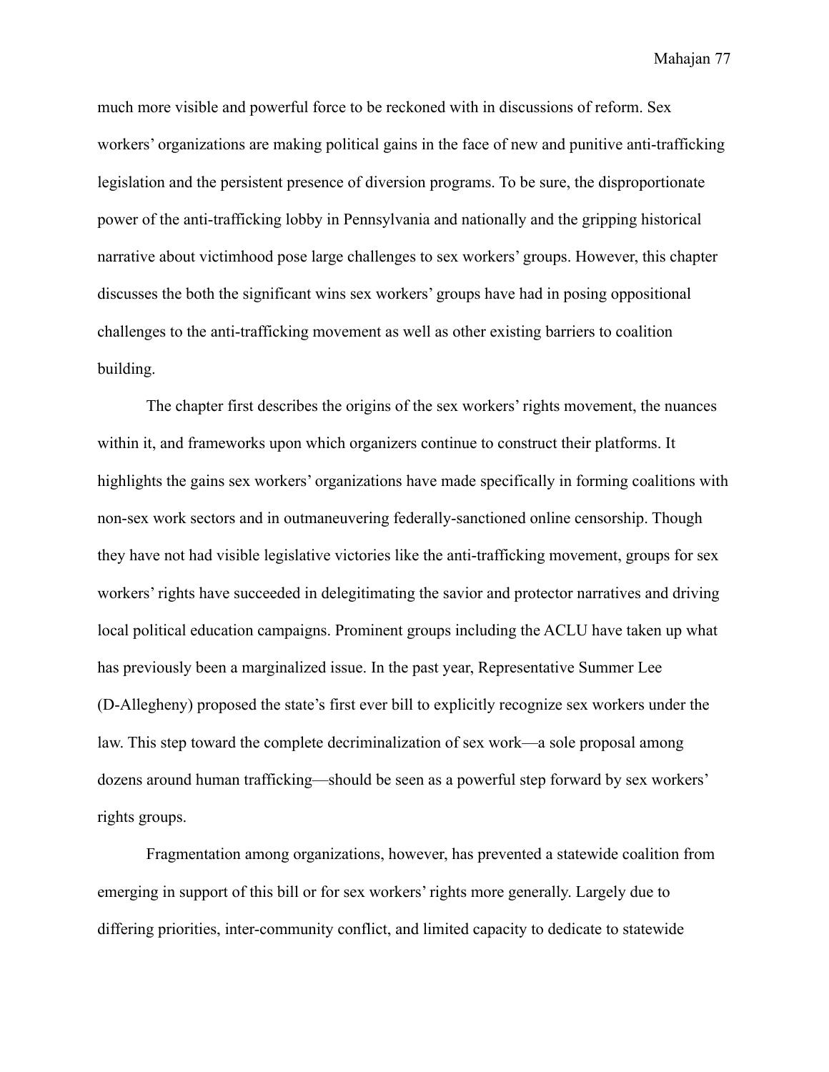much more visible and powerful force to be reckoned with in discussions of reform. Sex workers' organizations are making political gains in the face of new and punitive anti-trafficking legislation and the persistent presence of diversion programs. To be sure, the disproportionate power of the anti-trafficking lobby in Pennsylvania and nationally and the gripping historical narrative about victimhood pose large challenges to sex workers' groups. However, this chapter discusses the both the significant wins sex workers' groups have had in posing oppositional challenges to the anti-trafficking movement as well as other existing barriers to coalition building.

The chapter first describes the origins of the sex workers' rights movement, the nuances within it, and frameworks upon which organizers continue to construct their platforms. It highlights the gains sex workers' organizations have made specifically in forming coalitions with non-sex work sectors and in outmaneuvering federally-sanctioned online censorship. Though they have not had visible legislative victories like the anti-trafficking movement, groups for sex workers' rights have succeeded in delegitimating the savior and protector narratives and driving local political education campaigns. Prominent groups including the ACLU have taken up what has previously been a marginalized issue. In the past year, Representative Summer Lee (D-Allegheny) proposed the state's first ever bill to explicitly recognize sex workers under the law. This step toward the complete decriminalization of sex work—a sole proposal among dozens around human trafficking—should be seen as a powerful step forward by sex workers' rights groups.

Fragmentation among organizations, however, has prevented a statewide coalition from emerging in support of this bill or for sex workers' rights more generally. Largely due to differing priorities, inter-community conflict, and limited capacity to dedicate to statewide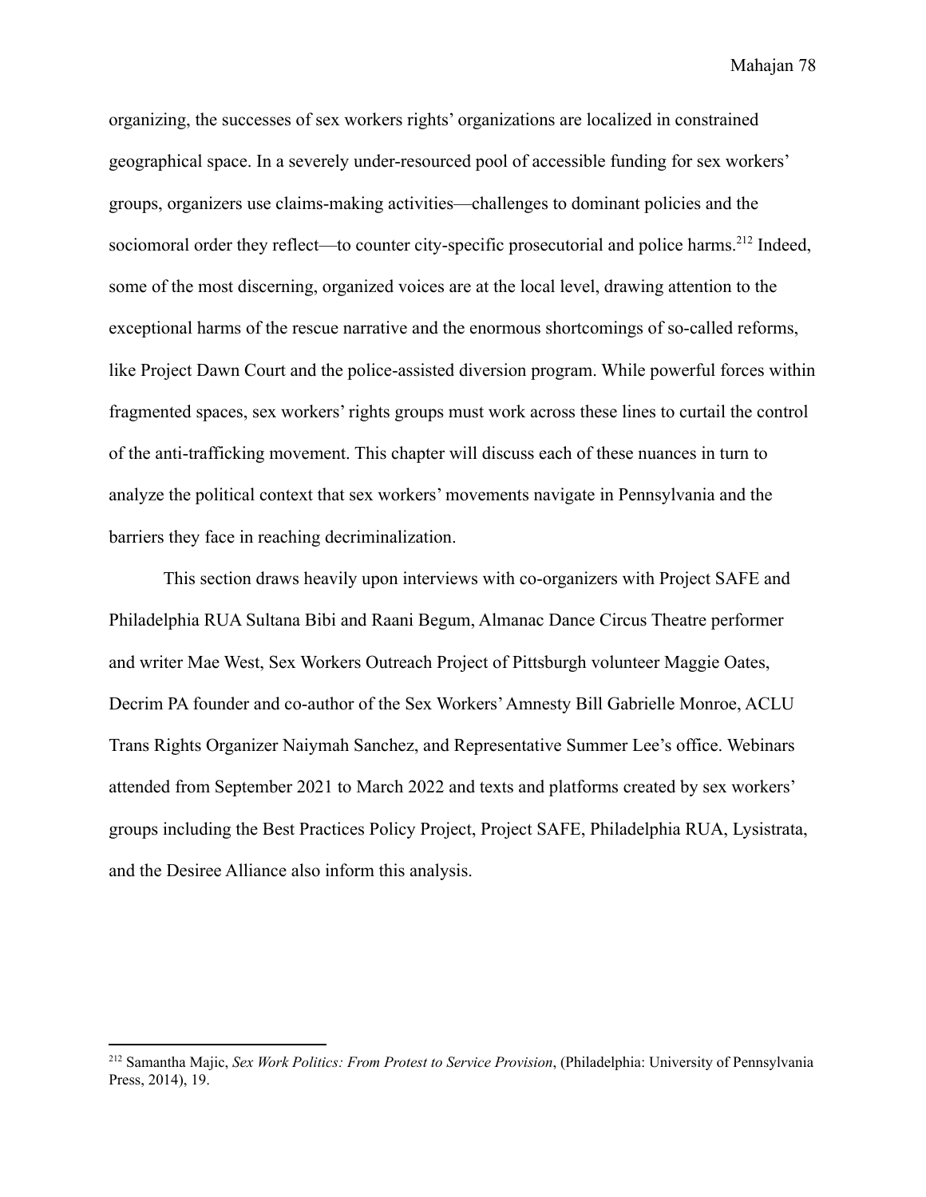organizing, the successes of sex workers rights' organizations are localized in constrained geographical space. In a severely under-resourced pool of accessible funding for sex workers' groups, organizers use claims-making activities—challenges to dominant policies and the sociomoral order they reflect—to counter city-specific prosecutorial and police harms.[212] Indeed, some of the most discerning, organized voices are at the local level, drawing attention to the exceptional harms of the rescue narrative and the enormous shortcomings of so-called reforms, like Project Dawn Court and the police-assisted diversion program. While powerful forces within fragmented spaces, sex workers' rights groups must work across these lines to curtail the control of the anti-trafficking movement. This chapter will discuss each of these nuances in turn to analyze the political context that sex workers' movements navigate in Pennsylvania and the barriers they face in reaching decriminalization.

This section draws heavily upon interviews with co-organizers with Project SAFE and Philadelphia RUA Sultana Bibi and Raani Begum, Almanac Dance Circus Theatre performer and writer Mae West, Sex Workers Outreach Project of Pittsburgh volunteer Maggie Oates, Decrim PA founder and co-author of the Sex Workers' Amnesty Bill Gabrielle Monroe, ACLU Trans Rights Organizer Naiymah Sanchez, and Representative Summer Lee's office. Webinars attended from September 2021 to March 2022 and texts and platforms created by sex workers' groups including the Best Practices Policy Project, Project SAFE, Philadelphia RUA, Lysistrata, and the Desiree Alliance also inform this analysis.

---

[212] Samantha Majic, *Sex Work Politics: From Protest to Service Provision*, (Philadelphia: University of Pennsylvania Press, 2014), 19.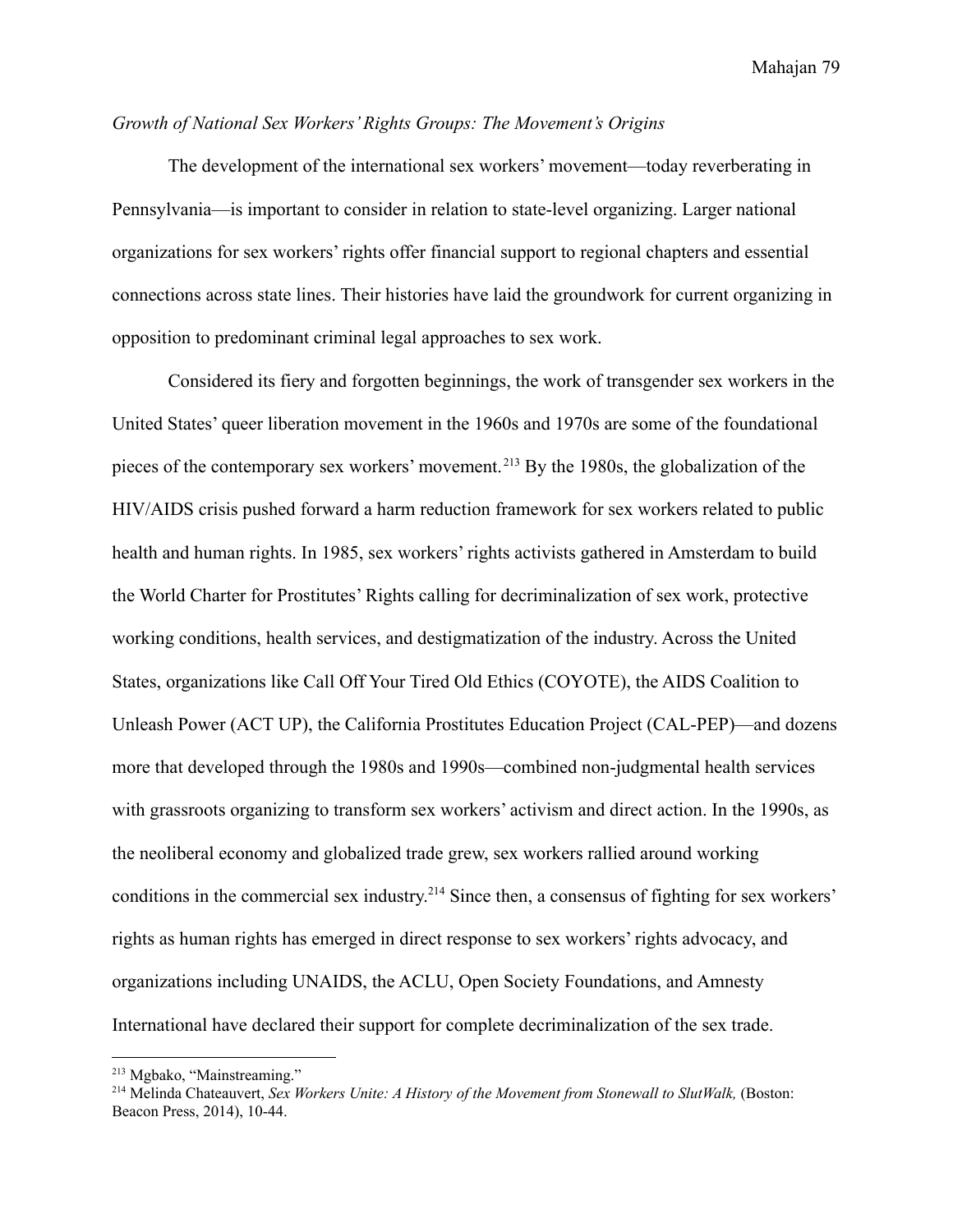*Growth of National Sex Workers' Rights Groups: The Movement's Origins*

The development of the international sex workers' movement—today reverberating in Pennsylvania—is important to consider in relation to state-level organizing. Larger national organizations for sex workers' rights offer financial support to regional chapters and essential connections across state lines. Their histories have laid the groundwork for current organizing in opposition to predominant criminal legal approaches to sex work.

Considered its fiery and forgotten beginnings, the work of transgender sex workers in the United States' queer liberation movement in the 1960s and 1970s are some of the foundational pieces of the contemporary sex workers' movement.[213] By the 1980s, the globalization of the HIV/AIDS crisis pushed forward a harm reduction framework for sex workers related to public health and human rights. In 1985, sex workers' rights activists gathered in Amsterdam to build the World Charter for Prostitutes' Rights calling for decriminalization of sex work, protective working conditions, health services, and destigmatization of the industry. Across the United States, organizations like Call Off Your Tired Old Ethics (COYOTE), the AIDS Coalition to Unleash Power (ACT UP), the California Prostitutes Education Project (CAL-PEP)—and dozens more that developed through the 1980s and 1990s—combined non-judgmental health services with grassroots organizing to transform sex workers' activism and direct action. In the 1990s, as the neoliberal economy and globalized trade grew, sex workers rallied around working conditions in the commercial sex industry.[214] Since then, a consensus of fighting for sex workers' rights as human rights has emerged in direct response to sex workers' rights advocacy, and organizations including UNAIDS, the ACLU, Open Society Foundations, and Amnesty International have declared their support for complete decriminalization of the sex trade.

---

[213] Mgbako, "Mainstreaming."

[214] Melinda Chateauvert, *Sex Workers Unite: A History of the Movement from Stonewall to SlutWalk,* (Boston: Beacon Press, 2014), 10-44.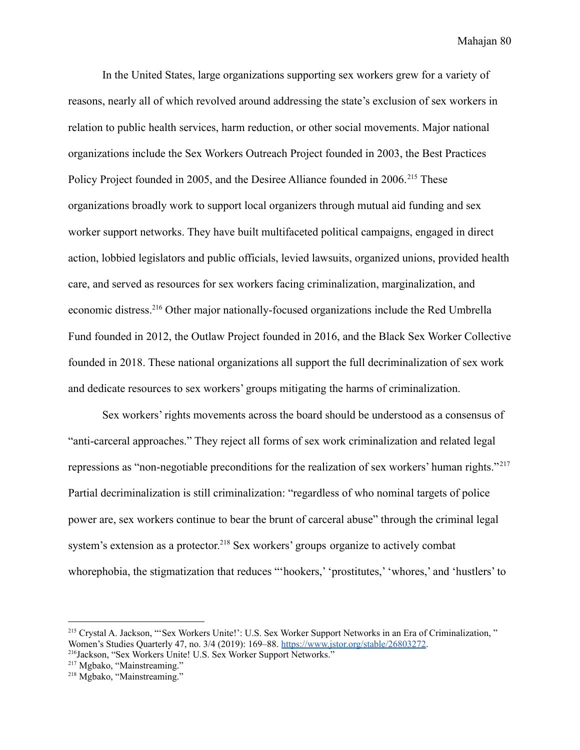In the United States, large organizations supporting sex workers grew for a variety of reasons, nearly all of which revolved around addressing the state's exclusion of sex workers in relation to public health services, harm reduction, or other social movements. Major national organizations include the Sex Workers Outreach Project founded in 2003, the Best Practices Policy Project founded in 2005, and the Desiree Alliance founded in 2006.[215] These organizations broadly work to support local organizers through mutual aid funding and sex worker support networks. They have built multifaceted political campaigns, engaged in direct action, lobbied legislators and public officials, levied lawsuits, organized unions, provided health care, and served as resources for sex workers facing criminalization, marginalization, and economic distress.[216] Other major nationally-focused organizations include the Red Umbrella Fund founded in 2012, the Outlaw Project founded in 2016, and the Black Sex Worker Collective founded in 2018. These national organizations all support the full decriminalization of sex work and dedicate resources to sex workers' groups mitigating the harms of criminalization.

Sex workers' rights movements across the board should be understood as a consensus of "anti-carceral approaches." They reject all forms of sex work criminalization and related legal repressions as "non-negotiable preconditions for the realization of sex workers' human rights."[217] Partial decriminalization is still criminalization: "regardless of who nominal targets of police power are, sex workers continue to bear the brunt of carceral abuse" through the criminal legal system's extension as a protector.[218] Sex workers' groups organize to actively combat whorephobia, the stigmatization that reduces "'hookers,' 'prostitutes,' 'whores,' and 'hustlers' to

---

[215] Crystal A. Jackson, "'Sex Workers Unite!': U.S. Sex Worker Support Networks in an Era of Criminalization, " Women's Studies Quarterly 47, no. 3/4 (2019): 169–88. https://www.jstor.org/stable/26803272.

[216] Jackson, "Sex Workers Unite! U.S. Sex Worker Support Networks."

[217] Mgbako, "Mainstreaming."

[218] Mgbako, "Mainstreaming."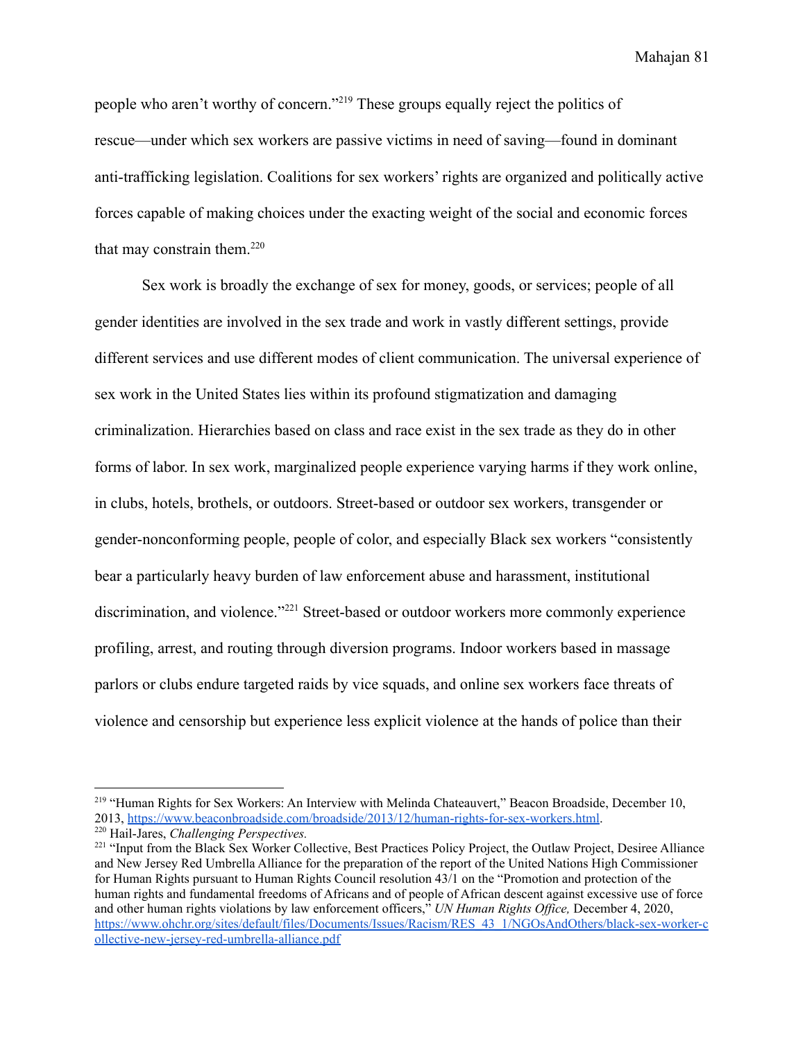people who aren't worthy of concern."[219] These groups equally reject the politics of rescue—under which sex workers are passive victims in need of saving—found in dominant anti-trafficking legislation. Coalitions for sex workers' rights are organized and politically active forces capable of making choices under the exacting weight of the social and economic forces that may constrain them.[220]

Sex work is broadly the exchange of sex for money, goods, or services; people of all gender identities are involved in the sex trade and work in vastly different settings, provide different services and use different modes of client communication. The universal experience of sex work in the United States lies within its profound stigmatization and damaging criminalization. Hierarchies based on class and race exist in the sex trade as they do in other forms of labor. In sex work, marginalized people experience varying harms if they work online, in clubs, hotels, brothels, or outdoors. Street-based or outdoor sex workers, transgender or gender-nonconforming people, people of color, and especially Black sex workers "consistently bear a particularly heavy burden of law enforcement abuse and harassment, institutional discrimination, and violence."[221] Street-based or outdoor workers more commonly experience profiling, arrest, and routing through diversion programs. Indoor workers based in massage parlors or clubs endure targeted raids by vice squads, and online sex workers face threats of violence and censorship but experience less explicit violence at the hands of police than their

---

[219] "Human Rights for Sex Workers: An Interview with Melinda Chateauvert," Beacon Broadside, December 10, 2013, https://www.beaconbroadside.com/broadside/2013/12/human-rights-for-sex-workers.html.

[220] Hail-Jares, *Challenging Perspectives.*

[221] "Input from the Black Sex Worker Collective, Best Practices Policy Project, the Outlaw Project, Desiree Alliance and New Jersey Red Umbrella Alliance for the preparation of the report of the United Nations High Commissioner for Human Rights pursuant to Human Rights Council resolution 43/1 on the "Promotion and protection of the human rights and fundamental freedoms of Africans and of people of African descent against excessive use of force and other human rights violations by law enforcement officers," *UN Human Rights Office,* December 4, 2020, https://www.ohchr.org/sites/default/files/Documents/Issues/Racism/RES_43_1/NGOsAndOthers/black-sex-worker-collective-new-jersey-red-umbrella-alliance.pdf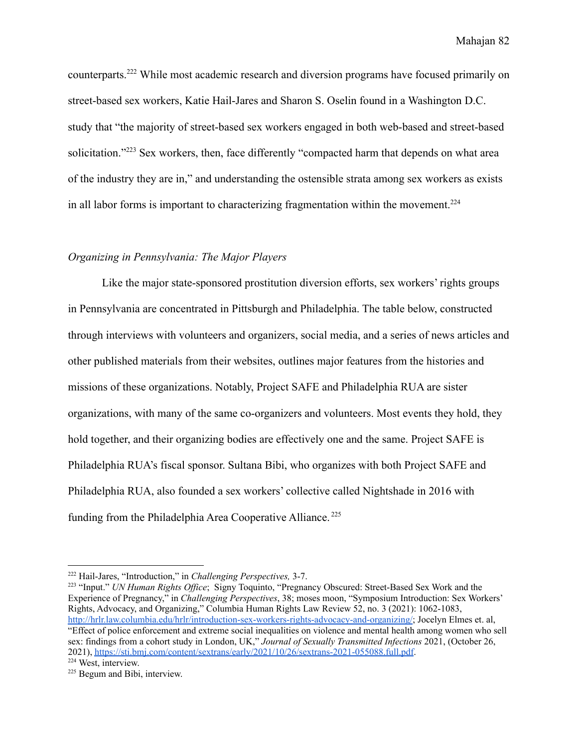counterparts.[222] While most academic research and diversion programs have focused primarily on street-based sex workers, Katie Hail-Jares and Sharon S. Oselin found in a Washington D.C. study that "the majority of street-based sex workers engaged in both web-based and street-based solicitation."[223] Sex workers, then, face differently "compacted harm that depends on what area of the industry they are in," and understanding the ostensible strata among sex workers as exists in all labor forms is important to characterizing fragmentation within the movement.[224]

### *Organizing in Pennsylvania: The Major Players*

Like the major state-sponsored prostitution diversion efforts, sex workers' rights groups in Pennsylvania are concentrated in Pittsburgh and Philadelphia. The table below, constructed through interviews with volunteers and organizers, social media, and a series of news articles and other published materials from their websites, outlines major features from the histories and missions of these organizations. Notably, Project SAFE and Philadelphia RUA are sister organizations, with many of the same co-organizers and volunteers. Most events they hold, they hold together, and their organizing bodies are effectively one and the same. Project SAFE is Philadelphia RUA's fiscal sponsor. Sultana Bibi, who organizes with both Project SAFE and Philadelphia RUA, also founded a sex workers' collective called Nightshade in 2016 with funding from the Philadelphia Area Cooperative Alliance.[225]

---

[222] Hail-Jares, "Introduction," in *Challenging Perspectives,* 3-7.

[223] "Input." *UN Human Rights Office*; Signy Toquinto, "Pregnancy Obscured: Street-Based Sex Work and the Experience of Pregnancy," in *Challenging Perspectives*, 38; moses moon, "Symposium Introduction: Sex Workers' Rights, Advocacy, and Organizing," Columbia Human Rights Law Review 52, no. 3 (2021): 1062-1083, http://hrlr.law.columbia.edu/hrlr/introduction-sex-workers-rights-advocacy-and-organizing/; Jocelyn Elmes et. al, "Effect of police enforcement and extreme social inequalities on violence and mental health among women who sell sex: findings from a cohort study in London, UK," *Journal of Sexually Transmitted Infections* 2021, (October 26, 2021), https://sti.bmj.com/content/sextrans/early/2021/10/26/sextrans-2021-055088.full.pdf.

[224] West, interview.

[225] Begum and Bibi, interview.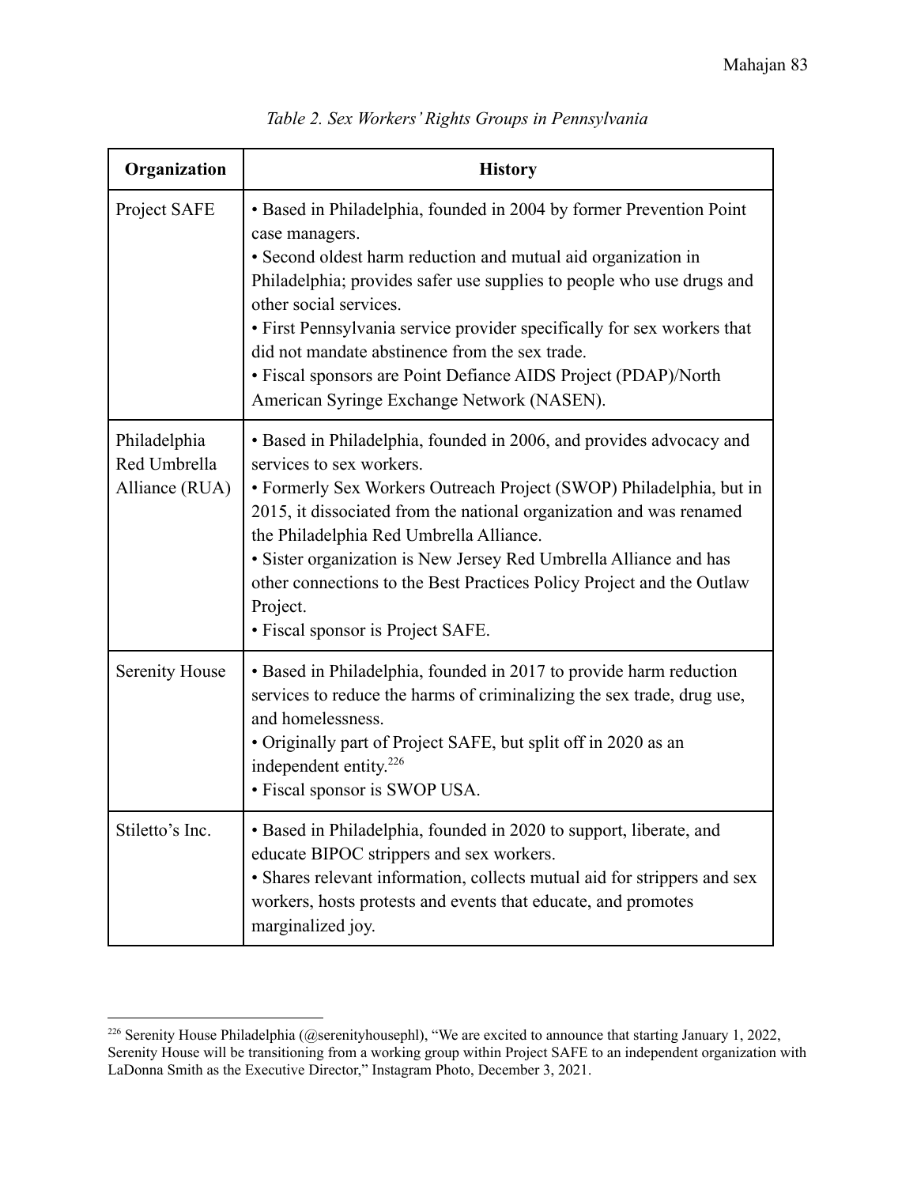*Table 2. Sex Workers' Rights Groups in Pennsylvania*

| Organization | History |
| --- | --- |
| Project SAFE | • Based in Philadelphia, founded in 2004 by former Prevention Point case managers.<br>• Second oldest harm reduction and mutual aid organization in Philadelphia; provides safer use supplies to people who use drugs and other social services.<br>• First Pennsylvania service provider specifically for sex workers that did not mandate abstinence from the sex trade.<br>• Fiscal sponsors are Point Defiance AIDS Project (PDAP)/North American Syringe Exchange Network (NASEN). |
| Philadelphia Red Umbrella Alliance (RUA) | • Based in Philadelphia, founded in 2006, and provides advocacy and services to sex workers.<br>• Formerly Sex Workers Outreach Project (SWOP) Philadelphia, but in 2015, it dissociated from the national organization and was renamed the Philadelphia Red Umbrella Alliance.<br>• Sister organization is New Jersey Red Umbrella Alliance and has other connections to the Best Practices Policy Project and the Outlaw Project.<br>• Fiscal sponsor is Project SAFE. |
| Serenity House | • Based in Philadelphia, founded in 2017 to provide harm reduction services to reduce the harms of criminalizing the sex trade, drug use, and homelessness.<br>• Originally part of Project SAFE, but split off in 2020 as an independent entity.[226]<br>• Fiscal sponsor is SWOP USA. |
| Stiletto's Inc. | • Based in Philadelphia, founded in 2020 to support, liberate, and educate BIPOC strippers and sex workers.<br>• Shares relevant information, collects mutual aid for strippers and sex workers, hosts protests and events that educate, and promotes marginalized joy. |

[226] Serenity House Philadelphia (@serenityhousephl), "We are excited to announce that starting January 1, 2022, Serenity House will be transitioning from a working group within Project SAFE to an independent organization with LaDonna Smith as the Executive Director," Instagram Photo, December 3, 2021.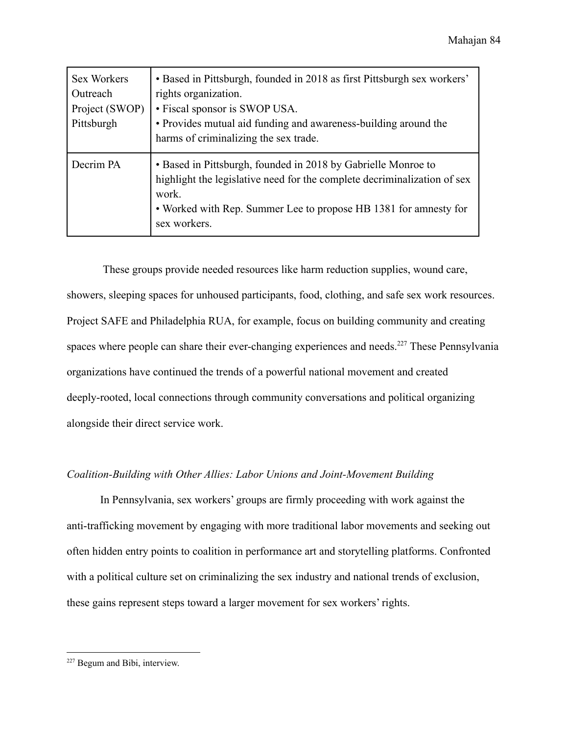| Sex Workers Outreach Project (SWOP) Pittsburgh | • Based in Pittsburgh, founded in 2018 as first Pittsburgh sex workers' rights organization.<br>• Fiscal sponsor is SWOP USA.<br>• Provides mutual aid funding and awareness-building around the harms of criminalizing the sex trade. |
|---|---|
| Decrim PA | • Based in Pittsburgh, founded in 2018 by Gabrielle Monroe to highlight the legislative need for the complete decriminalization of sex work.<br>• Worked with Rep. Summer Lee to propose HB 1381 for amnesty for sex workers. |

These groups provide needed resources like harm reduction supplies, wound care, showers, sleeping spaces for unhoused participants, food, clothing, and safe sex work resources. Project SAFE and Philadelphia RUA, for example, focus on building community and creating spaces where people can share their ever-changing experiences and needs.[227] These Pennsylvania organizations have continued the trends of a powerful national movement and created deeply-rooted, local connections through community conversations and political organizing alongside their direct service work.

*Coalition-Building with Other Allies: Labor Unions and Joint-Movement Building*

In Pennsylvania, sex workers' groups are firmly proceeding with work against the anti-trafficking movement by engaging with more traditional labor movements and seeking out often hidden entry points to coalition in performance art and storytelling platforms. Confronted with a political culture set on criminalizing the sex industry and national trends of exclusion, these gains represent steps toward a larger movement for sex workers' rights.

[227] Begum and Bibi, interview.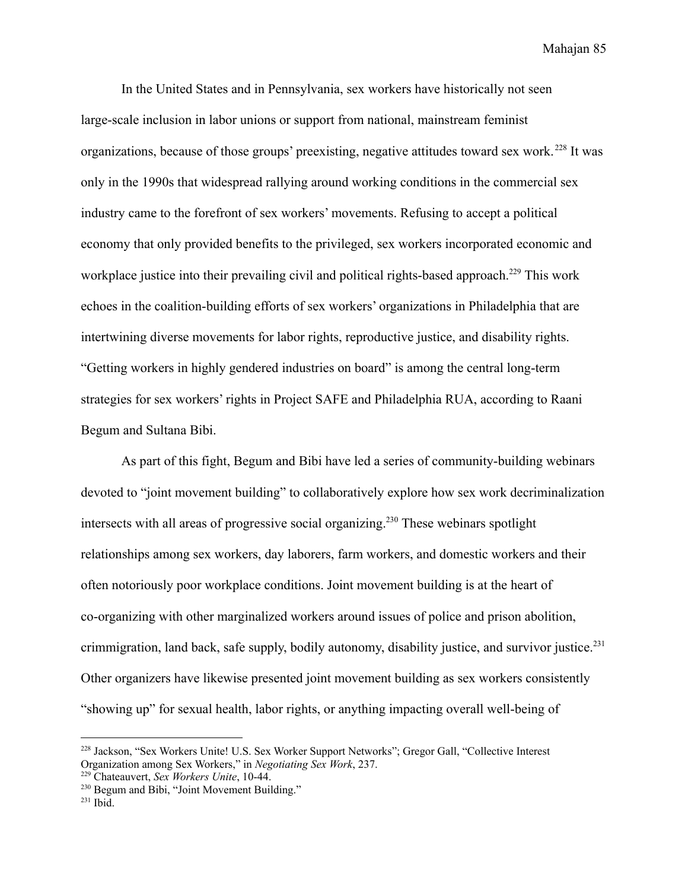In the United States and in Pennsylvania, sex workers have historically not seen large-scale inclusion in labor unions or support from national, mainstream feminist organizations, because of those groups' preexisting, negative attitudes toward sex work.[228] It was only in the 1990s that widespread rallying around working conditions in the commercial sex industry came to the forefront of sex workers' movements. Refusing to accept a political economy that only provided benefits to the privileged, sex workers incorporated economic and workplace justice into their prevailing civil and political rights-based approach.[229] This work echoes in the coalition-building efforts of sex workers' organizations in Philadelphia that are intertwining diverse movements for labor rights, reproductive justice, and disability rights. "Getting workers in highly gendered industries on board" is among the central long-term strategies for sex workers' rights in Project SAFE and Philadelphia RUA, according to Raani Begum and Sultana Bibi.

As part of this fight, Begum and Bibi have led a series of community-building webinars devoted to "joint movement building" to collaboratively explore how sex work decriminalization intersects with all areas of progressive social organizing.[230] These webinars spotlight relationships among sex workers, day laborers, farm workers, and domestic workers and their often notoriously poor workplace conditions. Joint movement building is at the heart of co-organizing with other marginalized workers around issues of police and prison abolition, crimmigration, land back, safe supply, bodily autonomy, disability justice, and survivor justice.[231] Other organizers have likewise presented joint movement building as sex workers consistently "showing up" for sexual health, labor rights, or anything impacting overall well-being of

---

[228] Jackson, "Sex Workers Unite! U.S. Sex Worker Support Networks"; Gregor Gall, "Collective Interest Organization among Sex Workers," in *Negotiating Sex Work*, 237.

[229] Chateauvert, *Sex Workers Unite*, 10-44.

[230] Begum and Bibi, "Joint Movement Building."

[231] Ibid.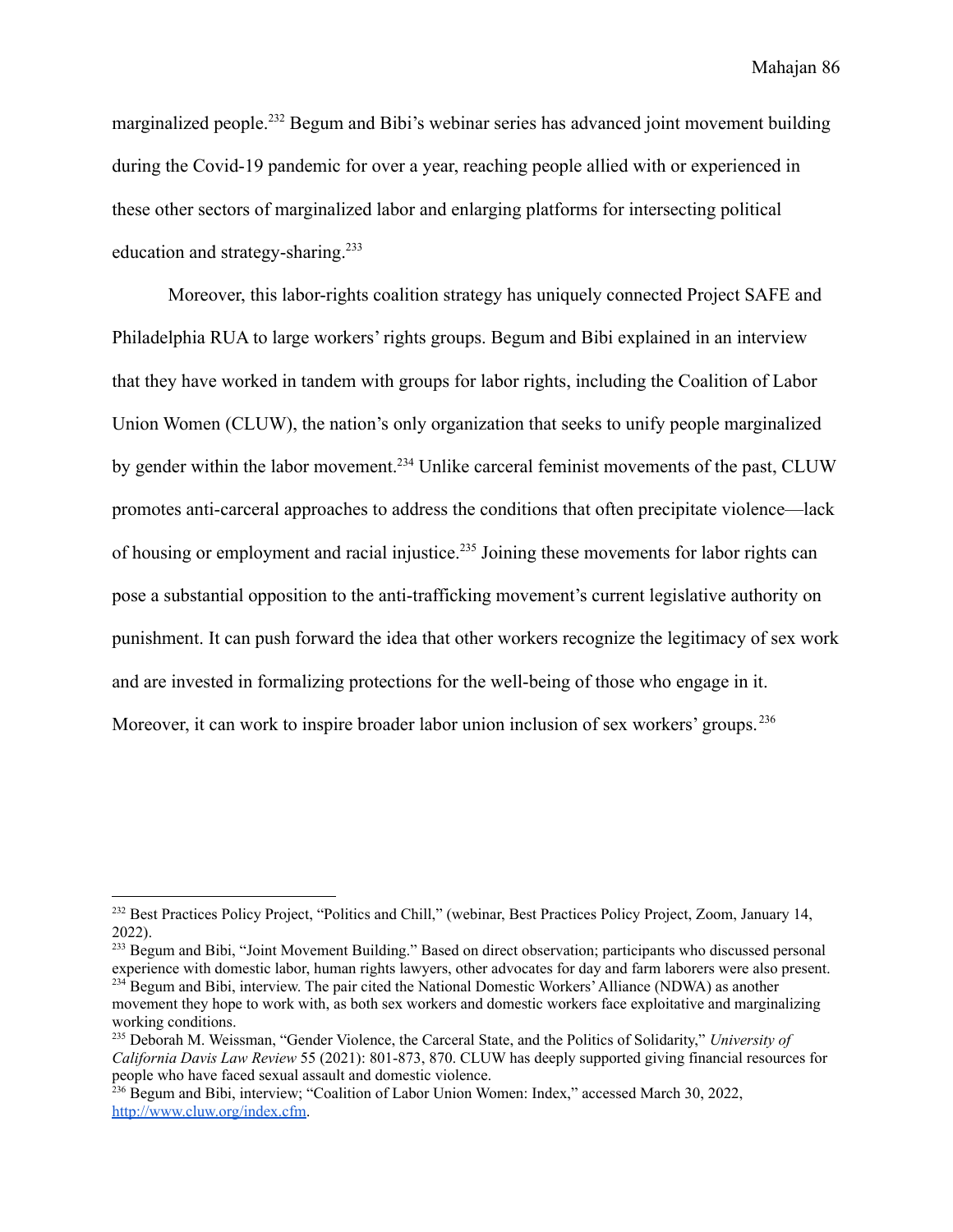marginalized people.[232] Begum and Bibi's webinar series has advanced joint movement building during the Covid-19 pandemic for over a year, reaching people allied with or experienced in these other sectors of marginalized labor and enlarging platforms for intersecting political education and strategy-sharing.[233]

Moreover, this labor-rights coalition strategy has uniquely connected Project SAFE and Philadelphia RUA to large workers' rights groups. Begum and Bibi explained in an interview that they have worked in tandem with groups for labor rights, including the Coalition of Labor Union Women (CLUW), the nation's only organization that seeks to unify people marginalized by gender within the labor movement.[234] Unlike carceral feminist movements of the past, CLUW promotes anti-carceral approaches to address the conditions that often precipitate violence—lack of housing or employment and racial injustice.[235] Joining these movements for labor rights can pose a substantial opposition to the anti-trafficking movement's current legislative authority on punishment. It can push forward the idea that other workers recognize the legitimacy of sex work and are invested in formalizing protections for the well-being of those who engage in it. Moreover, it can work to inspire broader labor union inclusion of sex workers' groups.[236]

---

[232] Best Practices Policy Project, "Politics and Chill," (webinar, Best Practices Policy Project, Zoom, January 14, 2022).

[233] Begum and Bibi, "Joint Movement Building." Based on direct observation; participants who discussed personal experience with domestic labor, human rights lawyers, other advocates for day and farm laborers were also present.

[234] Begum and Bibi, interview. The pair cited the National Domestic Workers' Alliance (NDWA) as another movement they hope to work with, as both sex workers and domestic workers face exploitative and marginalizing working conditions.

[235] Deborah M. Weissman, "Gender Violence, the Carceral State, and the Politics of Solidarity," *University of California Davis Law Review* 55 (2021): 801-873, 870. CLUW has deeply supported giving financial resources for people who have faced sexual assault and domestic violence.

[236] Begum and Bibi, interview; "Coalition of Labor Union Women: Index," accessed March 30, 2022, http://www.cluw.org/index.cfm.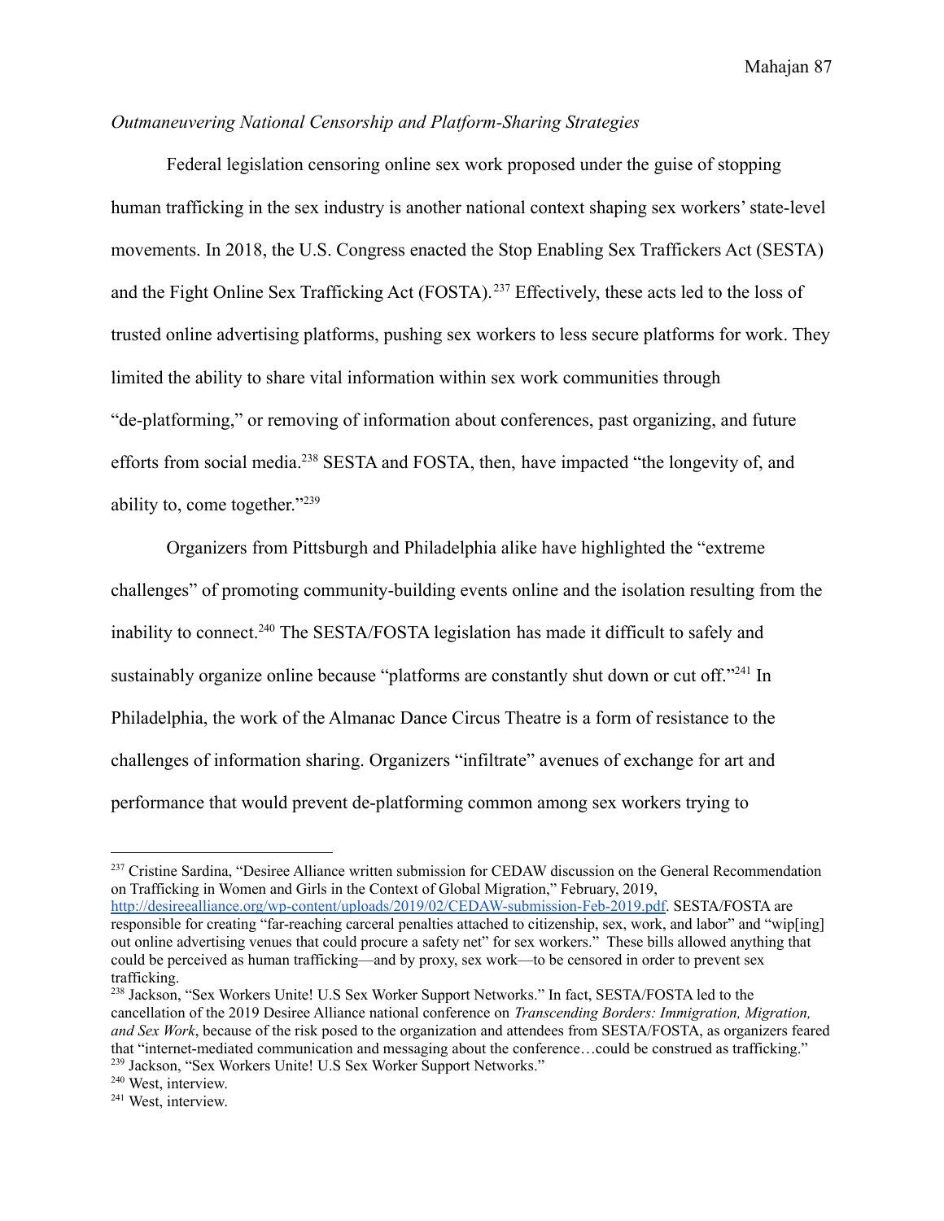*Outmaneuvering National Censorship and Platform-Sharing Strategies*

Federal legislation censoring online sex work proposed under the guise of stopping human trafficking in the sex industry is another national context shaping sex workers' state-level movements. In 2018, the U.S. Congress enacted the Stop Enabling Sex Traffickers Act (SESTA) and the Fight Online Sex Trafficking Act (FOSTA).[237] Effectively, these acts led to the loss of trusted online advertising platforms, pushing sex workers to less secure platforms for work. They limited the ability to share vital information within sex work communities through "de-platforming," or removing of information about conferences, past organizing, and future efforts from social media.[238] SESTA and FOSTA, then, have impacted "the longevity of, and ability to, come together."[239]

Organizers from Pittsburgh and Philadelphia alike have highlighted the "extreme challenges" of promoting community-building events online and the isolation resulting from the inability to connect.[240] The SESTA/FOSTA legislation has made it difficult to safely and sustainably organize online because "platforms are constantly shut down or cut off."[241] In Philadelphia, the work of the Almanac Dance Circus Theatre is a form of resistance to the challenges of information sharing. Organizers "infiltrate" avenues of exchange for art and performance that would prevent de-platforming common among sex workers trying to

---

[237] Cristine Sardina, "Desiree Alliance written submission for CEDAW discussion on the General Recommendation on Trafficking in Women and Girls in the Context of Global Migration," February, 2019, http://desireealliance.org/wp-content/uploads/2019/02/CEDAW-submission-Feb-2019.pdf. SESTA/FOSTA are responsible for creating "far-reaching carceral penalties attached to citizenship, sex, work, and labor" and "wip[ing] out online advertising venues that could procure a safety net" for sex workers." These bills allowed anything that could be perceived as human trafficking—and by proxy, sex work—to be censored in order to prevent sex trafficking.

[238] Jackson, "Sex Workers Unite! U.S Sex Worker Support Networks." In fact, SESTA/FOSTA led to the cancellation of the 2019 Desiree Alliance national conference on *Transcending Borders: Immigration, Migration, and Sex Work*, because of the risk posed to the organization and attendees from SESTA/FOSTA, as organizers feared that "internet-mediated communication and messaging about the conference…could be construed as trafficking."

[239] Jackson, "Sex Workers Unite! U.S Sex Worker Support Networks."

[240] West, interview.

[241] West, interview.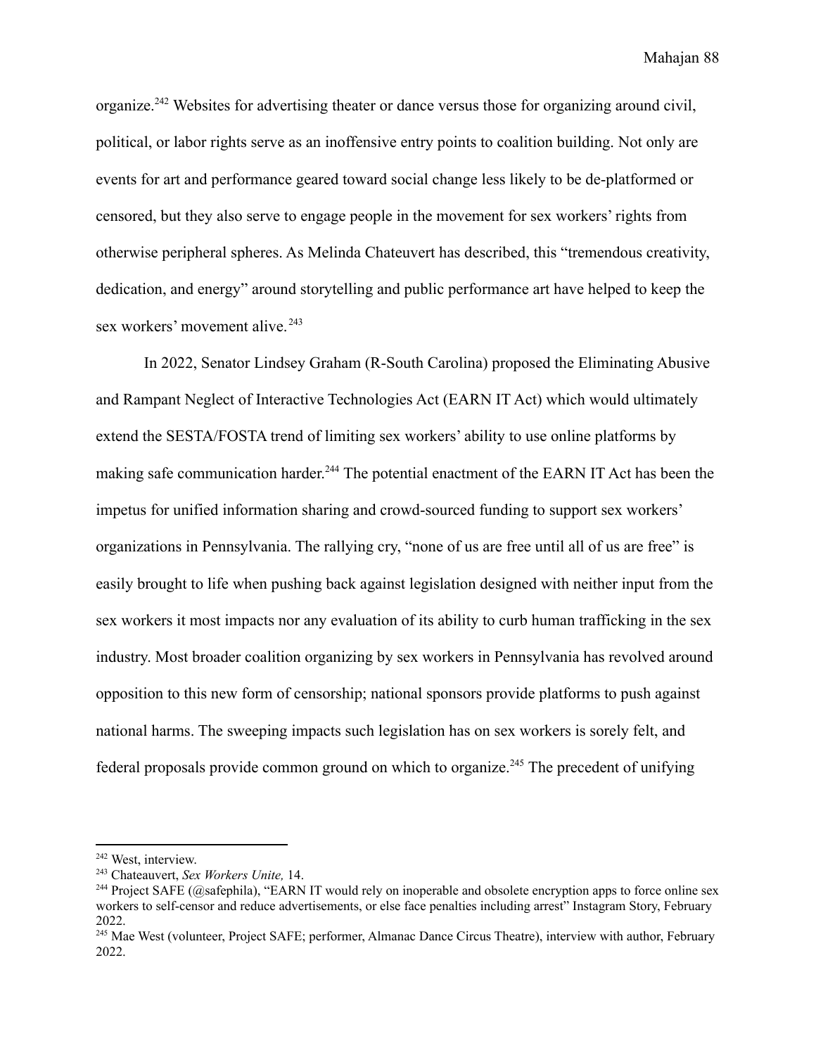organize.[242] Websites for advertising theater or dance versus those for organizing around civil, political, or labor rights serve as an inoffensive entry points to coalition building. Not only are events for art and performance geared toward social change less likely to be de-platformed or censored, but they also serve to engage people in the movement for sex workers' rights from otherwise peripheral spheres. As Melinda Chateuvert has described, this "tremendous creativity, dedication, and energy" around storytelling and public performance art have helped to keep the sex workers' movement alive.[243]

In 2022, Senator Lindsey Graham (R-South Carolina) proposed the Eliminating Abusive and Rampant Neglect of Interactive Technologies Act (EARN IT Act) which would ultimately extend the SESTA/FOSTA trend of limiting sex workers' ability to use online platforms by making safe communication harder.[244] The potential enactment of the EARN IT Act has been the impetus for unified information sharing and crowd-sourced funding to support sex workers' organizations in Pennsylvania. The rallying cry, "none of us are free until all of us are free" is easily brought to life when pushing back against legislation designed with neither input from the sex workers it most impacts nor any evaluation of its ability to curb human trafficking in the sex industry. Most broader coalition organizing by sex workers in Pennsylvania has revolved around opposition to this new form of censorship; national sponsors provide platforms to push against national harms. The sweeping impacts such legislation has on sex workers is sorely felt, and federal proposals provide common ground on which to organize.[245] The precedent of unifying

---

[242] West, interview.

[243] Chateauvert, *Sex Workers Unite,* 14.

[244] Project SAFE (@safephila), "EARN IT would rely on inoperable and obsolete encryption apps to force online sex workers to self-censor and reduce advertisements, or else face penalties including arrest" Instagram Story, February 2022.

[245] Mae West (volunteer, Project SAFE; performer, Almanac Dance Circus Theatre), interview with author, February 2022.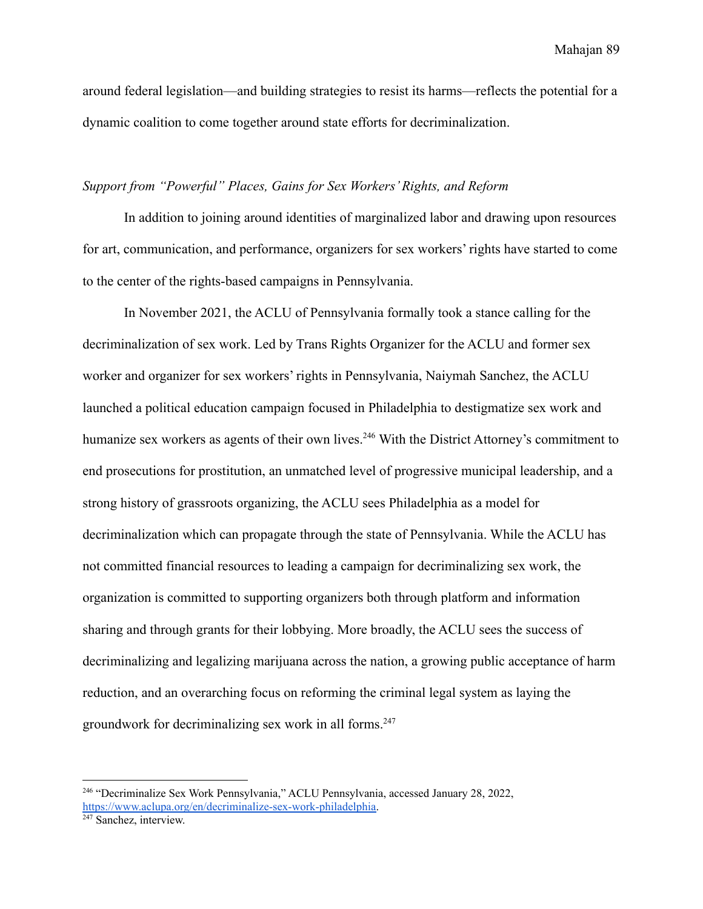around federal legislation—and building strategies to resist its harms—reflects the potential for a dynamic coalition to come together around state efforts for decriminalization.

*Support from "Powerful" Places, Gains for Sex Workers' Rights, and Reform*

In addition to joining around identities of marginalized labor and drawing upon resources for art, communication, and performance, organizers for sex workers' rights have started to come to the center of the rights-based campaigns in Pennsylvania.

In November 2021, the ACLU of Pennsylvania formally took a stance calling for the decriminalization of sex work. Led by Trans Rights Organizer for the ACLU and former sex worker and organizer for sex workers' rights in Pennsylvania, Naiymah Sanchez, the ACLU launched a political education campaign focused in Philadelphia to destigmatize sex work and humanize sex workers as agents of their own lives.[246] With the District Attorney's commitment to end prosecutions for prostitution, an unmatched level of progressive municipal leadership, and a strong history of grassroots organizing, the ACLU sees Philadelphia as a model for decriminalization which can propagate through the state of Pennsylvania. While the ACLU has not committed financial resources to leading a campaign for decriminalizing sex work, the organization is committed to supporting organizers both through platform and information sharing and through grants for their lobbying. More broadly, the ACLU sees the success of decriminalizing and legalizing marijuana across the nation, a growing public acceptance of harm reduction, and an overarching focus on reforming the criminal legal system as laying the groundwork for decriminalizing sex work in all forms.[247]

---

[246] "Decriminalize Sex Work Pennsylvania," ACLU Pennsylvania, accessed January 28, 2022, https://www.aclupa.org/en/decriminalize-sex-work-philadelphia.

[247] Sanchez, interview.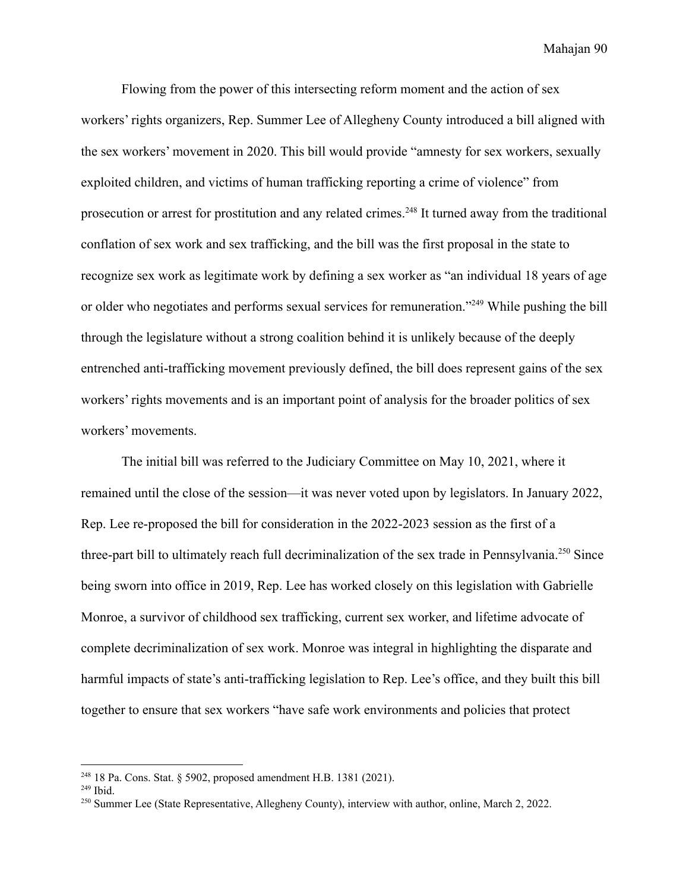Flowing from the power of this intersecting reform moment and the action of sex workers' rights organizers, Rep. Summer Lee of Allegheny County introduced a bill aligned with the sex workers' movement in 2020. This bill would provide "amnesty for sex workers, sexually exploited children, and victims of human trafficking reporting a crime of violence" from prosecution or arrest for prostitution and any related crimes.[248] It turned away from the traditional conflation of sex work and sex trafficking, and the bill was the first proposal in the state to recognize sex work as legitimate work by defining a sex worker as "an individual 18 years of age or older who negotiates and performs sexual services for remuneration."[249] While pushing the bill through the legislature without a strong coalition behind it is unlikely because of the deeply entrenched anti-trafficking movement previously defined, the bill does represent gains of the sex workers' rights movements and is an important point of analysis for the broader politics of sex workers' movements.

The initial bill was referred to the Judiciary Committee on May 10, 2021, where it remained until the close of the session—it was never voted upon by legislators. In January 2022, Rep. Lee re-proposed the bill for consideration in the 2022-2023 session as the first of a three-part bill to ultimately reach full decriminalization of the sex trade in Pennsylvania.[250] Since being sworn into office in 2019, Rep. Lee has worked closely on this legislation with Gabrielle Monroe, a survivor of childhood sex trafficking, current sex worker, and lifetime advocate of complete decriminalization of sex work. Monroe was integral in highlighting the disparate and harmful impacts of state's anti-trafficking legislation to Rep. Lee's office, and they built this bill together to ensure that sex workers "have safe work environments and policies that protect

---

[248] 18 Pa. Cons. Stat. § 5902, proposed amendment H.B. 1381 (2021).

[249] Ibid.

[250] Summer Lee (State Representative, Allegheny County), interview with author, online, March 2, 2022.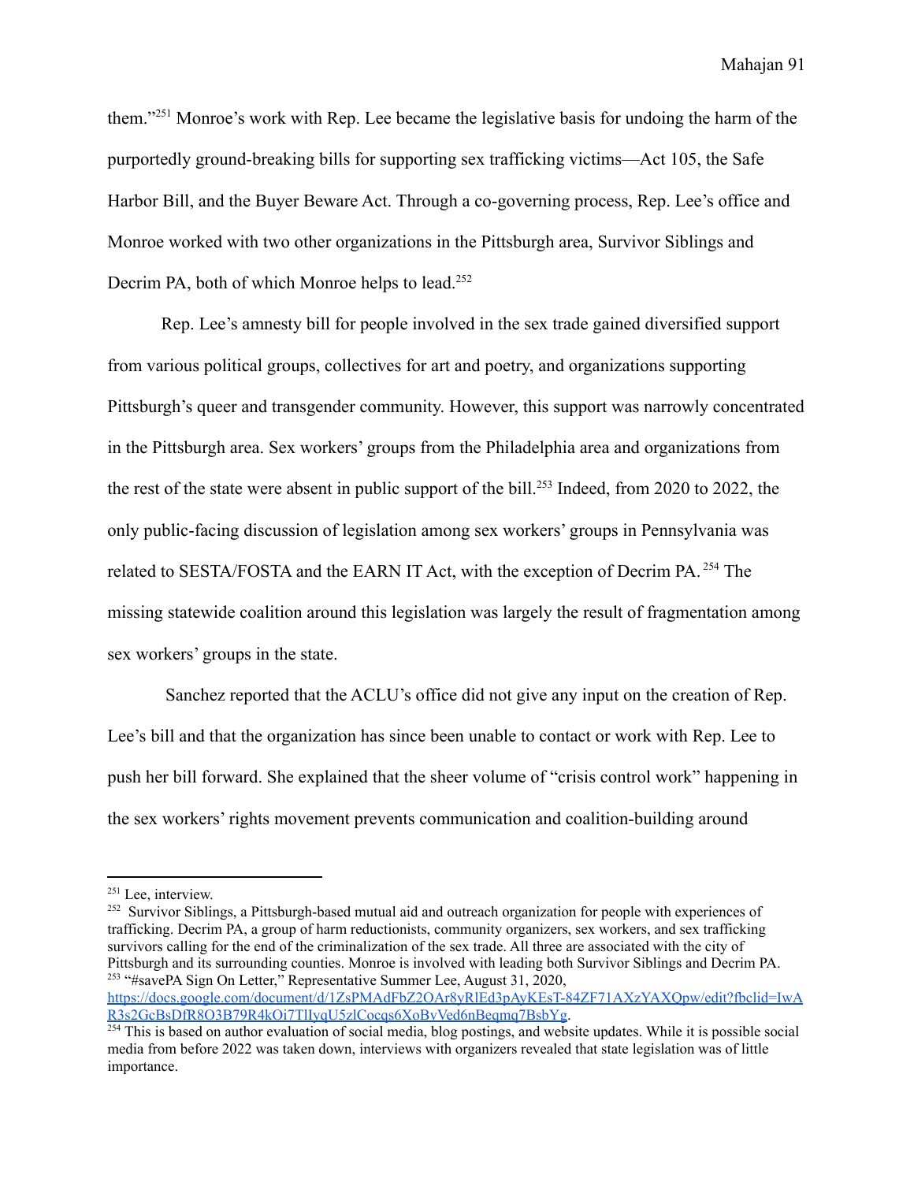them."[251] Monroe's work with Rep. Lee became the legislative basis for undoing the harm of the purportedly ground-breaking bills for supporting sex trafficking victims—Act 105, the Safe Harbor Bill, and the Buyer Beware Act. Through a co-governing process, Rep. Lee's office and Monroe worked with two other organizations in the Pittsburgh area, Survivor Siblings and Decrim PA, both of which Monroe helps to lead.[252]

Rep. Lee's amnesty bill for people involved in the sex trade gained diversified support from various political groups, collectives for art and poetry, and organizations supporting Pittsburgh's queer and transgender community. However, this support was narrowly concentrated in the Pittsburgh area. Sex workers' groups from the Philadelphia area and organizations from the rest of the state were absent in public support of the bill.[253] Indeed, from 2020 to 2022, the only public-facing discussion of legislation among sex workers' groups in Pennsylvania was related to SESTA/FOSTA and the EARN IT Act, with the exception of Decrim PA.[254] The missing statewide coalition around this legislation was largely the result of fragmentation among sex workers' groups in the state.

Sanchez reported that the ACLU's office did not give any input on the creation of Rep. Lee's bill and that the organization has since been unable to contact or work with Rep. Lee to push her bill forward. She explained that the sheer volume of "crisis control work" happening in the sex workers' rights movement prevents communication and coalition-building around

---

[251] Lee, interview.

[252] Survivor Siblings, a Pittsburgh-based mutual aid and outreach organization for people with experiences of trafficking. Decrim PA, a group of harm reductionists, community organizers, sex workers, and sex trafficking survivors calling for the end of the criminalization of the sex trade. All three are associated with the city of Pittsburgh and its surrounding counties. Monroe is involved with leading both Survivor Siblings and Decrim PA.

[253] "#savePA Sign On Letter," Representative Summer Lee, August 31, 2020, https://docs.google.com/document/d/1ZsPMAdFbZ2OAr8yRlEd3pAyKEsT-84ZF71AXzYAXQpw/edit?fbclid=IwAR3s2GcBsDfR8O3B79R4kOi7TlIyqU5zlCocqs6XoBvVed6nBeqmq7BsbYg.

[254] This is based on author evaluation of social media, blog postings, and website updates. While it is possible social media from before 2022 was taken down, interviews with organizers revealed that state legislation was of little importance.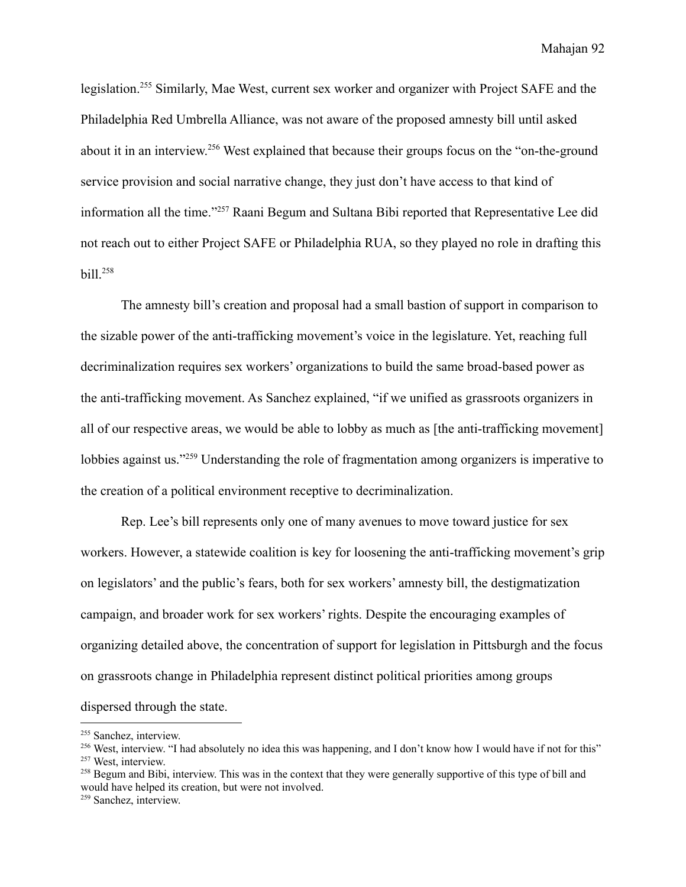legislation.[255] Similarly, Mae West, current sex worker and organizer with Project SAFE and the Philadelphia Red Umbrella Alliance, was not aware of the proposed amnesty bill until asked about it in an interview.[256] West explained that because their groups focus on the "on-the-ground service provision and social narrative change, they just don't have access to that kind of information all the time."[257] Raani Begum and Sultana Bibi reported that Representative Lee did not reach out to either Project SAFE or Philadelphia RUA, so they played no role in drafting this bill.[258]

The amnesty bill's creation and proposal had a small bastion of support in comparison to the sizable power of the anti-trafficking movement's voice in the legislature. Yet, reaching full decriminalization requires sex workers' organizations to build the same broad-based power as the anti-trafficking movement. As Sanchez explained, "if we unified as grassroots organizers in all of our respective areas, we would be able to lobby as much as [the anti-trafficking movement] lobbies against us."[259] Understanding the role of fragmentation among organizers is imperative to the creation of a political environment receptive to decriminalization.

Rep. Lee's bill represents only one of many avenues to move toward justice for sex workers. However, a statewide coalition is key for loosening the anti-trafficking movement's grip on legislators' and the public's fears, both for sex workers' amnesty bill, the destigmatization campaign, and broader work for sex workers' rights. Despite the encouraging examples of organizing detailed above, the concentration of support for legislation in Pittsburgh and the focus on grassroots change in Philadelphia represent distinct political priorities among groups dispersed through the state.

---

[255] Sanchez, interview.

[256] West, interview. "I had absolutely no idea this was happening, and I don't know how I would have if not for this"

[257] West, interview.

[258] Begum and Bibi, interview. This was in the context that they were generally supportive of this type of bill and would have helped its creation, but were not involved.

[259] Sanchez, interview.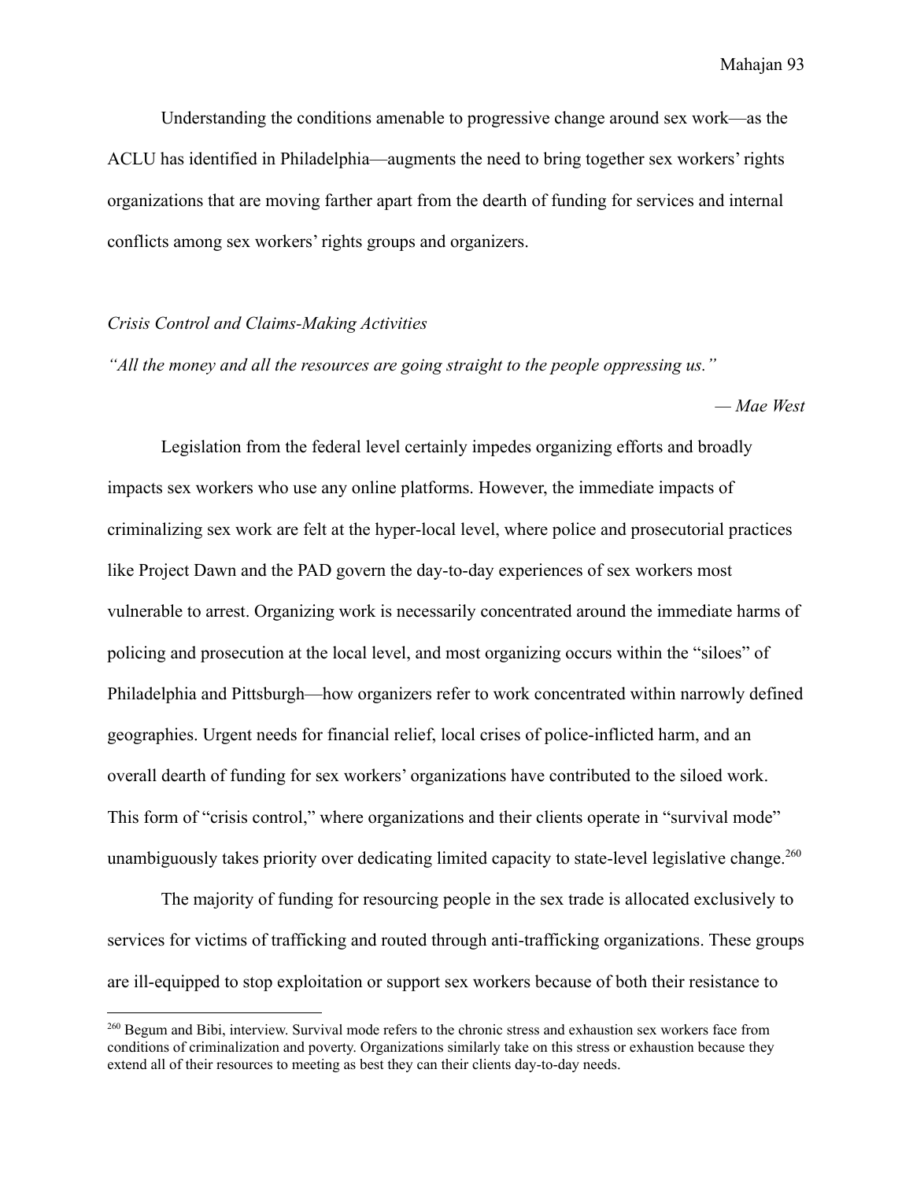Understanding the conditions amenable to progressive change around sex work—as the ACLU has identified in Philadelphia—augments the need to bring together sex workers' rights organizations that are moving farther apart from the dearth of funding for services and internal conflicts among sex workers' rights groups and organizers.

*Crisis Control and Claims-Making Activities*

*"All the money and all the resources are going straight to the people oppressing us."*

*— Mae West*

Legislation from the federal level certainly impedes organizing efforts and broadly impacts sex workers who use any online platforms. However, the immediate impacts of criminalizing sex work are felt at the hyper-local level, where police and prosecutorial practices like Project Dawn and the PAD govern the day-to-day experiences of sex workers most vulnerable to arrest. Organizing work is necessarily concentrated around the immediate harms of policing and prosecution at the local level, and most organizing occurs within the "siloes" of Philadelphia and Pittsburgh—how organizers refer to work concentrated within narrowly defined geographies. Urgent needs for financial relief, local crises of police-inflicted harm, and an overall dearth of funding for sex workers' organizations have contributed to the siloed work. This form of "crisis control," where organizations and their clients operate in "survival mode" unambiguously takes priority over dedicating limited capacity to state-level legislative change.[260]

The majority of funding for resourcing people in the sex trade is allocated exclusively to services for victims of trafficking and routed through anti-trafficking organizations. These groups are ill-equipped to stop exploitation or support sex workers because of both their resistance to

---

[260] Begum and Bibi, interview. Survival mode refers to the chronic stress and exhaustion sex workers face from conditions of criminalization and poverty. Organizations similarly take on this stress or exhaustion because they extend all of their resources to meeting as best they can their clients day-to-day needs.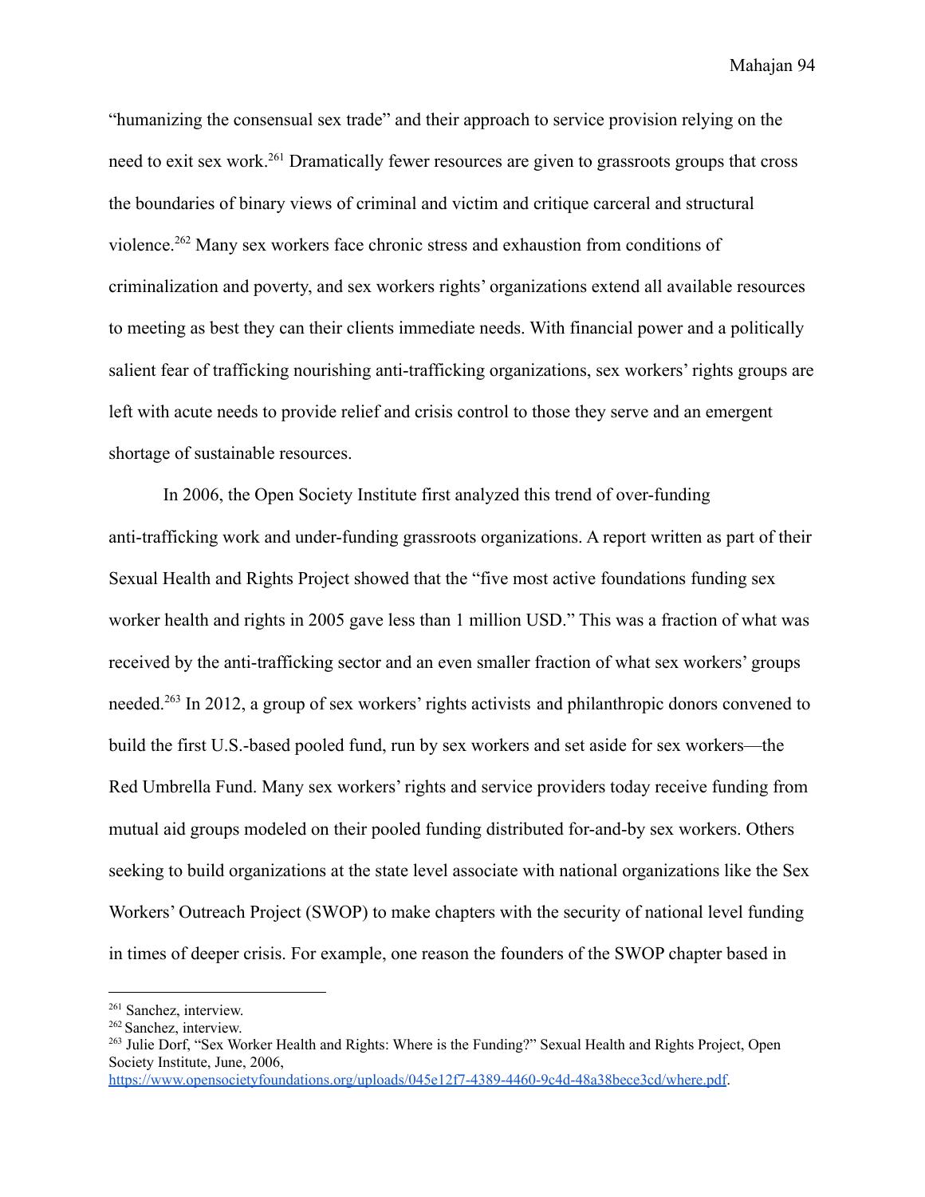"humanizing the consensual sex trade" and their approach to service provision relying on the need to exit sex work.[261] Dramatically fewer resources are given to grassroots groups that cross the boundaries of binary views of criminal and victim and critique carceral and structural violence.[262] Many sex workers face chronic stress and exhaustion from conditions of criminalization and poverty, and sex workers rights' organizations extend all available resources to meeting as best they can their clients immediate needs. With financial power and a politically salient fear of trafficking nourishing anti-trafficking organizations, sex workers' rights groups are left with acute needs to provide relief and crisis control to those they serve and an emergent shortage of sustainable resources.

In 2006, the Open Society Institute first analyzed this trend of over-funding anti-trafficking work and under-funding grassroots organizations. A report written as part of their Sexual Health and Rights Project showed that the "five most active foundations funding sex worker health and rights in 2005 gave less than 1 million USD." This was a fraction of what was received by the anti-trafficking sector and an even smaller fraction of what sex workers' groups needed.[263] In 2012, a group of sex workers' rights activists and philanthropic donors convened to build the first U.S.-based pooled fund, run by sex workers and set aside for sex workers—the Red Umbrella Fund. Many sex workers' rights and service providers today receive funding from mutual aid groups modeled on their pooled funding distributed for-and-by sex workers. Others seeking to build organizations at the state level associate with national organizations like the Sex Workers' Outreach Project (SWOP) to make chapters with the security of national level funding in times of deeper crisis. For example, one reason the founders of the SWOP chapter based in

---

[261] Sanchez, interview.

[262] Sanchez, interview.

[263] Julie Dorf, "Sex Worker Health and Rights: Where is the Funding?" Sexual Health and Rights Project, Open Society Institute, June, 2006, https://www.opensocietyfoundations.org/uploads/045e12f7-4389-4460-9c4d-48a38bece3cd/where.pdf.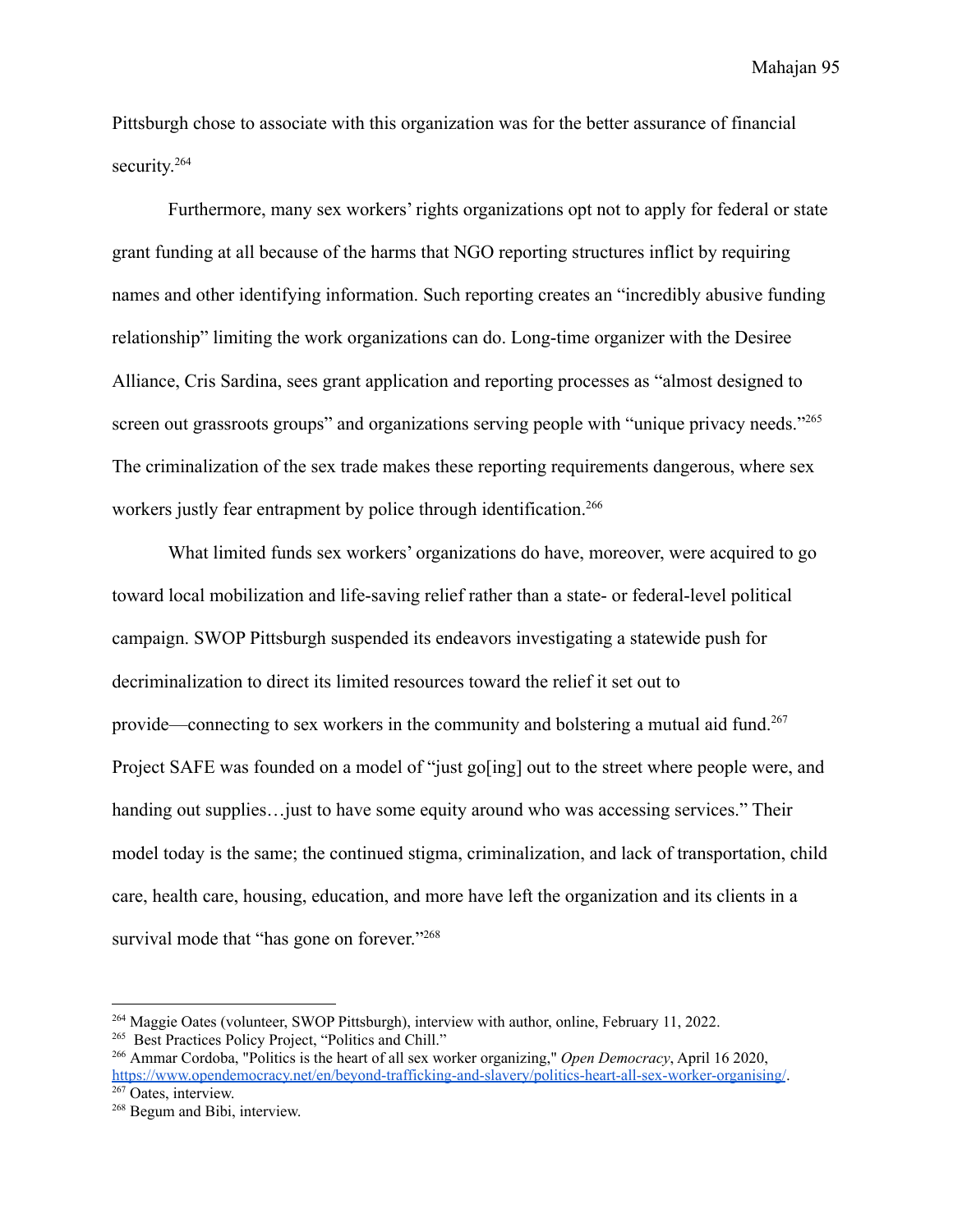Pittsburgh chose to associate with this organization was for the better assurance of financial security.[264]

Furthermore, many sex workers' rights organizations opt not to apply for federal or state grant funding at all because of the harms that NGO reporting structures inflict by requiring names and other identifying information. Such reporting creates an "incredibly abusive funding relationship" limiting the work organizations can do. Long-time organizer with the Desiree Alliance, Cris Sardina, sees grant application and reporting processes as "almost designed to screen out grassroots groups" and organizations serving people with "unique privacy needs."[265] The criminalization of the sex trade makes these reporting requirements dangerous, where sex workers justly fear entrapment by police through identification.[266]

What limited funds sex workers' organizations do have, moreover, were acquired to go toward local mobilization and life-saving relief rather than a state- or federal-level political campaign. SWOP Pittsburgh suspended its endeavors investigating a statewide push for decriminalization to direct its limited resources toward the relief it set out to provide—connecting to sex workers in the community and bolstering a mutual aid fund.[267] Project SAFE was founded on a model of "just go[ing] out to the street where people were, and handing out supplies…just to have some equity around who was accessing services." Their model today is the same; the continued stigma, criminalization, and lack of transportation, child care, health care, housing, education, and more have left the organization and its clients in a survival mode that "has gone on forever."[268]

---

[264] Maggie Oates (volunteer, SWOP Pittsburgh), interview with author, online, February 11, 2022.

[265] Best Practices Policy Project, "Politics and Chill."

[266] Ammar Cordoba, "Politics is the heart of all sex worker organizing," *Open Democracy*, April 16 2020, https://www.opendemocracy.net/en/beyond-trafficking-and-slavery/politics-heart-all-sex-worker-organising/.

[267] Oates, interview.

[268] Begum and Bibi, interview.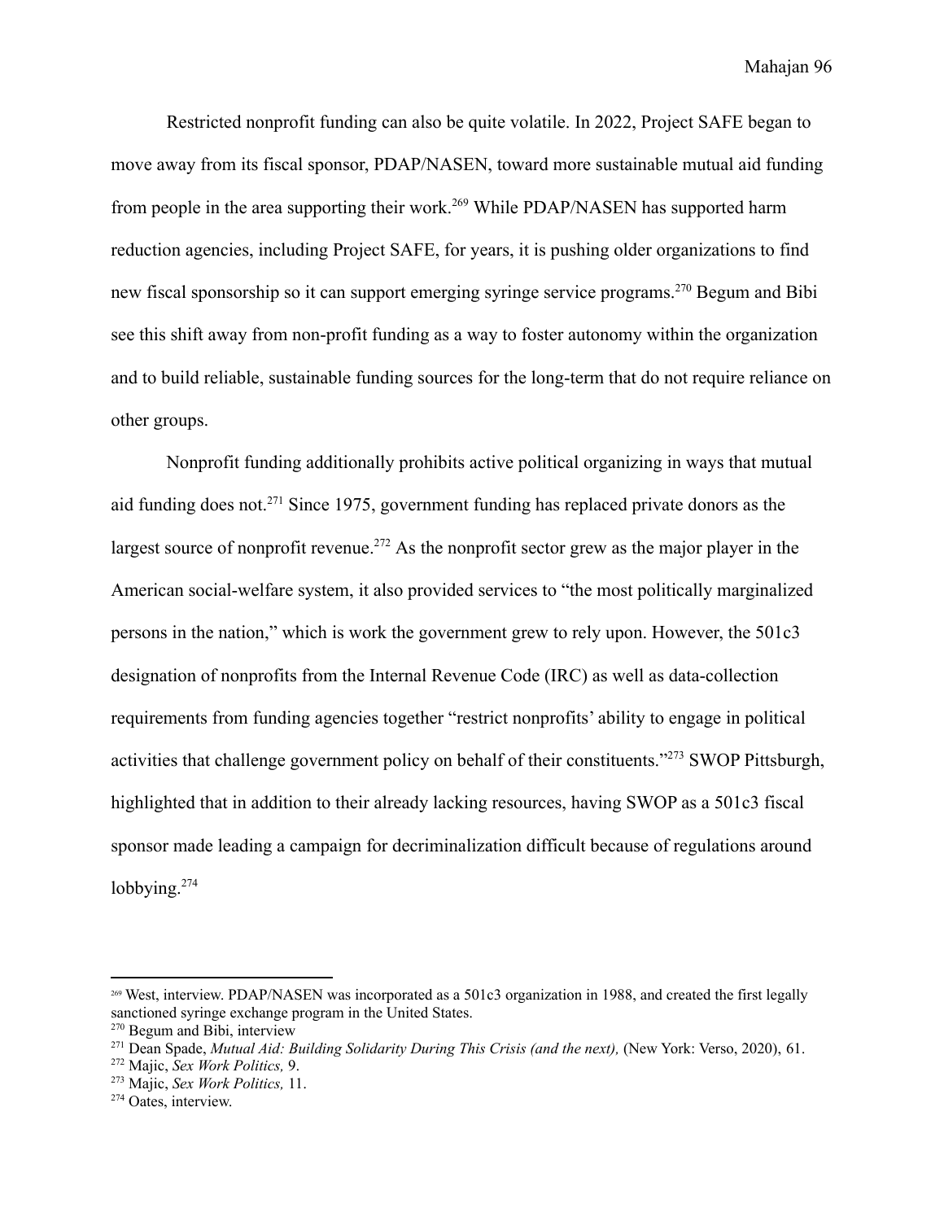Restricted nonprofit funding can also be quite volatile. In 2022, Project SAFE began to move away from its fiscal sponsor, PDAP/NASEN, toward more sustainable mutual aid funding from people in the area supporting their work.[269] While PDAP/NASEN has supported harm reduction agencies, including Project SAFE, for years, it is pushing older organizations to find new fiscal sponsorship so it can support emerging syringe service programs.[270] Begum and Bibi see this shift away from non-profit funding as a way to foster autonomy within the organization and to build reliable, sustainable funding sources for the long-term that do not require reliance on other groups.

Nonprofit funding additionally prohibits active political organizing in ways that mutual aid funding does not.[271] Since 1975, government funding has replaced private donors as the largest source of nonprofit revenue.[272] As the nonprofit sector grew as the major player in the American social-welfare system, it also provided services to "the most politically marginalized persons in the nation," which is work the government grew to rely upon. However, the 501c3 designation of nonprofits from the Internal Revenue Code (IRC) as well as data-collection requirements from funding agencies together "restrict nonprofits' ability to engage in political activities that challenge government policy on behalf of their constituents."[273] SWOP Pittsburgh, highlighted that in addition to their already lacking resources, having SWOP as a 501c3 fiscal sponsor made leading a campaign for decriminalization difficult because of regulations around lobbying.[274]

---

[269] West, interview. PDAP/NASEN was incorporated as a 501c3 organization in 1988, and created the first legally sanctioned syringe exchange program in the United States.

[270] Begum and Bibi, interview

[271] Dean Spade, *Mutual Aid: Building Solidarity During This Crisis (and the next),* (New York: Verso, 2020), 61.

[272] Majic, *Sex Work Politics,* 9.

[273] Majic, *Sex Work Politics,* 11.

[274] Oates, interview.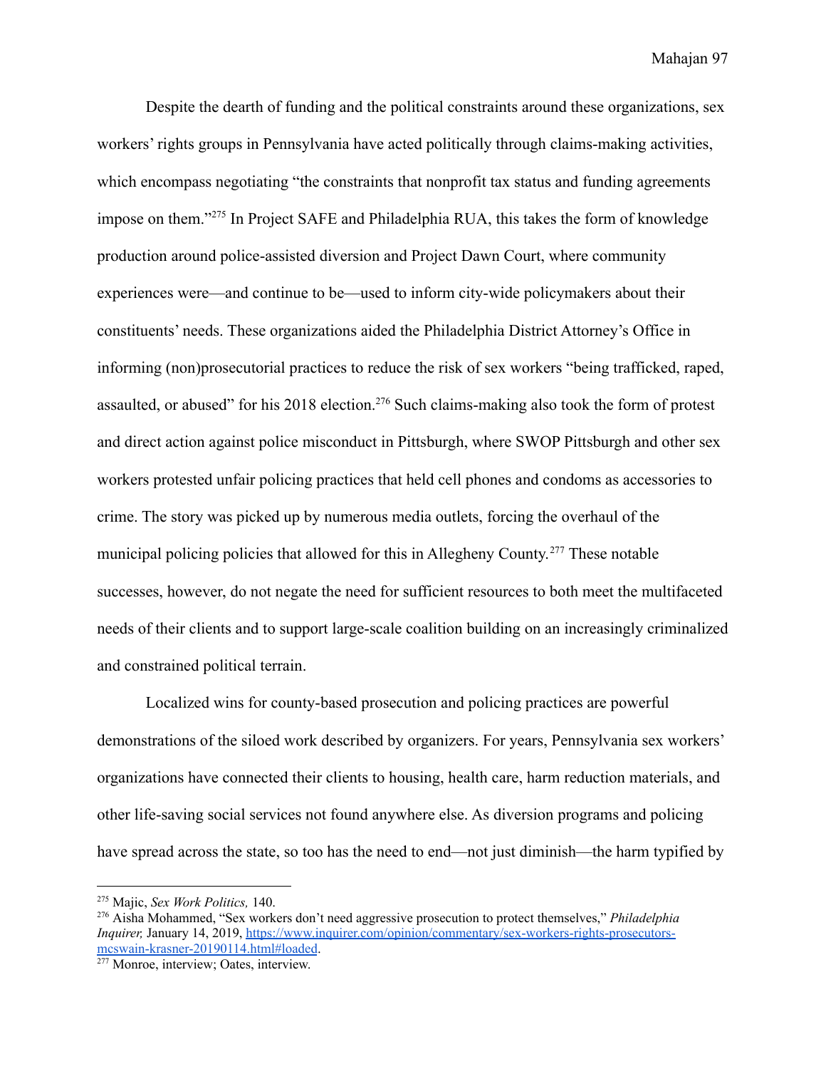Despite the dearth of funding and the political constraints around these organizations, sex workers' rights groups in Pennsylvania have acted politically through claims-making activities, which encompass negotiating "the constraints that nonprofit tax status and funding agreements impose on them."[275] In Project SAFE and Philadelphia RUA, this takes the form of knowledge production around police-assisted diversion and Project Dawn Court, where community experiences were—and continue to be—used to inform city-wide policymakers about their constituents' needs. These organizations aided the Philadelphia District Attorney's Office in informing (non)prosecutorial practices to reduce the risk of sex workers "being trafficked, raped, assaulted, or abused" for his 2018 election.[276] Such claims-making also took the form of protest and direct action against police misconduct in Pittsburgh, where SWOP Pittsburgh and other sex workers protested unfair policing practices that held cell phones and condoms as accessories to crime. The story was picked up by numerous media outlets, forcing the overhaul of the municipal policing policies that allowed for this in Allegheny County.[277] These notable successes, however, do not negate the need for sufficient resources to both meet the multifaceted needs of their clients and to support large-scale coalition building on an increasingly criminalized and constrained political terrain.

Localized wins for county-based prosecution and policing practices are powerful demonstrations of the siloed work described by organizers. For years, Pennsylvania sex workers' organizations have connected their clients to housing, health care, harm reduction materials, and other life-saving social services not found anywhere else. As diversion programs and policing have spread across the state, so too has the need to end—not just diminish—the harm typified by

---

[275] Majic, *Sex Work Politics,* 140.

[276] Aisha Mohammed, "Sex workers don't need aggressive prosecution to protect themselves," *Philadelphia Inquirer,* January 14, 2019, https://www.inquirer.com/opinion/commentary/sex-workers-rights-prosecutors-mcswain-krasner-20190114.html#loaded.

[277] Monroe, interview; Oates, interview.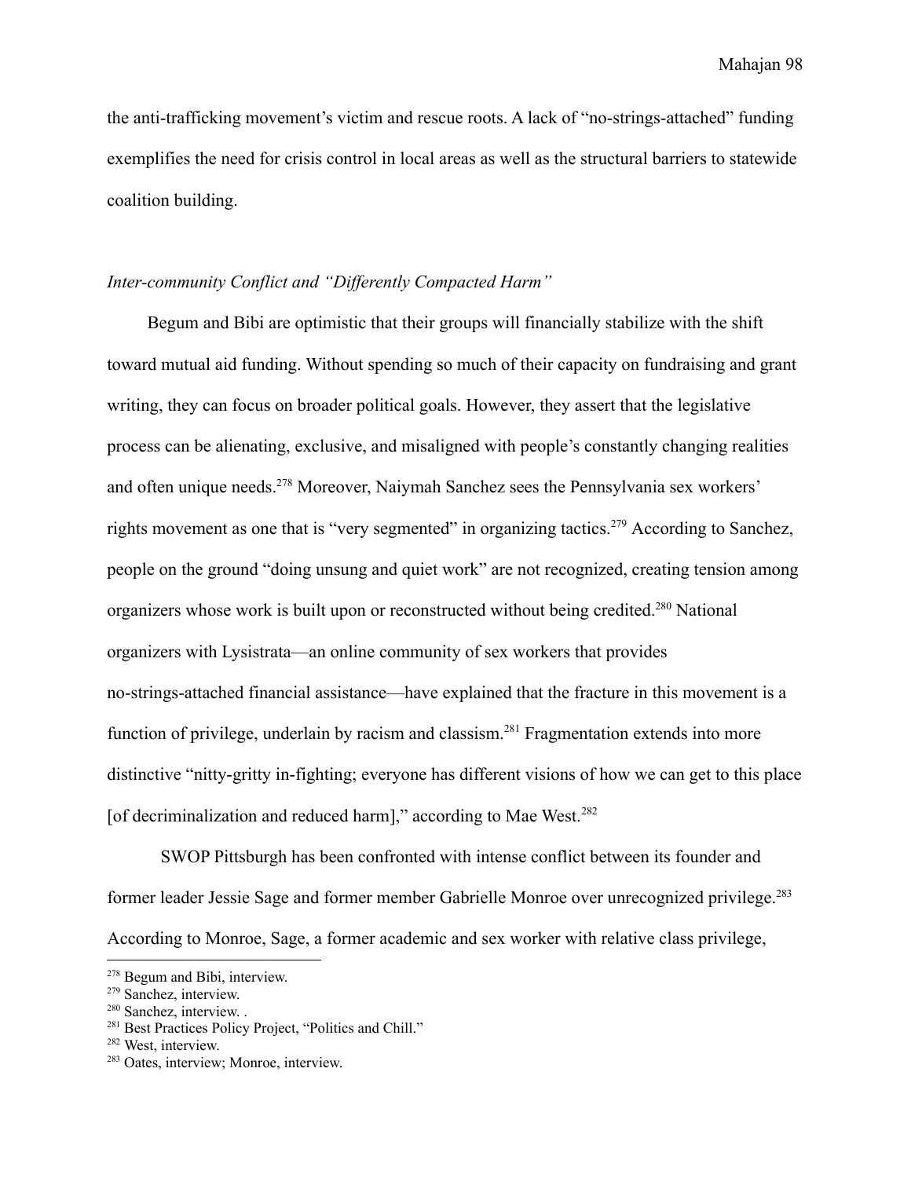the anti-trafficking movement's victim and rescue roots. A lack of "no-strings-attached" funding exemplifies the need for crisis control in local areas as well as the structural barriers to statewide coalition building.

*Inter-community Conflict and "Differently Compacted Harm"*

Begum and Bibi are optimistic that their groups will financially stabilize with the shift toward mutual aid funding. Without spending so much of their capacity on fundraising and grant writing, they can focus on broader political goals. However, they assert that the legislative process can be alienating, exclusive, and misaligned with people's constantly changing realities and often unique needs.[278] Moreover, Naiymah Sanchez sees the Pennsylvania sex workers' rights movement as one that is "very segmented" in organizing tactics.[279] According to Sanchez, people on the ground "doing unsung and quiet work" are not recognized, creating tension among organizers whose work is built upon or reconstructed without being credited.[280] National organizers with Lysistrata—an online community of sex workers that provides no-strings-attached financial assistance—have explained that the fracture in this movement is a function of privilege, underlain by racism and classism.[281] Fragmentation extends into more distinctive "nitty-gritty in-fighting; everyone has different visions of how we can get to this place [of decriminalization and reduced harm]," according to Mae West.[282]

SWOP Pittsburgh has been confronted with intense conflict between its founder and former leader Jessie Sage and former member Gabrielle Monroe over unrecognized privilege.[283] According to Monroe, Sage, a former academic and sex worker with relative class privilege,

---

[278] Begum and Bibi, interview.

[279] Sanchez, interview.

[280] Sanchez, interview. .

[281] Best Practices Policy Project, "Politics and Chill."

[282] West, interview.

[283] Oates, interview; Monroe, interview.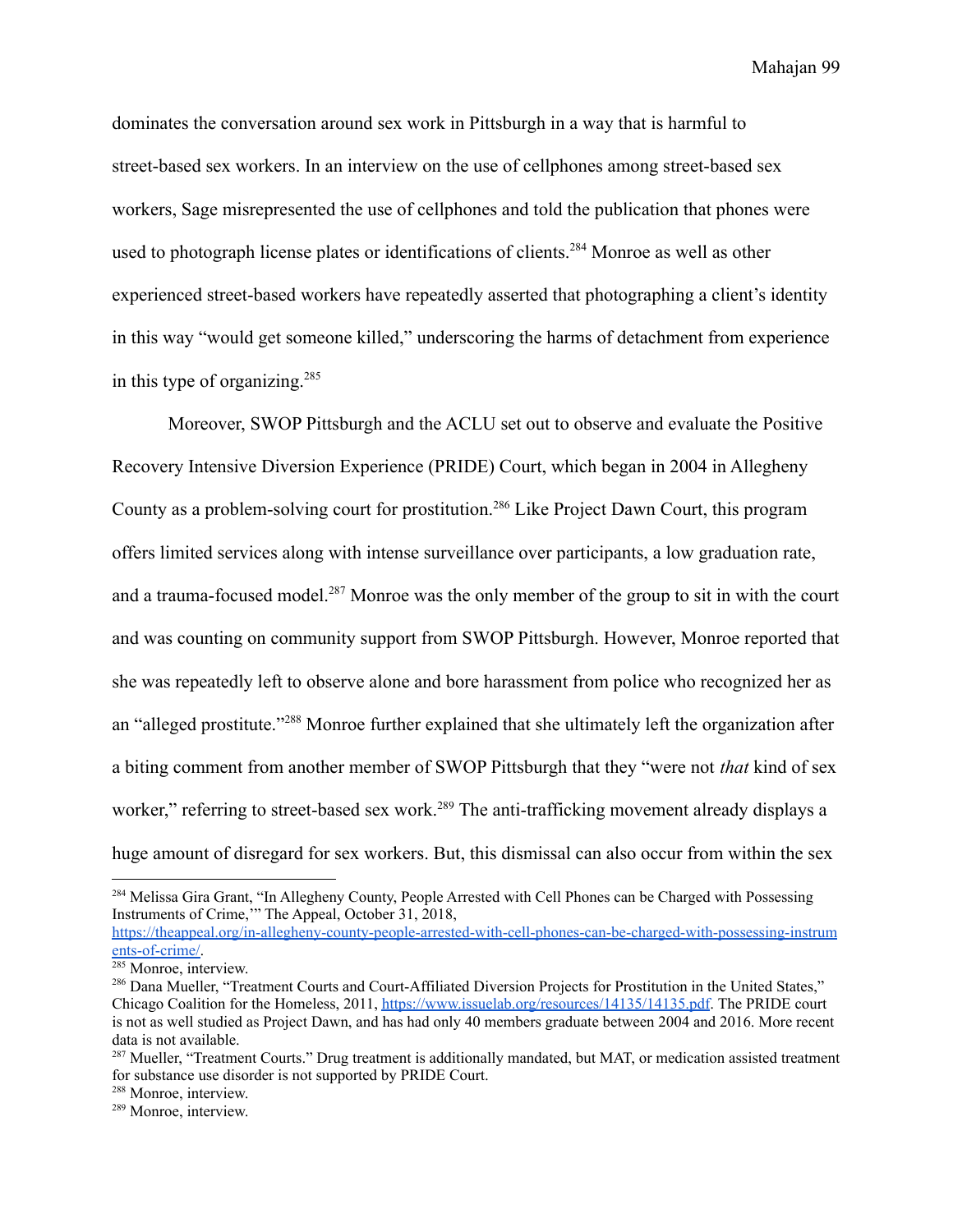dominates the conversation around sex work in Pittsburgh in a way that is harmful to street-based sex workers. In an interview on the use of cellphones among street-based sex workers, Sage misrepresented the use of cellphones and told the publication that phones were used to photograph license plates or identifications of clients.[284] Monroe as well as other experienced street-based workers have repeatedly asserted that photographing a client's identity in this way "would get someone killed," underscoring the harms of detachment from experience in this type of organizing.[285]

Moreover, SWOP Pittsburgh and the ACLU set out to observe and evaluate the Positive Recovery Intensive Diversion Experience (PRIDE) Court, which began in 2004 in Allegheny County as a problem-solving court for prostitution.[286] Like Project Dawn Court, this program offers limited services along with intense surveillance over participants, a low graduation rate, and a trauma-focused model.[287] Monroe was the only member of the group to sit in with the court and was counting on community support from SWOP Pittsburgh. However, Monroe reported that she was repeatedly left to observe alone and bore harassment from police who recognized her as an "alleged prostitute."[288] Monroe further explained that she ultimately left the organization after a biting comment from another member of SWOP Pittsburgh that they "were not *that* kind of sex worker," referring to street-based sex work.[289] The anti-trafficking movement already displays a huge amount of disregard for sex workers. But, this dismissal can also occur from within the sex

---

[284] Melissa Gira Grant, "In Allegheny County, People Arrested with Cell Phones can be Charged with Possessing Instruments of Crime,'" The Appeal, October 31, 2018, https://theappeal.org/in-allegheny-county-people-arrested-with-cell-phones-can-be-charged-with-possessing-instruments-of-crime/.

[285] Monroe, interview.

[286] Dana Mueller, "Treatment Courts and Court-Affiliated Diversion Projects for Prostitution in the United States," Chicago Coalition for the Homeless, 2011, https://www.issuelab.org/resources/14135/14135.pdf. The PRIDE court is not as well studied as Project Dawn, and has had only 40 members graduate between 2004 and 2016. More recent data is not available.

[287] Mueller, "Treatment Courts." Drug treatment is additionally mandated, but MAT, or medication assisted treatment for substance use disorder is not supported by PRIDE Court.

[288] Monroe, interview.

[289] Monroe, interview.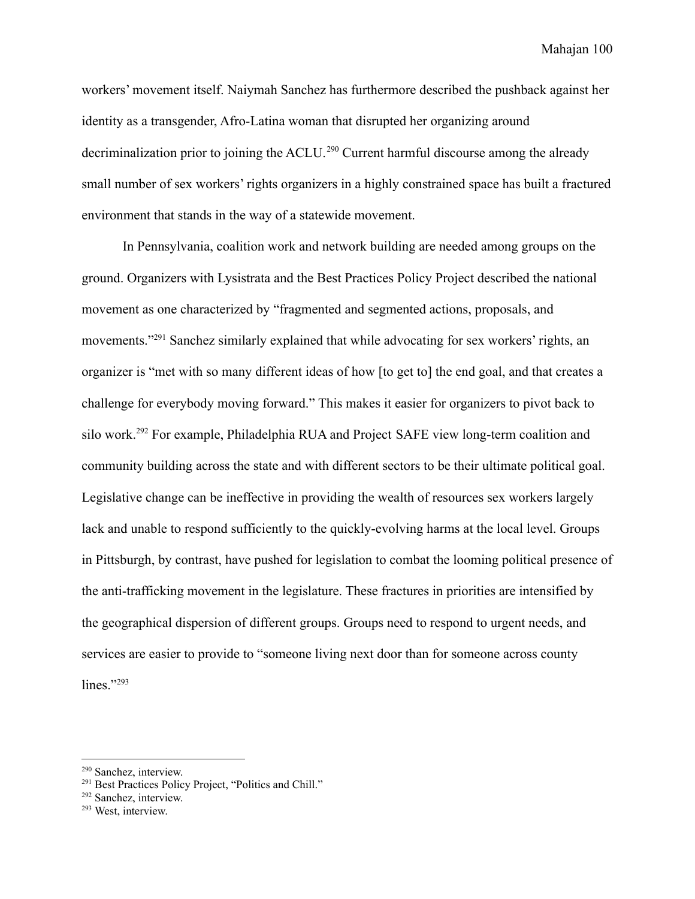workers' movement itself. Naiymah Sanchez has furthermore described the pushback against her identity as a transgender, Afro-Latina woman that disrupted her organizing around decriminalization prior to joining the ACLU.[290] Current harmful discourse among the already small number of sex workers' rights organizers in a highly constrained space has built a fractured environment that stands in the way of a statewide movement.

In Pennsylvania, coalition work and network building are needed among groups on the ground. Organizers with Lysistrata and the Best Practices Policy Project described the national movement as one characterized by "fragmented and segmented actions, proposals, and movements."[291] Sanchez similarly explained that while advocating for sex workers' rights, an organizer is "met with so many different ideas of how [to get to] the end goal, and that creates a challenge for everybody moving forward." This makes it easier for organizers to pivot back to silo work.[292] For example, Philadelphia RUA and Project SAFE view long-term coalition and community building across the state and with different sectors to be their ultimate political goal. Legislative change can be ineffective in providing the wealth of resources sex workers largely lack and unable to respond sufficiently to the quickly-evolving harms at the local level. Groups in Pittsburgh, by contrast, have pushed for legislation to combat the looming political presence of the anti-trafficking movement in the legislature. These fractures in priorities are intensified by the geographical dispersion of different groups. Groups need to respond to urgent needs, and services are easier to provide to "someone living next door than for someone across county lines."[293]

---

[290] Sanchez, interview.

[291] Best Practices Policy Project, "Politics and Chill."

[292] Sanchez, interview.

[293] West, interview.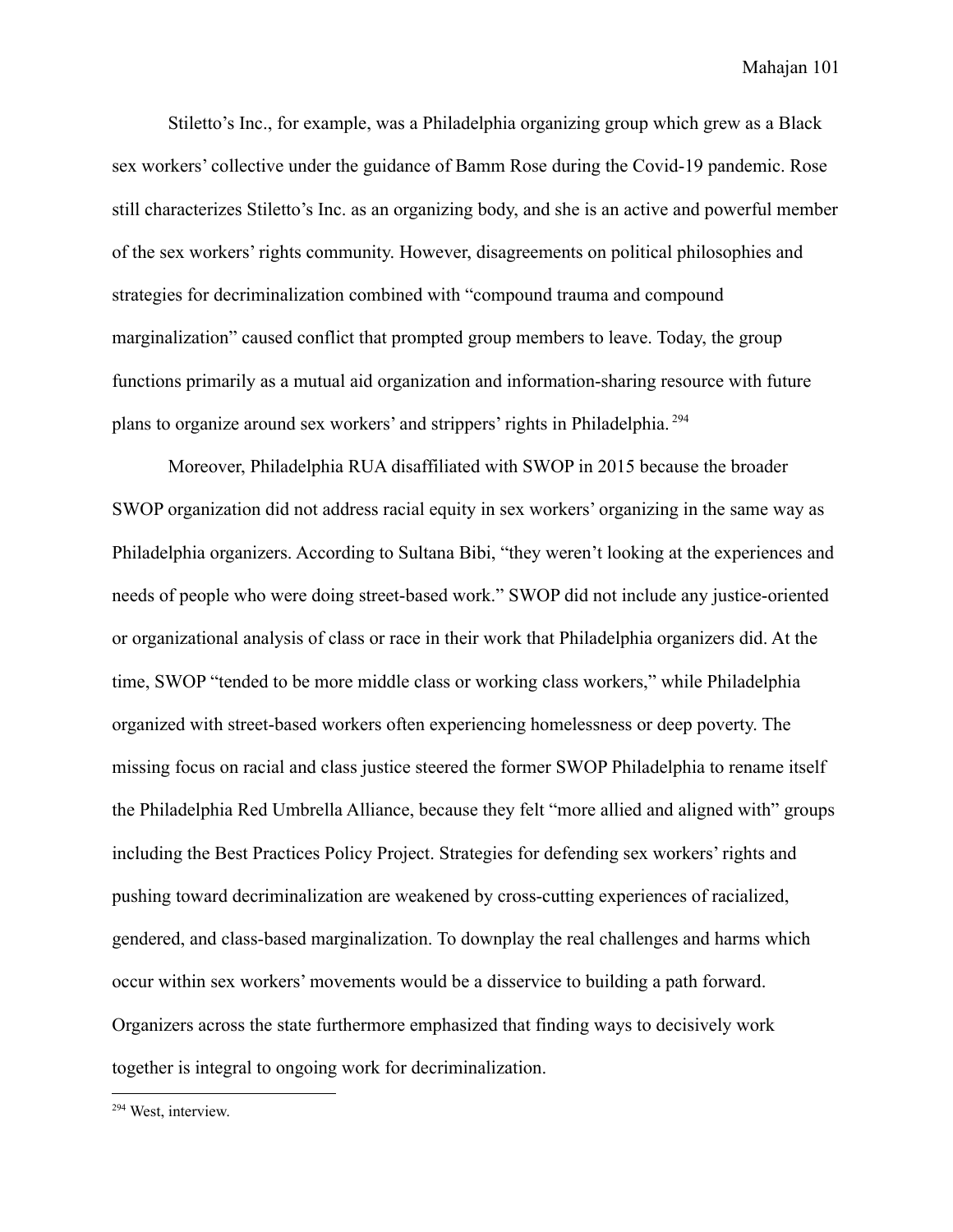Stiletto's Inc., for example, was a Philadelphia organizing group which grew as a Black sex workers' collective under the guidance of Bamm Rose during the Covid-19 pandemic. Rose still characterizes Stiletto's Inc. as an organizing body, and she is an active and powerful member of the sex workers' rights community. However, disagreements on political philosophies and strategies for decriminalization combined with "compound trauma and compound marginalization" caused conflict that prompted group members to leave. Today, the group functions primarily as a mutual aid organization and information-sharing resource with future plans to organize around sex workers' and strippers' rights in Philadelphia.[294]

Moreover, Philadelphia RUA disaffiliated with SWOP in 2015 because the broader SWOP organization did not address racial equity in sex workers' organizing in the same way as Philadelphia organizers. According to Sultana Bibi, "they weren't looking at the experiences and needs of people who were doing street-based work." SWOP did not include any justice-oriented or organizational analysis of class or race in their work that Philadelphia organizers did. At the time, SWOP "tended to be more middle class or working class workers," while Philadelphia organized with street-based workers often experiencing homelessness or deep poverty. The missing focus on racial and class justice steered the former SWOP Philadelphia to rename itself the Philadelphia Red Umbrella Alliance, because they felt "more allied and aligned with" groups including the Best Practices Policy Project. Strategies for defending sex workers' rights and pushing toward decriminalization are weakened by cross-cutting experiences of racialized, gendered, and class-based marginalization. To downplay the real challenges and harms which occur within sex workers' movements would be a disservice to building a path forward. Organizers across the state furthermore emphasized that finding ways to decisively work together is integral to ongoing work for decriminalization.

---

[294] West, interview.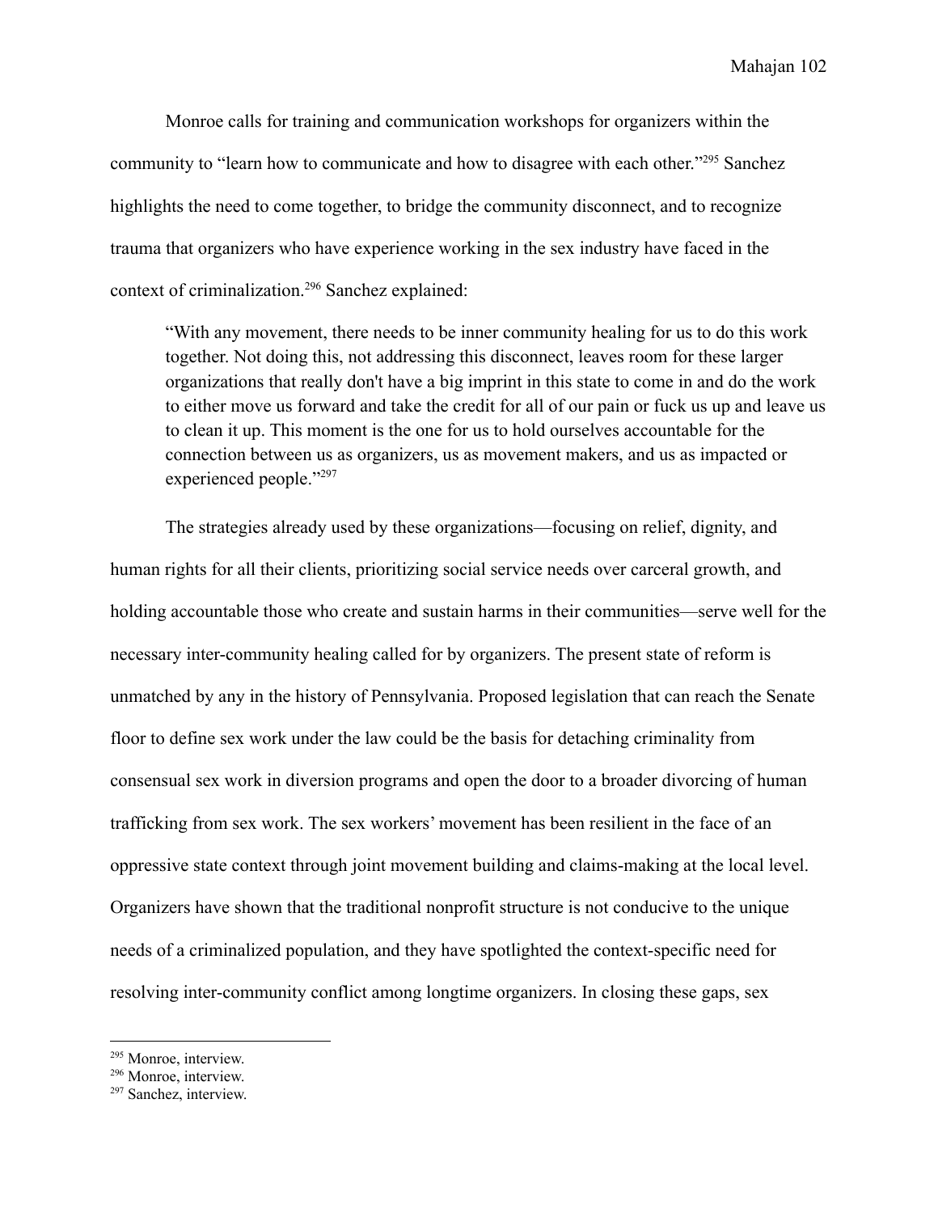Monroe calls for training and communication workshops for organizers within the community to "learn how to communicate and how to disagree with each other."[295] Sanchez highlights the need to come together, to bridge the community disconnect, and to recognize trauma that organizers who have experience working in the sex industry have faced in the context of criminalization.[296] Sanchez explained:

> "With any movement, there needs to be inner community healing for us to do this work together. Not doing this, not addressing this disconnect, leaves room for these larger organizations that really don't have a big imprint in this state to come in and do the work to either move us forward and take the credit for all of our pain or fuck us up and leave us to clean it up. This moment is the one for us to hold ourselves accountable for the connection between us as organizers, us as movement makers, and us as impacted or experienced people."[297]

The strategies already used by these organizations—focusing on relief, dignity, and human rights for all their clients, prioritizing social service needs over carceral growth, and holding accountable those who create and sustain harms in their communities—serve well for the necessary inter-community healing called for by organizers. The present state of reform is unmatched by any in the history of Pennsylvania. Proposed legislation that can reach the Senate floor to define sex work under the law could be the basis for detaching criminality from consensual sex work in diversion programs and open the door to a broader divorcing of human trafficking from sex work. The sex workers' movement has been resilient in the face of an oppressive state context through joint movement building and claims-making at the local level. Organizers have shown that the traditional nonprofit structure is not conducive to the unique needs of a criminalized population, and they have spotlighted the context-specific need for resolving inter-community conflict among longtime organizers. In closing these gaps, sex

---

[295] Monroe, interview.

[296] Monroe, interview.

[297] Sanchez, interview.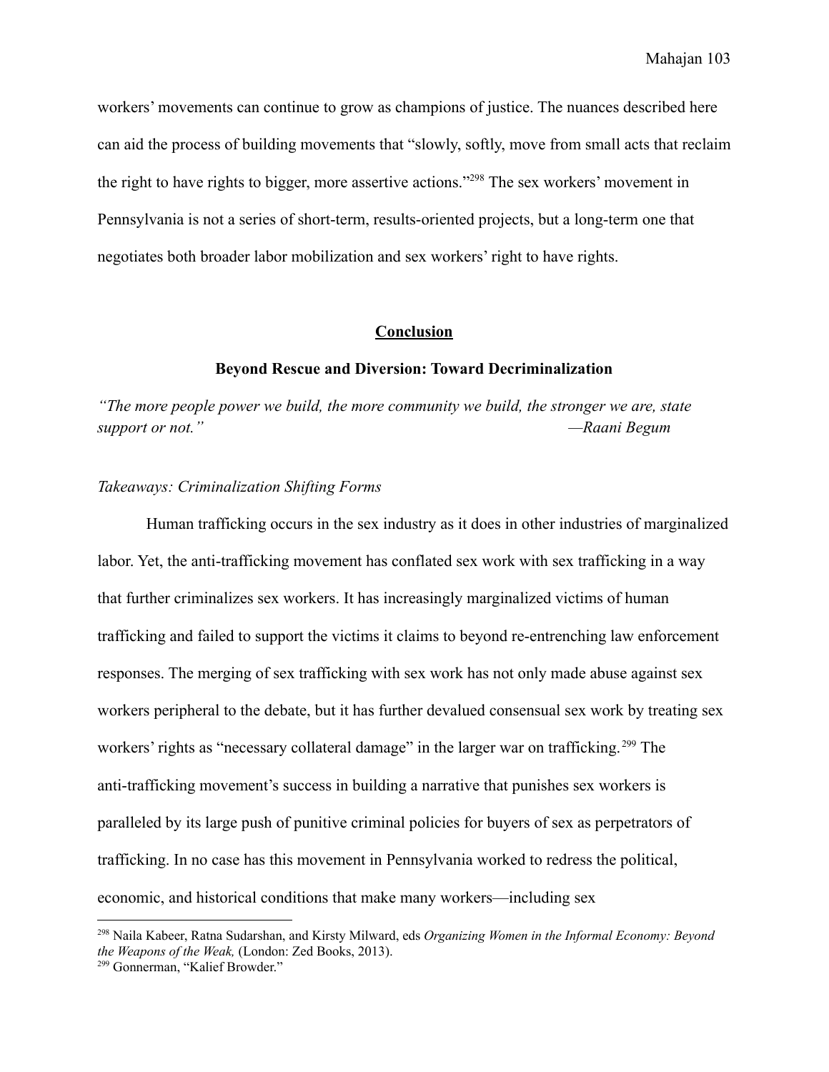workers' movements can continue to grow as champions of justice. The nuances described here can aid the process of building movements that "slowly, softly, move from small acts that reclaim the right to have rights to bigger, more assertive actions."[298] The sex workers' movement in Pennsylvania is not a series of short-term, results-oriented projects, but a long-term one that negotiates both broader labor mobilization and sex workers' right to have rights.

## Conclusion

### Beyond Rescue and Diversion: Toward Decriminalization

*"The more people power we build, the more community we build, the stronger we are, state support or not."* —*Raani Begum*

*Takeaways: Criminalization Shifting Forms*

Human trafficking occurs in the sex industry as it does in other industries of marginalized labor. Yet, the anti-trafficking movement has conflated sex work with sex trafficking in a way that further criminalizes sex workers. It has increasingly marginalized victims of human trafficking and failed to support the victims it claims to beyond re-entrenching law enforcement responses. The merging of sex trafficking with sex work has not only made abuse against sex workers peripheral to the debate, but it has further devalued consensual sex work by treating sex workers' rights as "necessary collateral damage" in the larger war on trafficking.[299] The anti-trafficking movement's success in building a narrative that punishes sex workers is paralleled by its large push of punitive criminal policies for buyers of sex as perpetrators of trafficking. In no case has this movement in Pennsylvania worked to redress the political, economic, and historical conditions that make many workers—including sex

---

[298] Naila Kabeer, Ratna Sudarshan, and Kirsty Milward, eds *Organizing Women in the Informal Economy: Beyond the Weapons of the Weak,* (London: Zed Books, 2013).

[299] Gonnerman, "Kalief Browder."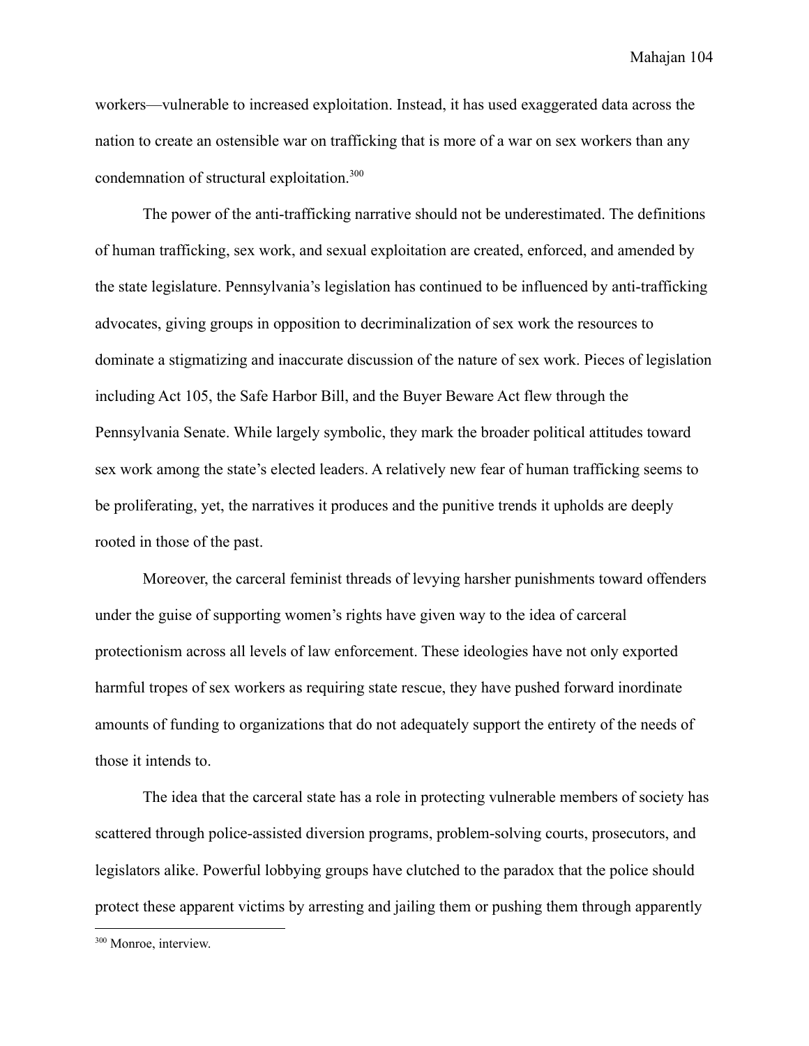workers—vulnerable to increased exploitation. Instead, it has used exaggerated data across the nation to create an ostensible war on trafficking that is more of a war on sex workers than any condemnation of structural exploitation.[300]

The power of the anti-trafficking narrative should not be underestimated. The definitions of human trafficking, sex work, and sexual exploitation are created, enforced, and amended by the state legislature. Pennsylvania's legislation has continued to be influenced by anti-trafficking advocates, giving groups in opposition to decriminalization of sex work the resources to dominate a stigmatizing and inaccurate discussion of the nature of sex work. Pieces of legislation including Act 105, the Safe Harbor Bill, and the Buyer Beware Act flew through the Pennsylvania Senate. While largely symbolic, they mark the broader political attitudes toward sex work among the state's elected leaders. A relatively new fear of human trafficking seems to be proliferating, yet, the narratives it produces and the punitive trends it upholds are deeply rooted in those of the past.

Moreover, the carceral feminist threads of levying harsher punishments toward offenders under the guise of supporting women's rights have given way to the idea of carceral protectionism across all levels of law enforcement. These ideologies have not only exported harmful tropes of sex workers as requiring state rescue, they have pushed forward inordinate amounts of funding to organizations that do not adequately support the entirety of the needs of those it intends to.

The idea that the carceral state has a role in protecting vulnerable members of society has scattered through police-assisted diversion programs, problem-solving courts, prosecutors, and legislators alike. Powerful lobbying groups have clutched to the paradox that the police should protect these apparent victims by arresting and jailing them or pushing them through apparently

---

[300] Monroe, interview.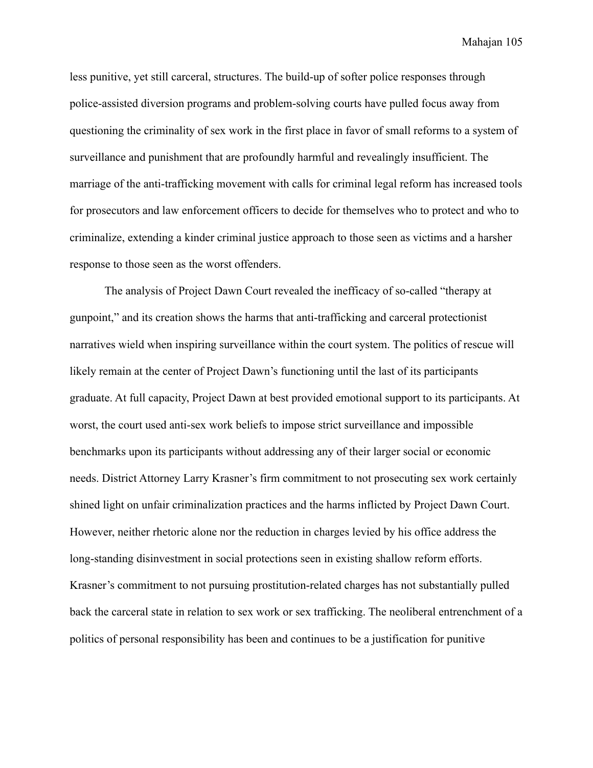less punitive, yet still carceral, structures. The build-up of softer police responses through police-assisted diversion programs and problem-solving courts have pulled focus away from questioning the criminality of sex work in the first place in favor of small reforms to a system of surveillance and punishment that are profoundly harmful and revealingly insufficient. The marriage of the anti-trafficking movement with calls for criminal legal reform has increased tools for prosecutors and law enforcement officers to decide for themselves who to protect and who to criminalize, extending a kinder criminal justice approach to those seen as victims and a harsher response to those seen as the worst offenders.

The analysis of Project Dawn Court revealed the inefficacy of so-called "therapy at gunpoint," and its creation shows the harms that anti-trafficking and carceral protectionist narratives wield when inspiring surveillance within the court system. The politics of rescue will likely remain at the center of Project Dawn's functioning until the last of its participants graduate. At full capacity, Project Dawn at best provided emotional support to its participants. At worst, the court used anti-sex work beliefs to impose strict surveillance and impossible benchmarks upon its participants without addressing any of their larger social or economic needs. District Attorney Larry Krasner's firm commitment to not prosecuting sex work certainly shined light on unfair criminalization practices and the harms inflicted by Project Dawn Court. However, neither rhetoric alone nor the reduction in charges levied by his office address the long-standing disinvestment in social protections seen in existing shallow reform efforts. Krasner's commitment to not pursuing prostitution-related charges has not substantially pulled back the carceral state in relation to sex work or sex trafficking. The neoliberal entrenchment of a politics of personal responsibility has been and continues to be a justification for punitive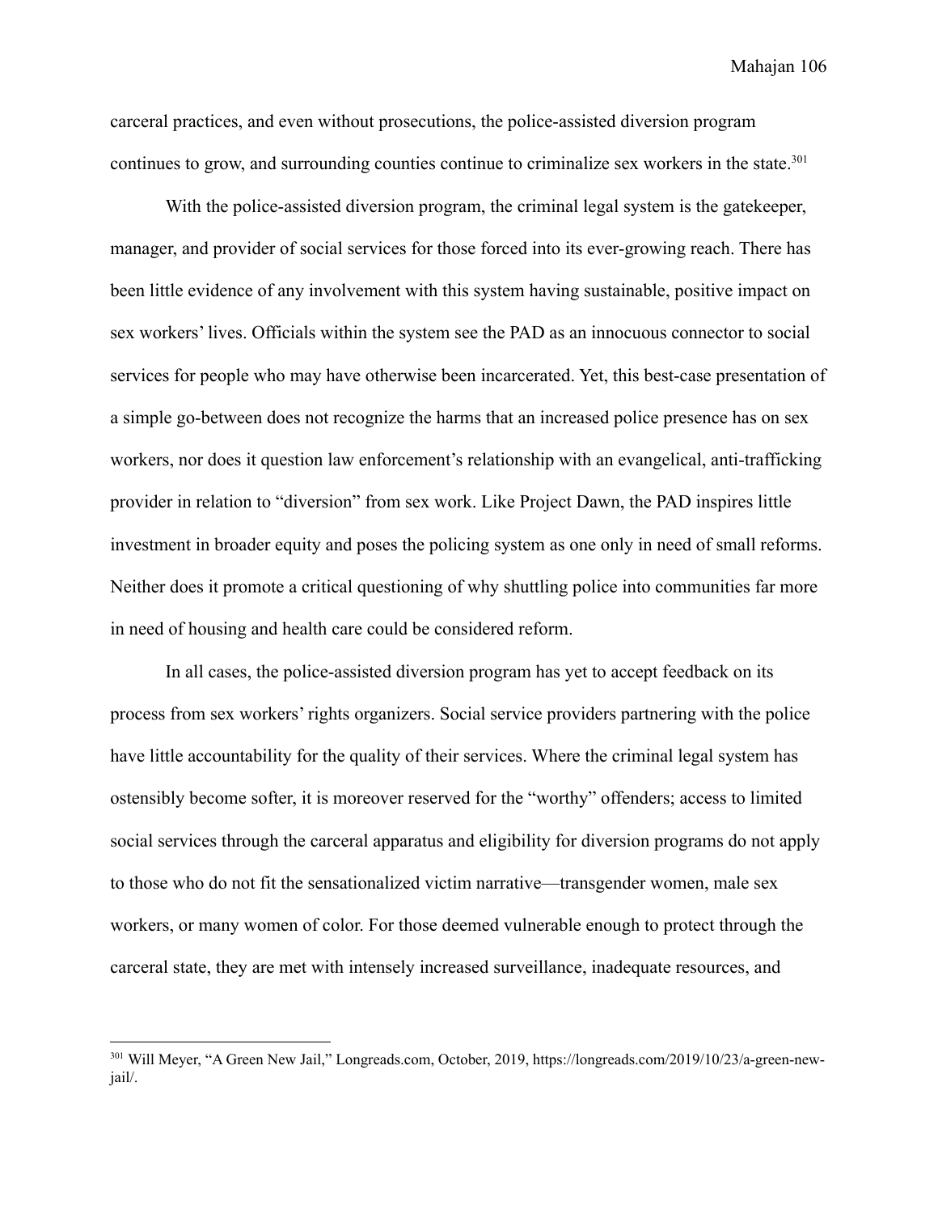carceral practices, and even without prosecutions, the police-assisted diversion program continues to grow, and surrounding counties continue to criminalize sex workers in the state.[301]

With the police-assisted diversion program, the criminal legal system is the gatekeeper, manager, and provider of social services for those forced into its ever-growing reach. There has been little evidence of any involvement with this system having sustainable, positive impact on sex workers' lives. Officials within the system see the PAD as an innocuous connector to social services for people who may have otherwise been incarcerated. Yet, this best-case presentation of a simple go-between does not recognize the harms that an increased police presence has on sex workers, nor does it question law enforcement's relationship with an evangelical, anti-trafficking provider in relation to "diversion" from sex work. Like Project Dawn, the PAD inspires little investment in broader equity and poses the policing system as one only in need of small reforms. Neither does it promote a critical questioning of why shuttling police into communities far more in need of housing and health care could be considered reform.

In all cases, the police-assisted diversion program has yet to accept feedback on its process from sex workers' rights organizers. Social service providers partnering with the police have little accountability for the quality of their services. Where the criminal legal system has ostensibly become softer, it is moreover reserved for the "worthy" offenders; access to limited social services through the carceral apparatus and eligibility for diversion programs do not apply to those who do not fit the sensationalized victim narrative—transgender women, male sex workers, or many women of color. For those deemed vulnerable enough to protect through the carceral state, they are met with intensely increased surveillance, inadequate resources, and

---

[301] Will Meyer, "A Green New Jail," Longreads.com, October, 2019, https://longreads.com/2019/10/23/a-green-new-jail/.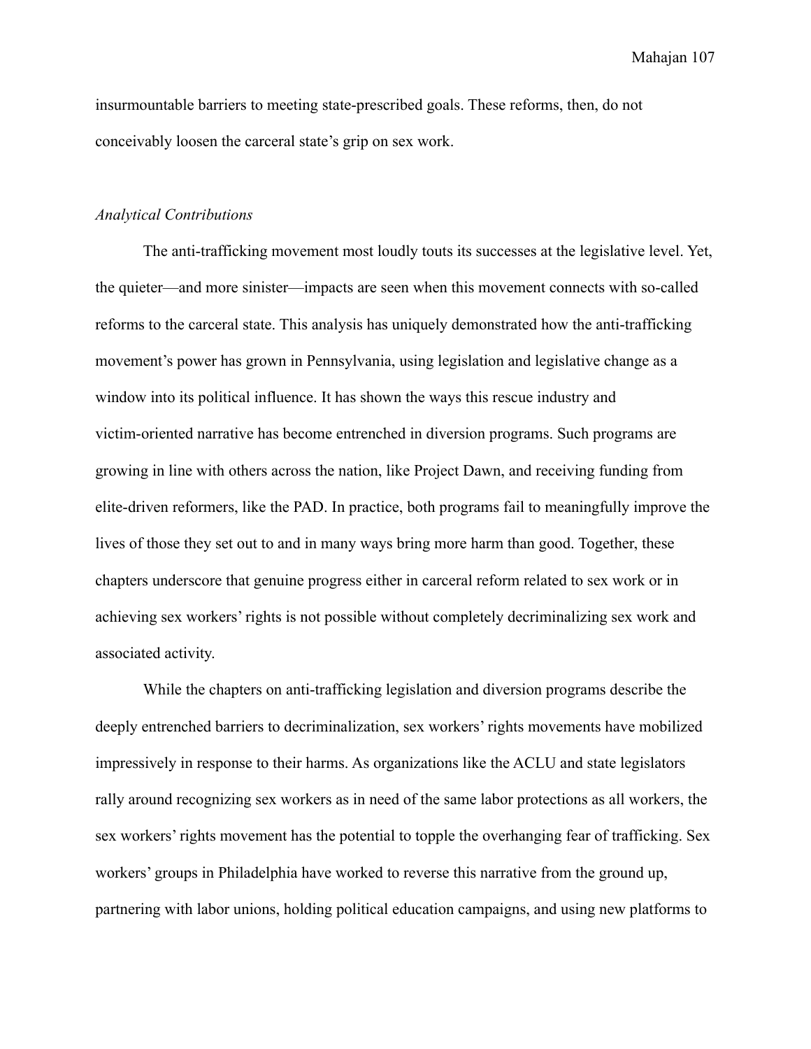insurmountable barriers to meeting state-prescribed goals. These reforms, then, do not conceivably loosen the carceral state's grip on sex work.

### *Analytical Contributions*

The anti-trafficking movement most loudly touts its successes at the legislative level. Yet, the quieter—and more sinister—impacts are seen when this movement connects with so-called reforms to the carceral state. This analysis has uniquely demonstrated how the anti-trafficking movement's power has grown in Pennsylvania, using legislation and legislative change as a window into its political influence. It has shown the ways this rescue industry and victim-oriented narrative has become entrenched in diversion programs. Such programs are growing in line with others across the nation, like Project Dawn, and receiving funding from elite-driven reformers, like the PAD. In practice, both programs fail to meaningfully improve the lives of those they set out to and in many ways bring more harm than good. Together, these chapters underscore that genuine progress either in carceral reform related to sex work or in achieving sex workers' rights is not possible without completely decriminalizing sex work and associated activity.

While the chapters on anti-trafficking legislation and diversion programs describe the deeply entrenched barriers to decriminalization, sex workers' rights movements have mobilized impressively in response to their harms. As organizations like the ACLU and state legislators rally around recognizing sex workers as in need of the same labor protections as all workers, the sex workers' rights movement has the potential to topple the overhanging fear of trafficking. Sex workers' groups in Philadelphia have worked to reverse this narrative from the ground up, partnering with labor unions, holding political education campaigns, and using new platforms to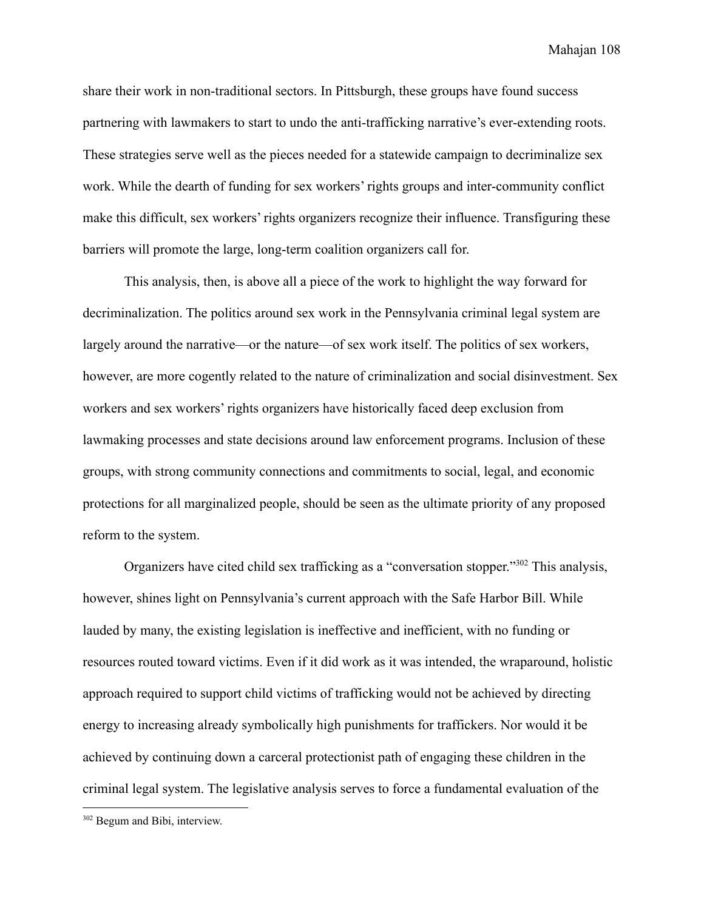share their work in non-traditional sectors. In Pittsburgh, these groups have found success partnering with lawmakers to start to undo the anti-trafficking narrative's ever-extending roots. These strategies serve well as the pieces needed for a statewide campaign to decriminalize sex work. While the dearth of funding for sex workers' rights groups and inter-community conflict make this difficult, sex workers' rights organizers recognize their influence. Transfiguring these barriers will promote the large, long-term coalition organizers call for.

This analysis, then, is above all a piece of the work to highlight the way forward for decriminalization. The politics around sex work in the Pennsylvania criminal legal system are largely around the narrative—or the nature—of sex work itself. The politics of sex workers, however, are more cogently related to the nature of criminalization and social disinvestment. Sex workers and sex workers' rights organizers have historically faced deep exclusion from lawmaking processes and state decisions around law enforcement programs. Inclusion of these groups, with strong community connections and commitments to social, legal, and economic protections for all marginalized people, should be seen as the ultimate priority of any proposed reform to the system.

Organizers have cited child sex trafficking as a "conversation stopper."[302] This analysis, however, shines light on Pennsylvania's current approach with the Safe Harbor Bill. While lauded by many, the existing legislation is ineffective and inefficient, with no funding or resources routed toward victims. Even if it did work as it was intended, the wraparound, holistic approach required to support child victims of trafficking would not be achieved by directing energy to increasing already symbolically high punishments for traffickers. Nor would it be achieved by continuing down a carceral protectionist path of engaging these children in the criminal legal system. The legislative analysis serves to force a fundamental evaluation of the

---

[302] Begum and Bibi, interview.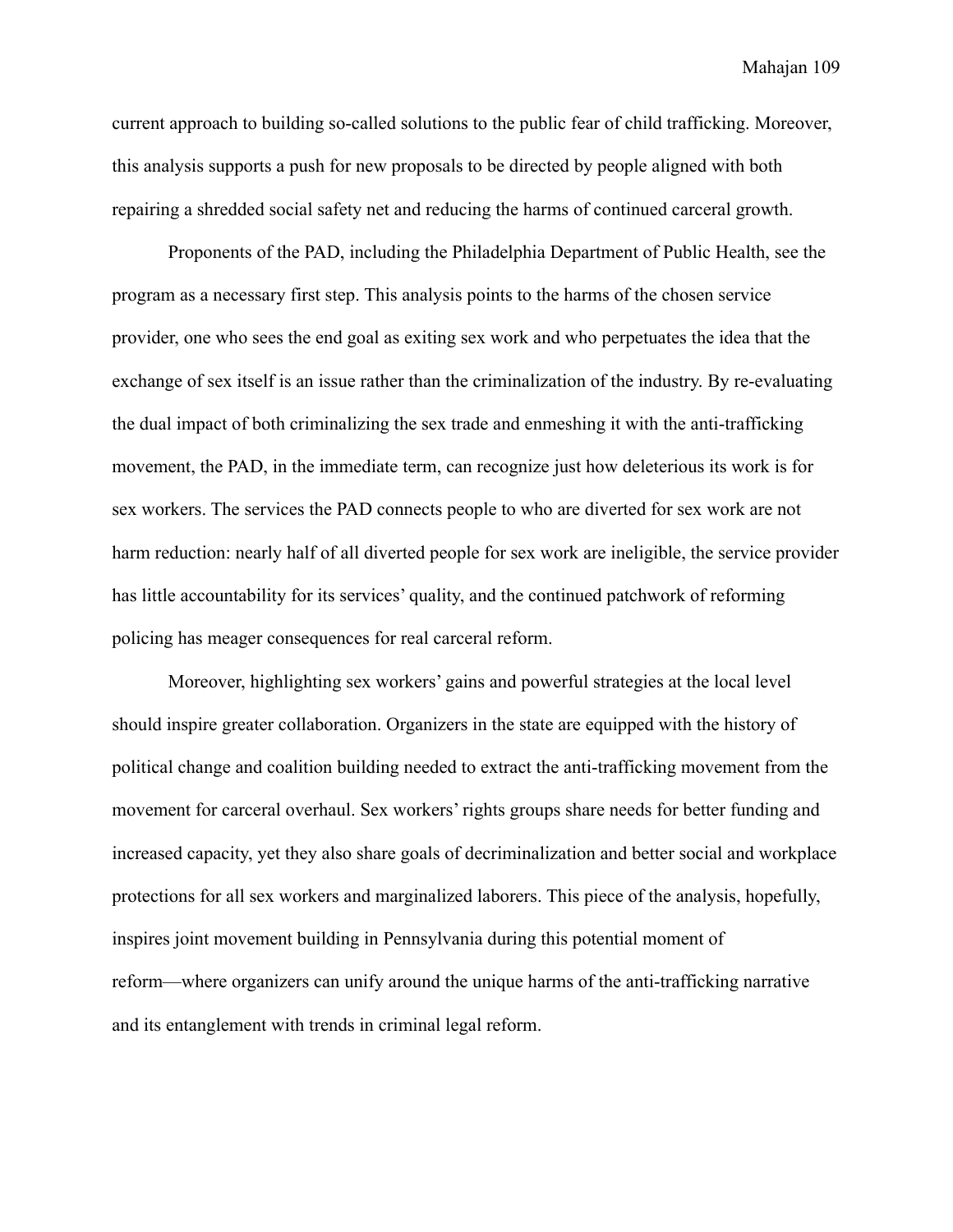current approach to building so-called solutions to the public fear of child trafficking. Moreover, this analysis supports a push for new proposals to be directed by people aligned with both repairing a shredded social safety net and reducing the harms of continued carceral growth.

Proponents of the PAD, including the Philadelphia Department of Public Health, see the program as a necessary first step. This analysis points to the harms of the chosen service provider, one who sees the end goal as exiting sex work and who perpetuates the idea that the exchange of sex itself is an issue rather than the criminalization of the industry. By re-evaluating the dual impact of both criminalizing the sex trade and enmeshing it with the anti-trafficking movement, the PAD, in the immediate term, can recognize just how deleterious its work is for sex workers. The services the PAD connects people to who are diverted for sex work are not harm reduction: nearly half of all diverted people for sex work are ineligible, the service provider has little accountability for its services' quality, and the continued patchwork of reforming policing has meager consequences for real carceral reform.

Moreover, highlighting sex workers' gains and powerful strategies at the local level should inspire greater collaboration. Organizers in the state are equipped with the history of political change and coalition building needed to extract the anti-trafficking movement from the movement for carceral overhaul. Sex workers' rights groups share needs for better funding and increased capacity, yet they also share goals of decriminalization and better social and workplace protections for all sex workers and marginalized laborers. This piece of the analysis, hopefully, inspires joint movement building in Pennsylvania during this potential moment of reform—where organizers can unify around the unique harms of the anti-trafficking narrative and its entanglement with trends in criminal legal reform.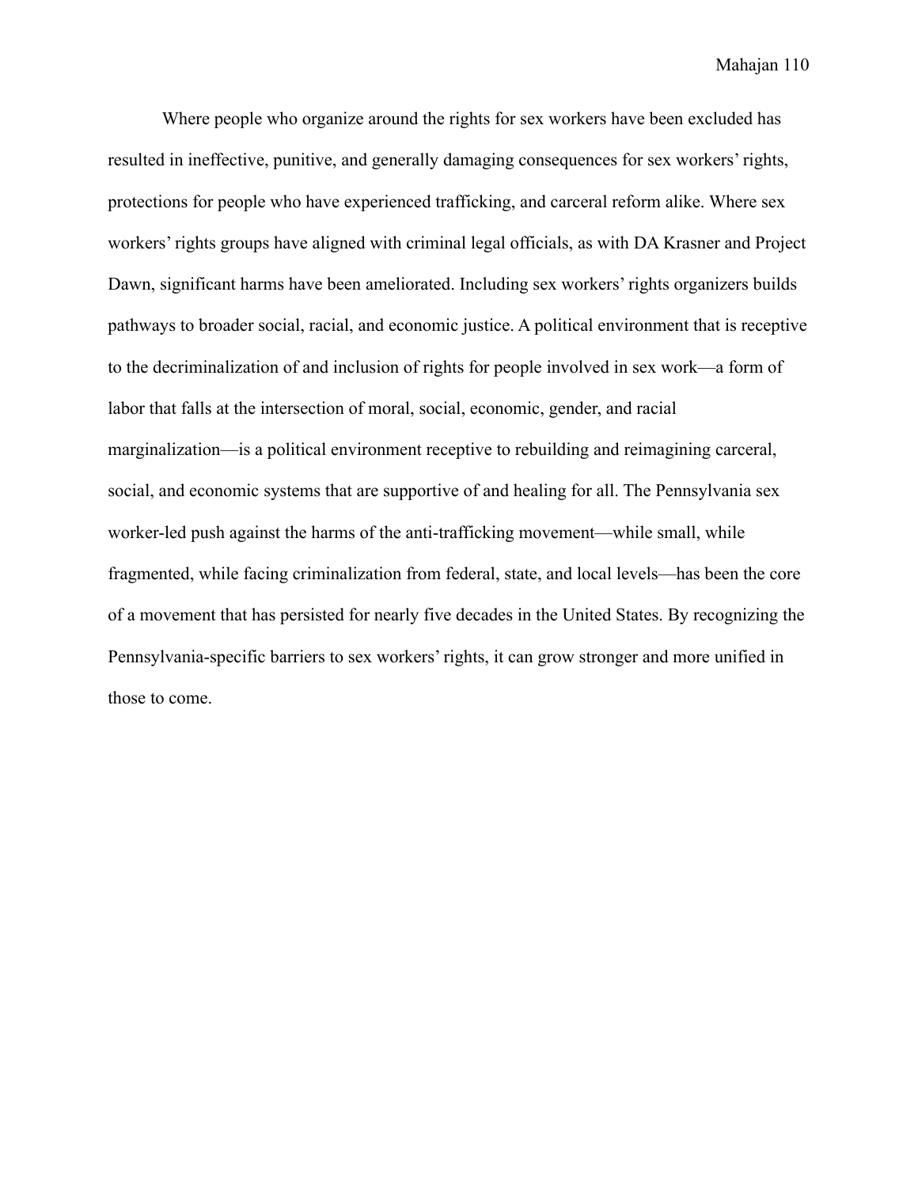Where people who organize around the rights for sex workers have been excluded has resulted in ineffective, punitive, and generally damaging consequences for sex workers' rights, protections for people who have experienced trafficking, and carceral reform alike. Where sex workers' rights groups have aligned with criminal legal officials, as with DA Krasner and Project Dawn, significant harms have been ameliorated. Including sex workers' rights organizers builds pathways to broader social, racial, and economic justice. A political environment that is receptive to the decriminalization of and inclusion of rights for people involved in sex work—a form of labor that falls at the intersection of moral, social, economic, gender, and racial marginalization—is a political environment receptive to rebuilding and reimagining carceral, social, and economic systems that are supportive of and healing for all. The Pennsylvania sex worker-led push against the harms of the anti-trafficking movement—while small, while fragmented, while facing criminalization from federal, state, and local levels—has been the core of a movement that has persisted for nearly five decades in the United States. By recognizing the Pennsylvania-specific barriers to sex workers' rights, it can grow stronger and more unified in those to come.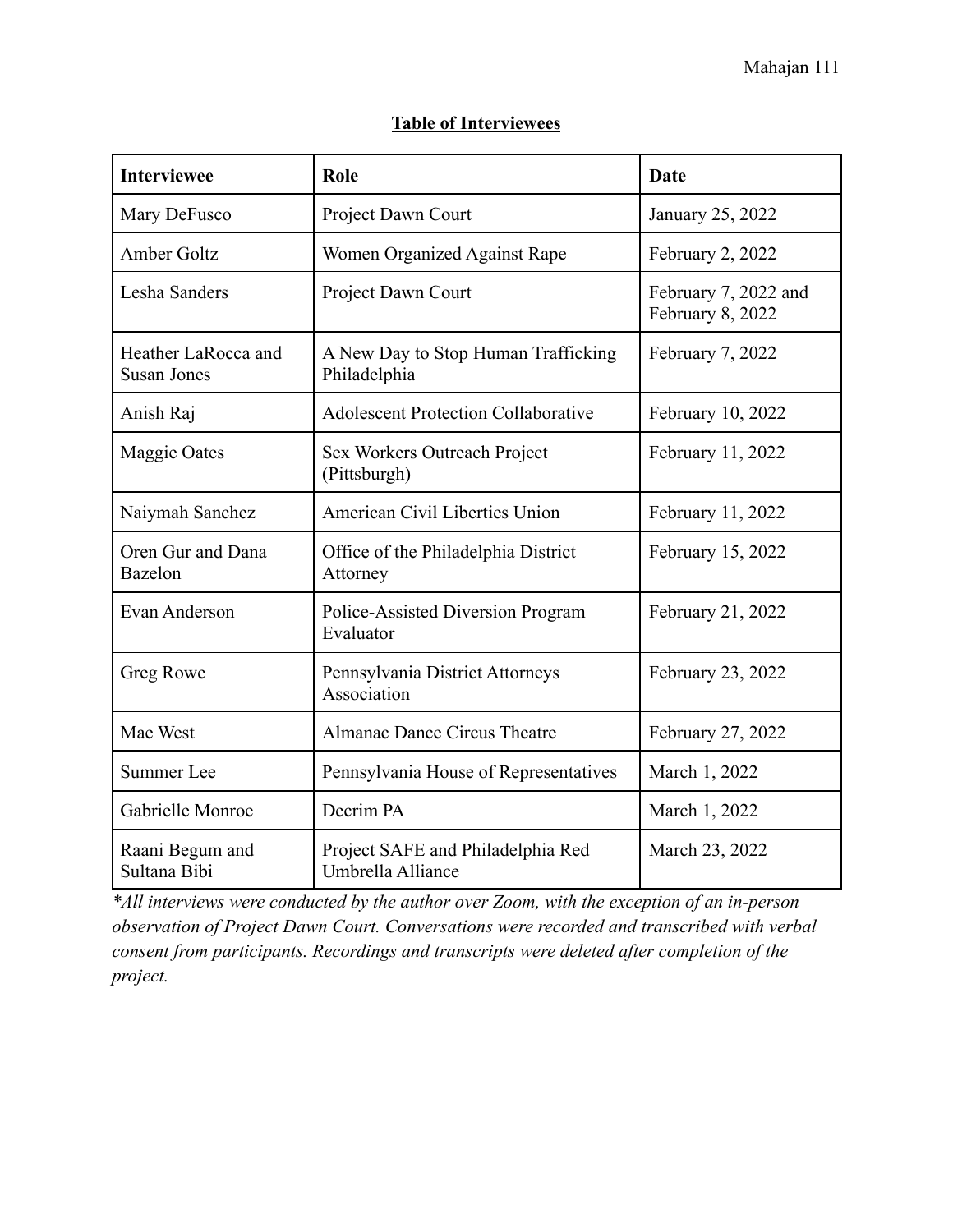**Table of Interviewees**

| Interviewee | Role | Date |
|---|---|---|
| Mary DeFusco | Project Dawn Court | January 25, 2022 |
| Amber Goltz | Women Organized Against Rape | February 2, 2022 |
| Lesha Sanders | Project Dawn Court | February 7, 2022 and February 8, 2022 |
| Heather LaRocca and Susan Jones | A New Day to Stop Human Trafficking Philadelphia | February 7, 2022 |
| Anish Raj | Adolescent Protection Collaborative | February 10, 2022 |
| Maggie Oates | Sex Workers Outreach Project (Pittsburgh) | February 11, 2022 |
| Naiymah Sanchez | American Civil Liberties Union | February 11, 2022 |
| Oren Gur and Dana Bazelon | Office of the Philadelphia District Attorney | February 15, 2022 |
| Evan Anderson | Police-Assisted Diversion Program Evaluator | February 21, 2022 |
| Greg Rowe | Pennsylvania District Attorneys Association | February 23, 2022 |
| Mae West | Almanac Dance Circus Theatre | February 27, 2022 |
| Summer Lee | Pennsylvania House of Representatives | March 1, 2022 |
| Gabrielle Monroe | Decrim PA | March 1, 2022 |
| Raani Begum and Sultana Bibi | Project SAFE and Philadelphia Red Umbrella Alliance | March 23, 2022 |

*\*All interviews were conducted by the author over Zoom, with the exception of an in-person observation of Project Dawn Court. Conversations were recorded and transcribed with verbal consent from participants. Recordings and transcripts were deleted after completion of the project.*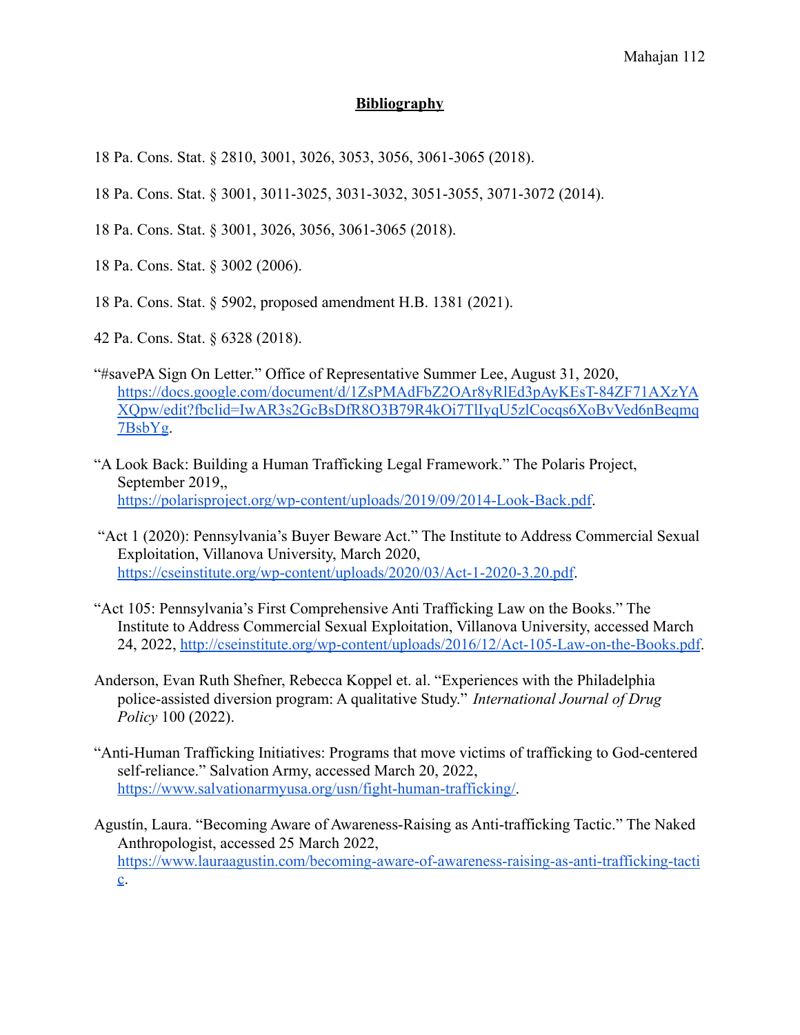## Bibliography

18 Pa. Cons. Stat. § 2810, 3001, 3026, 3053, 3056, 3061-3065 (2018).

18 Pa. Cons. Stat. § 3001, 3011-3025, 3031-3032, 3051-3055, 3071-3072 (2014).

18 Pa. Cons. Stat. § 3001, 3026, 3056, 3061-3065 (2018).

18 Pa. Cons. Stat. § 3002 (2006).

18 Pa. Cons. Stat. § 5902, proposed amendment H.B. 1381 (2021).

42 Pa. Cons. Stat. § 6328 (2018).

"#savePA Sign On Letter." Office of Representative Summer Lee, August 31, 2020, https://docs.google.com/document/d/1ZsPMAdFbZ2OAr8yRlEd3pAyKEsT-84ZF71AXzYAXQpw/edit?fbclid=IwAR3s2GcBsDfR8O3B79R4kOi7TlIyqU5zlCocqs6XoBvVed6nBeqmq7BsbYg.

"A Look Back: Building a Human Trafficking Legal Framework." The Polaris Project, September 2019,, https://polarisproject.org/wp-content/uploads/2019/09/2014-Look-Back.pdf.

"Act 1 (2020): Pennsylvania's Buyer Beware Act." The Institute to Address Commercial Sexual Exploitation, Villanova University, March 2020, https://cseinstitute.org/wp-content/uploads/2020/03/Act-1-2020-3.20.pdf.

"Act 105: Pennsylvania's First Comprehensive Anti Trafficking Law on the Books." The Institute to Address Commercial Sexual Exploitation, Villanova University, accessed March 24, 2022, http://cseinstitute.org/wp-content/uploads/2016/12/Act-105-Law-on-the-Books.pdf.

Anderson, Evan Ruth Shefner, Rebecca Koppel et. al. "Experiences with the Philadelphia police-assisted diversion program: A qualitative Study." *International Journal of Drug Policy* 100 (2022).

"Anti-Human Trafficking Initiatives: Programs that move victims of trafficking to God-centered self-reliance." Salvation Army, accessed March 20, 2022, https://www.salvationarmyusa.org/usn/fight-human-trafficking/.

Agustín, Laura. "Becoming Aware of Awareness-Raising as Anti-trafficking Tactic." The Naked Anthropologist, accessed 25 March 2022, https://www.lauraagustin.com/becoming-aware-of-awareness-raising-as-anti-trafficking-tactic.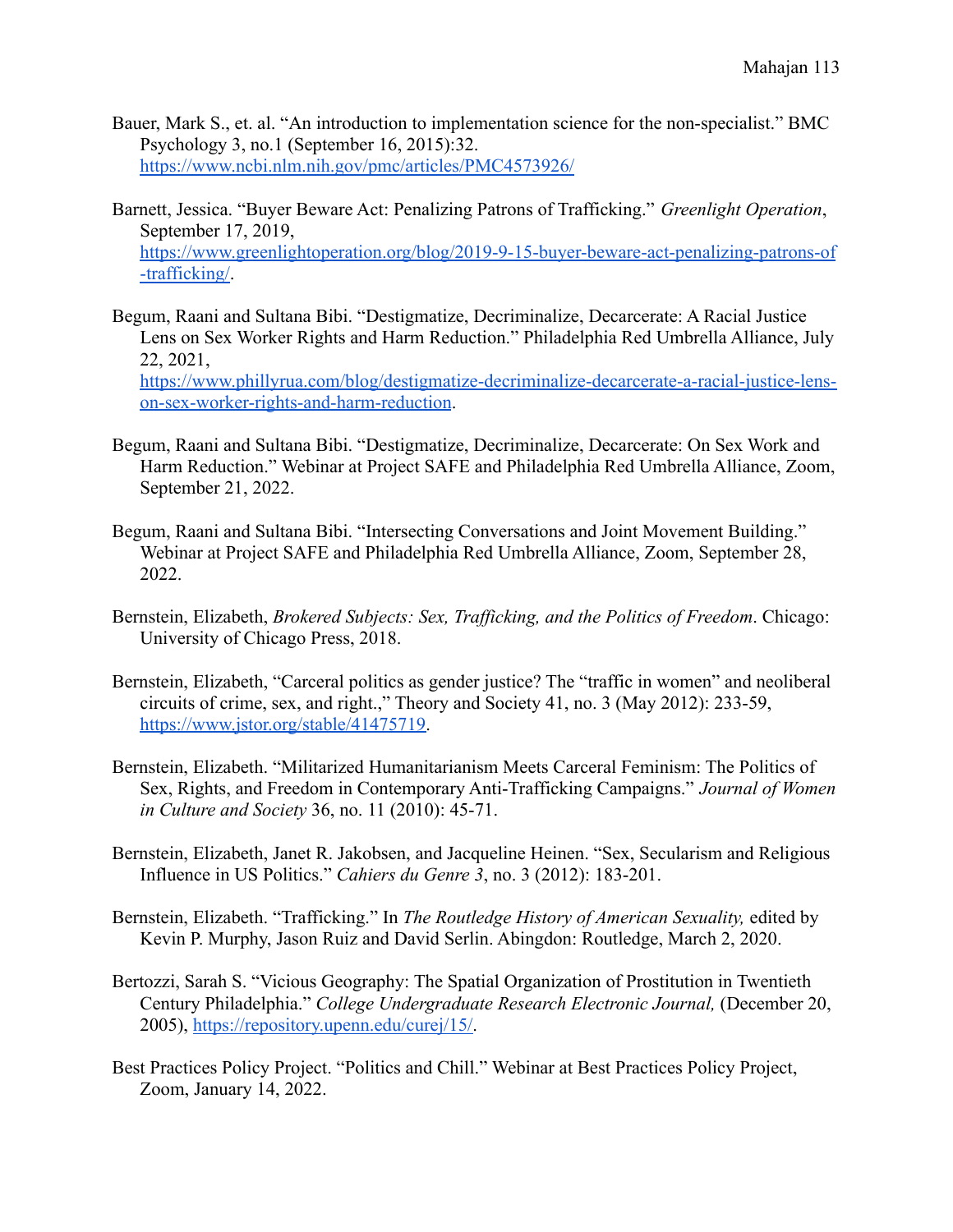Bauer, Mark S., et. al. "An introduction to implementation science for the non-specialist." BMC Psychology 3, no.1 (September 16, 2015):32. https://www.ncbi.nlm.nih.gov/pmc/articles/PMC4573926/

Barnett, Jessica. "Buyer Beware Act: Penalizing Patrons of Trafficking." *Greenlight Operation*, September 17, 2019, https://www.greenlightoperation.org/blog/2019-9-15-buyer-beware-act-penalizing-patrons-of-trafficking/.

Begum, Raani and Sultana Bibi. "Destigmatize, Decriminalize, Decarcerate: A Racial Justice Lens on Sex Worker Rights and Harm Reduction." Philadelphia Red Umbrella Alliance, July 22, 2021, https://www.phillyrua.com/blog/destigmatize-decriminalize-decarcerate-a-racial-justice-lens-on-sex-worker-rights-and-harm-reduction.

Begum, Raani and Sultana Bibi. "Destigmatize, Decriminalize, Decarcerate: On Sex Work and Harm Reduction." Webinar at Project SAFE and Philadelphia Red Umbrella Alliance, Zoom, September 21, 2022.

Begum, Raani and Sultana Bibi. "Intersecting Conversations and Joint Movement Building." Webinar at Project SAFE and Philadelphia Red Umbrella Alliance, Zoom, September 28, 2022.

Bernstein, Elizabeth, *Brokered Subjects: Sex, Trafficking, and the Politics of Freedom*. Chicago: University of Chicago Press, 2018.

Bernstein, Elizabeth, "Carceral politics as gender justice? The "traffic in women" and neoliberal circuits of crime, sex, and right.," Theory and Society 41, no. 3 (May 2012): 233-59, https://www.jstor.org/stable/41475719.

Bernstein, Elizabeth. "Militarized Humanitarianism Meets Carceral Feminism: The Politics of Sex, Rights, and Freedom in Contemporary Anti-Trafficking Campaigns." *Journal of Women in Culture and Society* 36, no. 11 (2010): 45-71.

Bernstein, Elizabeth, Janet R. Jakobsen, and Jacqueline Heinen. "Sex, Secularism and Religious Influence in US Politics." *Cahiers du Genre 3*, no. 3 (2012): 183-201.

Bernstein, Elizabeth. "Trafficking." In *The Routledge History of American Sexuality,* edited by Kevin P. Murphy, Jason Ruiz and David Serlin. Abingdon: Routledge, March 2, 2020.

Bertozzi, Sarah S. "Vicious Geography: The Spatial Organization of Prostitution in Twentieth Century Philadelphia." *College Undergraduate Research Electronic Journal,* (December 20, 2005), https://repository.upenn.edu/curej/15/.

Best Practices Policy Project. "Politics and Chill." Webinar at Best Practices Policy Project, Zoom, January 14, 2022.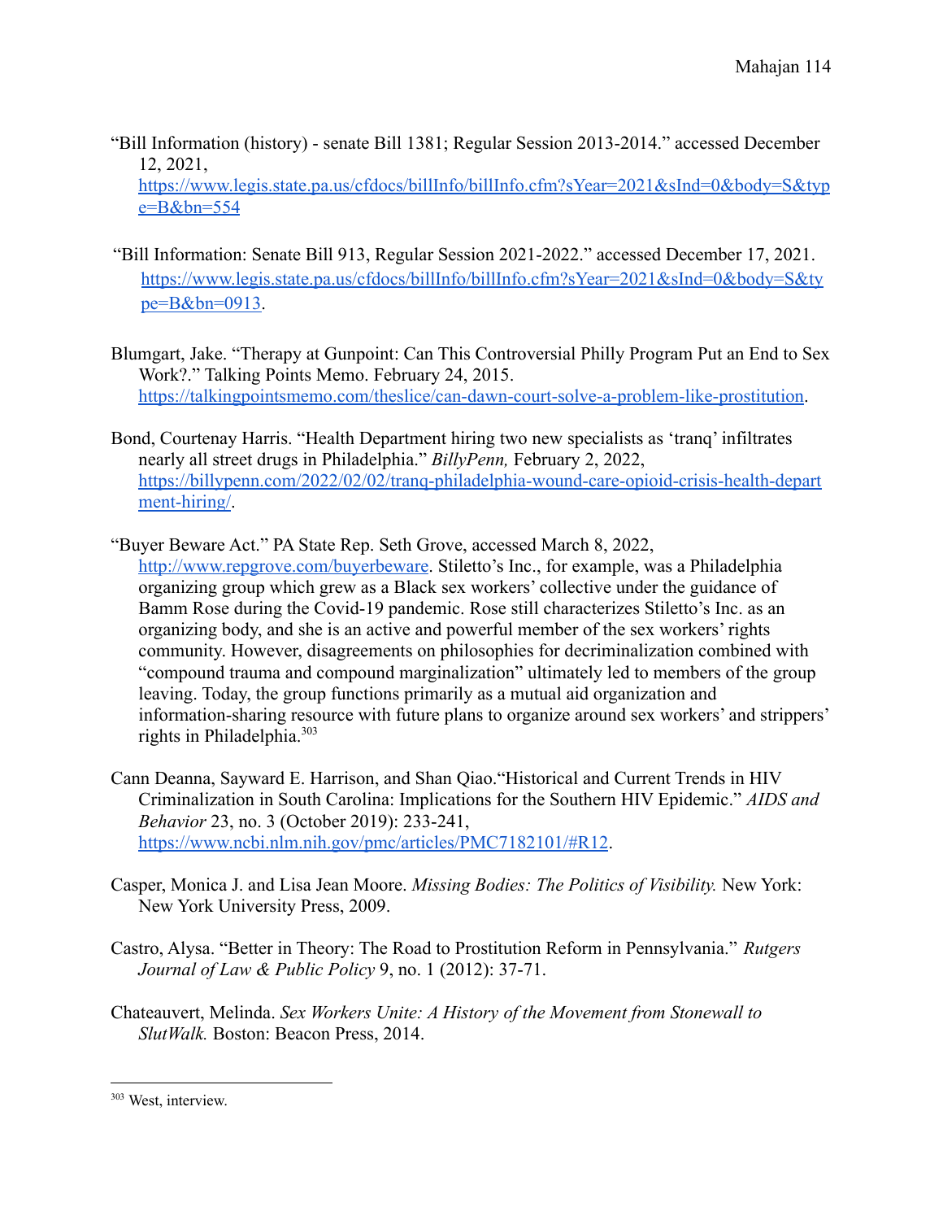"Bill Information (history) - senate Bill 1381; Regular Session 2013-2014." accessed December 12, 2021, https://www.legis.state.pa.us/cfdocs/billInfo/billInfo.cfm?sYear=2021&sInd=0&body=S&type=B&bn=554

"Bill Information: Senate Bill 913, Regular Session 2021-2022." accessed December 17, 2021. https://www.legis.state.pa.us/cfdocs/billInfo/billInfo.cfm?sYear=2021&sInd=0&body=S&type=B&bn=0913.

Blumgart, Jake. "Therapy at Gunpoint: Can This Controversial Philly Program Put an End to Sex Work?." Talking Points Memo. February 24, 2015. https://talkingpointsmemo.com/theslice/can-dawn-court-solve-a-problem-like-prostitution.

Bond, Courtenay Harris. "Health Department hiring two new specialists as 'tranq' infiltrates nearly all street drugs in Philadelphia." *BillyPenn,* February 2, 2022, https://billypenn.com/2022/02/02/tranq-philadelphia-wound-care-opioid-crisis-health-department-hiring/.

"Buyer Beware Act." PA State Rep. Seth Grove, accessed March 8, 2022, http://www.repgrove.com/buyerbeware. Stiletto's Inc., for example, was a Philadelphia organizing group which grew as a Black sex workers' collective under the guidance of Bamm Rose during the Covid-19 pandemic. Rose still characterizes Stiletto's Inc. as an organizing body, and she is an active and powerful member of the sex workers' rights community. However, disagreements on philosophies for decriminalization combined with "compound trauma and compound marginalization" ultimately led to members of the group leaving. Today, the group functions primarily as a mutual aid organization and information-sharing resource with future plans to organize around sex workers' and strippers' rights in Philadelphia.[303]

Cann Deanna, Sayward E. Harrison, and Shan Qiao."Historical and Current Trends in HIV Criminalization in South Carolina: Implications for the Southern HIV Epidemic." *AIDS and Behavior* 23, no. 3 (October 2019): 233-241, https://www.ncbi.nlm.nih.gov/pmc/articles/PMC7182101/#R12.

Casper, Monica J. and Lisa Jean Moore. *Missing Bodies: The Politics of Visibility.* New York: New York University Press, 2009.

Castro, Alysa. "Better in Theory: The Road to Prostitution Reform in Pennsylvania." *Rutgers Journal of Law & Public Policy* 9, no. 1 (2012): 37-71.

Chateauvert, Melinda. *Sex Workers Unite: A History of the Movement from Stonewall to SlutWalk.* Boston: Beacon Press, 2014.

---

[303] West, interview.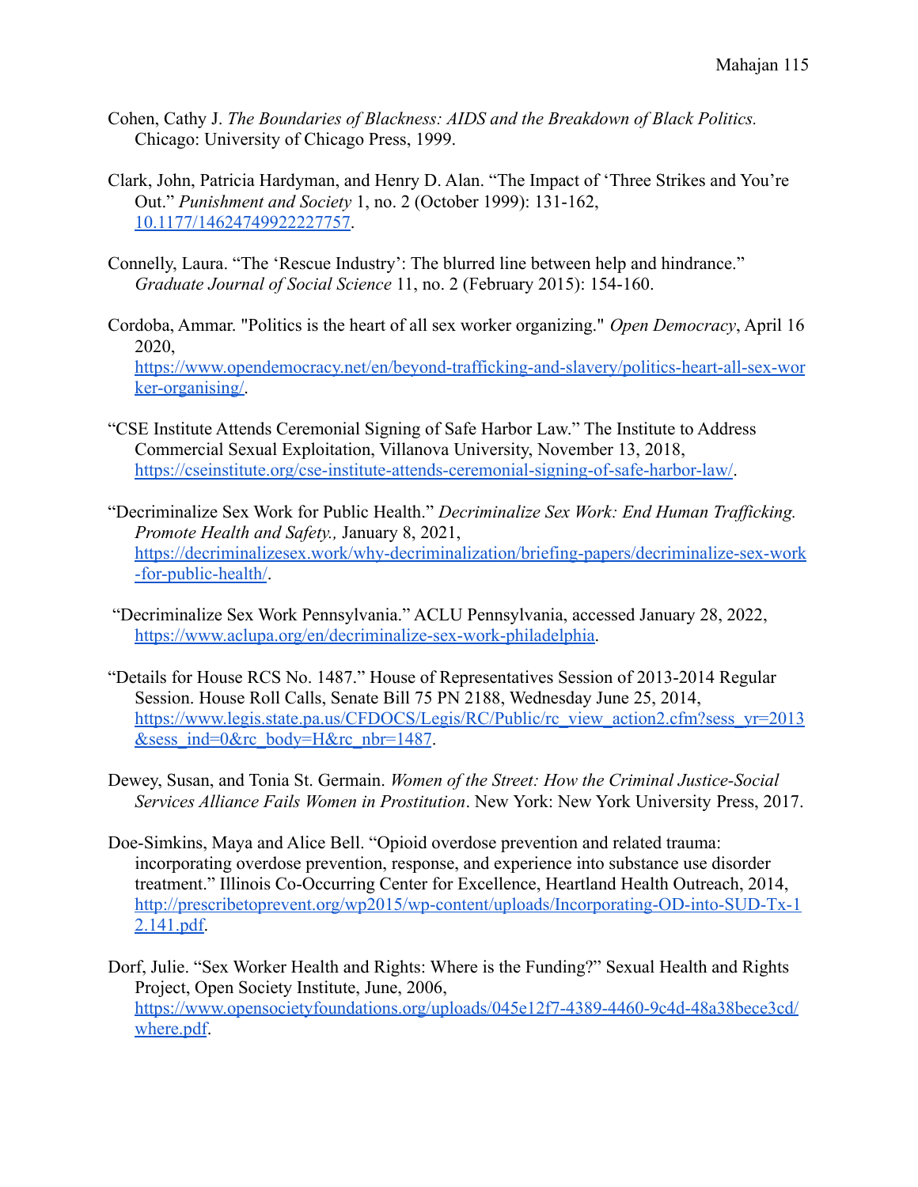Cohen, Cathy J. *The Boundaries of Blackness: AIDS and the Breakdown of Black Politics.* Chicago: University of Chicago Press, 1999.

Clark, John, Patricia Hardyman, and Henry D. Alan. "The Impact of 'Three Strikes and You're Out." *Punishment and Society* 1, no. 2 (October 1999): 131-162, 10.1177/14624749922227757.

Connelly, Laura. "The 'Rescue Industry': The blurred line between help and hindrance." *Graduate Journal of Social Science* 11, no. 2 (February 2015): 154-160.

Cordoba, Ammar. "Politics is the heart of all sex worker organizing." *Open Democracy*, April 16 2020, https://www.opendemocracy.net/en/beyond-trafficking-and-slavery/politics-heart-all-sex-worker-organising/.

"CSE Institute Attends Ceremonial Signing of Safe Harbor Law." The Institute to Address Commercial Sexual Exploitation, Villanova University, November 13, 2018, https://cseinstitute.org/cse-institute-attends-ceremonial-signing-of-safe-harbor-law/.

"Decriminalize Sex Work for Public Health." *Decriminalize Sex Work: End Human Trafficking. Promote Health and Safety.,* January 8, 2021, https://decriminalizesex.work/why-decriminalization/briefing-papers/decriminalize-sex-work-for-public-health/.

"Decriminalize Sex Work Pennsylvania." ACLU Pennsylvania, accessed January 28, 2022, https://www.aclupa.org/en/decriminalize-sex-work-philadelphia.

"Details for House RCS No. 1487." House of Representatives Session of 2013-2014 Regular Session. House Roll Calls, Senate Bill 75 PN 2188, Wednesday June 25, 2014, https://www.legis.state.pa.us/CFDOCS/Legis/RC/Public/rc_view_action2.cfm?sess_yr=2013&sess_ind=0&rc_body=H&rc_nbr=1487.

Dewey, Susan, and Tonia St. Germain. *Women of the Street: How the Criminal Justice-Social Services Alliance Fails Women in Prostitution*. New York: New York University Press, 2017.

Doe-Simkins, Maya and Alice Bell. "Opioid overdose prevention and related trauma: incorporating overdose prevention, response, and experience into substance use disorder treatment." Illinois Co-Occurring Center for Excellence, Heartland Health Outreach, 2014, http://prescribetoprevent.org/wp2015/wp-content/uploads/Incorporating-OD-into-SUD-Tx-12.141.pdf.

Dorf, Julie. "Sex Worker Health and Rights: Where is the Funding?" Sexual Health and Rights Project, Open Society Institute, June, 2006, https://www.opensocietyfoundations.org/uploads/045e12f7-4389-4460-9c4d-48a38bece3cd/where.pdf.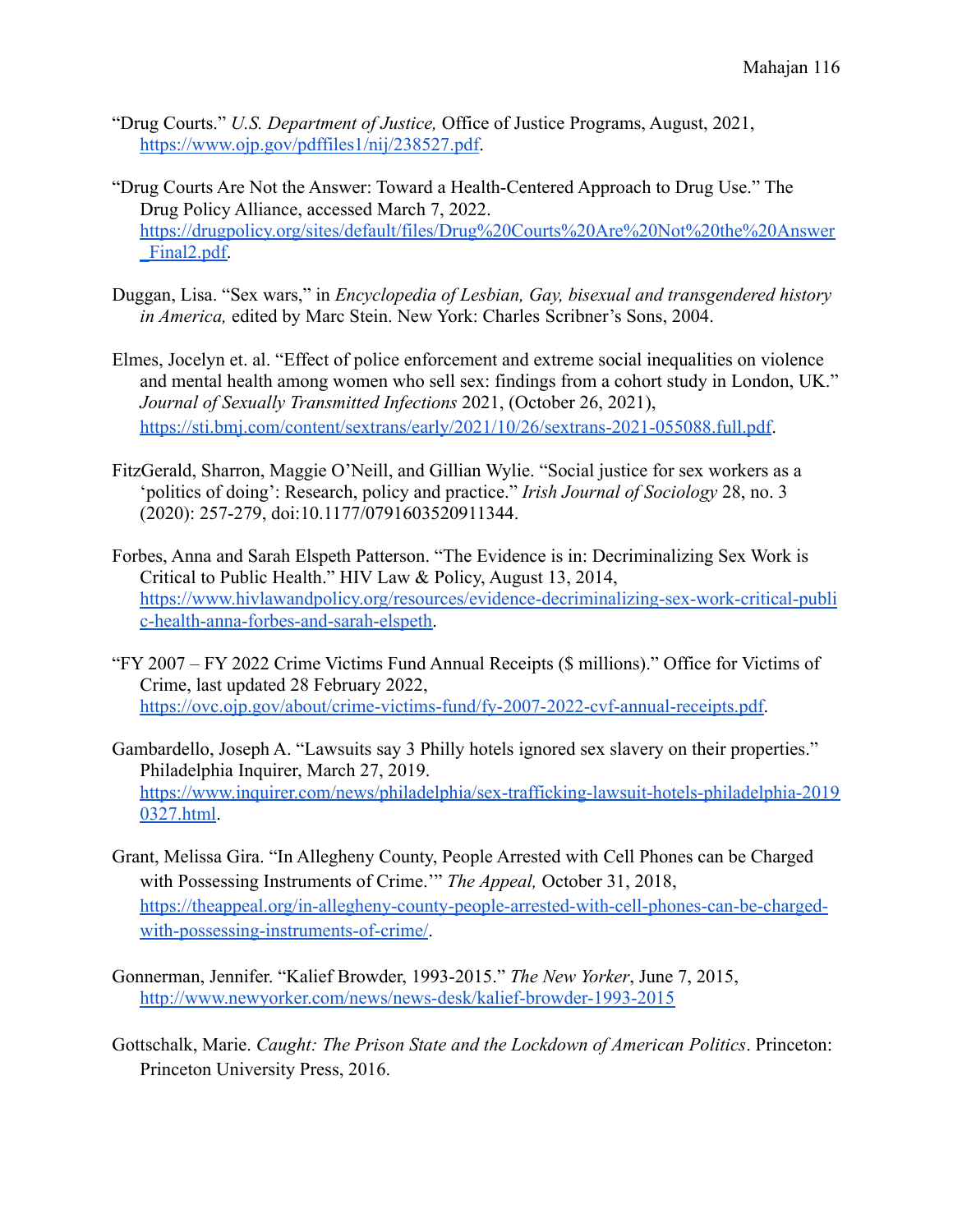“Drug Courts.” *U.S. Department of Justice,* Office of Justice Programs, August, 2021, https://www.ojp.gov/pdffiles1/nij/238527.pdf.

“Drug Courts Are Not the Answer: Toward a Health-Centered Approach to Drug Use.” The Drug Policy Alliance, accessed March 7, 2022. https://drugpolicy.org/sites/default/files/Drug%20Courts%20Are%20Not%20the%20Answer_Final2.pdf.

Duggan, Lisa. “Sex wars,” in *Encyclopedia of Lesbian, Gay, bisexual and transgendered history in America,* edited by Marc Stein. New York: Charles Scribner’s Sons, 2004.

Elmes, Jocelyn et. al. “Effect of police enforcement and extreme social inequalities on violence and mental health among women who sell sex: findings from a cohort study in London, UK.” *Journal of Sexually Transmitted Infections* 2021, (October 26, 2021), https://sti.bmj.com/content/sextrans/early/2021/10/26/sextrans-2021-055088.full.pdf.

FitzGerald, Sharron, Maggie O’Neill, and Gillian Wylie. “Social justice for sex workers as a ‘politics of doing’: Research, policy and practice.” *Irish Journal of Sociology* 28, no. 3 (2020): 257-279, doi:10.1177/0791603520911344.

Forbes, Anna and Sarah Elspeth Patterson. “The Evidence is in: Decriminalizing Sex Work is Critical to Public Health.” HIV Law & Policy, August 13, 2014, https://www.hivlawandpolicy.org/resources/evidence-decriminalizing-sex-work-critical-public-health-anna-forbes-and-sarah-elspeth.

“FY 2007 – FY 2022 Crime Victims Fund Annual Receipts ($ millions).” Office for Victims of Crime, last updated 28 February 2022, https://ovc.ojp.gov/about/crime-victims-fund/fy-2007-2022-cvf-annual-receipts.pdf.

Gambardello, Joseph A. “Lawsuits say 3 Philly hotels ignored sex slavery on their properties.” Philadelphia Inquirer, March 27, 2019. https://www.inquirer.com/news/philadelphia/sex-trafficking-lawsuit-hotels-philadelphia-20190327.html.

Grant, Melissa Gira. “In Allegheny County, People Arrested with Cell Phones can be Charged with Possessing Instruments of Crime.’” *The Appeal,* October 31, 2018, https://theappeal.org/in-allegheny-county-people-arrested-with-cell-phones-can-be-charged-with-possessing-instruments-of-crime/.

Gonnerman, Jennifer. “Kalief Browder, 1993-2015.” *The New Yorker*, June 7, 2015, http://www.newyorker.com/news/news-desk/kalief-browder-1993-2015

Gottschalk, Marie. *Caught: The Prison State and the Lockdown of American Politics*. Princeton: Princeton University Press, 2016.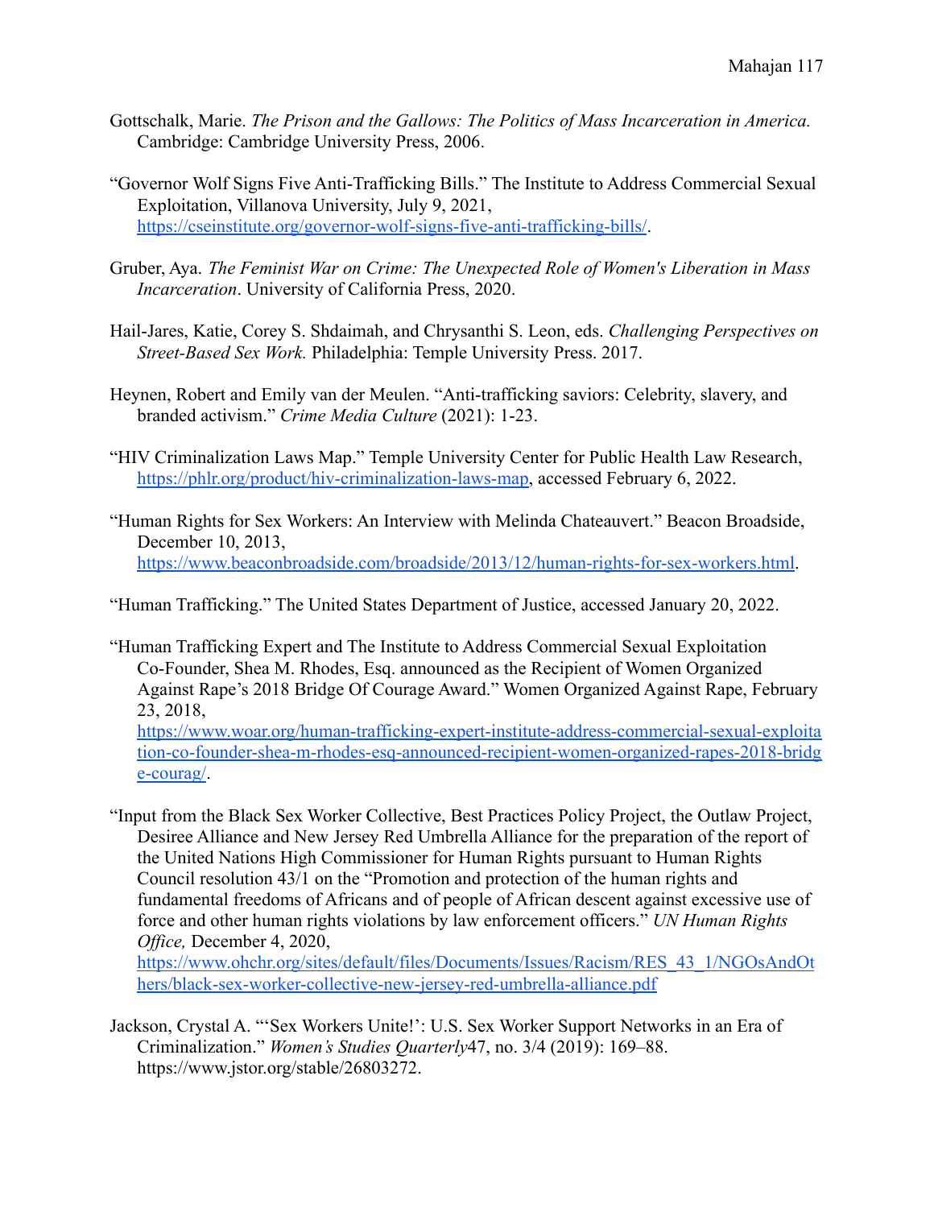Gottschalk, Marie. *The Prison and the Gallows: The Politics of Mass Incarceration in America.* Cambridge: Cambridge University Press, 2006.

"Governor Wolf Signs Five Anti-Trafficking Bills." The Institute to Address Commercial Sexual Exploitation, Villanova University, July 9, 2021, https://cseinstitute.org/governor-wolf-signs-five-anti-trafficking-bills/.

Gruber, Aya. *The Feminist War on Crime: The Unexpected Role of Women's Liberation in Mass Incarceration*. University of California Press, 2020.

Hail-Jares, Katie, Corey S. Shdaimah, and Chrysanthi S. Leon, eds. *Challenging Perspectives on Street-Based Sex Work.* Philadelphia: Temple University Press. 2017.

Heynen, Robert and Emily van der Meulen. "Anti-trafficking saviors: Celebrity, slavery, and branded activism." *Crime Media Culture* (2021): 1-23.

"HIV Criminalization Laws Map." Temple University Center for Public Health Law Research, https://phlr.org/product/hiv-criminalization-laws-map, accessed February 6, 2022.

"Human Rights for Sex Workers: An Interview with Melinda Chateauvert." Beacon Broadside, December 10, 2013, https://www.beaconbroadside.com/broadside/2013/12/human-rights-for-sex-workers.html.

"Human Trafficking." The United States Department of Justice, accessed January 20, 2022.

"Human Trafficking Expert and The Institute to Address Commercial Sexual Exploitation Co-Founder, Shea M. Rhodes, Esq. announced as the Recipient of Women Organized Against Rape's 2018 Bridge Of Courage Award." Women Organized Against Rape, February 23, 2018, https://www.woar.org/human-trafficking-expert-institute-address-commercial-sexual-exploitation-co-founder-shea-m-rhodes-esq-announced-recipient-women-organized-rapes-2018-bridge-courag/.

"Input from the Black Sex Worker Collective, Best Practices Policy Project, the Outlaw Project, Desiree Alliance and New Jersey Red Umbrella Alliance for the preparation of the report of the United Nations High Commissioner for Human Rights pursuant to Human Rights Council resolution 43/1 on the "Promotion and protection of the human rights and fundamental freedoms of Africans and of people of African descent against excessive use of force and other human rights violations by law enforcement officers." *UN Human Rights Office,* December 4, 2020, https://www.ohchr.org/sites/default/files/Documents/Issues/Racism/RES_43_1/NGOsAndOthers/black-sex-worker-collective-new-jersey-red-umbrella-alliance.pdf

Jackson, Crystal A. "'Sex Workers Unite!': U.S. Sex Worker Support Networks in an Era of Criminalization." *Women's Studies Quarterly*47, no. 3/4 (2019): 169–88. https://www.jstor.org/stable/26803272.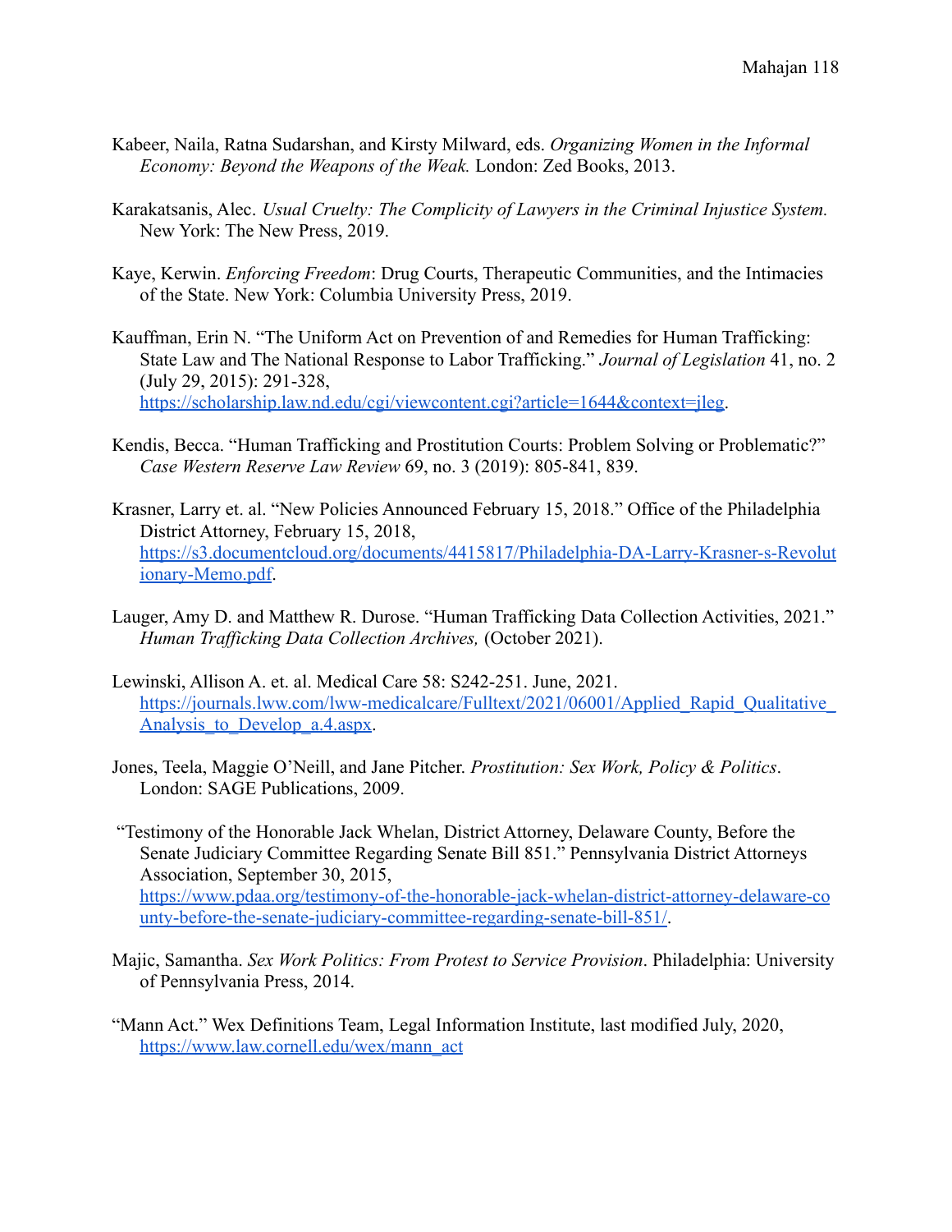Kabeer, Naila, Ratna Sudarshan, and Kirsty Milward, eds. *Organizing Women in the Informal Economy: Beyond the Weapons of the Weak.* London: Zed Books, 2013.

Karakatsanis, Alec. *Usual Cruelty: The Complicity of Lawyers in the Criminal Injustice System.* New York: The New Press, 2019.

Kaye, Kerwin. *Enforcing Freedom*: Drug Courts, Therapeutic Communities, and the Intimacies of the State. New York: Columbia University Press, 2019.

Kauffman, Erin N. "The Uniform Act on Prevention of and Remedies for Human Trafficking: State Law and The National Response to Labor Trafficking." *Journal of Legislation* 41, no. 2 (July 29, 2015): 291-328, https://scholarship.law.nd.edu/cgi/viewcontent.cgi?article=1644&context=jleg.

Kendis, Becca. "Human Trafficking and Prostitution Courts: Problem Solving or Problematic?" *Case Western Reserve Law Review* 69, no. 3 (2019): 805-841, 839.

Krasner, Larry et. al. "New Policies Announced February 15, 2018." Office of the Philadelphia District Attorney, February 15, 2018, https://s3.documentcloud.org/documents/4415817/Philadelphia-DA-Larry-Krasner-s-Revolutionary-Memo.pdf.

Lauger, Amy D. and Matthew R. Durose. "Human Trafficking Data Collection Activities, 2021." *Human Trafficking Data Collection Archives,* (October 2021).

Lewinski, Allison A. et. al. Medical Care 58: S242-251. June, 2021. https://journals.lww.com/lww-medicalcare/Fulltext/2021/06001/Applied_Rapid_Qualitative_Analysis_to_Develop_a.4.aspx.

Jones, Teela, Maggie O'Neill, and Jane Pitcher. *Prostitution: Sex Work, Policy & Politics*. London: SAGE Publications, 2009.

"Testimony of the Honorable Jack Whelan, District Attorney, Delaware County, Before the Senate Judiciary Committee Regarding Senate Bill 851." Pennsylvania District Attorneys Association, September 30, 2015, https://www.pdaa.org/testimony-of-the-honorable-jack-whelan-district-attorney-delaware-county-before-the-senate-judiciary-committee-regarding-senate-bill-851/.

Majic, Samantha. *Sex Work Politics: From Protest to Service Provision*. Philadelphia: University of Pennsylvania Press, 2014.

"Mann Act." Wex Definitions Team, Legal Information Institute, last modified July, 2020, https://www.law.cornell.edu/wex/mann_act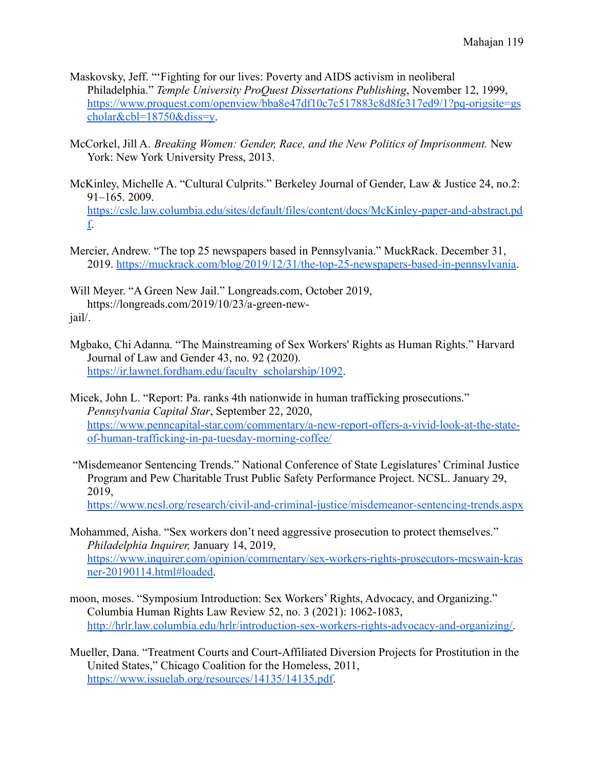Maskovsky, Jeff. "'Fighting for our lives: Poverty and AIDS activism in neoliberal Philadelphia." *Temple University ProQuest Dissertations Publishing*, November 12, 1999, https://www.proquest.com/openview/bba8e47df10c7c517883c8d8fe317ed9/1?pq-origsite=gscholar&cbl=18750&diss=y.

McCorkel, Jill A. *Breaking Women: Gender, Race, and the New Politics of Imprisonment.* New York: New York University Press, 2013.

McKinley, Michelle A. "Cultural Culprits." Berkeley Journal of Gender, Law & Justice 24, no.2: 91–165. 2009. https://cslc.law.columbia.edu/sites/default/files/content/docs/McKinley-paper-and-abstract.pdf.

Mercier, Andrew. "The top 25 newspapers based in Pennsylvania." MuckRack. December 31, 2019. https://muckrack.com/blog/2019/12/31/the-top-25-newspapers-based-in-pennsylvania.

Will Meyer. "A Green New Jail." Longreads.com, October 2019, https://longreads.com/2019/10/23/a-green-new-jail/.

Mgbako, Chi Adanna. "The Mainstreaming of Sex Workers' Rights as Human Rights." Harvard Journal of Law and Gender 43, no. 92 (2020). https://ir.lawnet.fordham.edu/faculty_scholarship/1092.

Micek, John L. "Report: Pa. ranks 4th nationwide in human trafficking prosecutions." *Pennsylvania Capital Star*, September 22, 2020, https://www.penncapital-star.com/commentary/a-new-report-offers-a-vivid-look-at-the-state-of-human-trafficking-in-pa-tuesday-morning-coffee/

"Misdemeanor Sentencing Trends." National Conference of State Legislatures' Criminal Justice Program and Pew Charitable Trust Public Safety Performance Project. NCSL. January 29, 2019, https://www.ncsl.org/research/civil-and-criminal-justice/misdemeanor-sentencing-trends.aspx

Mohammed, Aisha. "Sex workers don't need aggressive prosecution to protect themselves." *Philadelphia Inquirer,* January 14, 2019, https://www.inquirer.com/opinion/commentary/sex-workers-rights-prosecutors-mcswain-krasner-20190114.html#loaded.

moon, moses. "Symposium Introduction: Sex Workers' Rights, Advocacy, and Organizing." Columbia Human Rights Law Review 52, no. 3 (2021): 1062-1083, http://hrlr.law.columbia.edu/hrlr/introduction-sex-workers-rights-advocacy-and-organizing/.

Mueller, Dana. "Treatment Courts and Court-Affiliated Diversion Projects for Prostitution in the United States," Chicago Coalition for the Homeless, 2011, https://www.issuelab.org/resources/14135/14135.pdf.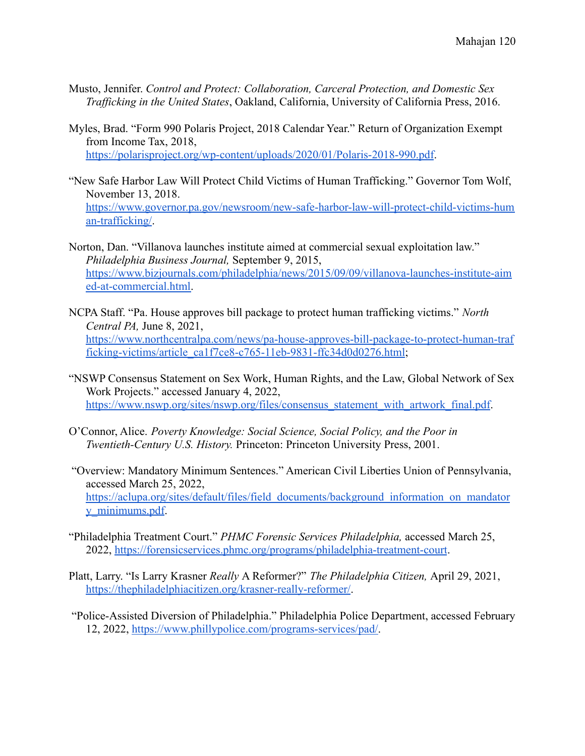Musto, Jennifer. *Control and Protect: Collaboration, Carceral Protection, and Domestic Sex Trafficking in the United States*, Oakland, California, University of California Press, 2016.

Myles, Brad. "Form 990 Polaris Project, 2018 Calendar Year." Return of Organization Exempt from Income Tax, 2018, https://polarisproject.org/wp-content/uploads/2020/01/Polaris-2018-990.pdf.

"New Safe Harbor Law Will Protect Child Victims of Human Trafficking." Governor Tom Wolf, November 13, 2018. https://www.governor.pa.gov/newsroom/new-safe-harbor-law-will-protect-child-victims-human-trafficking/.

Norton, Dan. "Villanova launches institute aimed at commercial sexual exploitation law." *Philadelphia Business Journal,* September 9, 2015, https://www.bizjournals.com/philadelphia/news/2015/09/09/villanova-launches-institute-aimed-at-commercial.html.

NCPA Staff. "Pa. House approves bill package to protect human trafficking victims." *North Central PA,* June 8, 2021, https://www.northcentralpa.com/news/pa-house-approves-bill-package-to-protect-human-trafficking-victims/article_ca1f7ce8-c765-11eb-9831-ffc34d0d0276.html;

"NSWP Consensus Statement on Sex Work, Human Rights, and the Law, Global Network of Sex Work Projects." accessed January 4, 2022, https://www.nswp.org/sites/nswp.org/files/consensus_statement_with_artwork_final.pdf.

O'Connor, Alice. *Poverty Knowledge: Social Science, Social Policy, and the Poor in Twentieth-Century U.S. History.* Princeton: Princeton University Press, 2001.

"Overview: Mandatory Minimum Sentences." American Civil Liberties Union of Pennsylvania, accessed March 25, 2022, https://aclupa.org/sites/default/files/field_documents/background_information_on_mandatory_minimums.pdf.

"Philadelphia Treatment Court." *PHMC Forensic Services Philadelphia,* accessed March 25, 2022, https://forensicservices.phmc.org/programs/philadelphia-treatment-court.

Platt, Larry. "Is Larry Krasner *Really* A Reformer?" *The Philadelphia Citizen,* April 29, 2021, https://thephiladelphiacitizen.org/krasner-really-reformer/.

"Police-Assisted Diversion of Philadelphia." Philadelphia Police Department, accessed February 12, 2022, https://www.phillypolice.com/programs-services/pad/.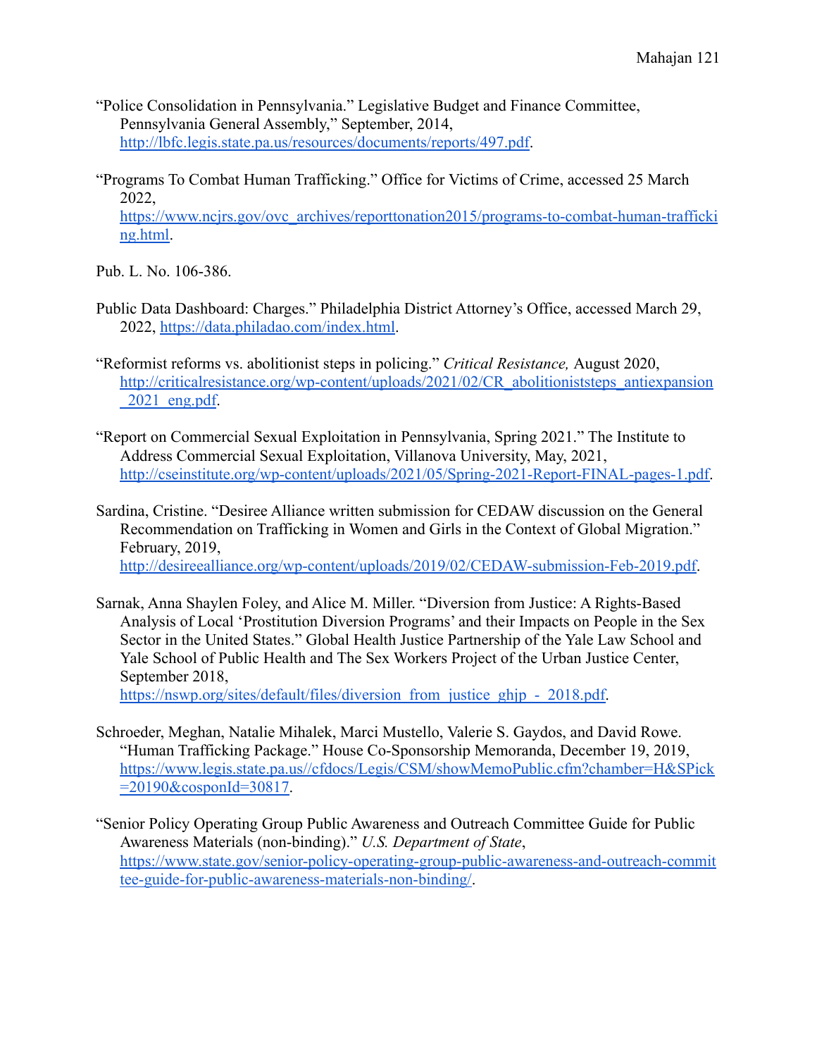“Police Consolidation in Pennsylvania.” Legislative Budget and Finance Committee, Pennsylvania General Assembly,” September, 2014, http://lbfc.legis.state.pa.us/resources/documents/reports/497.pdf.

“Programs To Combat Human Trafficking.” Office for Victims of Crime, accessed 25 March 2022, https://www.ncjrs.gov/ovc_archives/reporttonation2015/programs-to-combat-human-trafficking.html.

Pub. L. No. 106-386.

Public Data Dashboard: Charges.” Philadelphia District Attorney’s Office, accessed March 29, 2022, https://data.philadao.com/index.html.

“Reformist reforms vs. abolitionist steps in policing.” *Critical Resistance,* August 2020, http://criticalresistance.org/wp-content/uploads/2021/02/CR_abolitioniststeps_antiexpansion_2021_eng.pdf.

“Report on Commercial Sexual Exploitation in Pennsylvania, Spring 2021.” The Institute to Address Commercial Sexual Exploitation, Villanova University, May, 2021, http://cseinstitute.org/wp-content/uploads/2021/05/Spring-2021-Report-FINAL-pages-1.pdf.

Sardina, Cristine. “Desiree Alliance written submission for CEDAW discussion on the General Recommendation on Trafficking in Women and Girls in the Context of Global Migration.” February, 2019, http://desireealliance.org/wp-content/uploads/2019/02/CEDAW-submission-Feb-2019.pdf.

Sarnak, Anna Shaylen Foley, and Alice M. Miller. “Diversion from Justice: A Rights-Based Analysis of Local ‘Prostitution Diversion Programs’ and their Impacts on People in the Sex Sector in the United States.” Global Health Justice Partnership of the Yale Law School and Yale School of Public Health and The Sex Workers Project of the Urban Justice Center, September 2018, https://nswp.org/sites/default/files/diversion_from_justice_ghjp_-_2018.pdf.

Schroeder, Meghan, Natalie Mihalek, Marci Mustello, Valerie S. Gaydos, and David Rowe. “Human Trafficking Package.” House Co-Sponsorship Memoranda, December 19, 2019, https://www.legis.state.pa.us//cfdocs/Legis/CSM/showMemoPublic.cfm?chamber=H&SPick=20190&cosponId=30817.

“Senior Policy Operating Group Public Awareness and Outreach Committee Guide for Public Awareness Materials (non-binding).” *U.S. Department of State*, https://www.state.gov/senior-policy-operating-group-public-awareness-and-outreach-committee-guide-for-public-awareness-materials-non-binding/.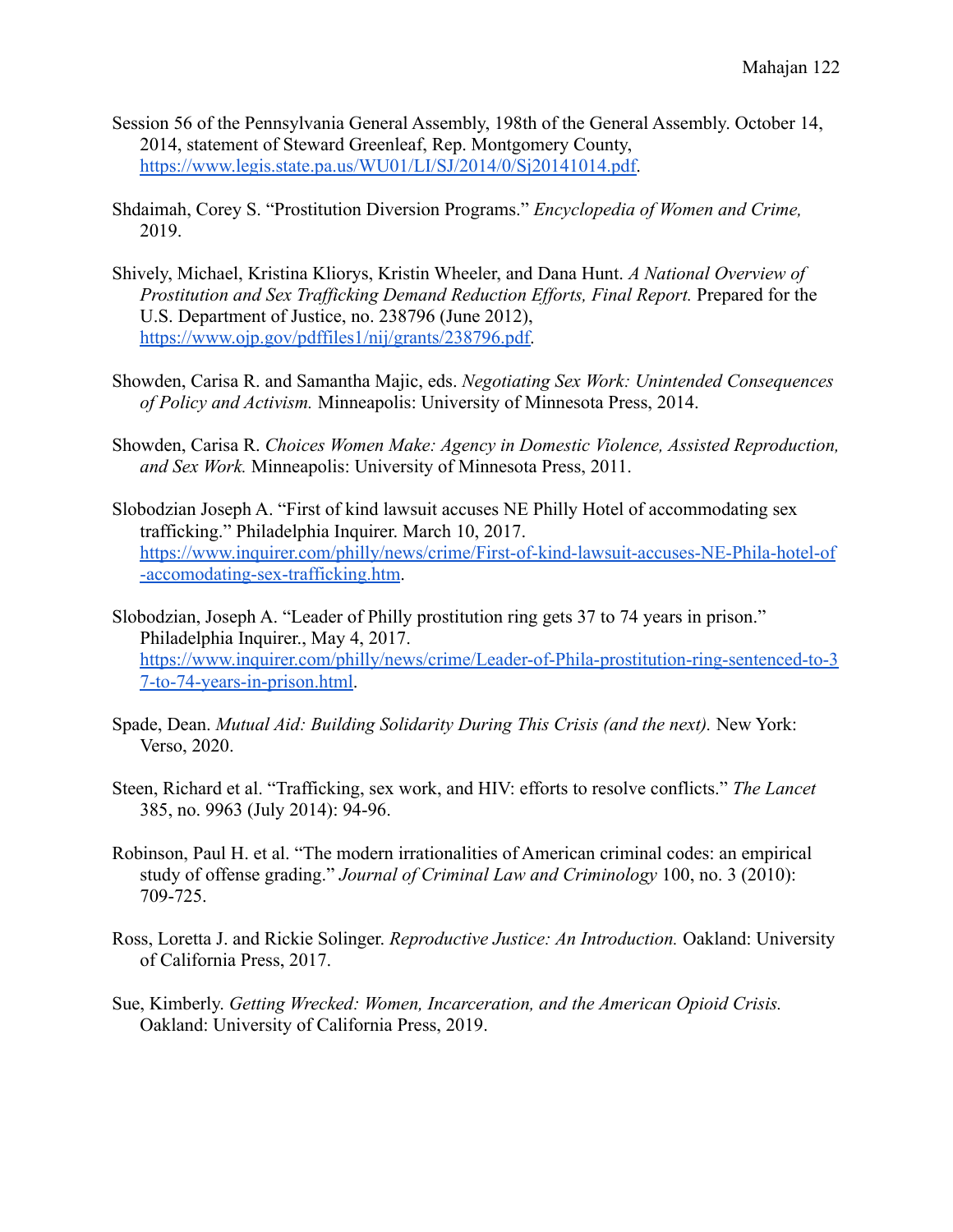Session 56 of the Pennsylvania General Assembly, 198th of the General Assembly. October 14, 2014, statement of Steward Greenleaf, Rep. Montgomery County, https://www.legis.state.pa.us/WU01/LI/SJ/2014/0/Sj20141014.pdf.

Shdaimah, Corey S. "Prostitution Diversion Programs." *Encyclopedia of Women and Crime,* 2019.

Shively, Michael, Kristina Kliorys, Kristin Wheeler, and Dana Hunt. *A National Overview of Prostitution and Sex Trafficking Demand Reduction Efforts, Final Report.* Prepared for the U.S. Department of Justice, no. 238796 (June 2012), https://www.ojp.gov/pdffiles1/nij/grants/238796.pdf.

Showden, Carisa R. and Samantha Majic, eds. *Negotiating Sex Work: Unintended Consequences of Policy and Activism.* Minneapolis: University of Minnesota Press, 2014.

Showden, Carisa R. *Choices Women Make: Agency in Domestic Violence, Assisted Reproduction, and Sex Work.* Minneapolis: University of Minnesota Press, 2011.

Slobodzian Joseph A. "First of kind lawsuit accuses NE Philly Hotel of accommodating sex trafficking." Philadelphia Inquirer. March 10, 2017. https://www.inquirer.com/philly/news/crime/First-of-kind-lawsuit-accuses-NE-Phila-hotel-of-accomodating-sex-trafficking.htm.

Slobodzian, Joseph A. "Leader of Philly prostitution ring gets 37 to 74 years in prison." Philadelphia Inquirer., May 4, 2017. https://www.inquirer.com/philly/news/crime/Leader-of-Phila-prostitution-ring-sentenced-to-37-to-74-years-in-prison.html.

Spade, Dean. *Mutual Aid: Building Solidarity During This Crisis (and the next).* New York: Verso, 2020.

Steen, Richard et al. "Trafficking, sex work, and HIV: efforts to resolve conflicts." *The Lancet* 385, no. 9963 (July 2014): 94-96.

Robinson, Paul H. et al. "The modern irrationalities of American criminal codes: an empirical study of offense grading." *Journal of Criminal Law and Criminology* 100, no. 3 (2010): 709-725.

Ross, Loretta J. and Rickie Solinger. *Reproductive Justice: An Introduction.* Oakland: University of California Press, 2017.

Sue, Kimberly. *Getting Wrecked: Women, Incarceration, and the American Opioid Crisis.* Oakland: University of California Press, 2019.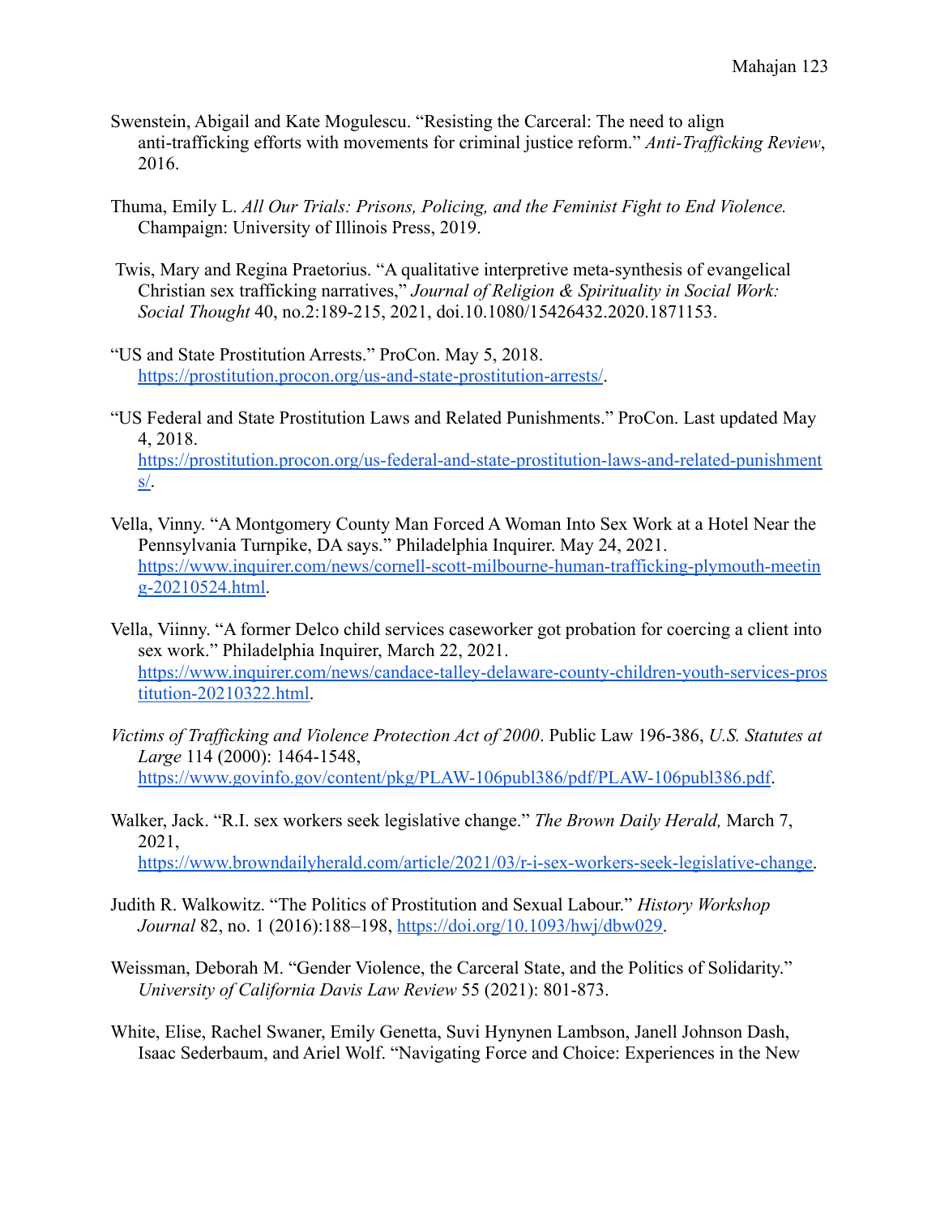Swenstein, Abigail and Kate Mogulescu. "Resisting the Carceral: The need to align anti-trafficking efforts with movements for criminal justice reform." *Anti-Trafficking Review*, 2016.

Thuma, Emily L. *All Our Trials: Prisons, Policing, and the Feminist Fight to End Violence.* Champaign: University of Illinois Press, 2019.

Twis, Mary and Regina Praetorius. "A qualitative interpretive meta-synthesis of evangelical Christian sex trafficking narratives," *Journal of Religion & Spirituality in Social Work: Social Thought* 40, no.2:189-215, 2021, doi.10.1080/15426432.2020.1871153.

"US and State Prostitution Arrests." ProCon. May 5, 2018. https://prostitution.procon.org/us-and-state-prostitution-arrests/.

"US Federal and State Prostitution Laws and Related Punishments." ProCon. Last updated May 4, 2018. https://prostitution.procon.org/us-federal-and-state-prostitution-laws-and-related-punishments/.

Vella, Vinny. "A Montgomery County Man Forced A Woman Into Sex Work at a Hotel Near the Pennsylvania Turnpike, DA says." Philadelphia Inquirer. May 24, 2021. https://www.inquirer.com/news/cornell-scott-milbourne-human-trafficking-plymouth-meeting-20210524.html.

Vella, Viinny. "A former Delco child services caseworker got probation for coercing a client into sex work." Philadelphia Inquirer, March 22, 2021. https://www.inquirer.com/news/candace-talley-delaware-county-children-youth-services-prostitution-20210322.html.

*Victims of Trafficking and Violence Protection Act of 2000*. Public Law 196-386, *U.S. Statutes at Large* 114 (2000): 1464-1548, https://www.govinfo.gov/content/pkg/PLAW-106publ386/pdf/PLAW-106publ386.pdf.

Walker, Jack. "R.I. sex workers seek legislative change." *The Brown Daily Herald,* March 7, 2021, https://www.browndailyherald.com/article/2021/03/r-i-sex-workers-seek-legislative-change.

Judith R. Walkowitz. "The Politics of Prostitution and Sexual Labour." *History Workshop Journal* 82, no. 1 (2016):188–198, https://doi.org/10.1093/hwj/dbw029.

Weissman, Deborah M. "Gender Violence, the Carceral State, and the Politics of Solidarity." *University of California Davis Law Review* 55 (2021): 801-873.

White, Elise, Rachel Swaner, Emily Genetta, Suvi Hynynen Lambson, Janell Johnson Dash, Isaac Sederbaum, and Ariel Wolf. "Navigating Force and Choice: Experiences in the New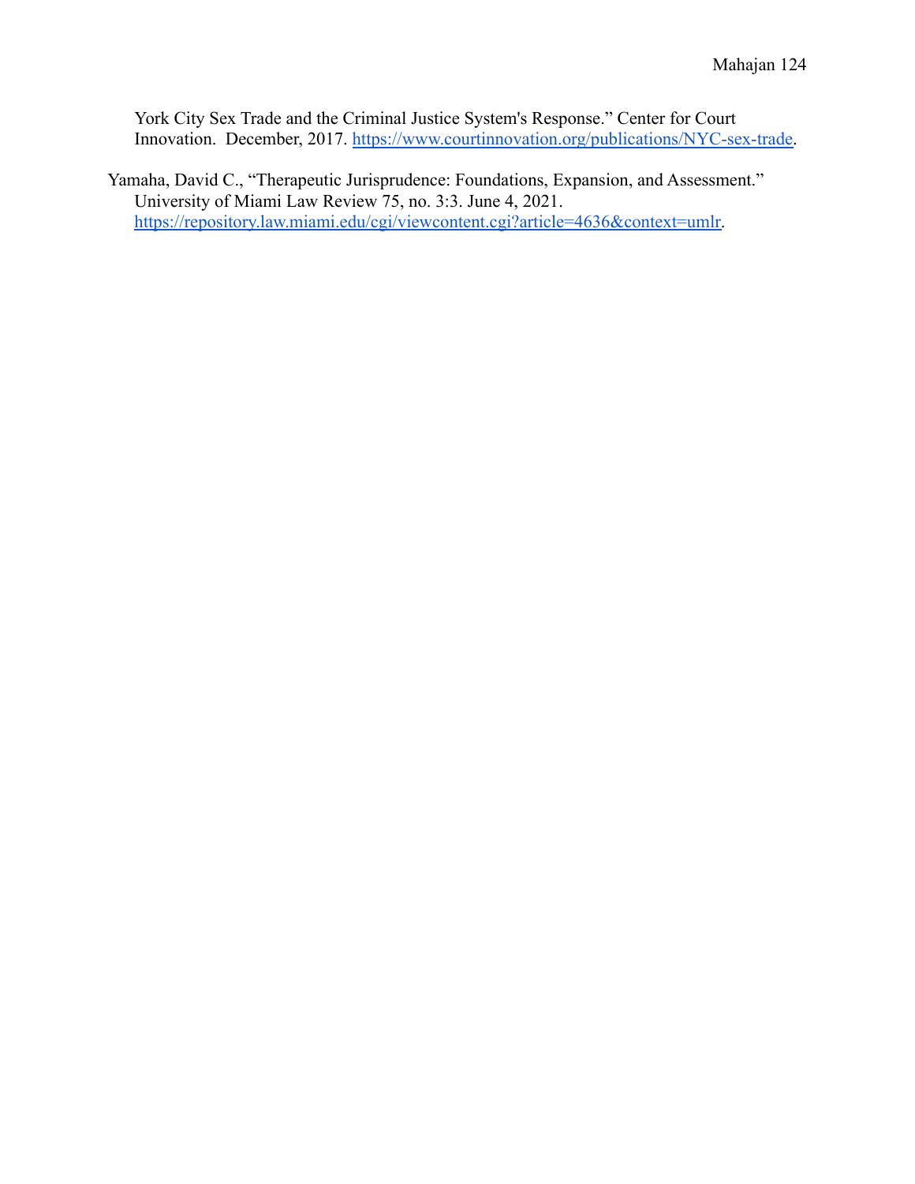York City Sex Trade and the Criminal Justice System's Response." Center for Court Innovation. December, 2017. https://www.courtinnovation.org/publications/NYC-sex-trade.

Yamaha, David C., "Therapeutic Jurisprudence: Foundations, Expansion, and Assessment." University of Miami Law Review 75, no. 3:3. June 4, 2021. https://repository.law.miami.edu/cgi/viewcontent.cgi?article=4636&context=umlr.